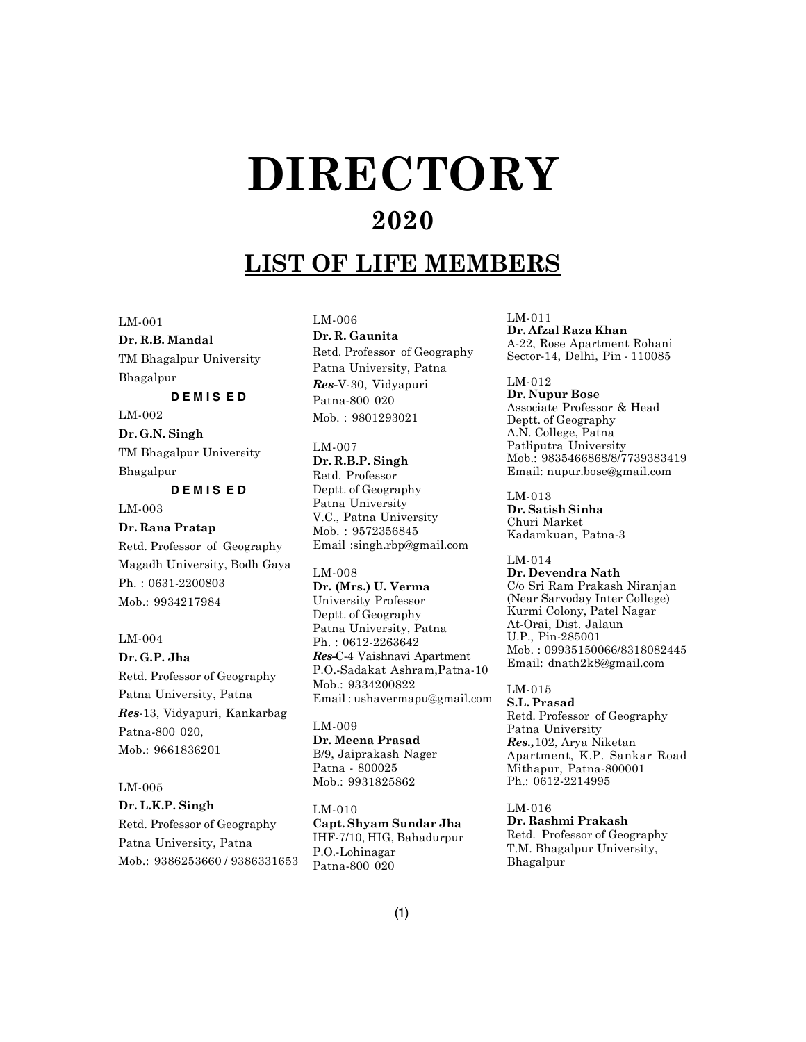# DIRECTORY

## 2020

## LIST OF LIFE MEMBERS

LM-001
**Dr. R.B. Mandal**
TM Bhagalpur University
Bhagalpur
**D E M I S E D**

LM-002
**Dr. G.N. Singh**
TM Bhagalpur University
Bhagalpur
**D E M I S E D**

LM-003
**Dr. Rana Pratap**
Retd. Professor of Geography
Magadh University, Bodh Gaya
Ph. : 0631-2200803
Mob.: 9934217984

LM-004
**Dr. G.P. Jha**
Retd. Professor of Geography
Patna University, Patna
***Res***-13, Vidyapuri, Kankarbag
Patna-800 020,
Mob.: 9661836201

LM-005
**Dr. L.K.P. Singh**
Retd. Professor of Geography
Patna University, Patna
Mob.: 9386253660 / 9386331653

LM-006
**Dr. R. Gaunita**
Retd. Professor of Geography
Patna University, Patna
***Res***-V-30, Vidyapuri
Patna-800 020
Mob. : 9801293021

LM-007
**Dr. R.B.P. Singh**
Retd. Professor
Deptt. of Geography
Patna University
V.C., Patna University
Mob. : 9572356845
Email :singh.rbp@gmail.com

LM-008
**Dr. (Mrs.) U. Verma**
University Professor
Deptt. of Geography
Patna University, Patna
Ph. : 0612-2263642
***Res***-C-4 Vaishnavi Apartment
P.O.-Sadakat Ashram,Patna-10
Mob.: 9334200822
Email : ushavermapu@gmail.com

LM-009
**Dr. Meena Prasad**
B/9, Jaiprakash Nager
Patna - 800025
Mob.: 9931825862

LM-010
**Capt. Shyam Sundar Jha**
IHF-7/10, HIG, Bahadurpur
P.O.-Lohinagar
Patna-800 020

LM-011
**Dr. Afzal Raza Khan**
A-22, Rose Apartment Rohani
Sector-14, Delhi, Pin - 110085

LM-012
**Dr. Nupur Bose**
Associate Professor & Head
Deptt. of Geography
A.N. College, Patna
Patliputra University
Mob.: 9835466868/8/7739383419
Email: nupur.bose@gmail.com

LM-013
**Dr. Satish Sinha**
Churi Market
Kadamkuan, Patna-3

LM-014
**Dr. Devendra Nath**
C/o Sri Ram Prakash Niranjan
(Near Sarvoday Inter College)
Kurmi Colony, Patel Nagar
At-Orai, Dist. Jalaun
U.P., Pin-285001
Mob. : 09935150066/8318082445
Email: dnath2k8@gmail.com

LM-015
**S.L. Prasad**
Retd. Professor of Geography
Patna University
***Res.,***102, Arya Niketan
Apartment, K.P. Sankar Road
Mithapur, Patna-800001
Ph.: 0612-2214995

LM-016
**Dr. Rashmi Prakash**
Retd. Professor of Geography
T.M. Bhagalpur University,
Bhagalpur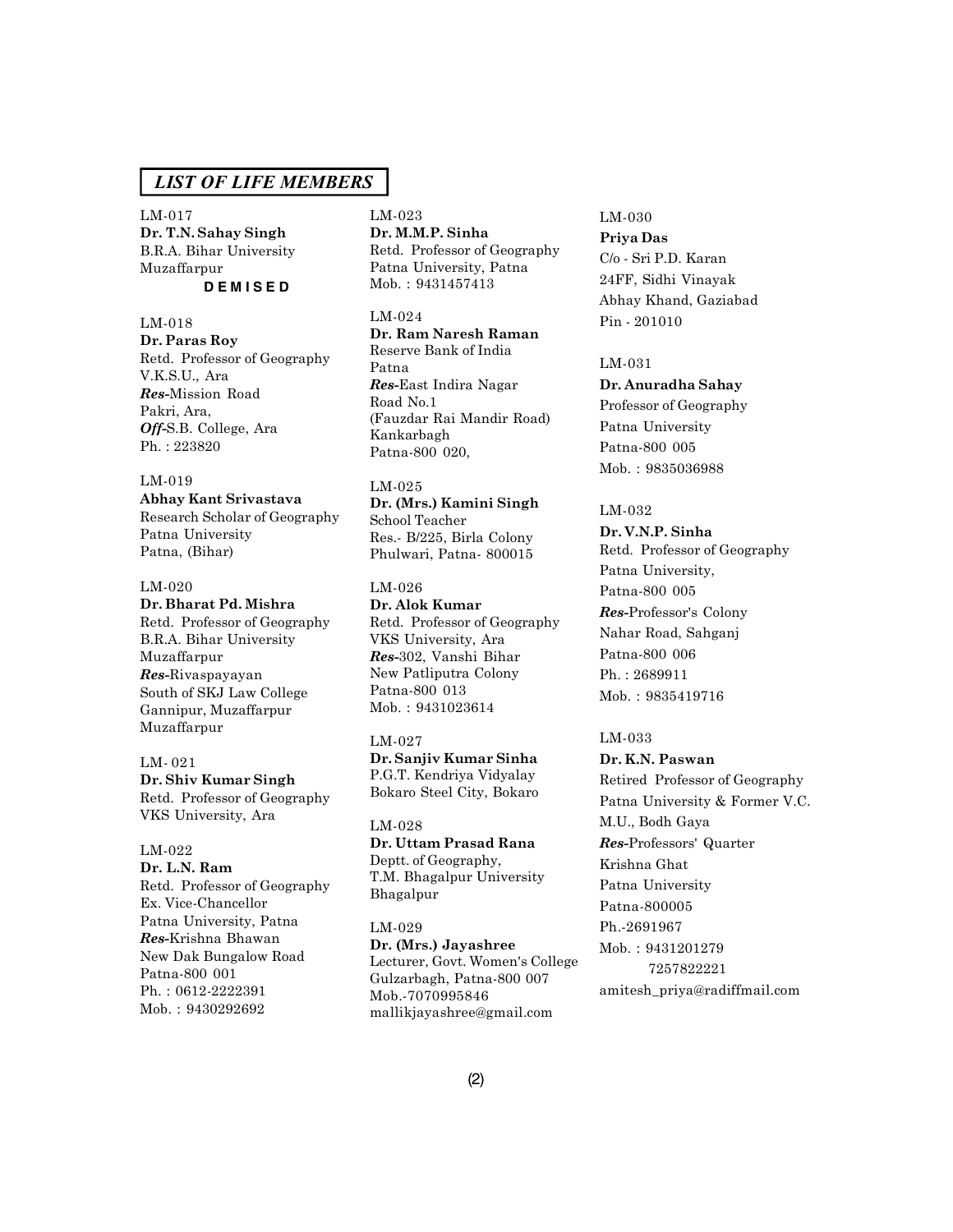## LIST OF LIFE MEMBERS

LM-017
**Dr. T.N. Sahay Singh**
B.R.A. Bihar University
Muzaffarpur
**DEMISED**

LM-018
**Dr. Paras Roy**
Retd. Professor of Geography
V.K.S.U., Ara
***Res***-Mission Road
Pakri, Ara,
***Off***-S.B. College, Ara
Ph. : 223820

LM-019
**Abhay Kant Srivastava**
Research Scholar of Geography
Patna University
Patna, (Bihar)

LM-020
**Dr. Bharat Pd. Mishra**
Retd. Professor of Geography
B.R.A. Bihar University
Muzaffarpur
***Res***-Rivaspayayan
South of SKJ Law College
Gannipur, Muzaffarpur
Muzaffarpur

LM- 021
**Dr. Shiv Kumar Singh**
Retd. Professor of Geography
VKS University, Ara

LM-022
**Dr. L.N. Ram**
Retd. Professor of Geography
Ex. Vice-Chancellor
Patna University, Patna
***Res***-Krishna Bhawan
New Dak Bungalow Road
Patna-800 001
Ph. : 0612-2222391
Mob. : 9430292692

LM-023
**Dr. M.M.P. Sinha**
Retd. Professor of Geography
Patna University, Patna
Mob. : 9431457413

LM-024
**Dr. Ram Naresh Raman**
Reserve Bank of India
Patna
***Res***-East Indira Nagar
Road No.1
(Fauzdar Rai Mandir Road)
Kankarbagh
Patna-800 020,

LM-025
**Dr. (Mrs.) Kamini Singh**
School Teacher
Res.- B/225, Birla Colony
Phulwari, Patna- 800015

LM-026
**Dr. Alok Kumar**
Retd. Professor of Geography
VKS University, Ara
***Res***-302, Vanshi Bihar
New Patliputra Colony
Patna-800 013
Mob. : 9431023614

LM-027
**Dr. Sanjiv Kumar Sinha**
P.G.T. Kendriya Vidyalay
Bokaro Steel City, Bokaro

LM-028
**Dr. Uttam Prasad Rana**
Deptt. of Geography,
T.M. Bhagalpur University
Bhagalpur

LM-029
**Dr. (Mrs.) Jayashree**
Lecturer, Govt. Women's College
Gulzarbagh, Patna-800 007
Mob.-7070995846
mallikjayashree@gmail.com

LM-030
**Priya Das**
C/o - Sri P.D. Karan
24FF, Sidhi Vinayak
Abhay Khand, Gaziabad
Pin - 201010

LM-031
**Dr. Anuradha Sahay**
Professor of Geography
Patna University
Patna-800 005
Mob. : 9835036988

LM-032
**Dr. V.N.P. Sinha**
Retd. Professor of Geography
Patna University,
Patna-800 005
***Res***-Professor's Colony
Nahar Road, Sahganj
Patna-800 006
Ph. : 2689911
Mob. : 9835419716

LM-033
**Dr. K.N. Paswan**
Retired Professor of Geography
Patna University & Former V.C.
M.U., Bodh Gaya
***Res***-Professors' Quarter
Krishna Ghat
Patna University
Patna-800005
Ph.-2691967
Mob. : 9431201279
7257822221
amitesh_priya@radiffmail.com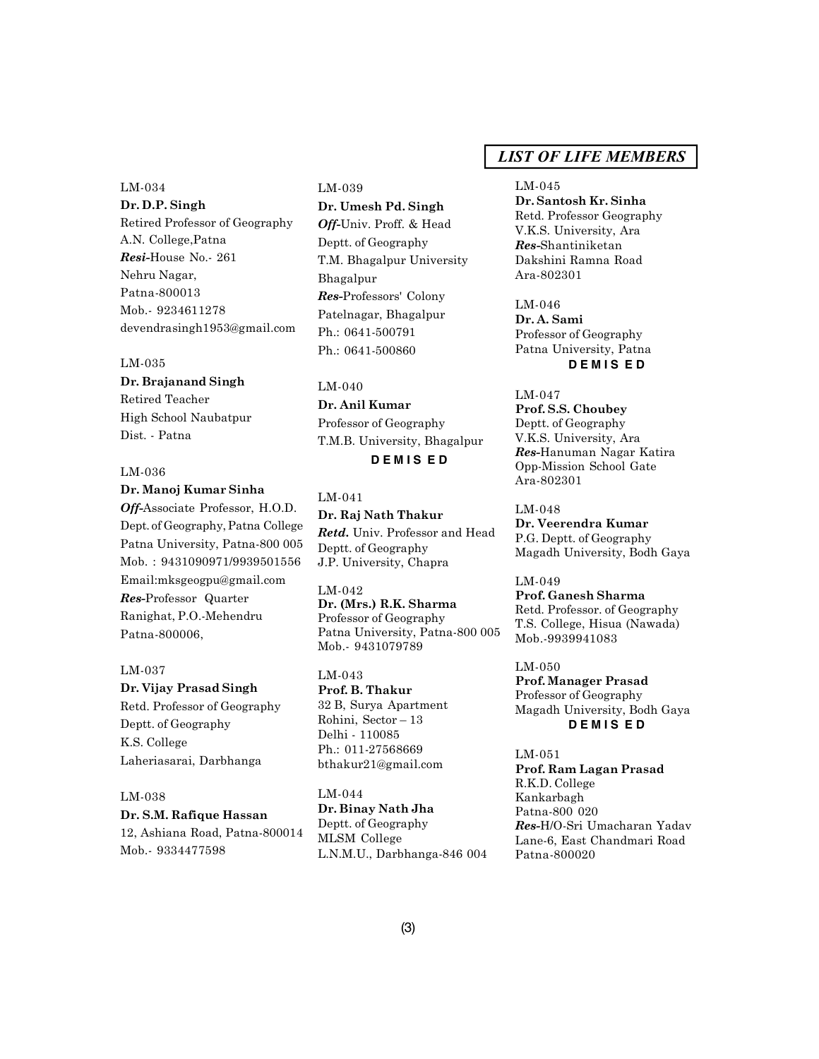## LIST OF LIFE MEMBERS

LM-034
**Dr. D.P. Singh**
Retired Professor of Geography
A.N. College,Patna
***Resi***-House No.- 261
Nehru Nagar,
Patna-800013
Mob.- 9234611278
devendrasingh1953@gmail.com

LM-035
**Dr. Brajanand Singh**
Retired Teacher
High School Naubatpur
Dist. - Patna

LM-036
**Dr. Manoj Kumar Sinha**
***Off***-Associate Professor, H.O.D.
Dept. of Geography, Patna College
Patna University, Patna-800 005
Mob. : 9431090971/9939501556
Email:mksgeogpu@gmail.com
***Res***-Professor Quarter
Ranighat, P.O.-Mehendru
Patna-800006,

LM-037
**Dr. Vijay Prasad Singh**
Retd. Professor of Geography
Deptt. of Geography
K.S. College
Laheriasarai, Darbhanga

LM-038
**Dr. S.M. Rafique Hassan**
12, Ashiana Road, Patna-800014
Mob.- 9334477598

LM-039
**Dr. Umesh Pd. Singh**
***Off***-Univ. Proff. & Head
Deptt. of Geography
T.M. Bhagalpur University
Bhagalpur
***Res***-Professors' Colony
Patelnagar, Bhagalpur
Ph.: 0641-500791
Ph.: 0641-500860

LM-040
**Dr. Anil Kumar**
Professor of Geography
T.M.B. University, Bhagalpur
**D E M IS E D**

LM-041
**Dr. Raj Nath Thakur**
***Retd.*** Univ. Professor and Head
Deptt. of Geography
J.P. University, Chapra

LM-042
**Dr. (Mrs.) R.K. Sharma**
Professor of Geography
Patna University, Patna-800 005
Mob.- 9431079789

LM-043
**Prof. B. Thakur**
32 B, Surya Apartment
Rohini, Sector – 13
Delhi - 110085
Ph.: 011-27568669
bthakur21@gmail.com

LM-044
**Dr. Binay Nath Jha**
Deptt. of Geography
MLSM College
L.N.M.U., Darbhanga-846 004

LM-045
**Dr. Santosh Kr. Sinha**
Retd. Professor Geography
V.K.S. University, Ara
***Res***-Shantiniketan
Dakshini Ramna Road
Ara-802301

LM-046
**Dr. A. Sami**
Professor of Geography
Patna University, Patna
**D E M IS E D**

LM-047
**Prof. S.S. Choubey**
Deptt. of Geography
V.K.S. University, Ara
***Res***-Hanuman Nagar Katira
Opp-Mission School Gate
Ara-802301

LM-048
**Dr. Veerendra Kumar**
P.G. Deptt. of Geography
Magadh University, Bodh Gaya

LM-049
**Prof. Ganesh Sharma**
Retd. Professor. of Geography
T.S. College, Hisua (Nawada)
Mob.-9939941083

LM-050
**Prof. Manager Prasad**
Professor of Geography
Magadh University, Bodh Gaya
**D E M IS E D**

LM-051
**Prof. Ram Lagan Prasad**
R.K.D. College
Kankarbagh
Patna-800 020
***Res***-H/O-Sri Umacharan Yadav
Lane-6, East Chandmari Road
Patna-800020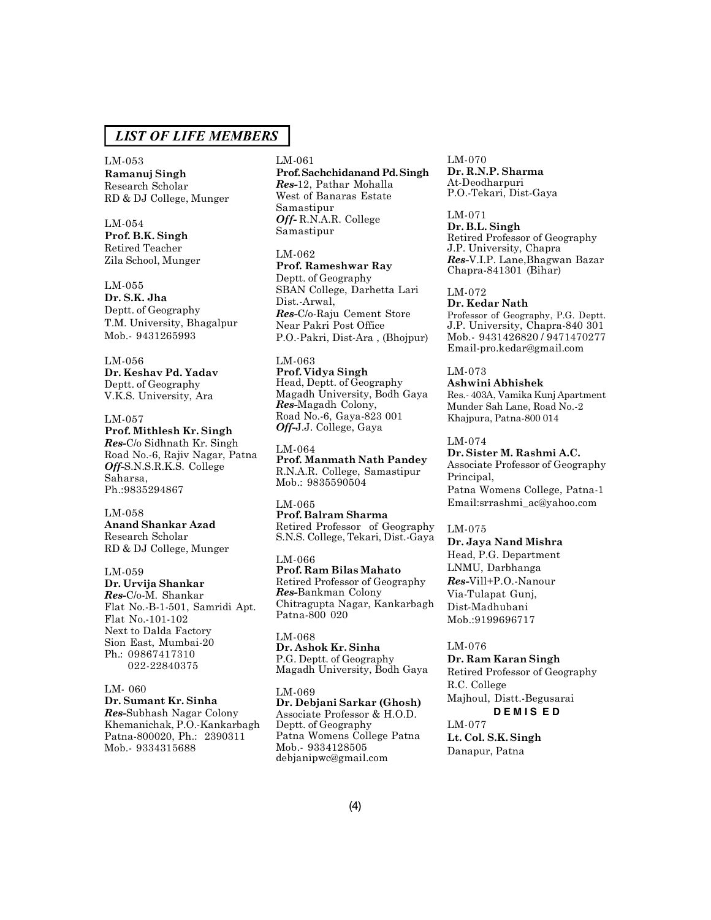## *LIST OF LIFE MEMBERS*

LM-053
**Ramanuj Singh**
Research Scholar
RD & DJ College, Munger

LM-054
**Prof. B.K. Singh**
Retired Teacher
Zila School, Munger

LM-055
**Dr. S.K. Jha**
Deptt. of Geography
T.M. University, Bhagalpur
Mob.- 9431265993

LM-056
**Dr. Keshav Pd. Yadav**
Deptt. of Geography
V.K.S. University, Ara

LM-057
**Prof. Mithlesh Kr. Singh**
***Res***-C/o Sidhnath Kr. Singh
Road No.-6, Rajiv Nagar, Patna
***Off***-S.N.S.R.K.S. College
Saharsa,
Ph.:9835294867

LM-058
**Anand Shankar Azad**
Research Scholar
RD & DJ College, Munger

LM-059
**Dr. Urvija Shankar**
***Res***-C/o-M. Shankar
Flat No.-B-1-501, Samridi Apt.
Flat No.-101-102
Next to Dalda Factory
Sion East, Mumbai-20
Ph.: 09867417310
022-22840375

LM- 060
**Dr. Sumant Kr. Sinha**
***Res***-Subhash Nagar Colony
Khemanichak, P.O.-Kankarbagh
Patna-800020, Ph.: 2390311
Mob.- 9334315688

LM-061
**Prof. Sachchidanand Pd. Singh**
***Res***-12, Pathar Mohalla
West of Banaras Estate
Samastipur
***Off***- R.N.A.R. College
Samastipur

LM-062
**Prof. Rameshwar Ray**
Deptt. of Geography
SBAN College, Darhetta Lari
Dist.-Arwal,
***Res***-C/o-Raju Cement Store
Near Pakri Post Office
P.O.-Pakri, Dist-Ara , (Bhojpur)

LM-063
**Prof. Vidya Singh**
Head, Deptt. of Geography
Magadh University, Bodh Gaya
***Res***-Magadh Colony,
Road No.-6, Gaya-823 001
***Off***-J.J. College, Gaya

LM-064
**Prof. Manmath Nath Pandey**
R.N.A.R. College, Samastipur
Mob.: 9835590504

LM-065
**Prof. Balram Sharma**
Retired Professor of Geography
S.N.S. College, Tekari, Dist.-Gaya

LM-066
**Prof. Ram Bilas Mahato**
Retired Professor of Geography
***Res***-Bankman Colony
Chitragupta Nagar, Kankarbagh
Patna-800 020

LM-068
**Dr. Ashok Kr. Sinha**
P.G. Deptt. of Geography
Magadh University, Bodh Gaya

LM-069
**Dr. Debjani Sarkar (Ghosh)**
Associate Professor & H.O.D.
Deptt. of Geography
Patna Womens College Patna
Mob.- 9334128505
debjanipwc@gmail.com

LM-070
**Dr. R.N.P. Sharma**
At-Deodharpuri
P.O.-Tekari, Dist-Gaya

LM-071
**Dr. B.L. Singh**
Retired Professor of Geography
J.P. University, Chapra
***Res***-V.I.P. Lane,Bhagwan Bazar
Chapra-841301 (Bihar)

LM-072
**Dr. Kedar Nath**
Professor of Geography, P.G. Deptt.
J.P. University, Chapra-840 301
Mob.- 9431426820 / 9471470277
Email-pro.kedar@gmail.com

LM-073
**Ashwini Abhishek**
Res.- 403A, Vamika Kunj Apartment
Munder Sah Lane, Road No.-2
Khajpura, Patna-800 014

LM-074
**Dr. Sister M. Rashmi A.C.**
Associate Professor of Geography
Principal,
Patna Womens College, Patna-1
Email:srrashmi_ac@yahoo.com

LM-075
**Dr. Jaya Nand Mishra**
Head, P.G. Department
LNMU, Darbhanga
***Res***-Vill+P.O.-Nanour
Via-Tulapat Gunj,
Dist-Madhubani
Mob.:9199696717

LM-076
**Dr. Ram Karan Singh**
Retired Professor of Geography
R.C. College
Majhoul, Distt.-Begusarai
**D E M I S E D**

LM-077
**Lt. Col. S.K. Singh**
Danapur, Patna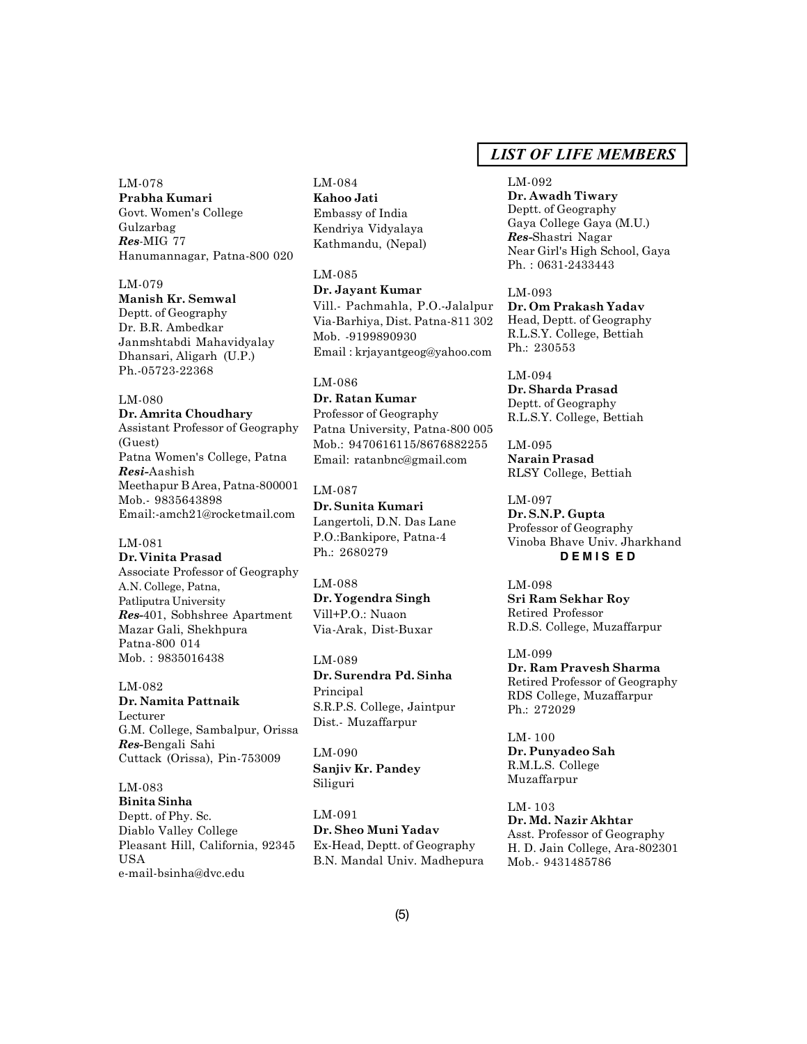## LIST OF LIFE MEMBERS

LM-078
**Prabha Kumari**
Govt. Women's College
Gulzarbag
***Res***-MIG 77
Hanumannagar, Patna-800 020

LM-079
**Manish Kr. Semwal**
Deptt. of Geography
Dr. B.R. Ambedkar
Janmshtabdi Mahavidyalay
Dhansari, Aligarh (U.P.)
Ph.-05723-22368

LM-080
**Dr. Amrita Choudhary**
Assistant Professor of Geography (Guest)
Patna Women's College, Patna
***Resi***-Aashish
Meethapur B Area, Patna-800001
Mob.- 9835643898
Email:-amch21@rocketmail.com

LM-081
**Dr. Vinita Prasad**
Associate Professor of Geography
A.N. College, Patna,
Patliputra University
***Res***-401, Sobhshree Apartment
Mazar Gali, Shekhpura
Patna-800 014
Mob. : 9835016438

LM-082
**Dr. Namita Pattnaik**
Lecturer
G.M. College, Sambalpur, Orissa
***Res***-Bengali Sahi
Cuttack (Orissa), Pin-753009

LM-083
**Binita Sinha**
Deptt. of Phy. Sc.
Diablo Valley College
Pleasant Hill, California, 92345
USA
e-mail-bsinha@dvc.edu

LM-084
**Kahoo Jati**
Embassy of India
Kendriya Vidyalaya
Kathmandu, (Nepal)

LM-085
**Dr. Jayant Kumar**
Vill.- Pachmahla, P.O.-Jalalpur
Via-Barhiya, Dist. Patna-811 302
Mob. -9199890930
Email : krjayantgeog@yahoo.com

LM-086
**Dr. Ratan Kumar**
Professor of Geography
Patna University, Patna-800 005
Mob.: 9470616115/8676882255
Email: ratanbnc@gmail.com

LM-087
**Dr. Sunita Kumari**
Langertoli, D.N. Das Lane
P.O.:Bankipore, Patna-4
Ph.: 2680279

LM-088
**Dr. Yogendra Singh**
Vill+P.O.: Nuaon
Via-Arak, Dist-Buxar

LM-089
**Dr. Surendra Pd. Sinha**
Principal
S.R.P.S. College, Jaintpur
Dist.- Muzaffarpur

LM-090
**Sanjiv Kr. Pandey**
Siliguri

LM-091
**Dr. Sheo Muni Yadav**
Ex-Head, Deptt. of Geography
B.N. Mandal Univ. Madhepura

LM-092
**Dr. Awadh Tiwary**
Deptt. of Geography
Gaya College Gaya (M.U.)
***Res***-Shastri Nagar
Near Girl's High School, Gaya
Ph. : 0631-2433443

LM-093
**Dr. Om Prakash Yadav**
Head, Deptt. of Geography
R.L.S.Y. College, Bettiah
Ph.: 230553

LM-094
**Dr. Sharda Prasad**
Deptt. of Geography
R.L.S.Y. College, Bettiah

LM-095
**Narain Prasad**
RLSY College, Bettiah

LM-097
**Dr. S.N.P. Gupta**
Professor of Geography
Vinoba Bhave Univ. Jharkhand
**DEMISED**

LM-098
**Sri Ram Sekhar Roy**
Retired Professor
R.D.S. College, Muzaffarpur

LM-099
**Dr. Ram Pravesh Sharma**
Retired Professor of Geography
RDS College, Muzaffarpur
Ph.: 272029

LM- 100
**Dr. Punyadeo Sah**
R.M.L.S. College
Muzaffarpur

LM- 103
**Dr. Md. Nazir Akhtar**
Asst. Professor of Geography
H. D. Jain College, Ara-802301
Mob.- 9431485786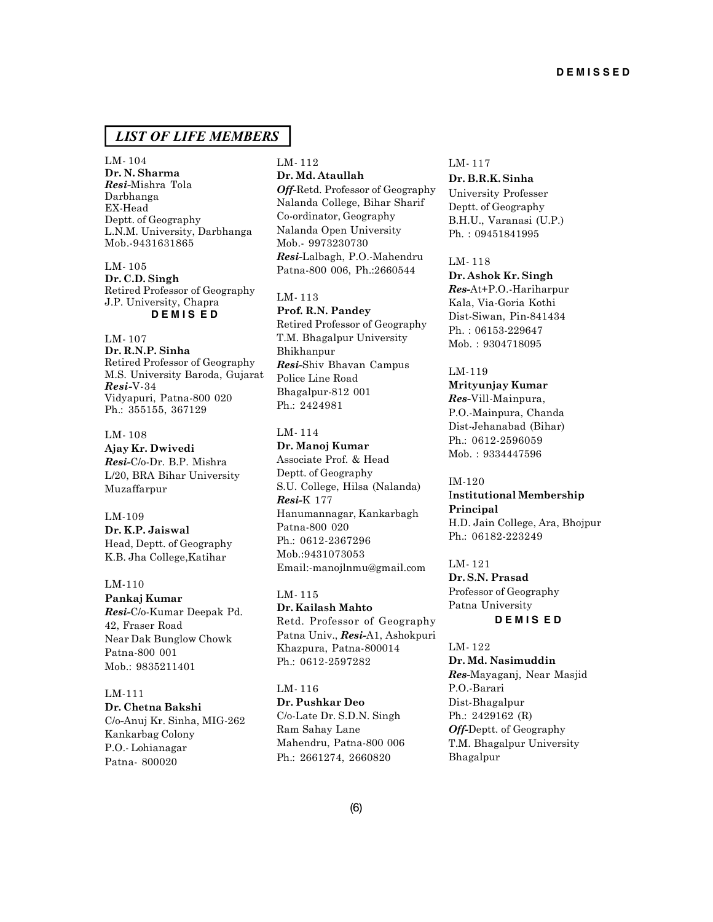## LIST OF LIFE MEMBERS

LM- 104
**Dr. N. Sharma**
***Resi-***Mishra Tola
Darbhanga
EX-Head
Deptt. of Geography
L.N.M. University, Darbhanga
Mob.-9431631865

LM- 105
**Dr. C.D. Singh**
Retired Professor of Geography
J.P. University, Chapra
**D E M IS E D**

LM- 107
**Dr. R.N.P. Sinha**
Retired Professor of Geography
M.S. University Baroda, Gujarat
***Resi-***V-34
Vidyapuri, Patna-800 020
Ph.: 355155, 367129

LM- 108
**Ajay Kr. Dwivedi**
***Resi-***C/o-Dr. B.P. Mishra
L/20, BRA Bihar University
Muzaffarpur

LM-109
**Dr. K.P. Jaiswal**
Head, Deptt. of Geography
K.B. Jha College,Katihar

LM-110
**Pankaj Kumar**
***Resi-***C/o-Kumar Deepak Pd.
42, Fraser Road
Near Dak Bunglow Chowk
Patna-800 001
Mob.: 9835211401

LM-111
**Dr. Chetna Bakshi**
C/o-Anuj Kr. Sinha, MIG-262
Kankarbag Colony
P.O.- Lohianagar
Patna- 800020

LM- 112
**Dr. Md. Ataullah**
***Off-***Retd. Professor of Geography
Nalanda College, Bihar Sharif
Co-ordinator, Geography
Nalanda Open University
Mob.- 9973230730
***Resi-***Lalbagh, P.O.-Mahendru
Patna-800 006, Ph.:2660544

LM- 113
**Prof. R.N. Pandey**
Retired Professor of Geography
T.M. Bhagalpur University
Bhikhanpur
***Resi-***Shiv Bhavan Campus
Police Line Road
Bhagalpur-812 001
Ph.: 2424981

LM- 114
**Dr. Manoj Kumar**
Associate Prof. & Head
Deptt. of Geography
S.U. College, Hilsa (Nalanda)
***Resi-***K 177
Hanumannagar, Kankarbagh
Patna-800 020
Ph.: 0612-2367296
Mob.:9431073053
Email:-manojlnmu@gmail.com

LM- 115
**Dr. Kailash Mahto**
Retd. Professor of Geography
Patna Univ., ***Resi-***A1, Ashokpuri
Khazpura, Patna-800014
Ph.: 0612-2597282

LM- 116
**Dr. Pushkar Deo**
C/o-Late Dr. S.D.N. Singh
Ram Sahay Lane
Mahendru, Patna-800 006
Ph.: 2661274, 2660820

LM- 117
**Dr. B.R.K. Sinha**
University Professer
Deptt. of Geography
B.H.U., Varanasi (U.P.)
Ph. : 09451841995

LM- 118
**Dr. Ashok Kr. Singh**
***Res-***At+P.O.-Hariharpur
Kala, Via-Goria Kothi
Dist-Siwan, Pin-841434
Ph. : 06153-229647
Mob. : 9304718095

LM-119
**Mrityunjay Kumar**
***Res-***Vill-Mainpura,
P.O.-Mainpura, Chanda
Dist-Jehanabad (Bihar)
Ph.: 0612-2596059
Mob. : 9334447596

IM-120
**Institutional Membership**
**Principal**
H.D. Jain College, Ara, Bhojpur
Ph.: 06182-223249

LM- 121
**Dr. S.N. Prasad**
Professor of Geography
Patna University
**D E M IS E D**

LM- 122
**Dr. Md. Nasimuddin**
***Res-***Mayaganj, Near Masjid
P.O.-Barari
Dist-Bhagalpur
Ph.: 2429162 (R)
***Off-***Deptt. of Geography
T.M. Bhagalpur University
Bhagalpur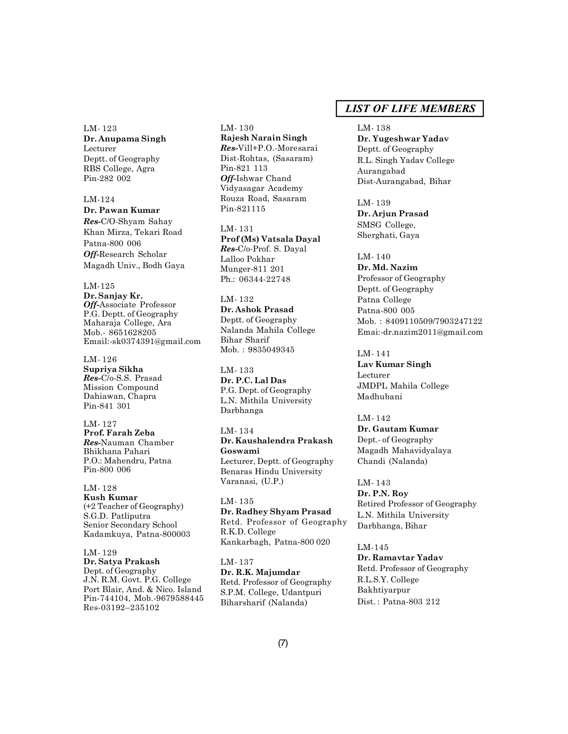## LIST OF LIFE MEMBERS

LM- 123
**Dr. Anupama Singh**
Lecturer
Deptt. of Geography
RBS College, Agra
Pin-282 002

LM-124
**Dr. Pawan Kumar**
***Res-***C/O-Shyam Sahay
Khan Mirza, Tekari Road
Patna-800 006
***Off-***Research Scholar
Magadh Univ., Bodh Gaya

LM-125
**Dr. Sanjay Kr.**
***Off-***Associate Professor
P.G. Deptt. of Geography
Maharaja College, Ara
Mob.- 8651628205
Email:-sk0374391@gmail.com

LM- 126
**Supriya Sikha**
***Res-***C/o-S.S. Prasad
Mission Compound
Dahiawan, Chapra
Pin-841 301

LM- 127
**Prof. Farah Zeba**
***Res-***Nauman Chamber
Bhikhana Pahari
P.O.: Mahendru, Patna
Pin-800 006

LM- 128
**Kush Kumar**
(+2 Teacher of Geography)
S.G.D. Patliputra
Senior Secondary School
Kadamkuya, Patna-800003

LM- 129
**Dr. Satya Prakash**
Dept. of Geography
J.N. R.M. Govt. P.G. College
Port Blair, And. & Nico. Island
Pin-744104, Mob.-9679588445
Res-03192–235102

LM- 130
**Rajesh Narain Singh**
***Res-***Vill+P.O.-Moresarai
Dist-Rohtas, (Sasaram)
Pin-821 113
***Off-***Ishwar Chand
Vidyasagar Academy
Rouza Road, Sasaram
Pin-821115

LM- 131
**Prof (Ms) Vatsala Dayal**
***Res-***C/o-Prof. S. Dayal
Lalloo Pokhar
Munger-811 201
Ph.: 06344-22748

LM- 132
**Dr. Ashok Prasad**
Deptt. of Geography
Nalanda Mahila College
Bihar Sharif
Mob. : 9835049345

LM- 133
**Dr. P.C. Lal Das**
P.G. Dept. of Geography
L.N. Mithila University
Darbhanga

LM- 134
**Dr. Kaushalendra Prakash Goswami**
Lecturer, Deptt. of Geography
Benaras Hindu University
Varanasi, (U.P.)

LM- 135
**Dr. Radhey Shyam Prasad**
Retd. Professor of Geography
R.K.D. College
Kankarbagh, Patna-800 020

LM- 137
**Dr. R.K. Majumdar**
Retd. Professor of Geography
S.P.M. College, Udantpuri
Biharsharif (Nalanda)

LM- 138
**Dr. Yugeshwar Yadav**
Deptt. of Geography
R.L. Singh Yadav College
Aurangabad
Dist-Aurangabad, Bihar

LM- 139
**Dr. Arjun Prasad**
SMSG College,
Sherghati, Gaya

LM- 140
**Dr. Md. Nazim**
Professor of Geography
Deptt. of Geography
Patna College
Patna-800 005
Mob. : 8409110509/7903247122
Emai:-dr.nazim2011@gmail.com

LM- 141
**Lav Kumar Singh**
Lecturer
JMDPL Mahila College
Madhubani

LM- 142
**Dr. Gautam Kumar**
Dept.- of Geography
Magadh Mahavidyalaya
Chandi (Nalanda)

LM- 143
**Dr. P.N. Roy**
Retired Professor of Geography
L.N. Mithila University
Darbhanga, Bihar

LM-145
**Dr. Ramavtar Yadav**
Retd. Professor of Geography
R.L.S.Y. College
Bakhtiyarpur
Dist. : Patna-803 212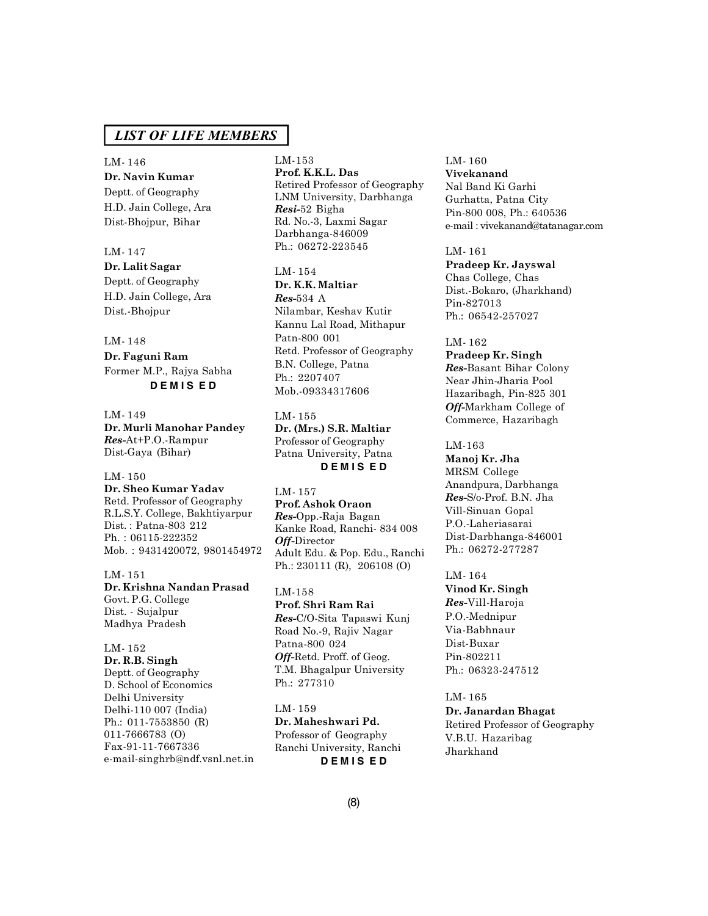## LIST OF LIFE MEMBERS

LM- 146
**Dr. Navin Kumar**
Deptt. of Geography
H.D. Jain College, Ara
Dist-Bhojpur, Bihar

LM- 147
**Dr. Lalit Sagar**
Deptt. of Geography
H.D. Jain College, Ara
Dist.-Bhojpur

LM- 148
**Dr. Faguni Ram**
Former M.P., Rajya Sabha
**D E M I S E D**

LM- 149
**Dr. Murli Manohar Pandey**
***Res-***At+P.O.-Rampur
Dist-Gaya (Bihar)

LM- 150
**Dr. Sheo Kumar Yadav**
Retd. Professor of Geography
R.L.S.Y. College, Bakhtiyarpur
Dist. : Patna-803 212
Ph. : 06115-222352
Mob. : 9431420072, 9801454972

LM- 151
**Dr. Krishna Nandan Prasad**
Govt. P.G. College
Dist. - Sujalpur
Madhya Pradesh

LM- 152
**Dr. R.B. Singh**
Deptt. of Geography
D. School of Economics
Delhi University
Delhi-110 007 (India)
Ph.: 011-7553850 (R)
011-7666783 (O)
Fax-91-11-7667336
e-mail-singhrb@ndf.vsnl.net.in

LM-153
**Prof. K.K.L. Das**
Retired Professor of Geography
LNM University, Darbhanga
***Resi-***52 Bigha
Rd. No.-3, Laxmi Sagar
Darbhanga-846009
Ph.: 06272-223545

LM- 154
**Dr. K.K. Maltiar**
***Res-***534 A
Nilambar, Keshav Kutir
Kannu Lal Road, Mithapur
Patn-800 001
Retd. Professor of Geography
B.N. College, Patna
Ph.: 2207407
Mob.-09334317606

LM- 155
**Dr. (Mrs.) S.R. Maltiar**
Professor of Geography
Patna University, Patna
**D E M I S E D**

LM- 157
**Prof. Ashok Oraon**
***Res-***Opp.-Raja Bagan
Kanke Road, Ranchi- 834 008
***Off-***Director
Adult Edu. & Pop. Edu., Ranchi
Ph.: 230111 (R), 206108 (O)

LM-158
**Prof. Shri Ram Rai**
***Res-***C/O-Sita Tapaswi Kunj
Road No.-9, Rajiv Nagar
Patna-800 024
***Off-***Retd. Proff. of Geog.
T.M. Bhagalpur University
Ph.: 277310

LM- 159
**Dr. Maheshwari Pd.**
Professor of Geography
Ranchi University, Ranchi
**D E M I S E D**

LM- 160
**Vivekanand**
Nal Band Ki Garhi
Gurhatta, Patna City
Pin-800 008, Ph.: 640536
e-mail : vivekanand@tatanagar.com

LM- 161
**Pradeep Kr. Jayswal**
Chas College, Chas
Dist.-Bokaro, (Jharkhand)
Pin-827013
Ph.: 06542-257027

LM- 162
**Pradeep Kr. Singh**
***Res-***Basant Bihar Colony
Near Jhin-Jharia Pool
Hazaribagh, Pin-825 301
***Off-***Markham College of
Commerce, Hazaribagh

LM-163
**Manoj Kr. Jha**
MRSM College
Anandpura, Darbhanga
***Res-***S/o-Prof. B.N. Jha
Vill-Sinuan Gopal
P.O.-Laheriasarai
Dist-Darbhanga-846001
Ph.: 06272-277287

LM- 164
**Vinod Kr. Singh**
***Res-***Vill-Haroja
P.O.-Mednipur
Via-Babhnaur
Dist-Buxar
Pin-802211
Ph.: 06323-247512

LM- 165
**Dr. Janardan Bhagat**
Retired Professor of Geography
V.B.U. Hazaribag
Jharkhand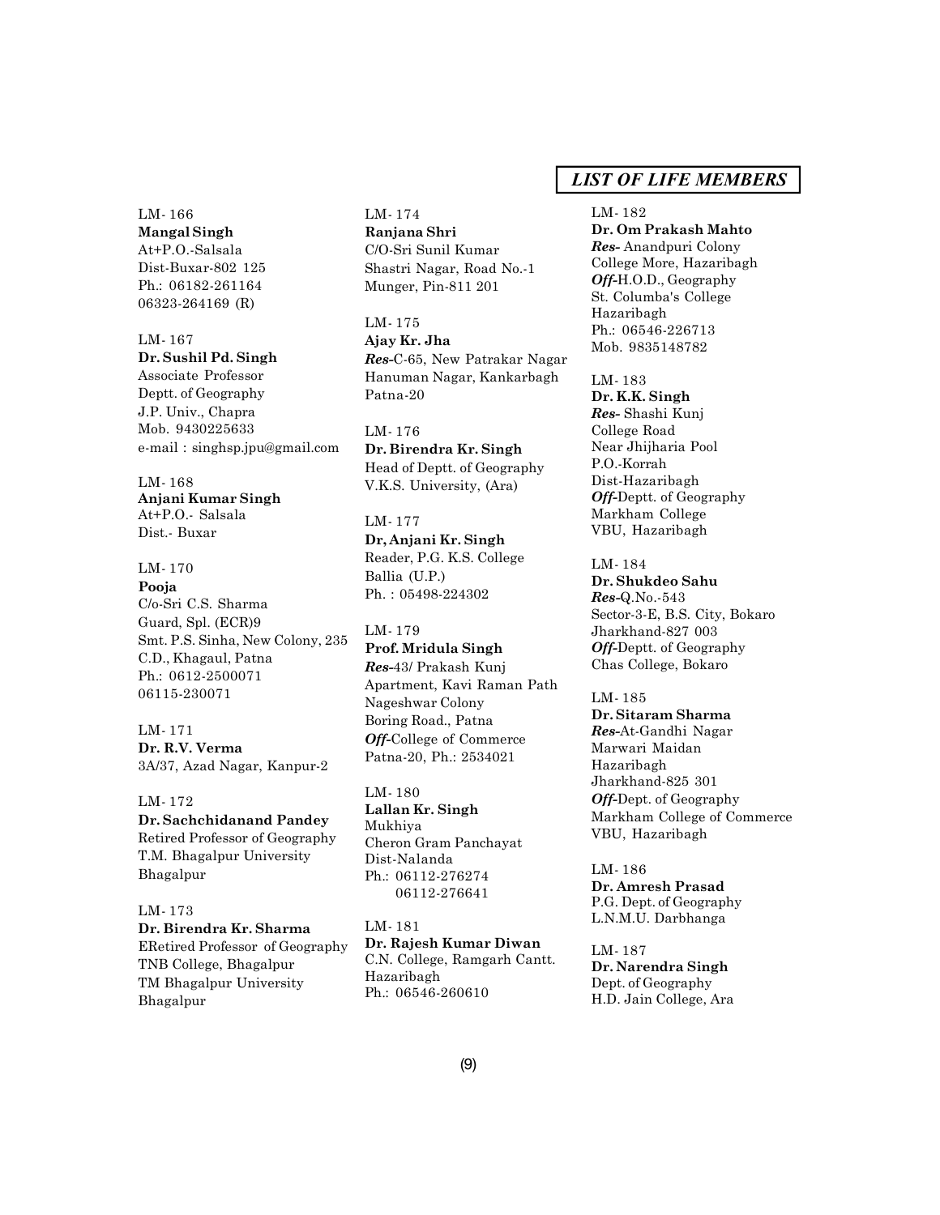## LIST OF LIFE MEMBERS

LM- 166
**Mangal Singh**
At+P.O.-Salsala
Dist-Buxar-802 125
Ph.: 06182-261164
06323-264169 (R)

LM- 167
**Dr. Sushil Pd. Singh**
Associate Professor
Deptt. of Geography
J.P. Univ., Chapra
Mob. 9430225633
e-mail : singhsp.jpu@gmail.com

LM- 168
**Anjani Kumar Singh**
At+P.O.- Salsala
Dist.- Buxar

LM- 170
**Pooja**
C/o-Sri C.S. Sharma
Guard, Spl. (ECR)9
Smt. P.S. Sinha, New Colony, 235
C.D., Khagaul, Patna
Ph.: 0612-2500071
06115-230071

LM- 171
**Dr. R.V. Verma**
3A/37, Azad Nagar, Kanpur-2

LM- 172
**Dr. Sachchidanand Pandey**
Retired Professor of Geography
T.M. Bhagalpur University
Bhagalpur

LM- 173
**Dr. Birendra Kr. Sharma**
ERetired Professor of Geography
TNB College, Bhagalpur
TM Bhagalpur University
Bhagalpur

LM- 174
**Ranjana Shri**
C/O-Sri Sunil Kumar
Shastri Nagar, Road No.-1
Munger, Pin-811 201

LM- 175
**Ajay Kr. Jha**
***Res***-C-65, New Patrakar Nagar
Hanuman Nagar, Kankarbagh
Patna-20

LM- 176
**Dr. Birendra Kr. Singh**
Head of Deptt. of Geography
V.K.S. University, (Ara)

LM- 177
**Dr, Anjani Kr. Singh**
Reader, P.G. K.S. College
Ballia (U.P.)
Ph. : 05498-224302

LM- 179
**Prof. Mridula Singh**
***Res***-43/ Prakash Kunj
Apartment, Kavi Raman Path
Nageshwar Colony
Boring Road., Patna
***Off***-College of Commerce
Patna-20, Ph.: 2534021

LM- 180
**Lallan Kr. Singh**
Mukhiya
Cheron Gram Panchayat
Dist-Nalanda
Ph.: 06112-276274
06112-276641

LM- 181
**Dr. Rajesh Kumar Diwan**
C.N. College, Ramgarh Cantt.
Hazaribagh
Ph.: 06546-260610

LM- 182
**Dr. Om Prakash Mahto**
***Res***- Anandpuri Colony
College More, Hazaribagh
***Off***-H.O.D., Geography
St. Columba's College
Hazaribagh
Ph.: 06546-226713
Mob. 9835148782

LM- 183
**Dr. K.K. Singh**
***Res***- Shashi Kunj
College Road
Near Jhijharia Pool
P.O.-Korrah
Dist-Hazaribagh
***Off***-Deptt. of Geography
Markham College
VBU, Hazaribagh

LM- 184
**Dr. Shukdeo Sahu**
***Res***-Q.No.-543
Sector-3-E, B.S. City, Bokaro
Jharkhand-827 003
***Off***-Deptt. of Geography
Chas College, Bokaro

LM- 185
**Dr. Sitaram Sharma**
***Res***-At-Gandhi Nagar
Marwari Maidan
Hazaribagh
Jharkhand-825 301
***Off***-Dept. of Geography
Markham College of Commerce
VBU, Hazaribagh

LM- 186
**Dr. Amresh Prasad**
P.G. Dept. of Geography
L.N.M.U. Darbhanga

LM- 187
**Dr. Narendra Singh**
Dept. of Geography
H.D. Jain College, Ara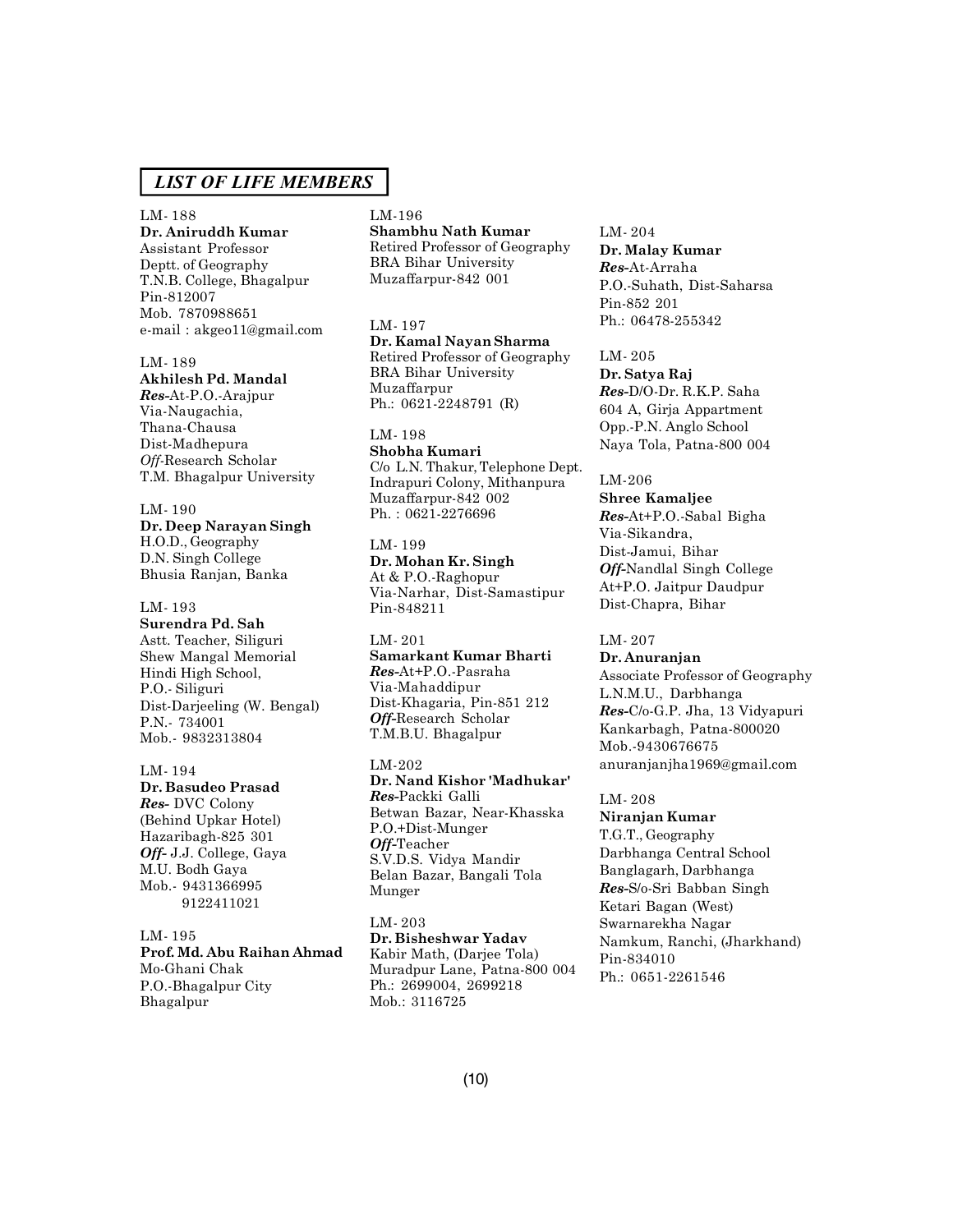## *LIST OF LIFE MEMBERS*

LM- 188
**Dr. Aniruddh Kumar**
Assistant Professor
Deptt. of Geography
T.N.B. College, Bhagalpur
Pin-812007
Mob. 7870988651
e-mail : akgeo11@gmail.com

LM- 189
**Akhilesh Pd. Mandal**
***Res-***At-P.O.-Arajpur
Via-Naugachia,
Thana-Chausa
Dist-Madhepura
***Off-***Research Scholar
T.M. Bhagalpur University

LM- 190
**Dr. Deep Narayan Singh**
H.O.D., Geography
D.N. Singh College
Bhusia Ranjan, Banka

LM- 193
**Surendra Pd. Sah**
Astt. Teacher, Siliguri
Shew Mangal Memorial
Hindi High School,
P.O.- Siliguri
Dist-Darjeeling (W. Bengal)
P.N.- 734001
Mob.- 9832313804

LM- 194
**Dr. Basudeo Prasad**
***Res-*** DVC Colony
(Behind Upkar Hotel)
Hazaribagh-825 301
***Off-*** J.J. College, Gaya
M.U. Bodh Gaya
Mob.- 9431366995
9122411021

LM- 195
**Prof. Md. Abu Raihan Ahmad**
Mo-Ghani Chak
P.O.-Bhagalpur City
Bhagalpur

LM-196
**Shambhu Nath Kumar**
Retired Professor of Geography
BRA Bihar University
Muzaffarpur-842 001

LM- 197
**Dr. Kamal Nayan Sharma**
Retired Professor of Geography
BRA Bihar University
Muzaffarpur
Ph.: 0621-2248791 (R)

LM- 198
**Shobha Kumari**
C/o L.N. Thakur, Telephone Dept.
Indrapuri Colony, Mithanpura
Muzaffarpur-842 002
Ph. : 0621-2276696

LM- 199
**Dr. Mohan Kr. Singh**
At & P.O.-Raghopur
Via-Narhar, Dist-Samastipur
Pin-848211

LM- 201
**Samarkant Kumar Bharti**
***Res-***At+P.O.-Pasraha
Via-Mahaddipur
Dist-Khagaria, Pin-851 212
***Off-***Research Scholar
T.M.B.U. Bhagalpur

LM-202
**Dr. Nand Kishor 'Madhukar'**
***Res-***Packki Galli
Betwan Bazar, Near-Khasska
P.O.+Dist-Munger
***Off-***Teacher
S.V.D.S. Vidya Mandir
Belan Bazar, Bangali Tola
Munger

LM- 203
**Dr. Bisheshwar Yadav**
Kabir Math, (Darjee Tola)
Muradpur Lane, Patna-800 004
Ph.: 2699004, 2699218
Mob.: 3116725

LM- 204
**Dr. Malay Kumar**
***Res-***At-Arraha
P.O.-Suhath, Dist-Saharsa
Pin-852 201
Ph.: 06478-255342

LM- 205
**Dr. Satya Raj**
***Res-***D/O-Dr. R.K.P. Saha
604 A, Girja Appartment
Opp.-P.N. Anglo School
Naya Tola, Patna-800 004

LM-206
**Shree Kamaljee**
***Res-***At+P.O.-Sabal Bigha
Via-Sikandra,
Dist-Jamui, Bihar
***Off-***Nandlal Singh College
At+P.O. Jaitpur Daudpur
Dist-Chapra, Bihar

LM- 207
**Dr. Anuranjan**
Associate Professor of Geography
L.N.M.U., Darbhanga
***Res-***C/o-G.P. Jha, 13 Vidyapuri
Kankarbagh, Patna-800020
Mob.-9430676675
anuranjanjha1969@gmail.com

LM- 208
**Niranjan Kumar**
T.G.T., Geography
Darbhanga Central School
Banglagarh, Darbhanga
***Res-***S/o-Sri Babban Singh
Ketari Bagan (West)
Swarnarekha Nagar
Namkum, Ranchi, (Jharkhand)
Pin-834010
Ph.: 0651-2261546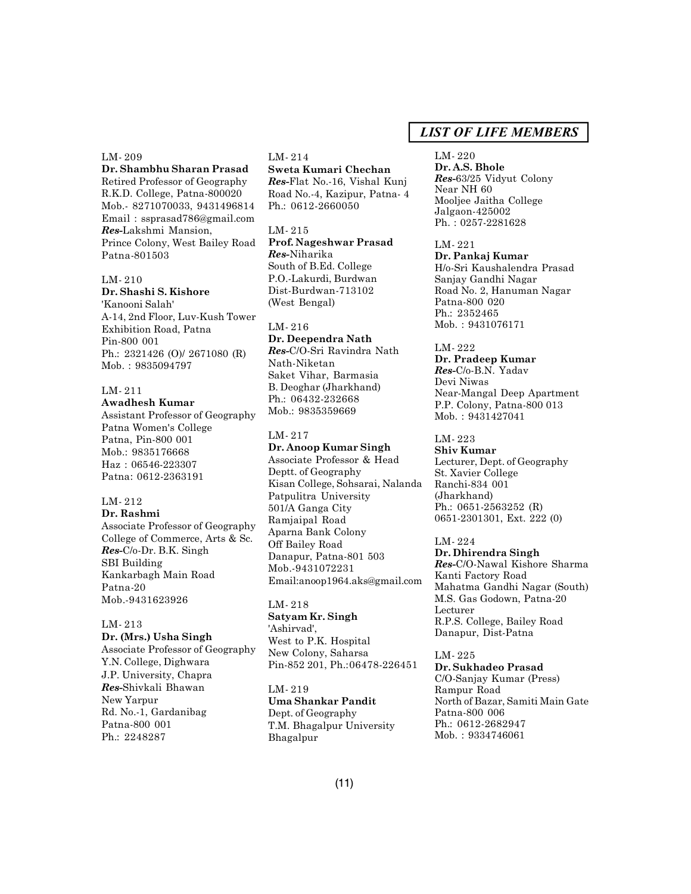## LIST OF LIFE MEMBERS

LM- 209
**Dr. Shambhu Sharan Prasad**
Retired Professor of Geography
R.K.D. College, Patna-800020
Mob.- 8271070033, 9431496814
Email : ssprasad786@gmail.com
***Res-***Lakshmi Mansion,
Prince Colony, West Bailey Road
Patna-801503

LM- 210
**Dr. Shashi S. Kishore**
'Kanooni Salah'
A-14, 2nd Floor, Luv-Kush Tower
Exhibition Road, Patna
Pin-800 001
Ph.: 2321426 (O)/ 2671080 (R)
Mob. : 9835094797

LM- 211
**Awadhesh Kumar**
Assistant Professor of Geography
Patna Women's College
Patna, Pin-800 001
Mob.: 9835176668
Haz : 06546-223307
Patna: 0612-2363191

LM- 212
**Dr. Rashmi**
Associate Professor of Geography
College of Commerce, Arts & Sc.
***Res-***C/o-Dr. B.K. Singh
SBI Building
Kankarbagh Main Road
Patna-20
Mob.-9431623926

LM- 213
**Dr. (Mrs.) Usha Singh**
Associate Professor of Geography
Y.N. College, Dighwara
J.P. University, Chapra
***Res-***Shivkali Bhawan
New Yarpur
Rd. No.-1, Gardanibag
Patna-800 001
Ph.: 2248287

LM- 214
**Sweta Kumari Chechan**
***Res-***Flat No.-16, Vishal Kunj
Road No.-4, Kazipur, Patna- 4
Ph.: 0612-2660050

LM- 215
**Prof. Nageshwar Prasad**
***Res-***Niharika
South of B.Ed. College
P.O.-Lakurdi, Burdwan
Dist-Burdwan-713102
(West Bengal)

LM- 216
**Dr. Deependra Nath**
***Res-***C/O-Sri Ravindra Nath
Nath-Niketan
Saket Vihar, Barmasia
B. Deoghar (Jharkhand)
Ph.: 06432-232668
Mob.: 9835359669

LM- 217
**Dr. Anoop Kumar Singh**
Associate Professor & Head
Deptt. of Geography
Kisan College, Sohsarai, Nalanda
Patpulitra University
501/A Ganga City
Ramjaipal Road
Aparna Bank Colony
Off Bailey Road
Danapur, Patna-801 503
Mob.-9431072231
Email:anoop1964.aks@gmail.com

LM- 218
**Satyam Kr. Singh**
'Ashirvad',
West to P.K. Hospital
New Colony, Saharsa
Pin-852 201, Ph.:06478-226451

LM- 219
**Uma Shankar Pandit**
Dept. of Geography
T.M. Bhagalpur University
Bhagalpur

LM- 220
**Dr. A.S. Bhole**
***Res-***63/25 Vidyut Colony
Near NH 60
Mooljee Jaitha College
Jalgaon-425002
Ph. : 0257-2281628

LM- 221
**Dr. Pankaj Kumar**
H/o-Sri Kaushalendra Prasad
Sanjay Gandhi Nagar
Road No. 2, Hanuman Nagar
Patna-800 020
Ph.: 2352465
Mob. : 9431076171

LM- 222
**Dr. Pradeep Kumar**
***Res-***C/o-B.N. Yadav
Devi Niwas
Near-Mangal Deep Apartment
P.P. Colony, Patna-800 013
Mob. : 9431427041

LM- 223
**Shiv Kumar**
Lecturer, Dept. of Geography
St. Xavier College
Ranchi-834 001
(Jharkhand)
Ph.: 0651-2563252 (R)
0651-2301301, Ext. 222 (0)

LM- 224
**Dr. Dhirendra Singh**
***Res-***C/O-Nawal Kishore Sharma
Kanti Factory Road
Mahatma Gandhi Nagar (South)
M.S. Gas Godown, Patna-20
Lecturer
R.P.S. College, Bailey Road
Danapur, Dist-Patna

LM- 225
**Dr. Sukhadeo Prasad**
C/O-Sanjay Kumar (Press)
Rampur Road
North of Bazar, Samiti Main Gate
Patna-800 006
Ph.: 0612-2682947
Mob. : 9334746061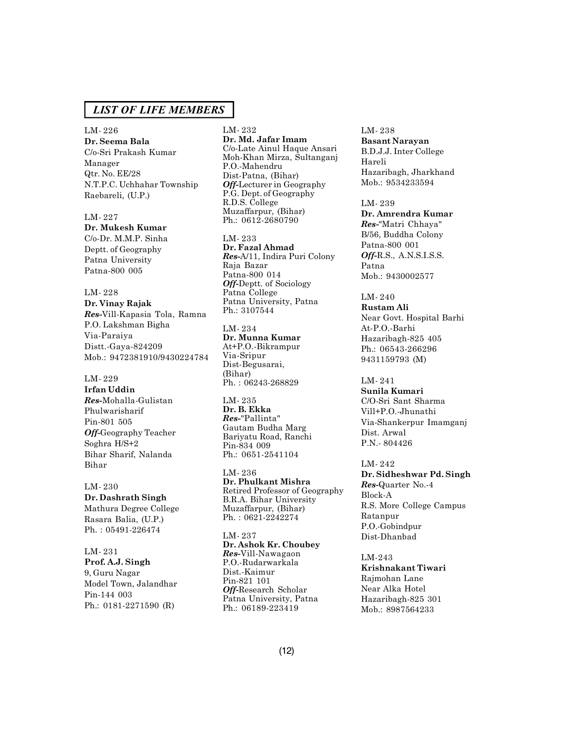## *LIST OF LIFE MEMBERS*

LM- 226
**Dr. Seema Bala**
C/o-Sri Prakash Kumar
Manager
Qtr. No. EE/28
N.T.P.C. Uchhahar Township
Raebareli, (U.P.)

LM- 227
**Dr. Mukesh Kumar**
C/o-Dr. M.M.P. Sinha
Deptt. of Geography
Patna University
Patna-800 005

LM- 228
**Dr. Vinay Rajak**
***Res-***Vill-Kapasia Tola, Ramna
P.O. Lakshman Bigha
Via-Paraiya
Distt.-Gaya-824209
Mob.: 9472381910/9430224784

LM- 229
**Irfan Uddin**
***Res-***Mohalla-Gulistan
Phulwarisharif
Pin-801 505
***Off-***Geography Teacher
Soghra H/S+2
Bihar Sharif, Nalanda
Bihar

LM- 230
**Dr. Dashrath Singh**
Mathura Degree College
Rasara Balia, (U.P.)
Ph. : 05491-226474

LM- 231
**Prof. A.J. Singh**
9, Guru Nagar
Model Town, Jalandhar
Pin-144 003
Ph.: 0181-2271590 (R)

LM- 232
**Dr. Md. Jafar Imam**
C/o-Late Ainul Haque Ansari
Moh-Khan Mirza, Sultanganj
P.O.-Mahendru
Dist-Patna, (Bihar)
***Off-***Lecturer in Geography
P.G. Dept. of Geography
R.D.S. College
Muzaffarpur, (Bihar)
Ph.: 0612-2680790

LM- 233
**Dr. Fazal Ahmad**
***Res-***A/11, Indira Puri Colony
Raja Bazar
Patna-800 014
***Off-***Deptt. of Sociology
Patna College
Patna University, Patna
Ph.: 3107544

LM- 234
**Dr. Munna Kumar**
At+P.O.-Bikrampur
Via-Sripur
Dist-Begusarai,
(Bihar)
Ph. : 06243-268829

LM- 235
**Dr. B. Ekka**
***Res-***"Pallinta"
Gautam Budha Marg
Bariyatu Road, Ranchi
Pin-834 009
Ph.: 0651-2541104

LM- 236
**Dr. Phulkant Mishra**
Retired Professor of Geography
B.R.A. Bihar University
Muzaffarpur, (Bihar)
Ph. : 0621-2242274

LM- 237
**Dr. Ashok Kr. Choubey**
***Res-***Vill-Nawagaon
P.O.-Rudarwarkala
Dist.-Kaimur
Pin-821 101
***Off-***Research Scholar
Patna University, Patna
Ph.: 06189-223419

LM- 238
**Basant Narayan**
B.D.J.J. Inter College
Hareli
Hazaribagh, Jharkhand
Mob.: 9534233594

LM- 239
**Dr. Amrendra Kumar**
***Res-***"Matri Chhaya"
B/56, Buddha Colony
Patna-800 001
***Off-***R.S., A.N.S.I.S.S.
Patna
Mob.: 9430002577

LM- 240
**Rustam Ali**
Near Govt. Hospital Barhi
At-P.O.-Barhi
Hazaribagh-825 405
Ph.: 06543-266296
9431159793 (M)

LM- 241
**Sunila Kumari**
C/O-Sri Sant Sharma
Vill+P.O.-Jhunathi
Via-Shankerpur Imamganj
Dist. Arwal
P.N.- 804426

LM- 242
**Dr. Sidheshwar Pd. Singh**
***Res-***Quarter No.-4
Block-A
R.S. More College Campus
Ratanpur
P.O.-Gobindpur
Dist-Dhanbad

LM-243
**Krishnakant Tiwari**
Rajmohan Lane
Near Alka Hotel
Hazaribagh-825 301
Mob.: 8987564233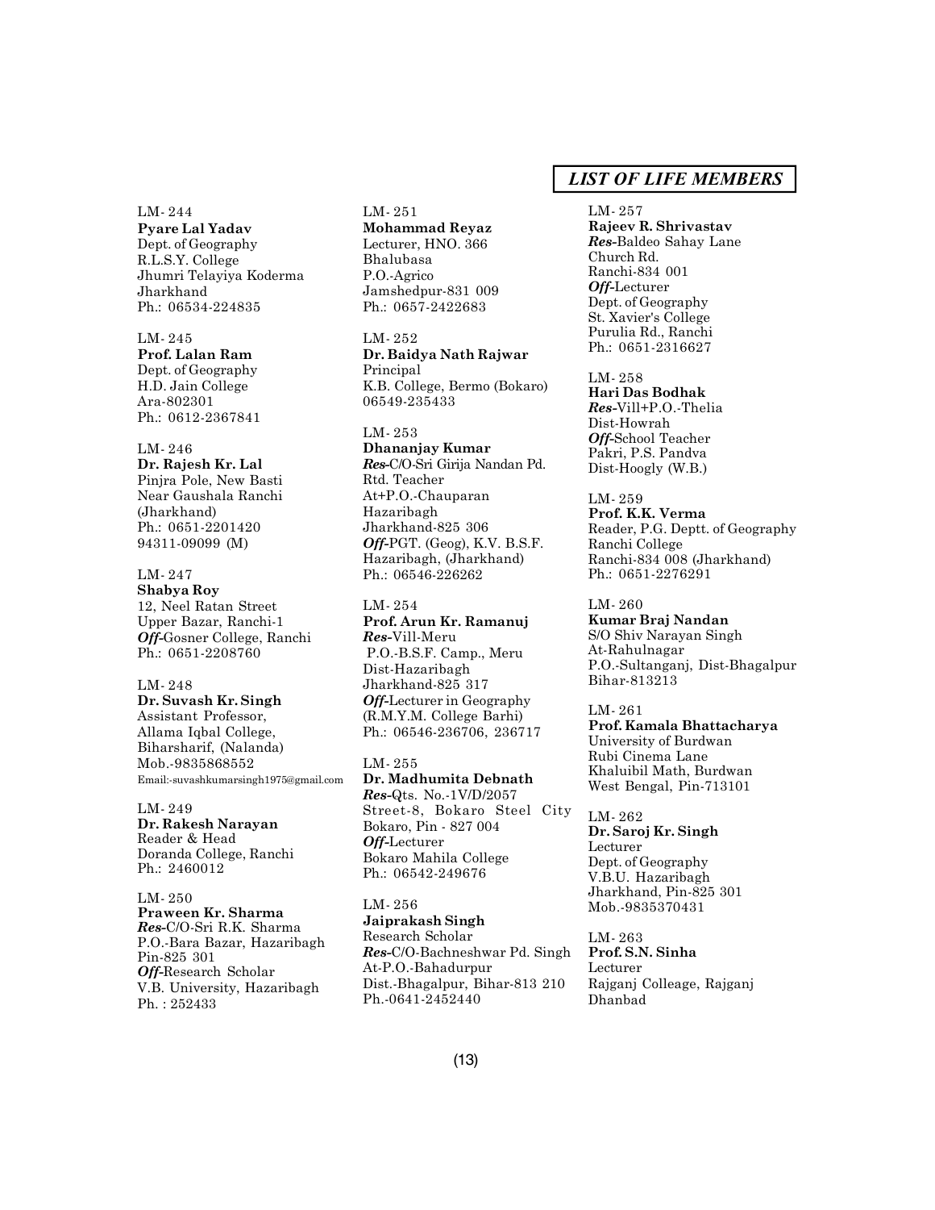## LIST OF LIFE MEMBERS

LM- 244
**Pyare Lal Yadav**
Dept. of Geography
R.L.S.Y. College
Jhumri Telayiya Koderma
Jharkhand
Ph.: 06534-224835

LM- 245
**Prof. Lalan Ram**
Dept. of Geography
H.D. Jain College
Ara-802301
Ph.: 0612-2367841

LM- 246
**Dr. Rajesh Kr. Lal**
Pinjra Pole, New Basti
Near Gaushala Ranchi
(Jharkhand)
Ph.: 0651-2201420
94311-09099 (M)

LM- 247
**Shabya Roy**
12, Neel Ratan Street
Upper Bazar, Ranchi-1
***Off***-Gosner College, Ranchi
Ph.: 0651-2208760

LM- 248
**Dr. Suvash Kr. Singh**
Assistant Professor,
Allama Iqbal College,
Biharsharif, (Nalanda)
Mob.-9835868552
Email:-suvashkumarsingh1975@gmail.com

LM- 249
**Dr. Rakesh Narayan**
Reader & Head
Doranda College, Ranchi
Ph.: 2460012

LM- 250
**Praween Kr. Sharma**
***Res***-C/O-Sri R.K. Sharma
P.O.-Bara Bazar, Hazaribagh
Pin-825 301
***Off***-Research Scholar
V.B. University, Hazaribagh
Ph. : 252433

LM- 251
**Mohammad Reyaz**
Lecturer, HNO. 366
Bhalubasa
P.O.-Agrico
Jamshedpur-831 009
Ph.: 0657-2422683

LM- 252
**Dr. Baidya Nath Rajwar**
Principal
K.B. College, Bermo (Bokaro)
06549-235433

LM- 253
**Dhananjay Kumar**
***Res***-C/O-Sri Girija Nandan Pd.
Rtd. Teacher
At+P.O.-Chauparan
Hazaribagh
Jharkhand-825 306
***Off***-PGT. (Geog), K.V. B.S.F.
Hazaribagh, (Jharkhand)
Ph.: 06546-226262

LM- 254
**Prof. Arun Kr. Ramanuj**
***Res***-Vill-Meru
P.O.-B.S.F. Camp., Meru
Dist-Hazaribagh
Jharkhand-825 317
***Off***-Lecturer in Geography
(R.M.Y.M. College Barhi)
Ph.: 06546-236706, 236717

LM- 255
**Dr. Madhumita Debnath**
***Res***-Qts. No.-1V/D/2057
Street-8, Bokaro Steel City
Bokaro, Pin - 827 004
***Off***-Lecturer
Bokaro Mahila College
Ph.: 06542-249676

LM- 256
**Jaiprakash Singh**
Research Scholar
***Res***-C/O-Bachneshwar Pd. Singh
At-P.O.-Bahadurpur
Dist.-Bhagalpur, Bihar-813 210
Ph.-0641-2452440

LM- 257
**Rajeev R. Shrivastav**
***Res***-Baldeo Sahay Lane
Church Rd.
Ranchi-834 001
***Off***-Lecturer
Dept. of Geography
St. Xavier's College
Purulia Rd., Ranchi
Ph.: 0651-2316627

LM- 258
**Hari Das Bodhak**
***Res***-Vill+P.O.-Thelia
Dist-Howrah
***Off***-School Teacher
Pakri, P.S. Pandva
Dist-Hoogly (W.B.)

LM- 259
**Prof. K.K. Verma**
Reader, P.G. Deptt. of Geography
Ranchi College
Ranchi-834 008 (Jharkhand)
Ph.: 0651-2276291

LM- 260
**Kumar Braj Nandan**
S/O Shiv Narayan Singh
At-Rahulnagar
P.O.-Sultanganj, Dist-Bhagalpur
Bihar-813213

LM- 261
**Prof. Kamala Bhattacharya**
University of Burdwan
Rubi Cinema Lane
Khaluibil Math, Burdwan
West Bengal, Pin-713101

LM- 262
**Dr. Saroj Kr. Singh**
Lecturer
Dept. of Geography
V.B.U. Hazaribagh
Jharkhand, Pin-825 301
Mob.-9835370431

LM- 263
**Prof. S.N. Sinha**
Lecturer
Rajganj Colleage, Rajganj
Dhanbad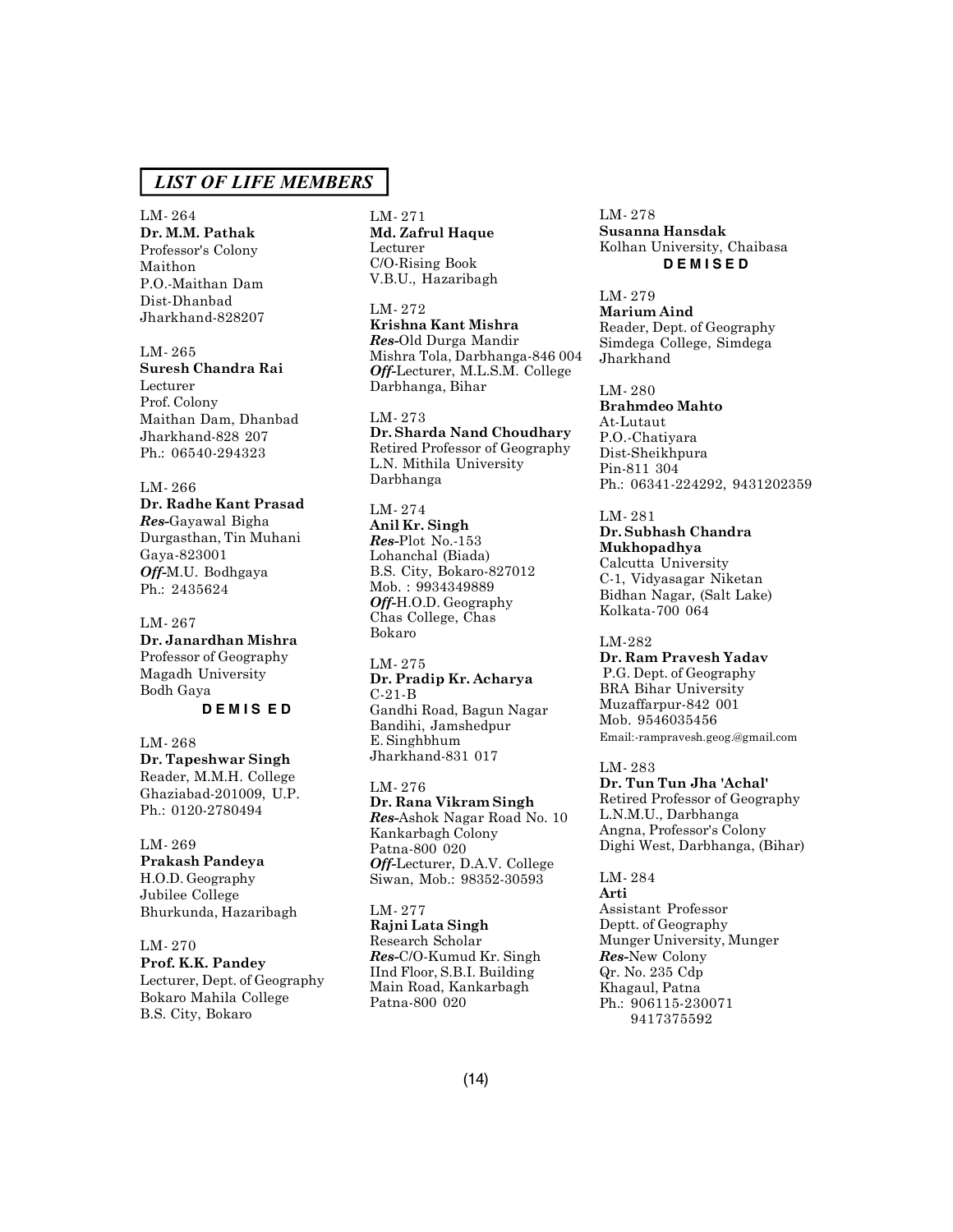## LIST OF LIFE MEMBERS

LM- 264
**Dr. M.M. Pathak**
Professor's Colony
Maithon
P.O.-Maithan Dam
Dist-Dhanbad
Jharkhand-828207

LM- 265
**Suresh Chandra Rai**
Lecturer
Prof. Colony
Maithan Dam, Dhanbad
Jharkhand-828 207
Ph.: 06540-294323

LM- 266
**Dr. Radhe Kant Prasad**
***Res***-Gayawal Bigha
Durgasthan, Tin Muhani
Gaya-823001
***Off***-M.U. Bodhgaya
Ph.: 2435624

LM- 267
**Dr. Janardhan Mishra**
Professor of Geography
Magadh University
Bodh Gaya
**D E M IS E D**

LM- 268
**Dr. Tapeshwar Singh**
Reader, M.M.H. College
Ghaziabad-201009, U.P.
Ph.: 0120-2780494

LM- 269
**Prakash Pandeya**
H.O.D. Geography
Jubilee College
Bhurkunda, Hazaribagh

LM- 270
**Prof. K.K. Pandey**
Lecturer, Dept. of Geography
Bokaro Mahila College
B.S. City, Bokaro

LM- 271
**Md. Zafrul Haque**
Lecturer
C/O-Rising Book
V.B.U., Hazaribagh

LM- 272
**Krishna Kant Mishra**
***Res***-Old Durga Mandir
Mishra Tola, Darbhanga-846 004
***Off***-Lecturer, M.L.S.M. College
Darbhanga, Bihar

LM- 273
**Dr. Sharda Nand Choudhary**
Retired Professor of Geography
L.N. Mithila University
Darbhanga

LM- 274
**Anil Kr. Singh**
***Res***-Plot No.-153
Lohanchal (Biada)
B.S. City, Bokaro-827012
Mob. : 9934349889
***Off***-H.O.D. Geography
Chas College, Chas
Bokaro

LM- 275
**Dr. Pradip Kr. Acharya**
C-21-B
Gandhi Road, Bagun Nagar
Bandihi, Jamshedpur
E. Singhbhum
Jharkhand-831 017

LM- 276
**Dr. Rana Vikram Singh**
***Res***-Ashok Nagar Road No. 10
Kankarbagh Colony
Patna-800 020
***Off***-Lecturer, D.A.V. College
Siwan, Mob.: 98352-30593

LM- 277
**Rajni Lata Singh**
Research Scholar
***Res***-C/O-Kumud Kr. Singh
IInd Floor, S.B.I. Building
Main Road, Kankarbagh
Patna-800 020

LM- 278
**Susanna Hansdak**
Kolhan University, Chaibasa
**D E M I S E D**

LM- 279
**Marium Aind**
Reader, Dept. of Geography
Simdega College, Simdega
Jharkhand

LM- 280
**Brahmdeo Mahto**
At-Lutaut
P.O.-Chatiyara
Dist-Sheikhpura
Pin-811 304
Ph.: 06341-224292, 9431202359

LM- 281
**Dr. Subhash Chandra Mukhopadhya**
Calcutta University
C-1, Vidyasagar Niketan
Bidhan Nagar, (Salt Lake)
Kolkata-700 064

LM-282
**Dr. Ram Pravesh Yadav**
P.G. Dept. of Geography
BRA Bihar University
Muzaffarpur-842 001
Mob. 9546035456
Email:-rampravesh.geog.@gmail.com

LM- 283
**Dr. Tun Tun Jha 'Achal'**
Retired Professor of Geography
L.N.M.U., Darbhanga
Angna, Professor's Colony
Dighi West, Darbhanga, (Bihar)

LM- 284
**Arti**
Assistant Professor
Deptt. of Geography
Munger University, Munger
***Res***-New Colony
Qr. No. 235 Cdp
Khagaul, Patna
Ph.: 906115-230071
9417375592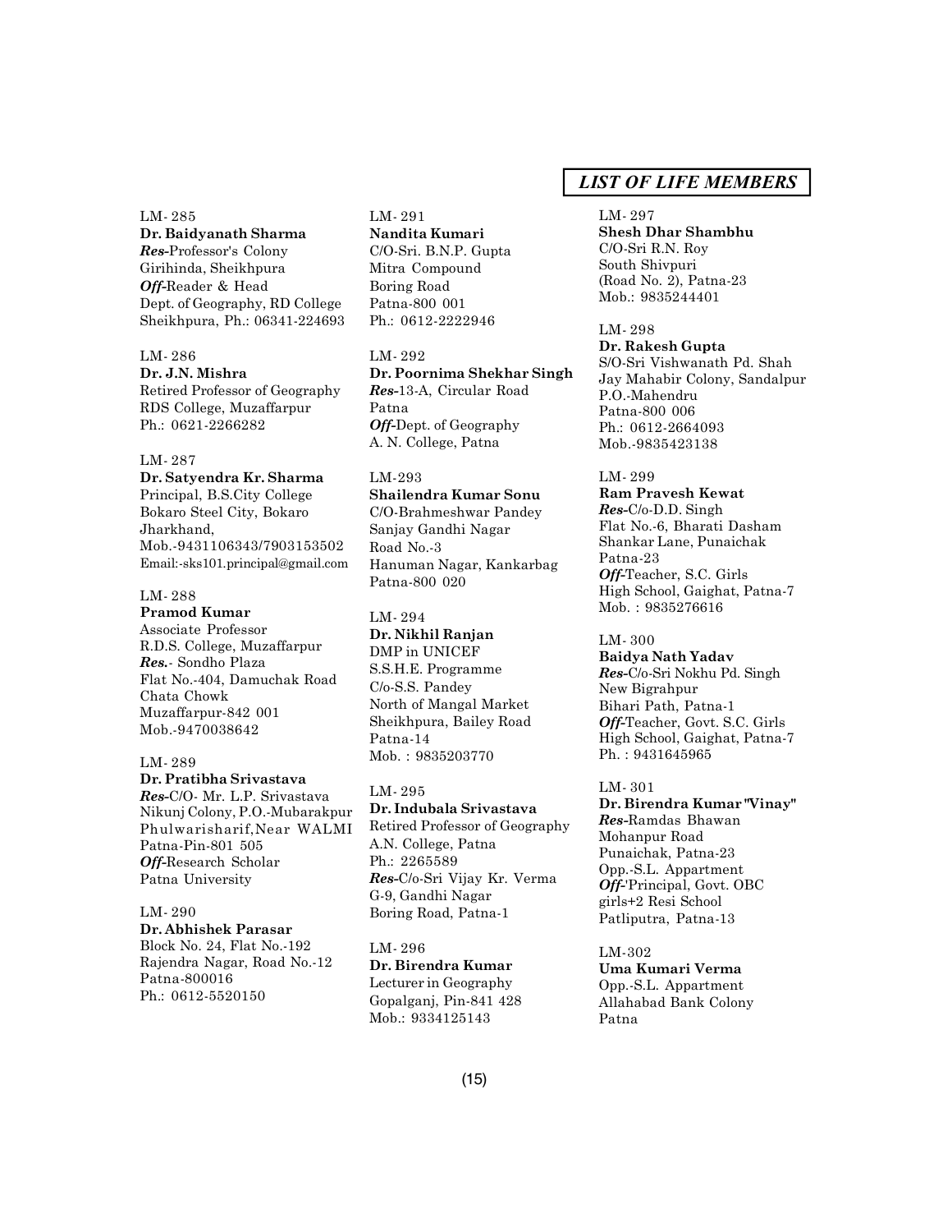## LIST OF LIFE MEMBERS

LM- 285
**Dr. Baidyanath Sharma**
***Res-***Professor's Colony
Girihinda, Sheikhpura
***Off-***Reader & Head
Dept. of Geography, RD College
Sheikhpura, Ph.: 06341-224693

LM- 286
**Dr. J.N. Mishra**
Retired Professor of Geography
RDS College, Muzaffarpur
Ph.: 0621-2266282

LM- 287
**Dr. Satyendra Kr. Sharma**
Principal, B.S.City College
Bokaro Steel City, Bokaro
Jharkhand,
Mob.-9431106343/7903153502
Email:-sks101.principal@gmail.com

LM- 288
**Pramod Kumar**
Associate Professor
R.D.S. College, Muzaffarpur
***Res.***- Sondho Plaza
Flat No.-404, Damuchak Road
Chata Chowk
Muzaffarpur-842 001
Mob.-9470038642

LM- 289
**Dr. Pratibha Srivastava**
***Res-***C/O- Mr. L.P. Srivastava
Nikunj Colony, P.O.-Mubarakpur
Phulwarisharif,Near WALMI
Patna-Pin-801 505
***Off-***Research Scholar
Patna University

LM- 290
**Dr. Abhishek Parasar**
Block No. 24, Flat No.-192
Rajendra Nagar, Road No.-12
Patna-800016
Ph.: 0612-5520150

LM- 291
**Nandita Kumari**
C/O-Sri. B.N.P. Gupta
Mitra Compound
Boring Road
Patna-800 001
Ph.: 0612-2222946

LM- 292
**Dr. Poornima Shekhar Singh**
***Res-***13-A, Circular Road
Patna
***Off-***Dept. of Geography
A. N. College, Patna

LM-293
**Shailendra Kumar Sonu**
C/O-Brahmeshwar Pandey
Sanjay Gandhi Nagar
Road No.-3
Hanuman Nagar, Kankarbag
Patna-800 020

LM- 294
**Dr. Nikhil Ranjan**
DMP in UNICEF
S.S.H.E. Programme
C/o-S.S. Pandey
North of Mangal Market
Sheikhpura, Bailey Road
Patna-14
Mob. : 9835203770

LM- 295
**Dr. Indubala Srivastava**
Retired Professor of Geography
A.N. College, Patna
Ph.: 2265589
***Res-***C/o-Sri Vijay Kr. Verma
G-9, Gandhi Nagar
Boring Road, Patna-1

LM- 296
**Dr. Birendra Kumar**
Lecturer in Geography
Gopalganj, Pin-841 428
Mob.: 9334125143

LM- 297
**Shesh Dhar Shambhu**
C/O-Sri R.N. Roy
South Shivpuri
(Road No. 2), Patna-23
Mob.: 9835244401

LM- 298
**Dr. Rakesh Gupta**
S/O-Sri Vishwanath Pd. Shah
Jay Mahabir Colony, Sandalpur
P.O.-Mahendru
Patna-800 006
Ph.: 0612-2664093
Mob.-9835423138

LM- 299
**Ram Pravesh Kewat**
***Res-***C/o-D.D. Singh
Flat No.-6, Bharati Dasham
Shankar Lane, Punaichak
Patna-23
***Off-***Teacher, S.C. Girls
High School, Gaighat, Patna-7
Mob. : 9835276616

LM- 300
**Baidya Nath Yadav**
***Res-***C/o-Sri Nokhu Pd. Singh
New Bigrahpur
Bihari Path, Patna-1
***Off-***Teacher, Govt. S.C. Girls
High School, Gaighat, Patna-7
Ph. : 9431645965

LM- 301
**Dr. Birendra Kumar "Vinay"**
***Res-***Ramdas Bhawan
Mohanpur Road
Punaichak, Patna-23
Opp.-S.L. Appartment
***Off-***'Principal, Govt. OBC
girls+2 Resi School
Patliputra, Patna-13

LM-302
**Uma Kumari Verma**
Opp.-S.L. Appartment
Allahabad Bank Colony
Patna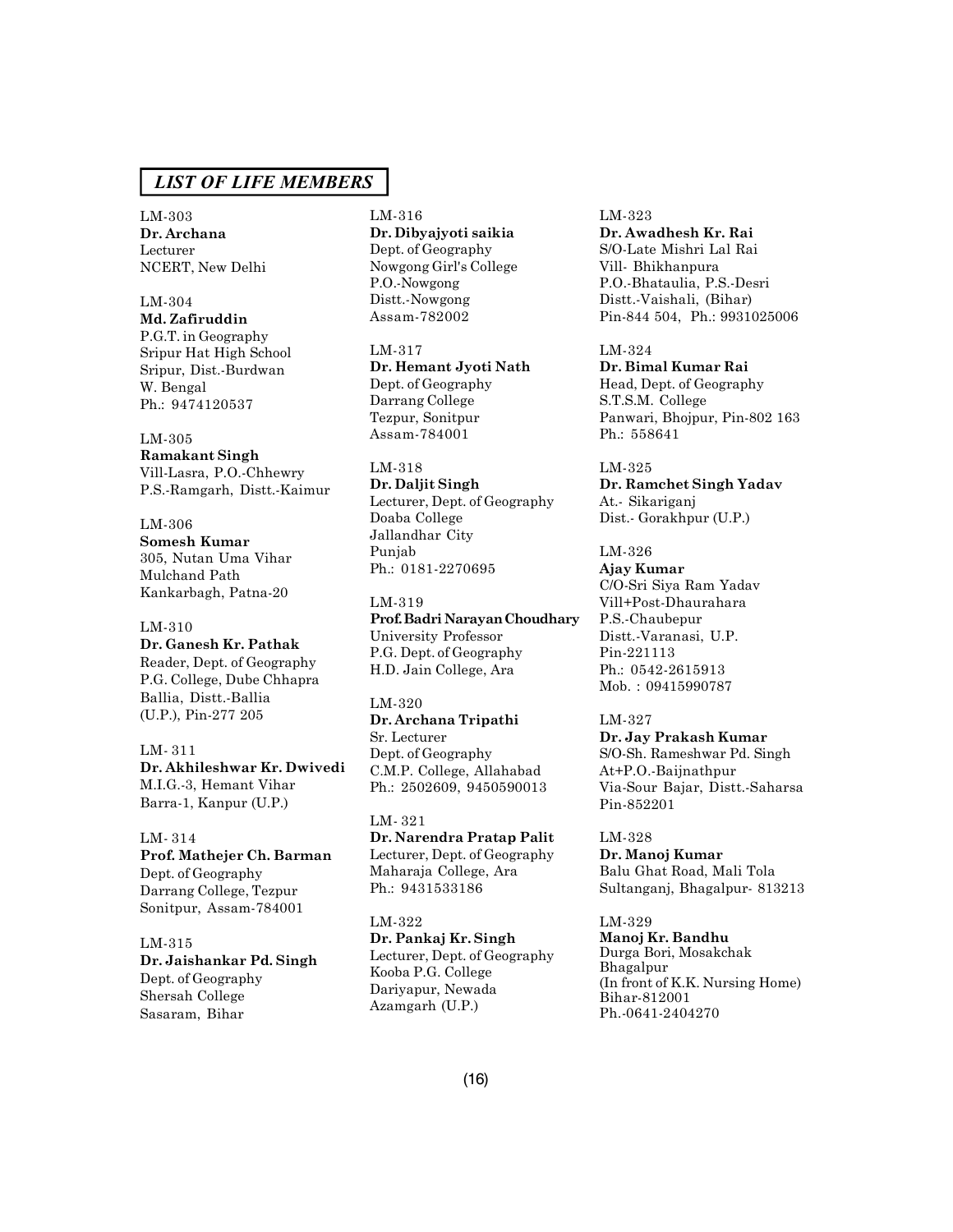## *LIST OF LIFE MEMBERS*

LM-303
**Dr. Archana**
Lecturer
NCERT, New Delhi

LM-304
**Md. Zafiruddin**
P.G.T. in Geography
Sripur Hat High School
Sripur, Dist.-Burdwan
W. Bengal
Ph.: 9474120537

LM-305
**Ramakant Singh**
Vill-Lasra, P.O.-Chhewry
P.S.-Ramgarh, Distt.-Kaimur

LM-306
**Somesh Kumar**
305, Nutan Uma Vihar
Mulchand Path
Kankarbagh, Patna-20

LM-310
**Dr. Ganesh Kr. Pathak**
Reader, Dept. of Geography
P.G. College, Dube Chhapra
Ballia, Distt.-Ballia
(U.P.), Pin-277 205

LM- 311
**Dr. Akhileshwar Kr. Dwivedi**
M.I.G.-3, Hemant Vihar
Barra-1, Kanpur (U.P.)

LM- 314
**Prof. Mathejer Ch. Barman**
Dept. of Geography
Darrang College, Tezpur
Sonitpur, Assam-784001

LM-315
**Dr. Jaishankar Pd. Singh**
Dept. of Geography
Shersah College
Sasaram, Bihar

LM-316
**Dr. Dibyajyoti saikia**
Dept. of Geography
Nowgong Girl's College
P.O.-Nowgong
Distt.-Nowgong
Assam-782002

LM-317
**Dr. Hemant Jyoti Nath**
Dept. of Geography
Darrang College
Tezpur, Sonitpur
Assam-784001

LM-318
**Dr. Daljit Singh**
Lecturer, Dept. of Geography
Doaba College
Jallandhar City
Punjab
Ph.: 0181-2270695

LM-319
**Prof. Badri Narayan Choudhary**
University Professor
P.G. Dept. of Geography
H.D. Jain College, Ara

LM-320
**Dr. Archana Tripathi**
Sr. Lecturer
Dept. of Geography
C.M.P. College, Allahabad
Ph.: 2502609, 9450590013

LM- 321
**Dr. Narendra Pratap Palit**
Lecturer, Dept. of Geography
Maharaja College, Ara
Ph.: 9431533186

LM-322
**Dr. Pankaj Kr. Singh**
Lecturer, Dept. of Geography
Kooba P.G. College
Dariyapur, Newada
Azamgarh (U.P.)

LM-323
**Dr. Awadhesh Kr. Rai**
S/O-Late Mishri Lal Rai
Vill- Bhikhanpura
P.O.-Bhataulia, P.S.-Desri
Distt.-Vaishali, (Bihar)
Pin-844 504, Ph.: 9931025006

LM-324
**Dr. Bimal Kumar Rai**
Head, Dept. of Geography
S.T.S.M. College
Panwari, Bhojpur, Pin-802 163
Ph.: 558641

LM-325
**Dr. Ramchet Singh Yadav**
At.- Sikariganj
Dist.- Gorakhpur (U.P.)

LM-326
**Ajay Kumar**
C/O-Sri Siya Ram Yadav
Vill+Post-Dhaurahara
P.S.-Chaubepur
Distt.-Varanasi, U.P.
Pin-221113
Ph.: 0542-2615913
Mob. : 09415990787

LM-327
**Dr. Jay Prakash Kumar**
S/O-Sh. Rameshwar Pd. Singh
At+P.O.-Baijnathpur
Via-Sour Bajar, Distt.-Saharsa
Pin-852201

LM-328
**Dr. Manoj Kumar**
Balu Ghat Road, Mali Tola
Sultanganj, Bhagalpur- 813213

LM-329
**Manoj Kr. Bandhu**
Durga Bori, Mosakchak
Bhagalpur
(In front of K.K. Nursing Home)
Bihar-812001
Ph.-0641-2404270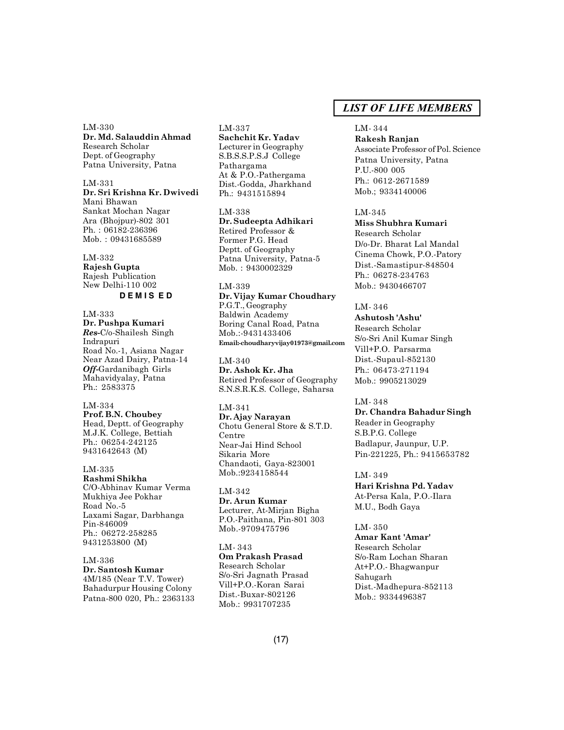## *LIST OF LIFE MEMBERS*

LM-330
**Dr. Md. Salauddin Ahmad**
Research Scholar
Dept. of Geography
Patna University, Patna

LM-331
**Dr. Sri Krishna Kr. Dwivedi**
Mani Bhawan
Sankat Mochan Nagar
Ara (Bhojpur)-802 301
Ph. : 06182-236396
Mob. : 09431685589

LM-332
**Rajesh Gupta**
Rajesh Publication
New Delhi-110 002
**D E M I S E D**

LM-333
**Dr. Pushpa Kumari**
***Res-***C/o-Shailesh Singh
Indrapuri
Road No.-1, Asiana Nagar
Near Azad Dairy, Patna-14
***Off-***Gardanibagh Girls
Mahavidyalay, Patna
Ph.: 2583375

LM-334
**Prof. B.N. Choubey**
Head, Deptt. of Geography
M.J.K. College, Bettiah
Ph.: 06254-242125
9431642643 (M)

LM-335
**Rashmi Shikha**
C/O-Abhinav Kumar Verma
Mukhiya Jee Pokhar
Road No.-5
Laxami Sagar, Darbhanga
Pin-846009
Ph.: 06272-258285
9431253800 (M)

LM-336
**Dr. Santosh Kumar**
4M/185 (Near T.V. Tower)
Bahadurpur Housing Colony
Patna-800 020, Ph.: 2363133

LM-337
**Sachchit Kr. Yadav**
Lecturer in Geography
S.B.S.S.P.S.J College
Pathargama
At & P.O.-Pathergama
Dist.-Godda, Jharkhand
Ph.: 9431515894

LM-338
**Dr. Sudeepta Adhikari**
Retired Professor &
Former P.G. Head
Deptt. of Geography
Patna University, Patna-5
Mob. : 9430002329

LM-339
**Dr. Vijay Kumar Choudhary**
P.G.T., Geography
Baldwin Academy
Boring Canal Road, Patna
Mob.:-9431433406
**Email:-choudharyvijay01973@gmail.com**

LM-340
**Dr. Ashok Kr. Jha**
Retired Professor of Geography
S.N.S.R.K.S. College, Saharsa

LM-341
**Dr. Ajay Narayan**
Chotu General Store & S.T.D.
Centre
Near-Jai Hind School
Sikaria More
Chandaoti, Gaya-823001
Mob.:9234158544

LM-342
**Dr. Arun Kumar**
Lecturer, At-Mirjan Bigha
P.O.-Paithana, Pin-801 303
Mob.-9709475796

LM- 343
**Om Prakash Prasad**
Research Scholar
S/o-Sri Jagnath Prasad
Vill+P.O.-Koran Sarai
Dist.-Buxar-802126
Mob.: 9931707235

LM- 344
**Rakesh Ranjan**
Associate Professor of Pol. Science
Patna University, Patna
P.U.-800 005
Ph.: 0612-2671589
Mob.; 9334140006

LM-345
**Miss Shubhra Kumari**
Research Scholar
D/o-Dr. Bharat Lal Mandal
Cinema Chowk, P.O.-Patory
Dist.-Samastipur-848504
Ph.: 06278-234763
Mob.: 9430466707

LM- 346
**Ashutosh 'Ashu'**
Research Scholar
S/o-Sri Anil Kumar Singh
Vill+P.O. Parsarma
Dist.-Supaul-852130
Ph.: 06473-271194
Mob.: 9905213029

LM- 348
**Dr. Chandra Bahadur Singh**
Reader in Geography
S.B.P.G. College
Badlapur, Jaunpur, U.P.
Pin-221225, Ph.: 9415653782

LM- 349
**Hari Krishna Pd. Yadav**
At-Persa Kala, P.O.-Ilara
M.U., Bodh Gaya

LM- 350
**Amar Kant 'Amar'**
Research Scholar
S/o-Ram Lochan Sharan
At+P.O.- Bhagwanpur
Sahugarh
Dist.-Madhepura-852113
Mob.: 9334496387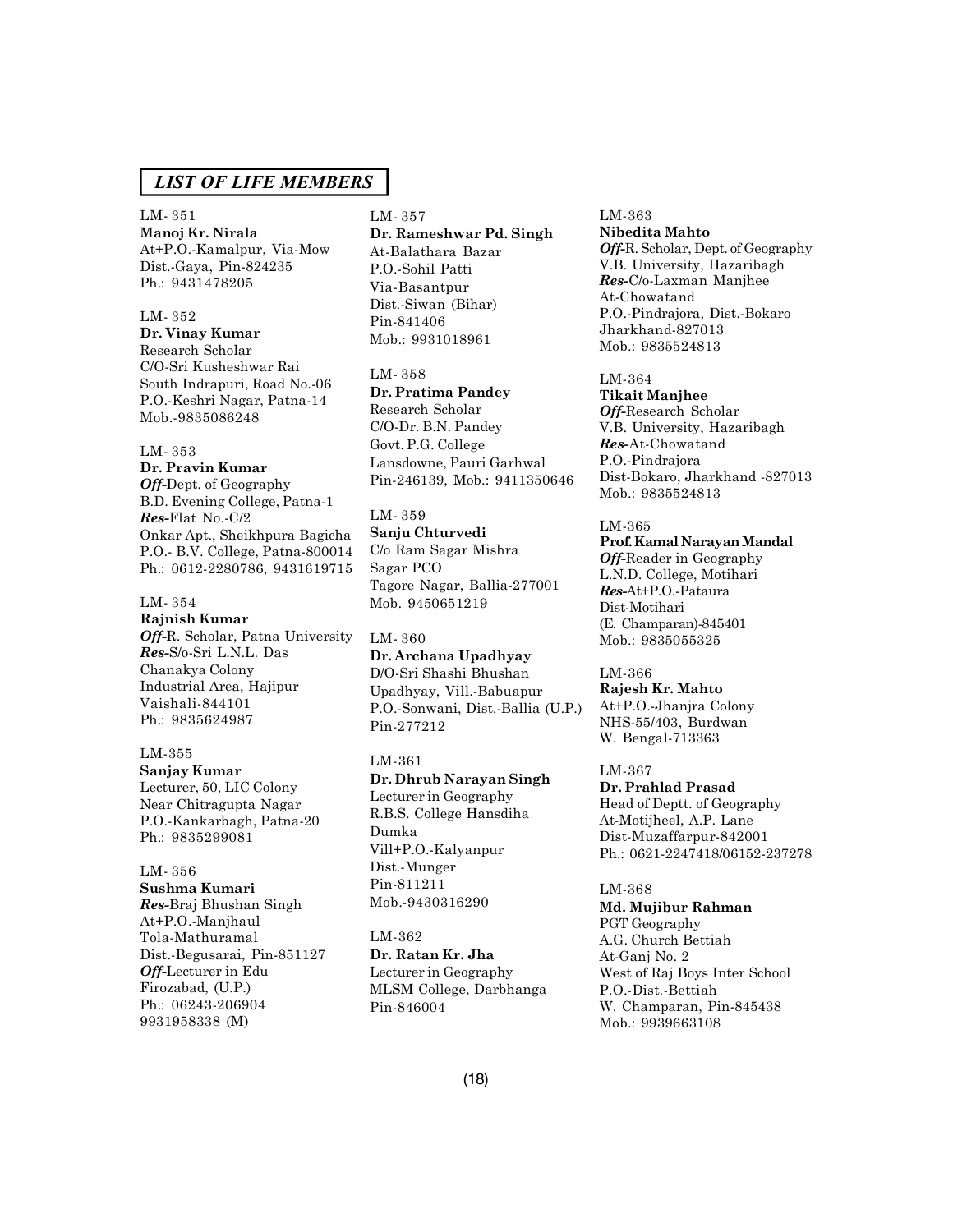## *LIST OF LIFE MEMBERS*

LM- 351
**Manoj Kr. Nirala**
At+P.O.-Kamalpur, Via-Mow
Dist.-Gaya, Pin-824235
Ph.: 9431478205

LM- 352
**Dr. Vinay Kumar**
Research Scholar
C/O-Sri Kusheshwar Rai
South Indrapuri, Road No.-06
P.O.-Keshri Nagar, Patna-14
Mob.-9835086248

LM- 353
**Dr. Pravin Kumar**
***Off***-Dept. of Geography
B.D. Evening College, Patna-1
***Res***-Flat No.-C/2
Onkar Apt., Sheikhpura Bagicha
P.O.- B.V. College, Patna-800014
Ph.: 0612-2280786, 9431619715

LM- 354
**Rajnish Kumar**
***Off***-R. Scholar, Patna University
***Res***-S/o-Sri L.N.L. Das
Chanakya Colony
Industrial Area, Hajipur
Vaishali-844101
Ph.: 9835624987

LM-355
**Sanjay Kumar**
Lecturer, 50, LIC Colony
Near Chitragupta Nagar
P.O.-Kankarbagh, Patna-20
Ph.: 9835299081

LM- 356
**Sushma Kumari**
***Res***-Braj Bhushan Singh
At+P.O.-Manjhaul
Tola-Mathuramal
Dist.-Begusarai, Pin-851127
***Off***-Lecturer in Edu
Firozabad, (U.P.)
Ph.: 06243-206904
9931958338 (M)

LM- 357
**Dr. Rameshwar Pd. Singh**
At-Balathara Bazar
P.O.-Sohil Patti
Via-Basantpur
Dist.-Siwan (Bihar)
Pin-841406
Mob.: 9931018961

LM- 358
**Dr. Pratima Pandey**
Research Scholar
C/O-Dr. B.N. Pandey
Govt. P.G. College
Lansdowne, Pauri Garhwal
Pin-246139, Mob.: 9411350646

LM- 359
**Sanju Chturvedi**
C/o Ram Sagar Mishra
Sagar PCO
Tagore Nagar, Ballia-277001
Mob. 9450651219

LM- 360
**Dr. Archana Upadhyay**
D/O-Sri Shashi Bhushan
Upadhyay, Vill.-Babuapur
P.O.-Sonwani, Dist.-Ballia (U.P.)
Pin-277212

LM-361
**Dr. Dhrub Narayan Singh**
Lecturer in Geography
R.B.S. College Hansdiha
Dumka
Vill+P.O.-Kalyanpur
Dist.-Munger
Pin-811211
Mob.-9430316290

LM-362
**Dr. Ratan Kr. Jha**
Lecturer in Geography
MLSM College, Darbhanga
Pin-846004

LM-363
**Nibedita Mahto**
***Off***-R. Scholar, Dept. of Geography
V.B. University, Hazaribagh
***Res***-C/o-Laxman Manjhee
At-Chowatand
P.O.-Pindrajora, Dist.-Bokaro
Jharkhand-827013
Mob.: 9835524813

LM-364
**Tikait Manjhee**
***Off***-Research Scholar
V.B. University, Hazaribagh
***Res***-At-Chowatand
P.O.-Pindrajora
Dist-Bokaro, Jharkhand -827013
Mob.: 9835524813

LM-365
**Prof. Kamal Narayan Mandal**
***Off***-Reader in Geography
L.N.D. College, Motihari
***Res***-At+P.O.-Pataura
Dist-Motihari
(E. Champaran)-845401
Mob.: 9835055325

LM-366
**Rajesh Kr. Mahto**
At+P.O.-Jhanjra Colony
NHS-55/403, Burdwan
W. Bengal-713363

LM-367
**Dr. Prahlad Prasad**
Head of Deptt. of Geography
At-Motijheel, A.P. Lane
Dist-Muzaffarpur-842001
Ph.: 0621-2247418/06152-237278

LM-368
**Md. Mujibur Rahman**
PGT Geography
A.G. Church Bettiah
At-Ganj No. 2
West of Raj Boys Inter School
P.O.-Dist.-Bettiah
W. Champaran, Pin-845438
Mob.: 9939663108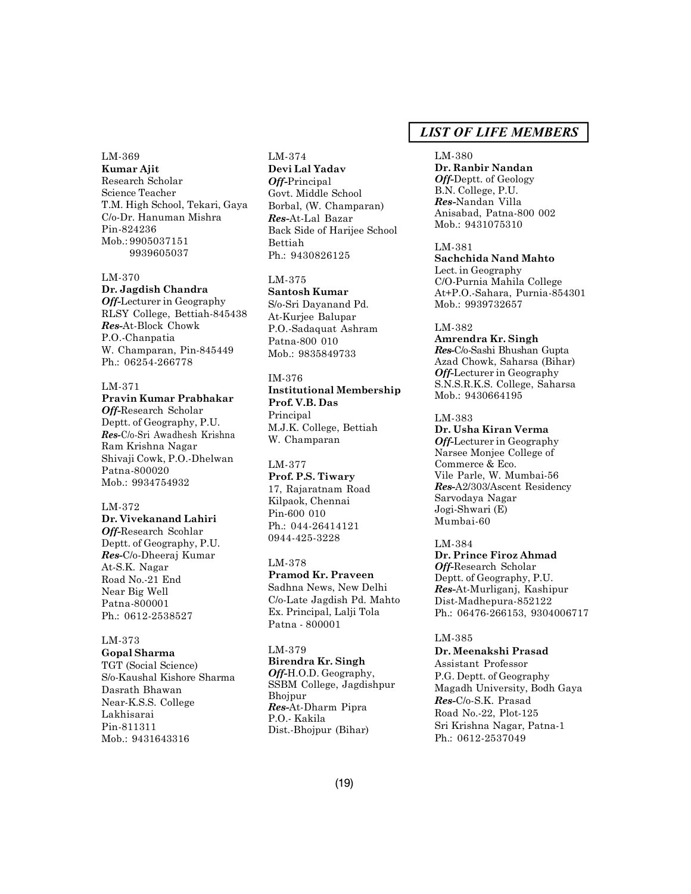## LIST OF LIFE MEMBERS

LM-369
**Kumar Ajit**
Research Scholar
Science Teacher
T.M. High School, Tekari, Gaya
C/o-Dr. Hanuman Mishra
Pin-824236
Mob.: 9905037151
9939605037

LM-370
**Dr. Jagdish Chandra**
***Off***-Lecturer in Geography
RLSY College, Bettiah-845438
***Res***-At-Block Chowk
P.O.-Chanpatia
W. Champaran, Pin-845449
Ph.: 06254-266778

LM-371
**Pravin Kumar Prabhakar**
***Off***-Research Scholar
Deptt. of Geography, P.U.
***Res***-C/o-Sri Awadhesh Krishna
Ram Krishna Nagar
Shivaji Cowk, P.O.-Dhelwan
Patna-800020
Mob.: 9934754932

LM-372
**Dr. Vivekanand Lahiri**
***Off***-Research Scohlar
Deptt. of Geography, P.U.
***Res***-C/o-Dheeraj Kumar
At-S.K. Nagar
Road No.-21 End
Near Big Well
Patna-800001
Ph.: 0612-2538527

LM-373
**Gopal Sharma**
TGT (Social Science)
S/o-Kaushal Kishore Sharma
Dasrath Bhawan
Near-K.S.S. College
Lakhisarai
Pin-811311
Mob.: 9431643316

LM-374
**Devi Lal Yadav**
***Off***-Principal
Govt. Middle School
Borbal, (W. Champaran)
***Res***-At-Lal Bazar
Back Side of Harijee School
Bettiah
Ph.: 9430826125

LM-375
**Santosh Kumar**
S/o-Sri Dayanand Pd.
At-Kurjee Balupar
P.O.-Sadaquat Ashram
Patna-800 010
Mob.: 9835849733

IM-376
**Institutional Membership**
**Prof. V.B. Das**
Principal
M.J.K. College, Bettiah
W. Champaran

LM-377
**Prof. P.S. Tiwary**
17, Rajaratnam Road
Kilpaok, Chennai
Pin-600 010
Ph.: 044-26414121
0944-425-3228

LM-378
**Pramod Kr. Praveen**
Sadhna News, New Delhi
C/o-Late Jagdish Pd. Mahto
Ex. Principal, Lalji Tola
Patna - 800001

LM-379
**Birendra Kr. Singh**
***Off***-H.O.D. Geography,
SSBM College, Jagdishpur
Bhojpur
***Res***-At-Dharm Pipra
P.O.- Kakila
Dist.-Bhojpur (Bihar)

LM-380
**Dr. Ranbir Nandan**
***Off***-Deptt. of Geology
B.N. College, P.U.
***Res***-Nandan Villa
Anisabad, Patna-800 002
Mob.: 9431075310

LM-381
**Sachchida Nand Mahto**
Lect. in Geography
C/O-Purnia Mahila College
At+P.O.-Sahara, Purnia-854301
Mob.: 9939732657

LM-382
**Amrendra Kr. Singh**
***Res***-C/o-Sashi Bhushan Gupta
Azad Chowk, Saharsa (Bihar)
***Off***-Lecturer in Geography
S.N.S.R.K.S. College, Saharsa
Mob.: 9430664195

LM-383
**Dr. Usha Kiran Verma**
***Off***-Lecturer in Geography
Narsee Monjee College of
Commerce & Eco.
Vile Parle, W. Mumbai-56
***Res***-A2/303/Ascent Residency
Sarvodaya Nagar
Jogi-Shwari (E)
Mumbai-60

LM-384
**Dr. Prince Firoz Ahmad**
***Off***-Research Scholar
Deptt. of Geography, P.U.
***Res***-At-Murliganj, Kashipur
Dist-Madhepura-852122
Ph.: 06476-266153, 9304006717

LM-385
**Dr. Meenakshi Prasad**
Assistant Professor
P.G. Deptt. of Geography
Magadh University, Bodh Gaya
***Res***-C/o-S.K. Prasad
Road No.-22, Plot-125
Sri Krishna Nagar, Patna-1
Ph.: 0612-2537049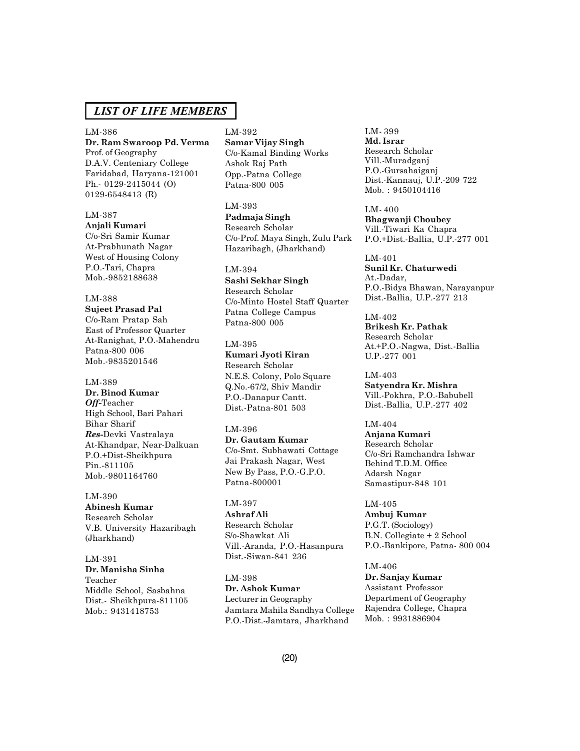## *LIST OF LIFE MEMBERS*

LM-386
**Dr. Ram Swaroop Pd. Verma**
Prof. of Geography
D.A.V. Centeniary College
Faridabad, Haryana-121001
Ph.- 0129-2415044 (O)
0129-6548413 (R)

LM-387
**Anjali Kumari**
C/o-Sri Samir Kumar
At-Prabhunath Nagar
West of Housing Colony
P.O.-Tari, Chapra
Mob.-9852188638

LM-388
**Sujeet Prasad Pal**
C/o-Ram Pratap Sah
East of Professor Quarter
At-Ranighat, P.O.-Mahendru
Patna-800 006
Mob.-9835201546

LM-389
**Dr. Binod Kumar**
***Off-***Teacher
High School, Bari Pahari
Bihar Sharif
***Res-***Devki Vastralaya
At-Khandpar, Near-Dalkuan
P.O.+Dist-Sheikhpura
Pin.-811105
Mob.-9801164760

LM-390
**Abinesh Kumar**
Research Scholar
V.B. University Hazaribagh
(Jharkhand)

LM-391
**Dr. Manisha Sinha**
Teacher
Middle School, Sasbahna
Dist.- Sheikhpura-811105
Mob.: 9431418753

LM-392
**Samar Vijay Singh**
C/o-Kamal Binding Works
Ashok Raj Path
Opp.-Patna College
Patna-800 005

LM-393
**Padmaja Singh**
Research Scholar
C/o-Prof. Maya Singh, Zulu Park
Hazaribagh, (Jharkhand)

LM-394
**Sashi Sekhar Singh**
Research Scholar
C/o-Minto Hostel Staff Quarter
Patna College Campus
Patna-800 005

LM-395
**Kumari Jyoti Kiran**
Research Scholar
N.E.S. Colony, Polo Square
Q.No.-67/2, Shiv Mandir
P.O.-Danapur Cantt.
Dist.-Patna-801 503

LM-396
**Dr. Gautam Kumar**
C/o-Smt. Subhawati Cottage
Jai Prakash Nagar, West
New By Pass, P.O.-G.P.O.
Patna-800001

LM-397
**Ashraf Ali**
Research Scholar
S/o-Shawkat Ali
Vill.-Aranda, P.O.-Hasanpura
Dist.-Siwan-841 236

LM-398
**Dr. Ashok Kumar**
Lecturer in Geography
Jamtara Mahila Sandhya College
P.O.-Dist.-Jamtara, Jharkhand

LM- 399
**Md. Israr**
Research Scholar
Vill.-Muradganj
P.O.-Gursahaiganj
Dist.-Kannauj, U.P.-209 722
Mob. : 9450104416

LM- 400
**Bhagwanji Choubey**
Vill.-Tiwari Ka Chapra
P.O.+Dist.-Ballia, U.P.-277 001

LM-401
**Sunil Kr. Chaturwedi**
At.-Dadar,
P.O.-Bidya Bhawan, Narayanpur
Dist.-Ballia, U.P.-277 213

LM-402
**Brikesh Kr. Pathak**
Research Scholar
At.+P.O.-Nagwa, Dist.-Ballia
U.P.-277 001

LM-403
**Satyendra Kr. Mishra**
Vill.-Pokhra, P.O.-Babubell
Dist.-Ballia, U.P.-277 402

LM-404
**Anjana Kumari**
Research Scholar
C/o-Sri Ramchandra Ishwar
Behind T.D.M. Office
Adarsh Nagar
Samastipur-848 101

LM-405
**Ambuj Kumar**
P.G.T. (Sociology)
B.N. Collegiate + 2 School
P.O.-Bankipore, Patna- 800 004

LM-406
**Dr. Sanjay Kumar**
Assistant Professor
Department of Geography
Rajendra College, Chapra
Mob. : 9931886904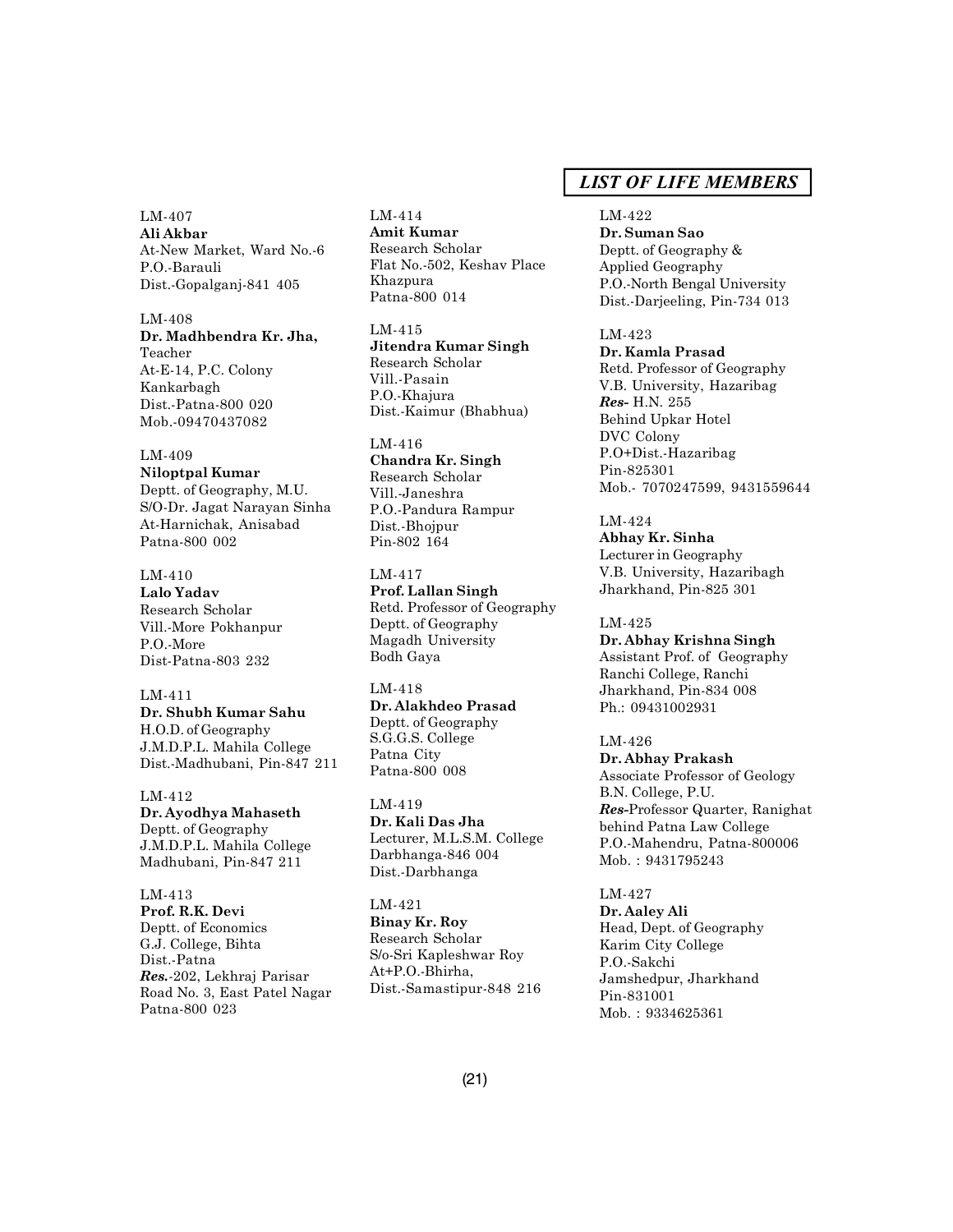## LIST OF LIFE MEMBERS

LM-407
**Ali Akbar**
At-New Market, Ward No.-6
P.O.-Barauli
Dist.-Gopalganj-841 405

LM-408
**Dr. Madhbendra Kr. Jha,**
Teacher
At-E-14, P.C. Colony
Kankarbagh
Dist.-Patna-800 020
Mob.-09470437082

LM-409
**Niloptpal Kumar**
Deptt. of Geography, M.U.
S/O-Dr. Jagat Narayan Sinha
At-Harnichak, Anisabad
Patna-800 002

LM-410
**Lalo Yadav**
Research Scholar
Vill.-More Pokhanpur
P.O.-More
Dist-Patna-803 232

LM-411
**Dr. Shubh Kumar Sahu**
H.O.D. of Geography
J.M.D.P.L. Mahila College
Dist.-Madhubani, Pin-847 211

LM-412
**Dr. Ayodhya Mahaseth**
Deptt. of Geography
J.M.D.P.L. Mahila College
Madhubani, Pin-847 211

LM-413
**Prof. R.K. Devi**
Deptt. of Economics
G.J. College, Bihta
Dist.-Patna
***Res.***-202, Lekhraj Parisar
Road No. 3, East Patel Nagar
Patna-800 023

LM-414
**Amit Kumar**
Research Scholar
Flat No.-502, Keshav Place
Khazpura
Patna-800 014

LM-415
**Jitendra Kumar Singh**
Research Scholar
Vill.-Pasain
P.O.-Khajura
Dist.-Kaimur (Bhabhua)

LM-416
**Chandra Kr. Singh**
Research Scholar
Vill.-Janeshra
P.O.-Pandura Rampur
Dist.-Bhojpur
Pin-802 164

LM-417
**Prof. Lallan Singh**
Retd. Professor of Geography
Deptt. of Geography
Magadh University
Bodh Gaya

LM-418
**Dr. Alakhdeo Prasad**
Deptt. of Geography
S.G.G.S. College
Patna City
Patna-800 008

LM-419
**Dr. Kali Das Jha**
Lecturer, M.L.S.M. College
Darbhanga-846 004
Dist.-Darbhanga

LM-421
**Binay Kr. Roy**
Research Scholar
S/o-Sri Kapleshwar Roy
At+P.O.-Bhirha,
Dist.-Samastipur-848 216

LM-422
**Dr. Suman Sao**
Deptt. of Geography &
Applied Geography
P.O.-North Bengal University
Dist.-Darjeeling, Pin-734 013

LM-423
**Dr. Kamla Prasad**
Retd. Professor of Geography
V.B. University, Hazaribag
***Res-*** H.N. 255
Behind Upkar Hotel
DVC Colony
P.O+Dist.-Hazaribag
Pin-825301
Mob.- 7070247599, 9431559644

LM-424
**Abhay Kr. Sinha**
Lecturer in Geography
V.B. University, Hazaribagh
Jharkhand, Pin-825 301

LM-425
**Dr. Abhay Krishna Singh**
Assistant Prof. of Geography
Ranchi College, Ranchi
Jharkhand, Pin-834 008
Ph.: 09431002931

LM-426
**Dr. Abhay Prakash**
Associate Professor of Geology
B.N. College, P.U.
***Res-***Professor Quarter, Ranighat
behind Patna Law College
P.O.-Mahendru, Patna-800006
Mob. : 9431795243

LM-427
**Dr. Aaley Ali**
Head, Dept. of Geography
Karim City College
P.O.-Sakchi
Jamshedpur, Jharkhand
Pin-831001
Mob. : 9334625361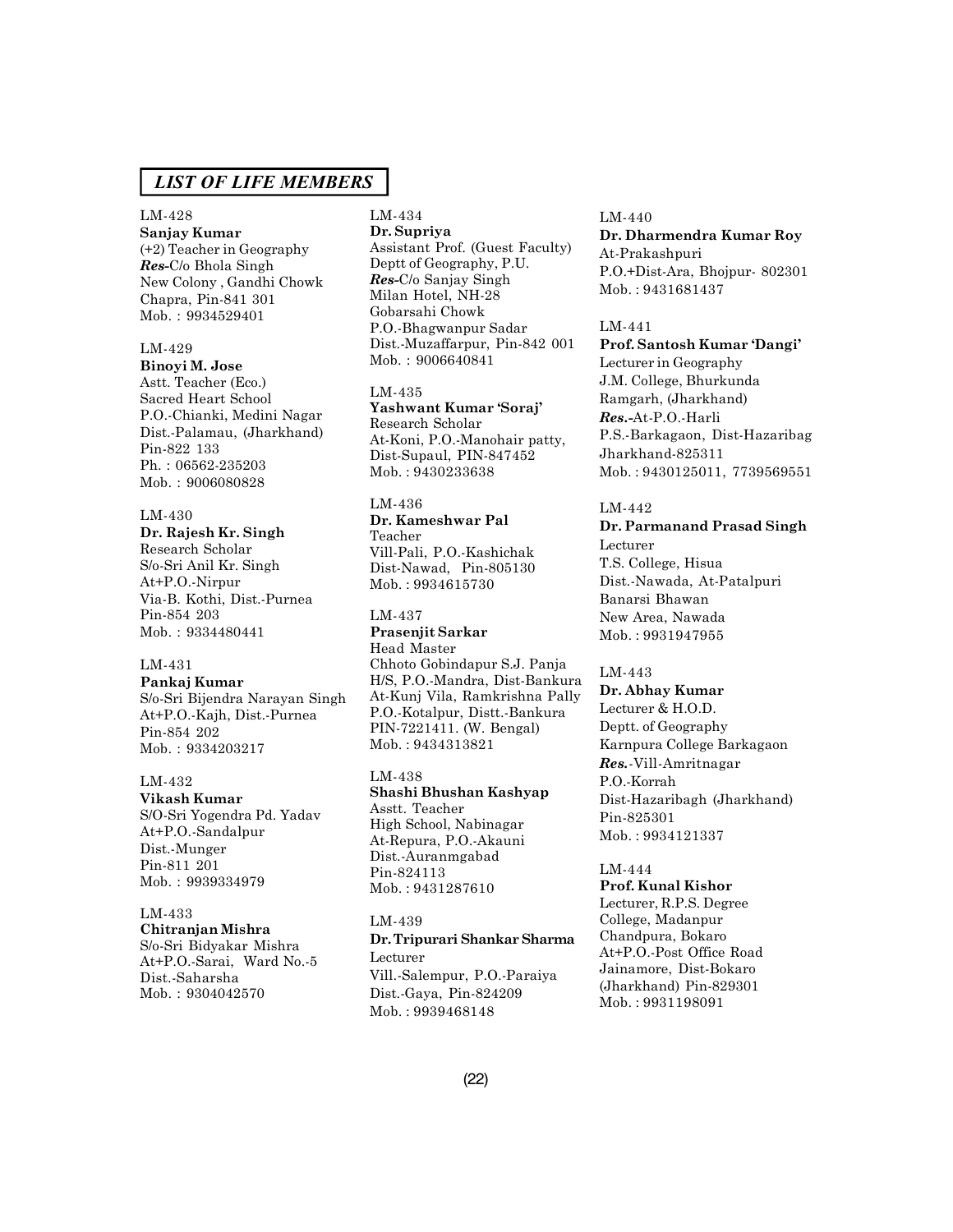## LIST OF LIFE MEMBERS

LM-428
**Sanjay Kumar**
(+2) Teacher in Geography
***Res-***C/o Bhola Singh
New Colony , Gandhi Chowk
Chapra, Pin-841 301
Mob. : 9934529401

LM-429
**Binoyi M. Jose**
Astt. Teacher (Eco.)
Sacred Heart School
P.O.-Chianki, Medini Nagar
Dist.-Palamau, (Jharkhand)
Pin-822 133
Ph. : 06562-235203
Mob. : 9006080828

LM-430
**Dr. Rajesh Kr. Singh**
Research Scholar
S/o-Sri Anil Kr. Singh
At+P.O.-Nirpur
Via-B. Kothi, Dist.-Purnea
Pin-854 203
Mob. : 9334480441

LM-431
**Pankaj Kumar**
S/o-Sri Bijendra Narayan Singh
At+P.O.-Kajh, Dist.-Purnea
Pin-854 202
Mob. : 9334203217

LM-432
**Vikash Kumar**
S/O-Sri Yogendra Pd. Yadav
At+P.O.-Sandalpur
Dist.-Munger
Pin-811 201
Mob. : 9939334979

LM-433
**Chitranjan Mishra**
S/o-Sri Bidyakar Mishra
At+P.O.-Sarai, Ward No.-5
Dist.-Saharsha
Mob. : 9304042570

LM-434
**Dr. Supriya**
Assistant Prof. (Guest Faculty)
Deptt of Geography, P.U.
***Res-***C/o Sanjay Singh
Milan Hotel, NH-28
Gobarsahi Chowk
P.O.-Bhagwanpur Sadar
Dist.-Muzaffarpur, Pin-842 001
Mob. : 9006640841

LM-435
**Yashwant Kumar 'Soraj'**
Research Scholar
At-Koni, P.O.-Manohair patty,
Dist-Supaul, PIN-847452
Mob. : 9430233638

LM-436
**Dr. Kameshwar Pal**
Teacher
Vill-Pali, P.O.-Kashichak
Dist-Nawad, Pin-805130
Mob. : 9934615730

LM-437
**Prasenjit Sarkar**
Head Master
Chhoto Gobindapur S.J. Panja
H/S, P.O.-Mandra, Dist-Bankura
At-Kunj Vila, Ramkrishna Pally
P.O.-Kotalpur, Distt.-Bankura
PIN-7221411. (W. Bengal)
Mob. : 9434313821

LM-438
**Shashi Bhushan Kashyap**
Asstt. Teacher
High School, Nabinagar
At-Repura, P.O.-Akauni
Dist.-Auranmgabad
Pin-824113
Mob. : 9431287610

LM-439
**Dr. Tripurari Shankar Sharma**
Lecturer
Vill.-Salempur, P.O.-Paraiya
Dist.-Gaya, Pin-824209
Mob. : 9939468148

LM-440
**Dr. Dharmendra Kumar Roy**
At-Prakashpuri
P.O.+Dist-Ara, Bhojpur- 802301
Mob. : 9431681437

LM-441
**Prof. Santosh Kumar 'Dangi'**
Lecturer in Geography
J.M. College, Bhurkunda
Ramgarh, (Jharkhand)
***Res.-***At-P.O.-Harli
P.S.-Barkagaon, Dist-Hazaribag
Jharkhand-825311
Mob. : 9430125011, 7739569551

LM-442
**Dr. Parmanand Prasad Singh**
Lecturer
T.S. College, Hisua
Dist.-Nawada, At-Patalpuri
Banarsi Bhawan
New Area, Nawada
Mob. : 9931947955

LM-443
**Dr. Abhay Kumar**
Lecturer & H.O.D.
Deptt. of Geography
Karnpura College Barkagaon
***Res.***-Vill-Amritnagar
P.O.-Korrah
Dist-Hazaribagh (Jharkhand)
Pin-825301
Mob. : 9934121337

LM-444
**Prof. Kunal Kishor**
Lecturer, R.P.S. Degree
College, Madanpur
Chandpura, Bokaro
At+P.O.-Post Office Road
Jainamore, Dist-Bokaro
(Jharkhand) Pin-829301
Mob. : 9931198091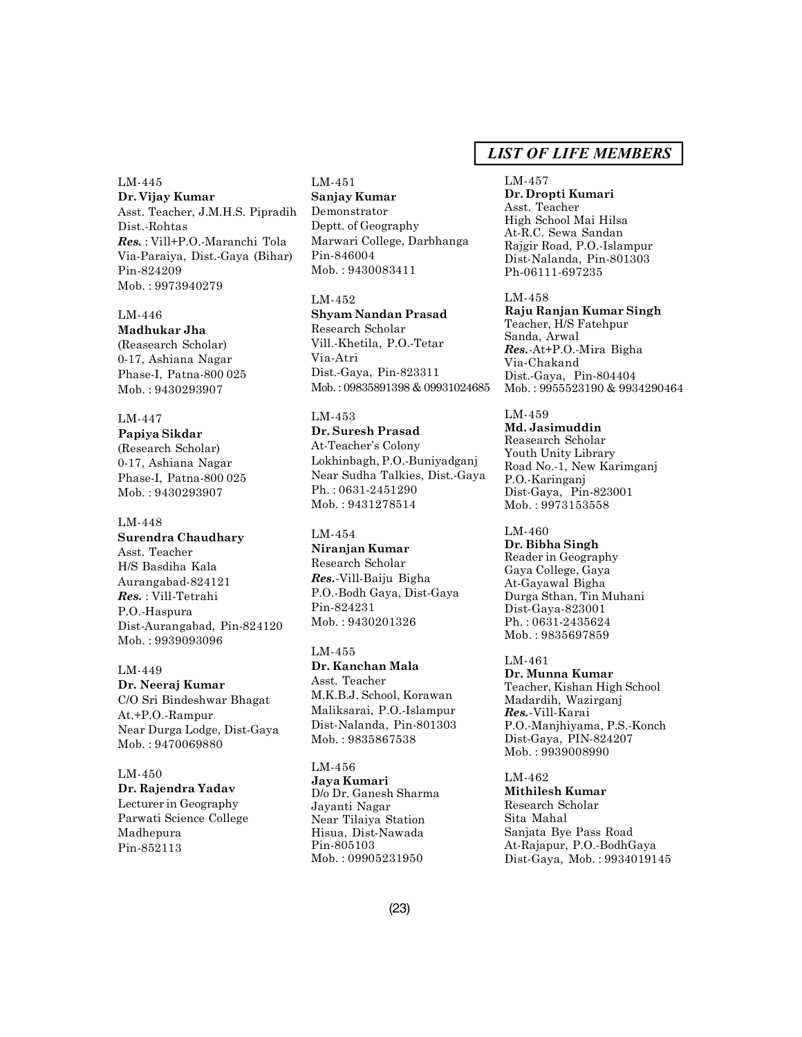## *LIST OF LIFE MEMBERS*

LM-445
**Dr. Vijay Kumar**
Asst. Teacher, J.M.H.S. Pipradih
Dist.-Rohtas
***Res.*** : Vill+P.O.-Maranchi Tola
Via-Paraiya, Dist.-Gaya (Bihar)
Pin-824209
Mob. : 9973940279

LM-446
**Madhukar Jha**
(Reasearch Scholar)
0-17, Ashiana Nagar
Phase-I, Patna-800 025
Mob. : 9430293907

LM-447
**Papiya Sikdar**
(Research Scholar)
0-17, Ashiana Nagar
Phase-I, Patna-800 025
Mob. : 9430293907

LM-448
**Surendra Chaudhary**
Asst. Teacher
H/S Basdiha Kala
Aurangabad-824121
***Res.*** : Vill-Tetrahi
P.O.-Haspura
Dist-Aurangabad, Pin-824120
Mob. : 9939093096

LM-449
**Dr. Neeraj Kumar**
C/O Sri Bindeshwar Bhagat
At.+P.O.-Rampur
Near Durga Lodge, Dist-Gaya
Mob. : 9470069880

LM-450
**Dr. Rajendra Yadav**
Lecturer in Geography
Parwati Science College
Madhepura
Pin-852113

LM-451
**Sanjay Kumar**
Demonstrator
Deptt. of Geography
Marwari College, Darbhanga
Pin-846004
Mob. : 9430083411

LM-452
**Shyam Nandan Prasad**
Research Scholar
Vill.-Khetila, P.O.-Tetar
Via-Atri
Dist.-Gaya, Pin-823311
Mob. : 09835891398 & 09931024685

LM-453
**Dr. Suresh Prasad**
At-Teacher's Colony
Lokhinbagh, P.O.-Buniyadganj
Near Sudha Talkies, Dist.-Gaya
Ph. : 0631-2451290
Mob. : 9431278514

LM-454
**Niranjan Kumar**
Research Scholar
***Res.***-Vill-Baiju Bigha
P.O.-Bodh Gaya, Dist-Gaya
Pin-824231
Mob. : 9430201326

LM-455
**Dr. Kanchan Mala**
Asst. Teacher
M.K.B.J. School, Korawan
Maliksarai, P.O.-Islampur
Dist-Nalanda, Pin-801303
Mob. : 9835867538

LM-456
**Jaya Kumari**
D/o Dr. Ganesh Sharma
Jayanti Nagar
Near Tilaiya Station
Hisua, Dist-Nawada
Pin-805103
Mob. : 09905231950

LM-457
**Dr. Dropti Kumari**
Asst. Teacher
High School Mai Hilsa
At-R.C. Sewa Sandan
Rajgir Road, P.O.-Islampur
Dist-Nalanda, Pin-801303
Ph-06111-697235

LM-458
**Raju Ranjan Kumar Singh**
Teacher, H/S Fatehpur
Sanda, Arwal
***Res.***-At+P.O.-Mira Bigha
Via-Chakand
Dist.-Gaya, Pin-804404
Mob. : 9955523190 & 9934290464

LM-459
**Md. Jasimuddin**
Reasearch Scholar
Youth Unity Library
Road No.-1, New Karimganj
P.O.-Karinganj
Dist-Gaya, Pin-823001
Mob. : 9973153558

LM-460
**Dr. Bibha Singh**
Reader in Geography
Gaya College, Gaya
At-Gayawal Bigha
Durga Sthan, Tin Muhani
Dist-Gaya-823001
Ph. : 0631-2435624
Mob. : 9835697859

LM-461
**Dr. Munna Kumar**
Teacher, Kishan High School
Madardih, Wazirganj
***Res.***-Vill-Karai
P.O.-Manjhiyama, P.S.-Konch
Dist-Gaya, PIN-824207
Mob. : 9939008990

LM-462
**Mithilesh Kumar**
Research Scholar
Sita Mahal
Sanjata Bye Pass Road
At-Rajapur, P.O.-BodhGaya
Dist-Gaya, Mob. : 9934019145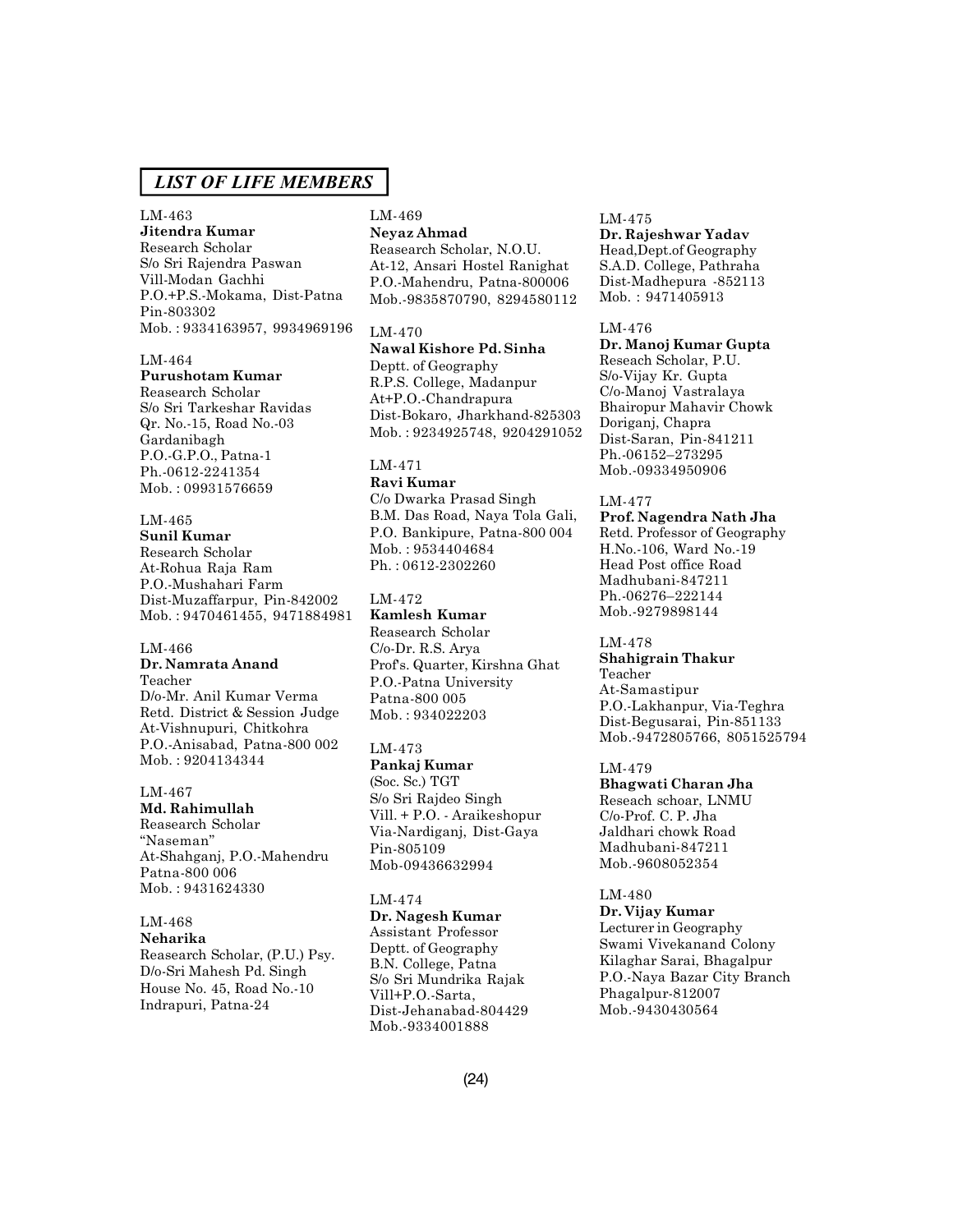## *LIST OF LIFE MEMBERS*

LM-463
**Jitendra Kumar**
Research Scholar
S/o Sri Rajendra Paswan
Vill-Modan Gachhi
P.O.+P.S.-Mokama, Dist-Patna
Pin-803302
Mob. : 9334163957, 9934969196

LM-464
**Purushotam Kumar**
Reasearch Scholar
S/o Sri Tarkeshar Ravidas
Qr. No.-15, Road No.-03
Gardanibagh
P.O.-G.P.O., Patna-1
Ph.-0612-2241354
Mob. : 09931576659

LM-465
**Sunil Kumar**
Research Scholar
At-Rohua Raja Ram
P.O.-Mushahari Farm
Dist-Muzaffarpur, Pin-842002
Mob. : 9470461455, 9471884981

LM-466
**Dr. Namrata Anand**
Teacher
D/o-Mr. Anil Kumar Verma
Retd. District & Session Judge
At-Vishnupuri, Chitkohra
P.O.-Anisabad, Patna-800 002
Mob. : 9204134344

LM-467
**Md. Rahimullah**
Reasearch Scholar
"Naseman"
At-Shahganj, P.O.-Mahendru
Patna-800 006
Mob. : 9431624330

LM-468
**Neharika**
Reasearch Scholar, (P.U.) Psy.
D/o-Sri Mahesh Pd. Singh
House No. 45, Road No.-10
Indrapuri, Patna-24

LM-469
**Neyaz Ahmad**
Reasearch Scholar, N.O.U.
At-12, Ansari Hostel Ranighat
P.O.-Mahendru, Patna-800006
Mob.-9835870790, 8294580112

LM-470
**Nawal Kishore Pd. Sinha**
Deptt. of Geography
R.P.S. College, Madanpur
At+P.O.-Chandrapura
Dist-Bokaro, Jharkhand-825303
Mob. : 9234925748, 9204291052

LM-471
**Ravi Kumar**
C/o Dwarka Prasad Singh
B.M. Das Road, Naya Tola Gali,
P.O. Bankipure, Patna-800 004
Mob. : 9534404684
Ph. : 0612-2302260

LM-472
**Kamlesh Kumar**
Reasearch Scholar
C/o-Dr. R.S. Arya
Prof's. Quarter, Kirshna Ghat
P.O.-Patna University
Patna-800 005
Mob. : 934022203

LM-473
**Pankaj Kumar**
(Soc. Sc.) TGT
S/o Sri Rajdeo Singh
Vill. + P.O. - Araikeshopur
Via-Nardiganj, Dist-Gaya
Pin-805109
Mob-09436632994

LM-474
**Dr. Nagesh Kumar**
Assistant Professor
Deptt. of Geography
B.N. College, Patna
S/o Sri Mundrika Rajak
Vill+P.O.-Sarta,
Dist-Jehanabad-804429
Mob.-9334001888

LM-475
**Dr. Rajeshwar Yadav**
Head,Dept.of Geography
S.A.D. College, Pathraha
Dist-Madhepura -852113
Mob. : 9471405913

LM-476
**Dr. Manoj Kumar Gupta**
Reseach Scholar, P.U.
S/o-Vijay Kr. Gupta
C/o-Manoj Vastralaya
Bhairopur Mahavir Chowk
Doriganj, Chapra
Dist-Saran, Pin-841211
Ph.-06152–273295
Mob.-09334950906

LM-477
**Prof. Nagendra Nath Jha**
Retd. Professor of Geography
H.No.-106, Ward No.-19
Head Post office Road
Madhubani-847211
Ph.-06276–222144
Mob.-9279898144

LM-478
**Shahigrain Thakur**
Teacher
At-Samastipur
P.O.-Lakhanpur, Via-Teghra
Dist-Begusarai, Pin-851133
Mob.-9472805766, 8051525794

LM-479
**Bhagwati Charan Jha**
Reseach schoar, LNMU
C/o-Prof. C. P. Jha
Jaldhari chowk Road
Madhubani-847211
Mob.-9608052354

LM-480
**Dr. Vijay Kumar**
Lecturer in Geography
Swami Vivekanand Colony
Kilaghar Sarai, Bhagalpur
P.O.-Naya Bazar City Branch
Phagalpur-812007
Mob.-9430430564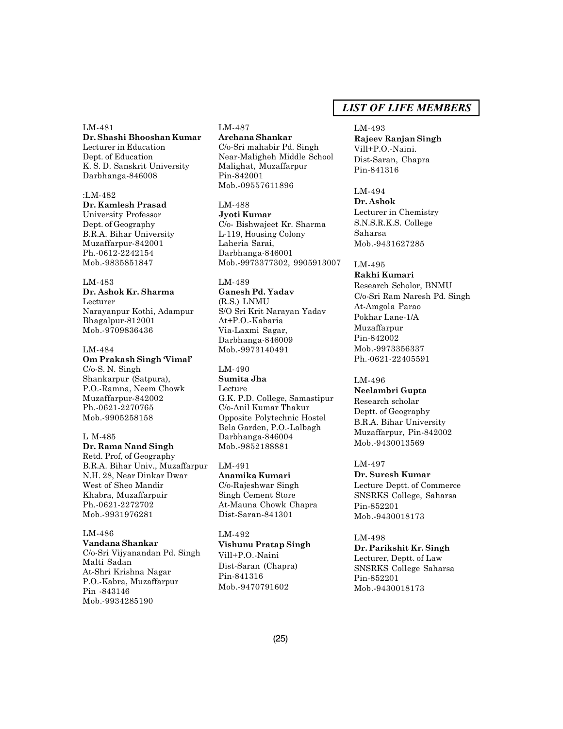## *LIST OF LIFE MEMBERS*

LM-481
**Dr. Shashi Bhooshan Kumar**
Lecturer in Education
Dept. of Education
K. S. D. Sanskrit University
Darbhanga-846008

:LM-482
**Dr. Kamlesh Prasad**
University Professor
Dept. of Geography
B.R.A. Bihar University
Muzaffarpur-842001
Ph.-0612-2242154
Mob.-9835851847

LM-483
**Dr. Ashok Kr. Sharma**
Lecturer
Narayanpur Kothi, Adampur
Bhagalpur-812001
Mob.-9709836436

LM-484
**Om Prakash Singh 'Vimal'**
C/o-S. N. Singh
Shankarpur (Satpura),
P.O.-Ramna, Neem Chowk
Muzaffarpur-842002
Ph.-0621-2270765
Mob.-9905258158

L M-485
**Dr. Rama Nand Singh**
Retd. Prof, of Geography
B.R.A. Bihar Univ., Muzaffarpur
N.H. 28, Near Dinkar Dwar
West of Sheo Mandir
Khabra, Muzaffarpuir
Ph.-0621-2272702
Mob.-9931976281

LM-486
**Vandana Shankar**
C/o-Sri Vijyanandan Pd. Singh
Malti Sadan
At-Shri Krishna Nagar
P.O.-Kabra, Muzaffarpur
Pin -843146
Mob.-9934285190

LM-487
**Archana Shankar**
C/o-Sri mahabir Pd. Singh
Near-Maligheh Middle School
Malighat, Muzaffarpur
Pin-842001
Mob.-09557611896

LM-488
**Jyoti Kumar**
C/o- Bishwajeet Kr. Sharma
L-119, Housing Colony
Laheria Sarai,
Darbhanga-846001
Mob.-9973377302, 9905913007

LM-489
**Ganesh Pd. Yadav**
(R.S.) LNMU
S/O Sri Krit Narayan Yadav
At+P.O.-Kabaria
Via-Laxmi Sagar,
Darbhanga-846009
Mob.-9973140491

LM-490
**Sumita Jha**
Lecture
G.K. P.D. College, Samastipur
C/o-Anil Kumar Thakur
Opposite Polytechnic Hostel
Bela Garden, P.O.-Lalbagh
Darbhanga-846004
Mob.-9852188881

LM-491
**Anamika Kumari**
C/o-Rajeshwar Singh
Singh Cement Store
At-Mauna Chowk Chapra
Dist-Saran-841301

LM-492
**Vishunu Pratap Singh**
Vill+P.O.-Naini
Dist-Saran (Chapra)
Pin-841316
Mob.-9470791602

LM-493
**Rajeev Ranjan Singh**
Vill+P.O.-Naini.
Dist-Saran, Chapra
Pin-841316

LM-494
**Dr. Ashok**
Lecturer in Chemistry
S.N.S.R.K.S. College
Saharsa
Mob.-9431627285

LM-495
**Rakhi Kumari**
Research Scholor, BNMU
C/o-Sri Ram Naresh Pd. Singh
At-Amgola Parao
Pokhar Lane-1/A
Muzaffarpur
Pin-842002
Mob.-9973356337
Ph.-0621-22405591

LM-496
**Neelambri Gupta**
Research scholar
Deptt. of Geography
B.R.A. Bihar University
Muzaffarpur, Pin-842002
Mob.-9430013569

LM-497
**Dr. Suresh Kumar**
Lecture Deptt. of Commerce
SNSRKS College, Saharsa
Pin-852201
Mob.-9430018173

LM-498
**Dr. Parikshit Kr. Singh**
Lecturer, Deptt. of Law
SNSRKS College Saharsa
Pin-852201
Mob.-9430018173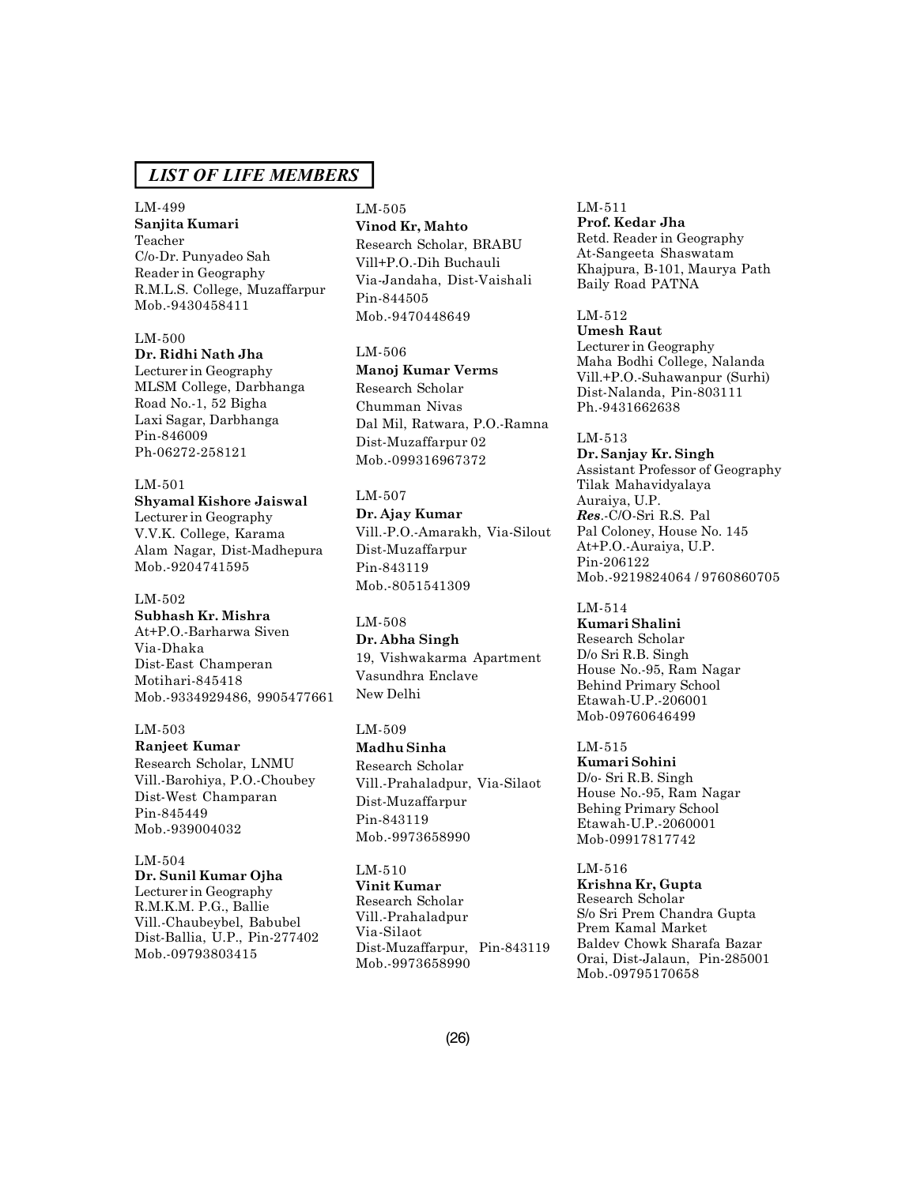## *LIST OF LIFE MEMBERS*

LM-499
**Sanjita Kumari**
Teacher
C/o-Dr. Punyadeo Sah
Reader in Geography
R.M.L.S. College, Muzaffarpur
Mob.-9430458411

LM-500
**Dr. Ridhi Nath Jha**
Lecturer in Geography
MLSM College, Darbhanga
Road No.-1, 52 Bigha
Laxi Sagar, Darbhanga
Pin-846009
Ph-06272-258121

LM-501
**Shyamal Kishore Jaiswal**
Lecturer in Geography
V.V.K. College, Karama
Alam Nagar, Dist-Madhepura
Mob.-9204741595

LM-502
**Subhash Kr. Mishra**
At+P.O.-Barharwa Siven
Via-Dhaka
Dist-East Champeran
Motihari-845418
Mob.-9334929486, 9905477661

LM-503
**Ranjeet Kumar**
Research Scholar, LNMU
Vill.-Barohiya, P.O.-Choubey
Dist-West Champaran
Pin-845449
Mob.-939004032

LM-504
**Dr. Sunil Kumar Ojha**
Lecturer in Geography
R.M.K.M. P.G., Ballie
Vill.-Chaubeybel, Babubel
Dist-Ballia, U.P., Pin-277402
Mob.-09793803415

LM-505
**Vinod Kr, Mahto**
Research Scholar, BRABU
Vill+P.O.-Dih Buchauli
Via-Jandaha, Dist-Vaishali
Pin-844505
Mob.-9470448649

LM-506
**Manoj Kumar Verms**
Research Scholar
Chumman Nivas
Dal Mil, Ratwara, P.O.-Ramna
Dist-Muzaffarpur 02
Mob.-099316967372

LM-507
**Dr. Ajay Kumar**
Vill.-P.O.-Amarakh, Via-Silout
Dist-Muzaffarpur
Pin-843119
Mob.-8051541309

LM-508
**Dr. Abha Singh**
19, Vishwakarma Apartment
Vasundhra Enclave
New Delhi

LM-509
**Madhu Sinha**
Research Scholar
Vill.-Prahaladpur, Via-Silaot
Dist-Muzaffarpur
Pin-843119
Mob.-9973658990

LM-510
**Vinit Kumar**
Research Scholar
Vill.-Prahaladpur
Via-Silaot
Dist-Muzaffarpur, Pin-843119
Mob.-9973658990

LM-511
**Prof. Kedar Jha**
Retd. Reader in Geography
At-Sangeeta Shaswatam
Khajpura, B-101, Maurya Path
Baily Road PATNA

LM-512
**Umesh Raut**
Lecturer in Geography
Maha Bodhi College, Nalanda
Vill.+P.O.-Suhawanpur (Surhi)
Dist-Nalanda, Pin-803111
Ph.-9431662638

LM-513
**Dr. Sanjay Kr. Singh**
Assistant Professor of Geography
Tilak Mahavidyalaya
Auraiya, U.P.
***Res***.-C/O-Sri R.S. Pal
Pal Coloney, House No. 145
At+P.O.-Auraiya, U.P.
Pin-206122
Mob.-9219824064 / 9760860705

LM-514
**Kumari Shalini**
Research Scholar
D/o Sri R.B. Singh
House No.-95, Ram Nagar
Behind Primary School
Etawah-U.P.-206001
Mob-09760646499

LM-515
**Kumari Sohini**
D/o- Sri R.B. Singh
House No.-95, Ram Nagar
Behing Primary School
Etawah-U.P.-2060001
Mob-09917817742

LM-516
**Krishna Kr, Gupta**
Research Scholar
S/o Sri Prem Chandra Gupta
Prem Kamal Market
Baldev Chowk Sharafa Bazar
Orai, Dist-Jalaun, Pin-285001
Mob.-09795170658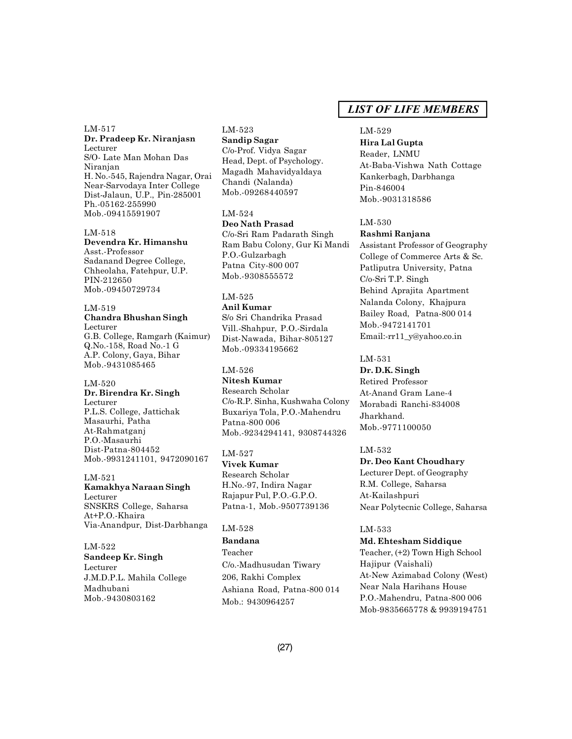## LIST OF LIFE MEMBERS

LM-517
**Dr. Pradeep Kr. Niranjasn**
Lecturer
S/O- Late Man Mohan Das Niranjan
H. No.-545, Rajendra Nagar, Orai
Near-Sarvodaya Inter College
Dist-Jalaun, U.P., Pin-285001
Ph.-05162-255990
Mob.-09415591907

LM-518
**Devendra Kr. Himanshu**
Asst.-Professor
Sadanand Degree College,
Chheolaha, Fatehpur, U.P.
PIN-212650
Mob.-09450729734

LM-519
**Chandra Bhushan Singh**
Lecturer
G.B. College, Ramgarh (Kaimur)
Q.No.-158, Road No.-1 G
A.P. Colony, Gaya, Bihar
Mob.-9431085465

LM-520
**Dr. Birendra Kr. Singh**
Lecturer
P.L.S. College, Jattichak
Masaurhi, Patha
At-Rahmatganj
P.O.-Masaurhi
Dist-Patna-804452
Mob.-9931241101, 9472090167

LM-521
**Kamakhya Naraan Singh**
Lecturer
SNSKRS College, Saharsa
At+P.O.-Khaira
Via-Anandpur, Dist-Darbhanga

LM-522
**Sandeep Kr. Singh**
Lecturer
J.M.D.P.L. Mahila College
Madhubani
Mob.-9430803162

LM-523
**Sandip Sagar**
C/o-Prof. Vidya Sagar
Head, Dept. of Psychology.
Magadh Mahavidyaldaya
Chandi (Nalanda)
Mob.-09268440597

LM-524
**Deo Nath Prasad**
C/o-Sri Ram Padarath Singh
Ram Babu Colony, Gur Ki Mandi
P.O.-Gulzarbagh
Patna City-800 007
Mob.-9308555572

LM-525
**Anil Kumar**
S/o Sri Chandrika Prasad
Vill.-Shahpur, P.O.-Sirdala
Dist-Nawada, Bihar-805127
Mob.-09334195662

LM-526
**Nitesh Kumar**
Research Scholar
C/o-R.P. Sinha, Kushwaha Colony
Buxariya Tola, P.O.-Mahendru
Patna-800 006
Mob.-9234294141, 9308744326

LM-527
**Vivek Kumar**
Research Scholar
H.No.-97, Indira Nagar
Rajapur Pul, P.O.-G.P.O.
Patna-1, Mob.-9507739136

LM-528
**Bandana**
Teacher
C/o.-Madhusudan Tiwary
206, Rakhi Complex
Ashiana Road, Patna-800 014
Mob.: 9430964257

LM-529
**Hira Lal Gupta**
Reader, LNMU
At-Baba-Vishwa Nath Cottage
Kankerbagh, Darbhanga
Pin-846004
Mob.-9031318586

LM-530
**Rashmi Ranjana**
Assistant Professor of Geography
College of Commerce Arts & Sc.
Patliputra University, Patna
C/o-Sri T.P. Singh
Behind Aprajita Apartment
Nalanda Colony, Khajpura
Bailey Road, Patna-800 014
Mob.-9472141701
Email:-rr11_y@yahoo.co.in

LM-531
**Dr. D.K. Singh**
Retired Professor
At-Anand Gram Lane-4
Morabadi Ranchi-834008
Jharkhand.
Mob.-9771100050

LM-532
**Dr. Deo Kant Choudhary**
Lecturer Dept. of Geography
R.M. College, Saharsa
At-Kailashpuri
Near Polytecnic College, Saharsa

LM-533
**Md. Ehtesham Siddique**
Teacher, (+2) Town High School
Hajipur (Vaishali)
At-New Azimabad Colony (West)
Near Nala Harihans House
P.O.-Mahendru, Patna-800 006
Mob-9835665778 & 9939194751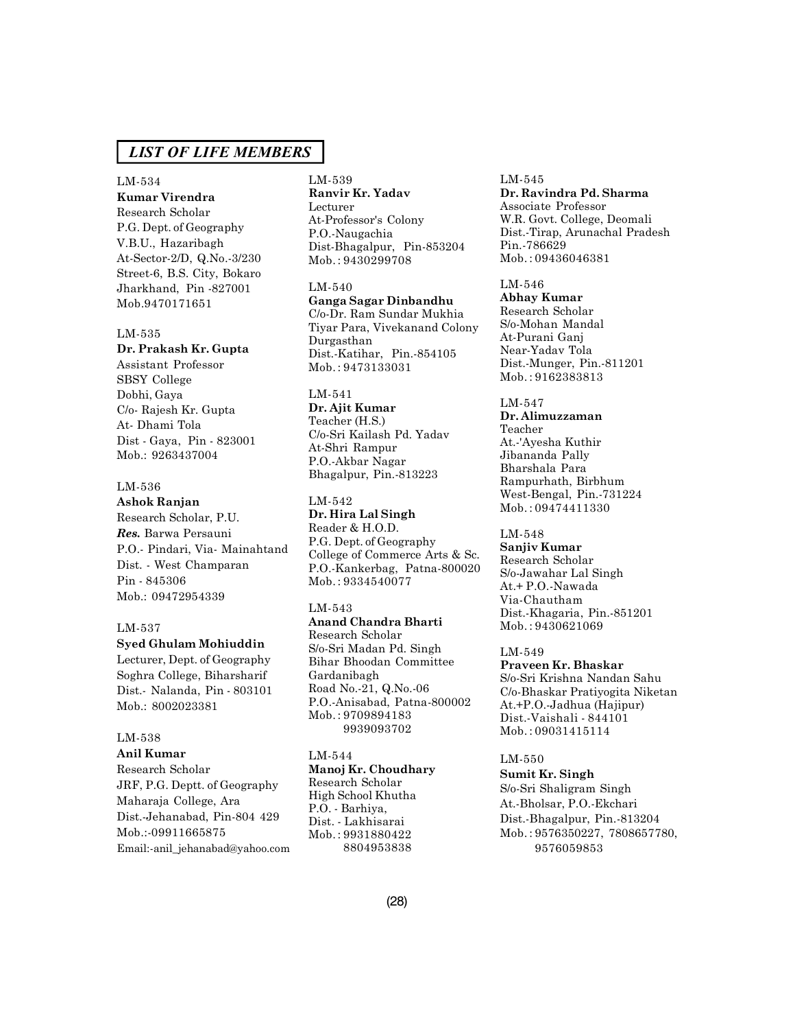## *LIST OF LIFE MEMBERS*

LM-534
**Kumar Virendra**
Research Scholar
P.G. Dept. of Geography
V.B.U., Hazaribagh
At-Sector-2/D, Q.No.-3/230
Street-6, B.S. City, Bokaro
Jharkhand, Pin -827001
Mob.9470171651

LM-535
**Dr. Prakash Kr. Gupta**
Assistant Professor
SBSY College
Dobhi, Gaya
C/o- Rajesh Kr. Gupta
At- Dhami Tola
Dist - Gaya, Pin - 823001
Mob.: 9263437004

LM-536
**Ashok Ranjan**
Research Scholar, P.U.
***Res.*** Barwa Persauni
P.O.- Pindari, Via- Mainahtand
Dist. - West Champaran
Pin - 845306
Mob.: 09472954339

LM-537
**Syed Ghulam Mohiuddin**
Lecturer, Dept. of Geography
Soghra College, Biharsharif
Dist.- Nalanda, Pin - 803101
Mob.: 8002023381

LM-538
**Anil Kumar**
Research Scholar
JRF, P.G. Deptt. of Geography
Maharaja College, Ara
Dist.-Jehanabad, Pin-804 429
Mob.:-09911665875
Email:-anil_jehanabad@yahoo.com

LM-539
**Ranvir Kr. Yadav**
Lecturer
At-Professor's Colony
P.O.-Naugachia
Dist-Bhagalpur, Pin-853204
Mob.: 9430299708

LM-540
**Ganga Sagar Dinbandhu**
C/o-Dr. Ram Sundar Mukhia
Tiyar Para, Vivekanand Colony
Durgasthan
Dist.-Katihar, Pin.-854105
Mob.: 9473133031

LM-541
**Dr. Ajit Kumar**
Teacher (H.S.)
C/o-Sri Kailash Pd. Yadav
At-Shri Rampur
P.O.-Akbar Nagar
Bhagalpur, Pin.-813223

LM-542
**Dr. Hira Lal Singh**
Reader & H.O.D.
P.G. Dept. of Geography
College of Commerce Arts & Sc.
P.O.-Kankerbag, Patna-800020
Mob.: 9334540077

LM-543
**Anand Chandra Bharti**
Research Scholar
S/o-Sri Madan Pd. Singh
Bihar Bhoodan Committee
Gardanibagh
Road No.-21, Q.No.-06
P.O.-Anisabad, Patna-800002
Mob.: 9709894183
9939093702

LM-544
**Manoj Kr. Choudhary**
Research Scholar
High School Khutha
P.O. - Barhiya,
Dist. - Lakhisarai
Mob.: 9931880422
8804953838

LM-545
**Dr. Ravindra Pd. Sharma**
Associate Professor
W.R. Govt. College, Deomali
Dist.-Tirap, Arunachal Pradesh
Pin.-786629
Mob.: 09436046381

LM-546
**Abhay Kumar**
Research Scholar
S/o-Mohan Mandal
At-Purani Ganj
Near-Yadav Tola
Dist.-Munger, Pin.-811201
Mob.: 9162383813

LM-547
**Dr. Alimuzzaman**
Teacher
At.-'Ayesha Kuthir
Jibananda Pally
Bharshala Para
Rampurhath, Birbhum
West-Bengal, Pin.-731224
Mob.: 09474411330

LM-548
**Sanjiv Kumar**
Research Scholar
S/o-Jawahar Lal Singh
At.+ P.O.-Nawada
Via-Chautham
Dist.-Khagaria, Pin.-851201
Mob.: 9430621069

LM-549
**Praveen Kr. Bhaskar**
S/o-Sri Krishna Nandan Sahu
C/o-Bhaskar Pratiyogita Niketan
At.+P.O.-Jadhua (Hajipur)
Dist.-Vaishali - 844101
Mob.: 09031415114

LM-550
**Sumit Kr. Singh**
S/o-Sri Shaligram Singh
At.-Bholsar, P.O.-Ekchari
Dist.-Bhagalpur, Pin.-813204
Mob.: 9576350227, 7808657780,
9576059853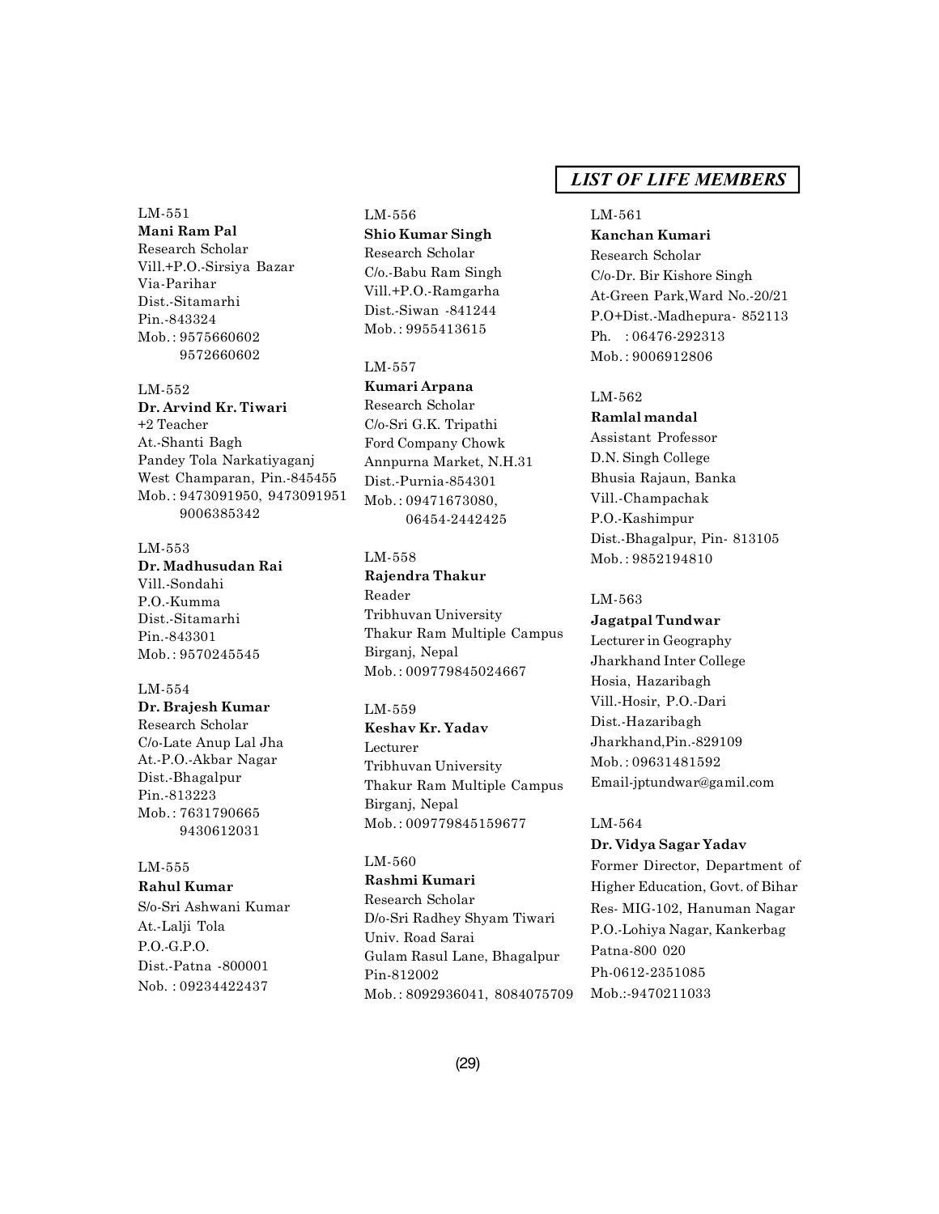## *LIST OF LIFE MEMBERS*

LM-551
**Mani Ram Pal**
Research Scholar
Vill.+P.O.-Sirsiya Bazar
Via-Parihar
Dist.-Sitamarhi
Pin.-843324
Mob. : 9575660602
9572660602

LM-552
**Dr. Arvind Kr. Tiwari**
+2 Teacher
At.-Shanti Bagh
Pandey Tola Narkatiyaganj
West Champaran, Pin.-845455
Mob. : 9473091950, 9473091951
9006385342

LM-553
**Dr. Madhusudan Rai**
Vill.-Sondahi
P.O.-Kumma
Dist.-Sitamarhi
Pin.-843301
Mob. : 9570245545

LM-554
**Dr. Brajesh Kumar**
Research Scholar
C/o-Late Anup Lal Jha
At.-P.O.-Akbar Nagar
Dist.-Bhagalpur
Pin.-813223
Mob. : 7631790665
9430612031

LM-555
**Rahul Kumar**
S/o-Sri Ashwani Kumar
At.-Lalji Tola
P.O.-G.P.O.
Dist.-Patna -800001
Nob. : 09234422437

LM-556
**Shio Kumar Singh**
Research Scholar
C/o.-Babu Ram Singh
Vill.+P.O.-Ramgarha
Dist.-Siwan -841244
Mob. : 9955413615

LM-557
**Kumari Arpana**
Research Scholar
C/o-Sri G.K. Tripathi
Ford Company Chowk
Annpurna Market, N.H.31
Dist.-Purnia-854301
Mob. : 09471673080,
06454-2442425

LM-558
**Rajendra Thakur**
Reader
Tribhuvan University
Thakur Ram Multiple Campus
Birganj, Nepal
Mob. : 009779845024667

LM-559
**Keshav Kr. Yadav**
Lecturer
Tribhuvan University
Thakur Ram Multiple Campus
Birganj, Nepal
Mob. : 009779845159677

LM-560
**Rashmi Kumari**
Research Scholar
D/o-Sri Radhey Shyam Tiwari
Univ. Road Sarai
Gulam Rasul Lane, Bhagalpur
Pin-812002
Mob. : 8092936041, 8084075709

LM-561
**Kanchan Kumari**
Research Scholar
C/o-Dr. Bir Kishore Singh
At-Green Park,Ward No.-20/21
P.O+Dist.-Madhepura- 852113
Ph. : 06476-292313
Mob. : 9006912806

LM-562
**Ramlal mandal**
Assistant Professor
D.N. Singh College
Bhusia Rajaun, Banka
Vill.-Champachak
P.O.-Kashimpur
Dist.-Bhagalpur, Pin- 813105
Mob. : 9852194810

LM-563
**Jagatpal Tundwar**
Lecturer in Geography
Jharkhand Inter College
Hosia, Hazaribagh
Vill.-Hosir, P.O.-Dari
Dist.-Hazaribagh
Jharkhand,Pin.-829109
Mob. : 09631481592
Email-jptundwar@gamil.com

LM-564
**Dr. Vidya Sagar Yadav**
Former Director, Department of Higher Education, Govt. of Bihar
Res- MIG-102, Hanuman Nagar
P.O.-Lohiya Nagar, Kankerbag
Patna-800 020
Ph-0612-2351085
Mob.:-9470211033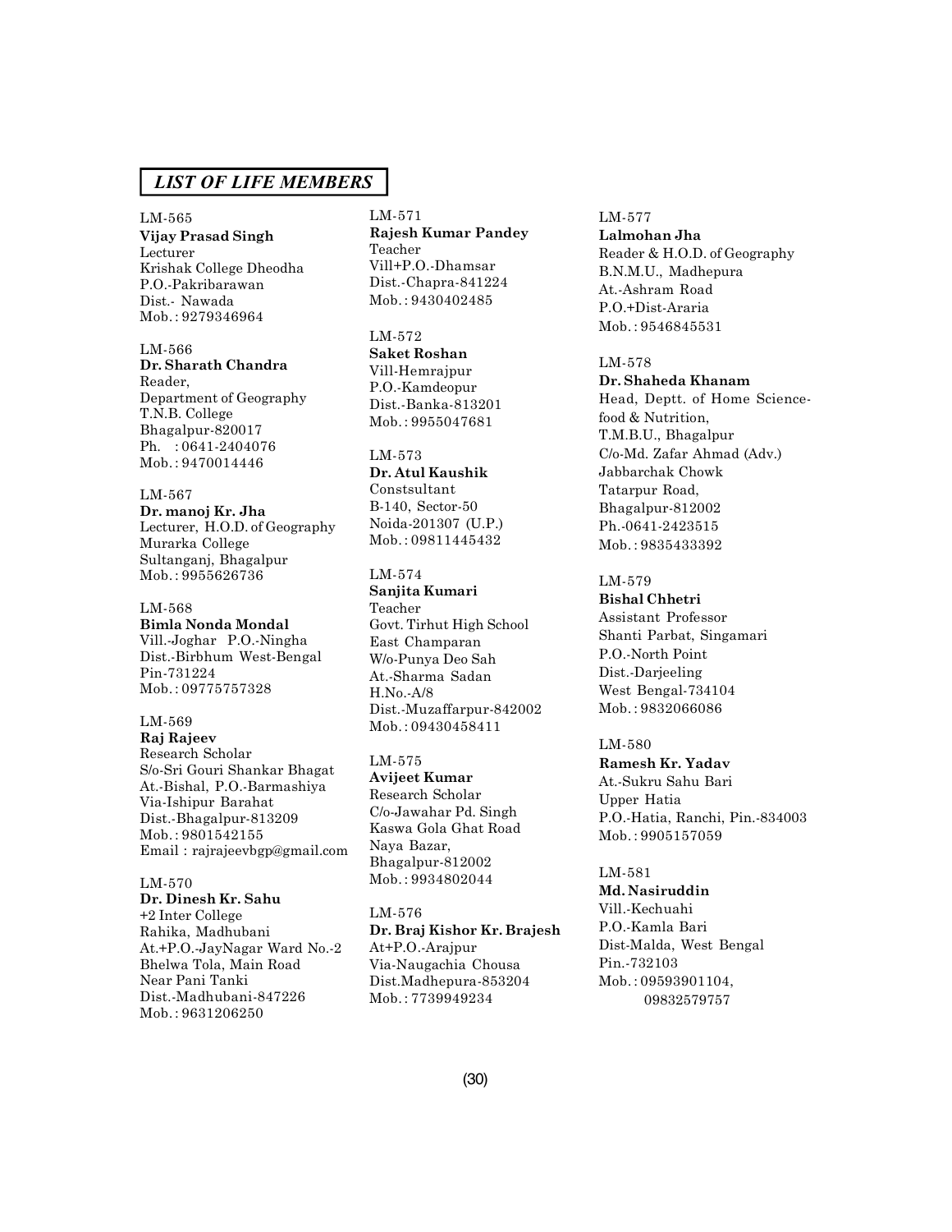## *LIST OF LIFE MEMBERS*

LM-565
**Vijay Prasad Singh**
Lecturer
Krishak College Dheodha
P.O.-Pakribarawan
Dist.- Nawada
Mob.: 9279346964

LM-566
**Dr. Sharath Chandra**
Reader,
Department of Geography
T.N.B. College
Bhagalpur-820017
Ph. : 0641-2404076
Mob.: 9470014446

LM-567
**Dr. manoj Kr. Jha**
Lecturer, H.O.D. of Geography
Murarka College
Sultanganj, Bhagalpur
Mob.: 9955626736

LM-568
**Bimla Nonda Mondal**
Vill.-Joghar P.O.-Ningha
Dist.-Birbhum West-Bengal
Pin-731224
Mob.: 09775757328

LM-569
**Raj Rajeev**
Research Scholar
S/o-Sri Gouri Shankar Bhagat
At.-Bishal, P.O.-Barmashiya
Via-Ishipur Barahat
Dist.-Bhagalpur-813209
Mob.: 9801542155
Email : rajrajeevbgp@gmail.com

LM-570
**Dr. Dinesh Kr. Sahu**
+2 Inter College
Rahika, Madhubani
At.+P.O.-JayNagar Ward No.-2
Bhelwa Tola, Main Road
Near Pani Tanki
Dist.-Madhubani-847226
Mob.: 9631206250

LM-571
**Rajesh Kumar Pandey**
Teacher
Vill+P.O.-Dhamsar
Dist.-Chapra-841224
Mob.: 9430402485

LM-572
**Saket Roshan**
Vill-Hemrajpur
P.O.-Kamdeopur
Dist.-Banka-813201
Mob.: 9955047681

LM-573
**Dr. Atul Kaushik**
Constsultant
B-140, Sector-50
Noida-201307 (U.P.)
Mob.: 09811445432

LM-574
**Sanjita Kumari**
Teacher
Govt. Tirhut High School
East Champaran
W/o-Punya Deo Sah
At.-Sharma Sadan
H.No.-A/8
Dist.-Muzaffarpur-842002
Mob.: 09430458411

LM-575
**Avijeet Kumar**
Research Scholar
C/o-Jawahar Pd. Singh
Kaswa Gola Ghat Road
Naya Bazar,
Bhagalpur-812002
Mob.: 9934802044

LM-576
**Dr. Braj Kishor Kr. Brajesh**
At+P.O.-Arajpur
Via-Naugachia Chousa
Dist.Madhepura-853204
Mob.: 7739949234

LM-577
**Lalmohan Jha**
Reader & H.O.D. of Geography
B.N.M.U., Madhepura
At.-Ashram Road
P.O.+Dist-Araria
Mob.: 9546845531

LM-578
**Dr. Shaheda Khanam**
Head, Deptt. of Home Science-food & Nutrition,
T.M.B.U., Bhagalpur
C/o-Md. Zafar Ahmad (Adv.)
Jabbarchak Chowk
Tatarpur Road,
Bhagalpur-812002
Ph.-0641-2423515
Mob.: 9835433392

LM-579
**Bishal Chhetri**
Assistant Professor
Shanti Parbat, Singamari
P.O.-North Point
Dist.-Darjeeling
West Bengal-734104
Mob.: 9832066086

LM-580
**Ramesh Kr. Yadav**
At.-Sukru Sahu Bari
Upper Hatia
P.O.-Hatia, Ranchi, Pin.-834003
Mob.: 9905157059

LM-581
**Md. Nasiruddin**
Vill.-Kechuahi
P.O.-Kamla Bari
Dist-Malda, West Bengal
Pin.-732103
Mob.: 09593901104,
09832579757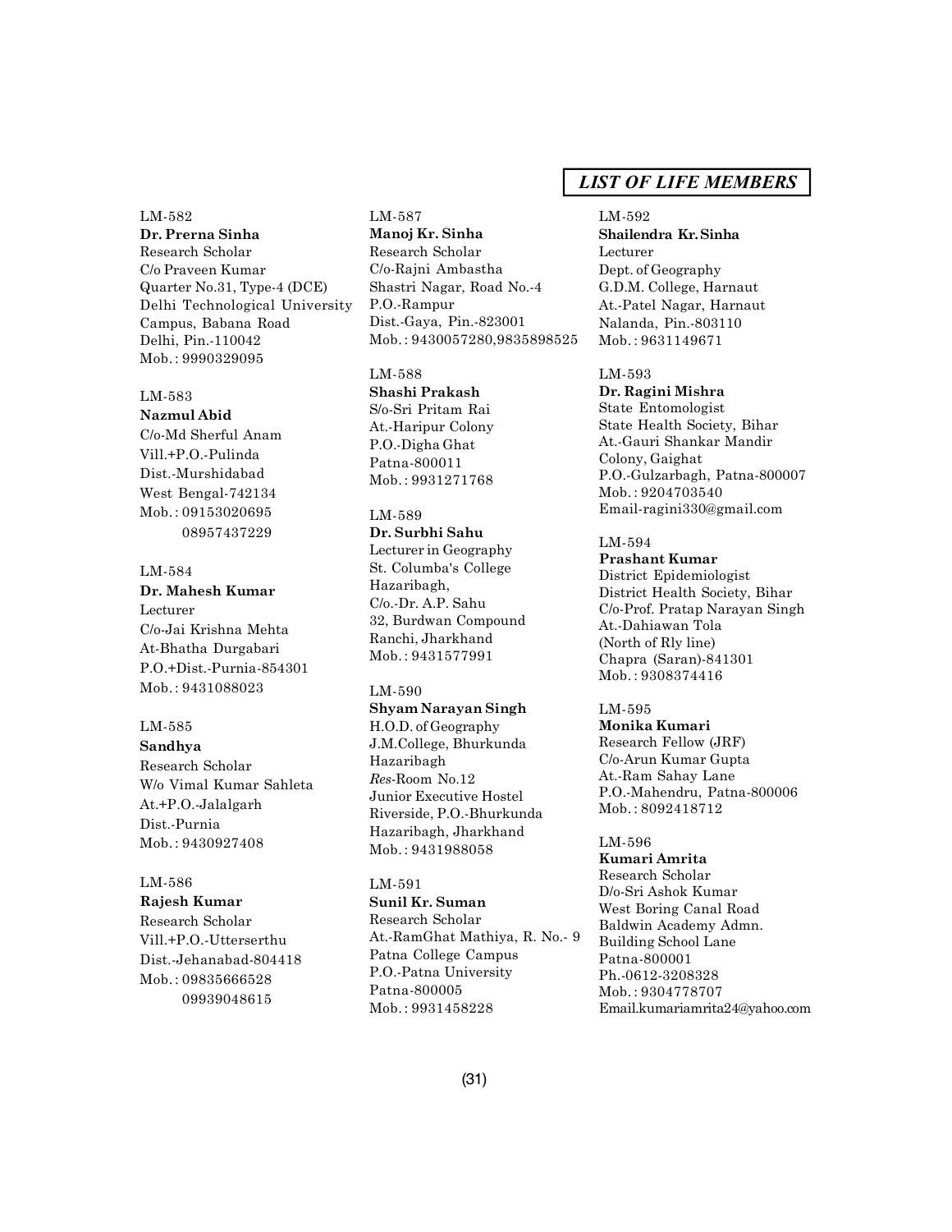## LIST OF LIFE MEMBERS

LM-582
**Dr. Prerna Sinha**
Research Scholar
C/o Praveen Kumar
Quarter No.31, Type-4 (DCE)
Delhi Technological University
Campus, Babana Road
Delhi, Pin.-110042
Mob. : 9990329095

LM-583
**Nazmul Abid**
C/o-Md Sherful Anam
Vill.+P.O.-Pulinda
Dist.-Murshidabad
West Bengal-742134
Mob. : 09153020695
08957437229

LM-584
**Dr. Mahesh Kumar**
Lecturer
C/o-Jai Krishna Mehta
At-Bhatha Durgabari
P.O.+Dist.-Purnia-854301
Mob. : 9431088023

LM-585
**Sandhya**
Research Scholar
W/o Vimal Kumar Sahleta
At.+P.O.-Jalalgarh
Dist.-Purnia
Mob. : 9430927408

LM-586
**Rajesh Kumar**
Research Scholar
Vill.+P.O.-Utterserthu
Dist.-Jehanabad-804418
Mob. : 09835666528
09939048615

LM-587
**Manoj Kr. Sinha**
Research Scholar
C/o-Rajni Ambastha
Shastri Nagar, Road No.-4
P.O.-Rampur
Dist.-Gaya, Pin.-823001
Mob. : 9430057280,9835898525

LM-588
**Shashi Prakash**
S/o-Sri Pritam Rai
At.-Haripur Colony
P.O.-Digha Ghat
Patna-800011
Mob. : 9931271768

LM-589
**Dr. Surbhi Sahu**
Lecturer in Geography
St. Columba's College
Hazaribagh,
C/o.-Dr. A.P. Sahu
32, Burdwan Compound
Ranchi, Jharkhand
Mob. : 9431577991

LM-590
**Shyam Narayan Singh**
H.O.D. of Geography
J.M.College, Bhurkunda
Hazaribagh
*Res*-Room No.12
Junior Executive Hostel
Riverside, P.O.-Bhurkunda
Hazaribagh, Jharkhand
Mob. : 9431988058

LM-591
**Sunil Kr. Suman**
Research Scholar
At.-RamGhat Mathiya, R. No.- 9
Patna College Campus
P.O.-Patna University
Patna-800005
Mob. : 9931458228

LM-592
**Shailendra Kr. Sinha**
Lecturer
Dept. of Geography
G.D.M. College, Harnaut
At.-Patel Nagar, Harnaut
Nalanda, Pin.-803110
Mob. : 9631149671

LM-593
**Dr. Ragini Mishra**
State Entomologist
State Health Society, Bihar
At.-Gauri Shankar Mandir
Colony, Gaighat
P.O.-Gulzarbagh, Patna-800007
Mob. : 9204703540
Email-ragini330@gmail.com

LM-594
**Prashant Kumar**
District Epidemiologist
District Health Society, Bihar
C/o-Prof. Pratap Narayan Singh
At.-Dahiawan Tola
(North of Rly line)
Chapra (Saran)-841301
Mob. : 9308374416

LM-595
**Monika Kumari**
Research Fellow (JRF)
C/o-Arun Kumar Gupta
At.-Ram Sahay Lane
P.O.-Mahendru, Patna-800006
Mob. : 8092418712

LM-596
**Kumari Amrita**
Research Scholar
D/o-Sri Ashok Kumar
West Boring Canal Road
Baldwin Academy Admn.
Building School Lane
Patna-800001
Ph.-0612-3208328
Mob. : 9304778707
Email.kumariamrita24@yahoo.com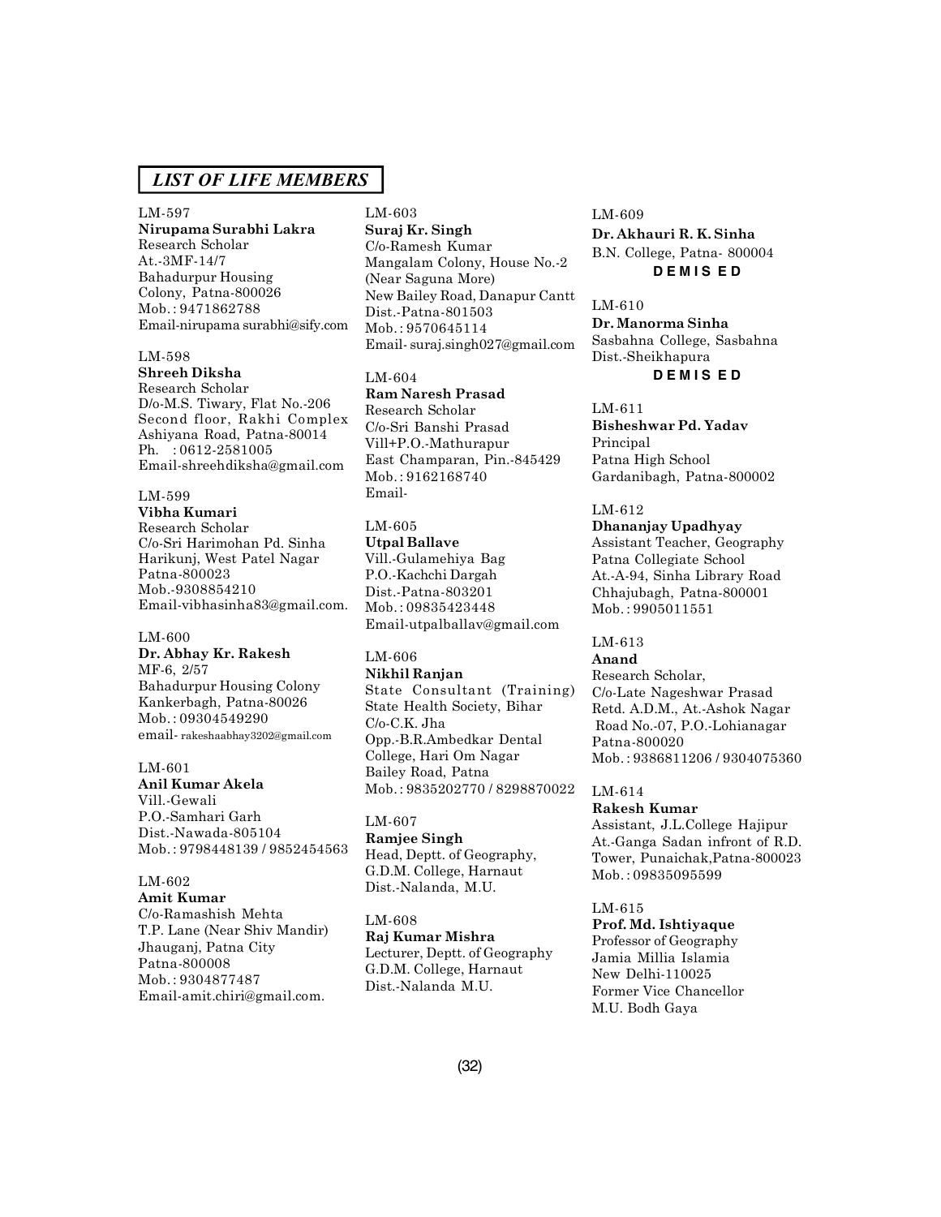## *LIST OF LIFE MEMBERS*

LM-597
**Nirupama Surabhi Lakra**
Research Scholar
At.-3MF-14/7
Bahadurpur Housing
Colony, Patna-800026
Mob.: 9471862788
Email-nirupama surabhi@sify.com

LM-598
**Shreeh Diksha**
Research Scholar
D/o-M.S. Tiwary, Flat No.-206
Second floor, Rakhi Complex
Ashiyana Road, Patna-80014
Ph. : 0612-2581005
Email-shreehdiksha@gmail.com

LM-599
**Vibha Kumari**
Research Scholar
C/o-Sri Harimohan Pd. Sinha
Harikunj, West Patel Nagar
Patna-800023
Mob.-9308854210
Email-vibhasinha83@gmail.com.

LM-600
**Dr. Abhay Kr. Rakesh**
MF-6, 2/57
Bahadurpur Housing Colony
Kankerbagh, Patna-80026
Mob.: 09304549290
email- rakeshaabhay3202@gmail.com

LM-601
**Anil Kumar Akela**
Vill.-Gewali
P.O.-Samhari Garh
Dist.-Nawada-805104
Mob.: 9798448139 / 9852454563

LM-602
**Amit Kumar**
C/o-Ramashish Mehta
T.P. Lane (Near Shiv Mandir)
Jhauganj, Patna City
Patna-800008
Mob.: 9304877487
Email-amit.chiri@gmail.com.

LM-603
**Suraj Kr. Singh**
C/o-Ramesh Kumar
Mangalam Colony, House No.-2
(Near Saguna More)
New Bailey Road, Danapur Cantt
Dist.-Patna-801503
Mob.: 9570645114
Email- suraj.singh027@gmail.com

LM-604
**Ram Naresh Prasad**
Research Scholar
C/o-Sri Banshi Prasad
Vill+P.O.-Mathurapur
East Champaran, Pin.-845429
Mob.: 9162168740
Email-

LM-605
**Utpal Ballave**
Vill.-Gulamehiya Bag
P.O.-Kachchi Dargah
Dist.-Patna-803201
Mob.: 09835423448
Email-utpalballav@gmail.com

LM-606
**Nikhil Ranjan**
State Consultant (Training)
State Health Society, Bihar
C/o-C.K. Jha
Opp.-B.R.Ambedkar Dental
College, Hari Om Nagar
Bailey Road, Patna
Mob.: 9835202770 / 8298870022

LM-607
**Ramjee Singh**
Head, Deptt. of Geography,
G.D.M. College, Harnaut
Dist.-Nalanda, M.U.

LM-608
**Raj Kumar Mishra**
Lecturer, Deptt. of Geography
G.D.M. College, Harnaut
Dist.-Nalanda M.U.

LM-609
**Dr. Akhauri R. K. Sinha**
B.N. College, Patna- 800004
**DEMISED**

LM-610
**Dr. Manorma Sinha**
Sasbahna College, Sasbahna
Dist.-Sheikhapura
**DEMISED**

LM-611
**Bisheshwar Pd. Yadav**
Principal
Patna High School
Gardanibagh, Patna-800002

LM-612
**Dhananjay Upadhyay**
Assistant Teacher, Geography
Patna Collegiate School
At.-A-94, Sinha Library Road
Chhajubagh, Patna-800001
Mob.: 9905011551

LM-613
**Anand**
Research Scholar,
C/o-Late Nageshwar Prasad
Retd. A.D.M., At.-Ashok Nagar
Road No.-07, P.O.-Lohianagar
Patna-800020
Mob.: 9386811206 / 9304075360

LM-614
**Rakesh Kumar**
Assistant, J.L.College Hajipur
At.-Ganga Sadan infront of R.D.
Tower, Punaichak,Patna-800023
Mob.: 09835095599

LM-615
**Prof. Md. Ishtiyaque**
Professor of Geography
Jamia Millia Islamia
New Delhi-110025
Former Vice Chancellor
M.U. Bodh Gaya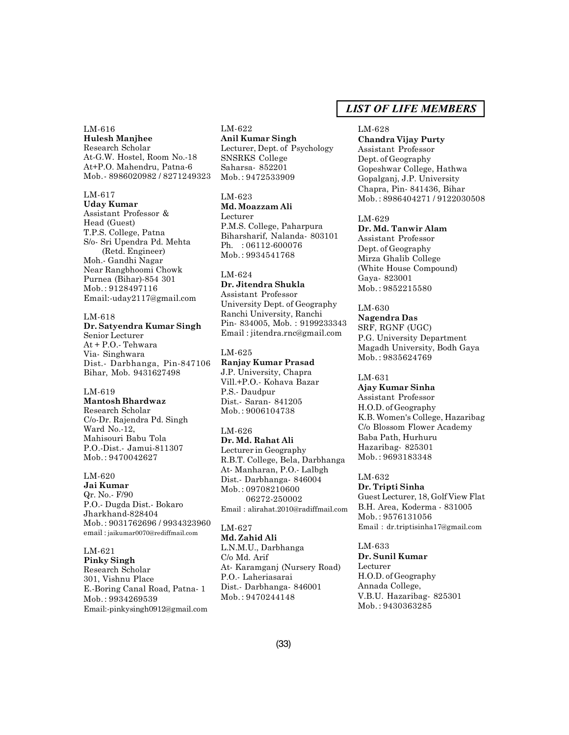## *LIST OF LIFE MEMBERS*

LM-616
**Hulesh Manjhee**
Research Scholar
At-G.W. Hostel, Room No.-18
At+P.O. Mahendru, Patna-6
Mob.- 8986020982 / 8271249323

LM-617
**Uday Kumar**
Assistant Professor &
Head (Guest)
T.P.S. College, Patna
S/o- Sri Upendra Pd. Mehta
(Retd. Engineer)
Moh.- Gandhi Nagar
Near Rangbhoomi Chowk
Purnea (Bihar)-854 301
Mob.: 9128497116
Email:-uday2117@gmail.com

LM-618
**Dr. Satyendra Kumar Singh**
Senior Lecturer
At + P.O.- Tehwara
Via- Singhwara
Dist.- Darbhanga, Pin-847106
Bihar, Mob. 9431627498

LM-619
**Mantosh Bhardwaz**
Research Scholar
C/o-Dr. Rajendra Pd. Singh
Ward No.-12,
Mahisouri Babu Tola
P.O.-Dist.- Jamui-811307
Mob.: 9470042627

LM-620
**Jai Kumar**
Qr. No.- F/90
P.O.- Dugda Dist.- Bokaro
Jharkhand-828404
Mob.: 9031762696 / 9934323960
email : jaikumar0070@rediffmail.com

LM-621
**Pinky Singh**
Research Scholar
301, Vishnu Place
E.-Boring Canal Road, Patna- 1
Mob.: 9934269539
Email:-pinkysingh0912@gmail.com

LM-622
**Anil Kumar Singh**
Lecturer, Dept. of Psychology
SNSRKS College
Saharsa- 852201
Mob.: 9472533909

LM-623
**Md. Moazzam Ali**
Lecturer
P.M.S. College, Paharpura
Biharsharif, Nalanda- 803101
Ph. : 06112-600076
Mob.: 9934541768

LM-624
**Dr. Jitendra Shukla**
Assistant Professor
University Dept. of Geography
Ranchi University, Ranchi
Pin- 834005, Mob. : 9199233343
Email : jitendra.rnc@gmail.com

LM-625
**Ranjay Kumar Prasad**
J.P. University, Chapra
Vill.+P.O.- Kohava Bazar
P.S.- Daudpur
Dist.- Saran- 841205
Mob.: 9006104738

LM-626
**Dr. Md. Rahat Ali**
Lecturer in Geography
R.B.T. College, Bela, Darbhanga
At- Manharan, P.O.- Lalbgh
Dist.- Darbhanga- 846004
Mob.: 09708210600
06272-250002
Email : alirahat.2010@radiffmail.com

LM-627
**Md. Zahid Ali**
L.N.M.U., Darbhanga
C/o Md. Arif
At- Karamganj (Nursery Road)
P.O.- Laheriasarai
Dist.- Darbhanga- 846001
Mob.: 9470244148

LM-628
**Chandra Vijay Purty**
Assistant Professor
Dept. of Geography
Gopeshwar College, Hathwa
Gopalganj, J.P. University
Chapra, Pin- 841436, Bihar
Mob.: 8986404271 / 9122030508

LM-629
**Dr. Md. Tanwir Alam**
Assistant Professor
Dept. of Geography
Mirza Ghalib College
(White House Compound)
Gaya- 823001
Mob.: 9852215580

LM-630
**Nagendra Das**
SRF, RGNF (UGC)
P.G. University Department
Magadh University, Bodh Gaya
Mob.: 9835624769

LM-631
**Ajay Kumar Sinha**
Assistant Professor
H.O.D. of Geography
K.B. Women's College, Hazaribag
C/o Blossom Flower Academy
Baba Path, Hurhuru
Hazaribag- 825301
Mob.: 9693183348

LM-632
**Dr. Tripti Sinha**
Guest Lecturer, 18, Golf View Flat
B.H. Area, Koderma - 831005
Mob.: 9576131056
Email : dr.triptisinha17@gmail.com

LM-633
**Dr. Sunil Kumar**
Lecturer
H.O.D. of Geography
Annada College,
V.B.U. Hazaribag- 825301
Mob.: 9430363285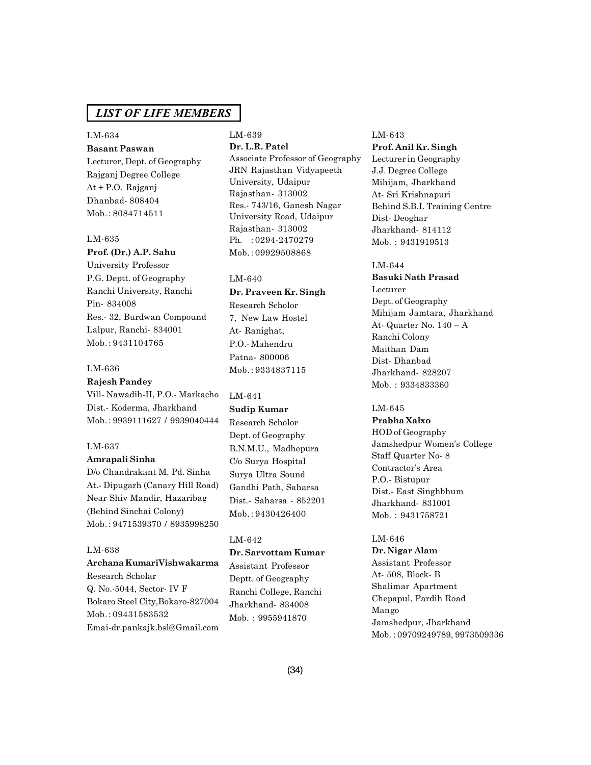## *LIST OF LIFE MEMBERS*

LM-634
**Basant Paswan**
Lecturer, Dept. of Geography
Rajganj Degree College
At + P.O. Rajganj
Dhanbad- 808404
Mob.: 8084714511

LM-635
**Prof. (Dr.) A.P. Sahu**
University Professor
P.G. Deptt. of Geography
Ranchi University, Ranchi
Pin- 834008
Res.- 32, Burdwan Compound
Lalpur, Ranchi- 834001
Mob.: 9431104765

LM-636
**Rajesh Pandey**
Vill- Nawadih-II, P.O.- Markacho
Dist.- Koderma, Jharkhand
Mob.: 9939111627 / 9939040444

LM-637
**Amrapali Sinha**
D/o Chandrakant M. Pd. Sinha
At.- Dipugarh (Canary Hill Road)
Near Shiv Mandir, Hazaribag
(Behind Sinchai Colony)
Mob.: 9471539370 / 8935998250

LM-638
**Archana KumariVishwakarma**
Research Scholar
Q. No.-5044, Sector- IV F
Bokaro Steel City,Bokaro-827004
Mob.: 09431583532
Emai-dr.pankajk.bsl@Gmail.com

LM-639
**Dr. L.R. Patel**
Associate Professor of Geography
JRN Rajasthan Vidyapeeth
University, Udaipur
Rajasthan- 313002
Res.- 743/16, Ganesh Nagar
University Road, Udaipur
Rajasthan- 313002
Ph. : 0294-2470279
Mob.: 09929508868

LM-640
**Dr. Praveen Kr. Singh**
Research Scholor
7, New Law Hostel
At- Ranighat,
P.O.- Mahendru
Patna- 800006
Mob.: 9334837115

LM-641
**Sudip Kumar**
Research Scholor
Dept. of Geography
B.N.M.U., Madhepura
C/o Surya Hospital
Surya Ultra Sound
Gandhi Path, Saharsa
Dist.- Saharsa - 852201
Mob.: 9430426400

LM-642
**Dr. Sarvottam Kumar**
Assistant Professor
Deptt. of Geography
Ranchi College, Ranchi
Jharkhand- 834008
Mob. : 9955941870

LM-643
**Prof. Anil Kr. Singh**
Lecturer in Geography
J.J. Degree College
Mihijam, Jharkhand
At- Sri Krishnapuri
Behind S.B.I. Training Centre
Dist- Deoghar
Jharkhand- 814112
Mob. : 9431919513

LM-644
**Basuki Nath Prasad**
Lecturer
Dept. of Geography
Mihijam Jamtara, Jharkhand
At- Quarter No. 140 – A
Ranchi Colony
Maithan Dam
Dist- Dhanbad
Jharkhand- 828207
Mob. : 9334833360

LM-645
**Prabha Xalxo**
HOD of Geography
Jamshedpur Women's College
Staff Quarter No- 8
Contractor's Area
P.O.- Bistupur
Dist.- East Singhbhum
Jharkhand- 831001
Mob. : 9431758721

LM-646
**Dr. Nigar Alam**
Assistant Professor
At- 508, Block- B
Shalimar Apartment
Chepapul, Pardih Road
Mango
Jamshedpur, Jharkhand
Mob.: 09709249789, 9973509336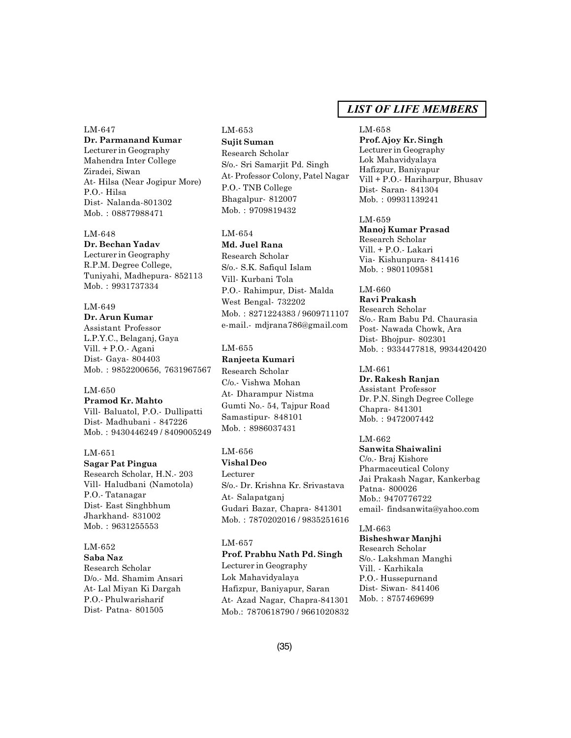## *LIST OF LIFE MEMBERS*

LM-647
**Dr. Parmanand Kumar**
Lecturer in Geography
Mahendra Inter College
Ziradei, Siwan
At- Hilsa (Near Jogipur More)
P.O.- Hilsa
Dist- Nalanda-801302
Mob. : 08877988471

LM-648
**Dr. Bechan Yadav**
Lecturer in Geography
R.P.M. Degree College,
Tuniyahi, Madhepura- 852113
Mob. : 9931737334

LM-649
**Dr. Arun Kumar**
Assistant Professor
L.P.Y.C., Belaganj, Gaya
Vill. + P.O.- Agani
Dist- Gaya- 804403
Mob. : 9852200656, 7631967567

LM-650
**Pramod Kr. Mahto**
Vill- Baluatol, P.O.- Dullipatti
Dist- Madhubani - 847226
Mob. : 9430446249 / 8409005249

LM-651
**Sagar Pat Pingua**
Research Scholar, H.N.- 203
Vill- Haludbani (Namotola)
P.O.- Tatanagar
Dist- East Singhbhum
Jharkhand- 831002
Mob. : 9631255553

LM-652
**Saba Naz**
Research Scholar
D/o.- Md. Shamim Ansari
At- Lal Miyan Ki Dargah
P.O.- Phulwarisharif
Dist- Patna- 801505

LM-653
**Sujit Suman**
Research Scholar
S/o.- Sri Samarjit Pd. Singh
At- Professor Colony, Patel Nagar
P.O.- TNB College
Bhagalpur- 812007
Mob. : 9709819432

LM-654
**Md. Juel Rana**
Research Scholar
S/o.- S.K. Safiqul Islam
Vill- Kurbani Tola
P.O.- Rahimpur, Dist- Malda
West Bengal- 732202
Mob. : 8271224383 / 9609711107
e-mail.- mdjrana786@gmail.com

LM-655
**Ranjeeta Kumari**
Research Scholar
C/o.- Vishwa Mohan
At- Dharampur Nistma
Gumti No.- 54, Tajpur Road
Samastipur- 848101
Mob. : 8986037431

LM-656
**Vishal Deo**
Lecturer
S/o.- Dr. Krishna Kr. Srivastava
At- Salapatganj
Gudari Bazar, Chapra- 841301
Mob. : 7870202016 / 9835251616

LM-657
**Prof. Prabhu Nath Pd. Singh**
Lecturer in Geography
Lok Mahavidyalaya
Hafizpur, Baniyapur, Saran
At- Azad Nagar, Chapra-841301
Mob.: 7870618790 / 9661020832

LM-658
**Prof. Ajoy Kr. Singh**
Lecturer in Geography
Lok Mahavidyalaya
Hafizpur, Baniyapur
Vill + P.O.- Hariharpur, Bhusav
Dist- Saran- 841304
Mob. : 09931139241

LM-659
**Manoj Kumar Prasad**
Research Scholar
Vill. + P.O.- Lakari
Via- Kishunpura- 841416
Mob. : 9801109581

LM-660
**Ravi Prakash**
Research Scholar
S/o.- Ram Babu Pd. Chaurasia
Post- Nawada Chowk, Ara
Dist- Bhojpur- 802301
Mob. : 9334477818, 9934420420

LM-661
**Dr. Rakesh Ranjan**
Assistant Professor
Dr. P.N. Singh Degree College
Chapra- 841301
Mob. : 9472007442

LM-662
**Sanwita Shaiwalini**
C/o.- Braj Kishore
Pharmaceutical Colony
Jai Prakash Nagar, Kankerbag
Patna- 800026
Mob.: 9470776722
email- findsanwita@yahoo.com

LM-663
**Bisheshwar Manjhi**
Research Scholar
S/o.- Lakshman Manghi
Vill. - Karhikala
P.O.- Hussepurnand
Dist- Siwan- 841406
Mob. : 8757469699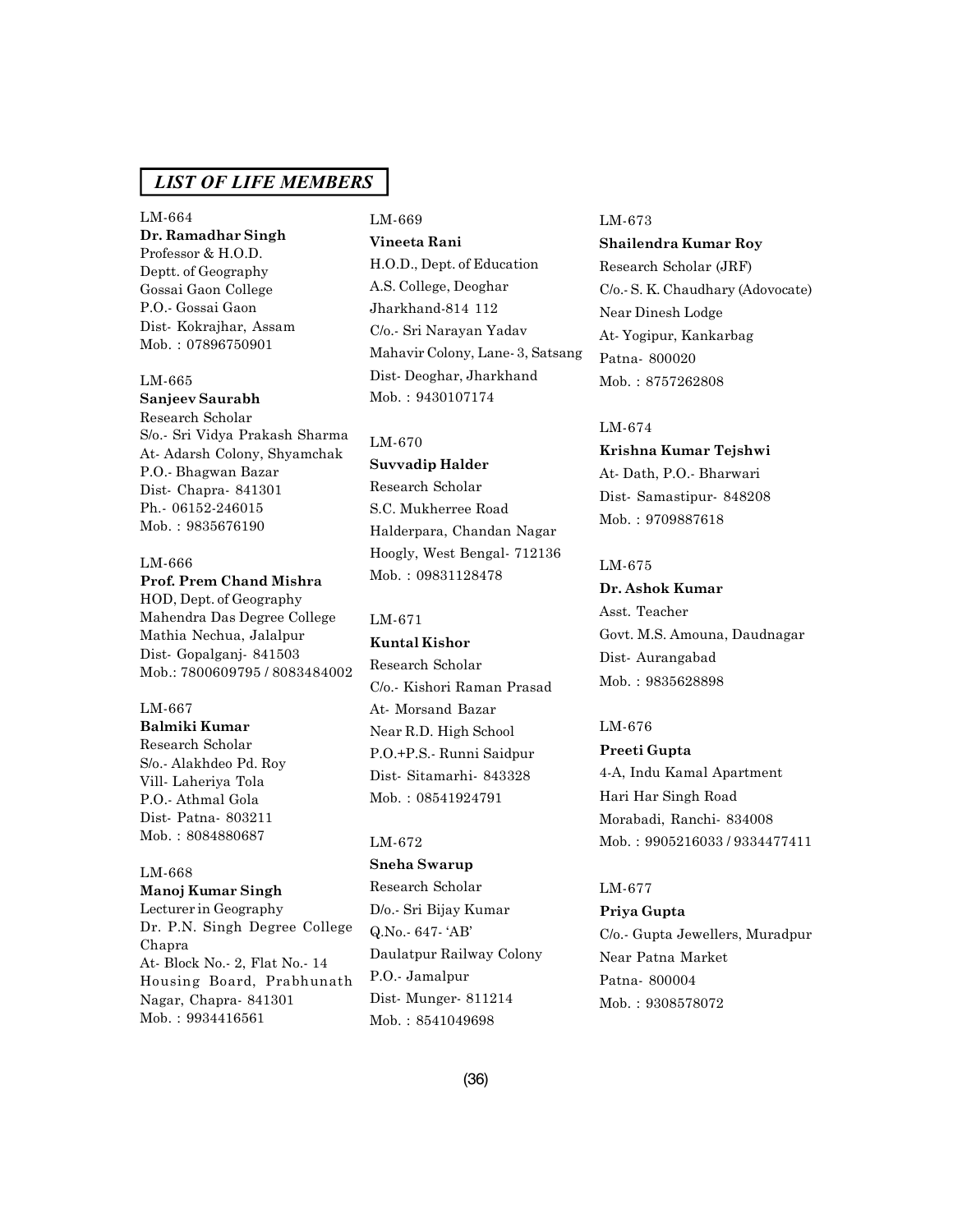## *LIST OF LIFE MEMBERS*

LM-664
**Dr. Ramadhar Singh**
Professor & H.O.D.
Deptt. of Geography
Gossai Gaon College
P.O.- Gossai Gaon
Dist- Kokrajhar, Assam
Mob. : 07896750901

LM-665
**Sanjeev Saurabh**
Research Scholar
S/o.- Sri Vidya Prakash Sharma
At- Adarsh Colony, Shyamchak
P.O.- Bhagwan Bazar
Dist- Chapra- 841301
Ph.- 06152-246015
Mob. : 9835676190

LM-666
**Prof. Prem Chand Mishra**
HOD, Dept. of Geography
Mahendra Das Degree College
Mathia Nechua, Jalalpur
Dist- Gopalganj- 841503
Mob.: 7800609795 / 8083484002

LM-667
**Balmiki Kumar**
Research Scholar
S/o.- Alakhdeo Pd. Roy
Vill- Laheriya Tola
P.O.- Athmal Gola
Dist- Patna- 803211
Mob. : 8084880687

LM-668
**Manoj Kumar Singh**
Lecturer in Geography
Dr. P.N. Singh Degree College Chapra
At- Block No.- 2, Flat No.- 14
Housing Board, Prabhunath Nagar, Chapra- 841301
Mob. : 9934416561

LM-669
**Vineeta Rani**
H.O.D., Dept. of Education
A.S. College, Deoghar
Jharkhand-814 112
C/o.- Sri Narayan Yadav
Mahavir Colony, Lane- 3, Satsang
Dist- Deoghar, Jharkhand
Mob. : 9430107174

LM-670
**Suvvadip Halder**
Research Scholar
S.C. Mukherree Road
Halderpara, Chandan Nagar
Hoogly, West Bengal- 712136
Mob. : 09831128478

LM-671
**Kuntal Kishor**
Research Scholar
C/o.- Kishori Raman Prasad
At- Morsand Bazar
Near R.D. High School
P.O.+P.S.- Runni Saidpur
Dist- Sitamarhi- 843328
Mob. : 08541924791

LM-672
**Sneha Swarup**
Research Scholar
D/o.- Sri Bijay Kumar
Q.No.- 647- 'AB'
Daulatpur Railway Colony
P.O.- Jamalpur
Dist- Munger- 811214
Mob. : 8541049698

LM-673
**Shailendra Kumar Roy**
Research Scholar (JRF)
C/o.- S. K. Chaudhary (Adovocate)
Near Dinesh Lodge
At- Yogipur, Kankarbag
Patna- 800020
Mob. : 8757262808

LM-674
**Krishna Kumar Tejshwi**
At- Dath, P.O.- Bharwari
Dist- Samastipur- 848208
Mob. : 9709887618

LM-675
**Dr. Ashok Kumar**
Asst. Teacher
Govt. M.S. Amouna, Daudnagar
Dist- Aurangabad
Mob. : 9835628898

LM-676
**Preeti Gupta**
4-A, Indu Kamal Apartment
Hari Har Singh Road
Morabadi, Ranchi- 834008
Mob. : 9905216033 / 9334477411

LM-677
**Priya Gupta**
C/o.- Gupta Jewellers, Muradpur
Near Patna Market
Patna- 800004
Mob. : 9308578072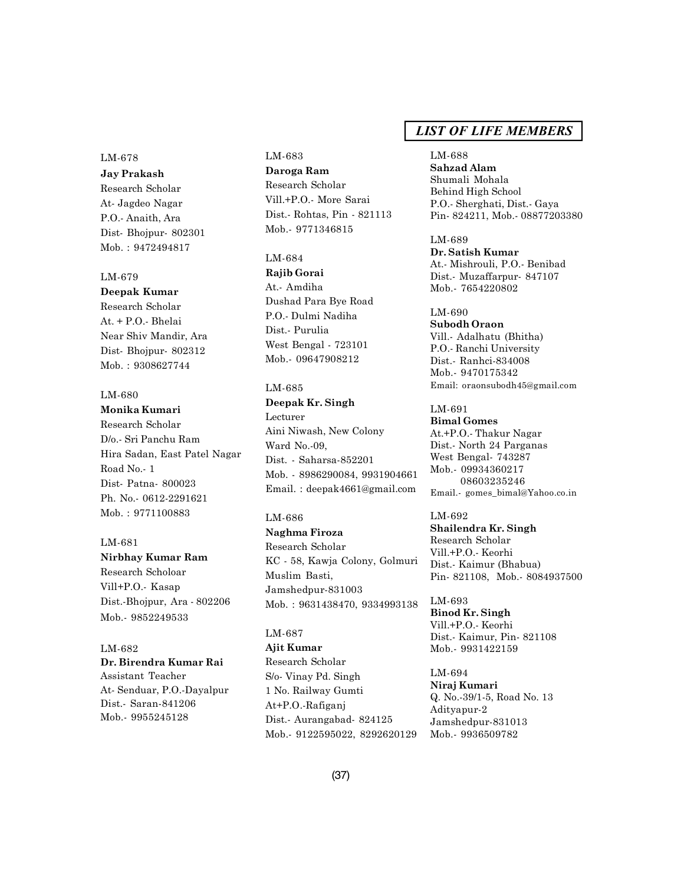## LIST OF LIFE MEMBERS

LM-678
**Jay Prakash**
Research Scholar
At- Jagdeo Nagar
P.O.- Anaith, Ara
Dist- Bhojpur- 802301
Mob. : 9472494817

LM-679
**Deepak Kumar**
Research Scholar
At. + P.O.- Bhelai
Near Shiv Mandir, Ara
Dist- Bhojpur- 802312
Mob. : 9308627744

LM-680
**Monika Kumari**
Research Scholar
D/o.- Sri Panchu Ram
Hira Sadan, East Patel Nagar
Road No.- 1
Dist- Patna- 800023
Ph. No.- 0612-2291621
Mob. : 9771100883

LM-681
**Nirbhay Kumar Ram**
Research Scholoar
Vill+P.O.- Kasap
Dist.-Bhojpur, Ara - 802206
Mob.- 9852249533

LM-682
**Dr. Birendra Kumar Rai**
Assistant Teacher
At- Senduar, P.O.-Dayalpur
Dist.- Saran-841206
Mob.- 9955245128

LM-683
**Daroga Ram**
Research Scholar
Vill.+P.O.- More Sarai
Dist.- Rohtas, Pin - 821113
Mob.- 9771346815

LM-684
**Rajib Gorai**
At.- Amdiha
Dushad Para Bye Road
P.O.- Dulmi Nadiha
Dist.- Purulia
West Bengal - 723101
Mob.- 09647908212

LM-685
**Deepak Kr. Singh**
Lecturer
Aini Niwash, New Colony
Ward No.-09,
Dist. - Saharsa-852201
Mob. - 8986290084, 9931904661
Email. : deepak4661@gmail.com

LM-686
**Naghma Firoza**
Research Scholar
KC - 58, Kawja Colony, Golmuri
Muslim Basti,
Jamshedpur-831003
Mob. : 9631438470, 9334993138

LM-687
**Ajit Kumar**
Research Scholar
S/o- Vinay Pd. Singh
1 No. Railway Gumti
At+P.O.-Rafiganj
Dist.- Aurangabad- 824125
Mob.- 9122595022, 8292620129

LM-688
**Sahzad Alam**
Shumali Mohala
Behind High School
P.O.- Sherghati, Dist.- Gaya
Pin- 824211, Mob.- 08877203380

LM-689
**Dr. Satish Kumar**
At.- Mishrouli, P.O.- Benibad
Dist.- Muzaffarpur- 847107
Mob.- 7654220802

LM-690
**Subodh Oraon**
Vill.- Adalhatu (Bhitha)
P.O.- Ranchi University
Dist.- Ranhci-834008
Mob.- 9470175342
Email: oraonsubodh45@gmail.com

LM-691
**Bimal Gomes**
At.+P.O.- Thakur Nagar
Dist.- North 24 Parganas
West Bengal- 743287
Mob.- 09934360217
08603235246
Email.- gomes_bimal@Yahoo.co.in

LM-692
**Shailendra Kr. Singh**
Research Scholar
Vill.+P.O.- Keorhi
Dist.- Kaimur (Bhabua)
Pin- 821108, Mob.- 8084937500

LM-693
**Binod Kr. Singh**
Vill.+P.O.- Keorhi
Dist.- Kaimur, Pin- 821108
Mob.- 9931422159

LM-694
**Niraj Kumari**
Q. No.-39/1-5, Road No. 13
Adityapur-2
Jamshedpur-831013
Mob.- 9936509782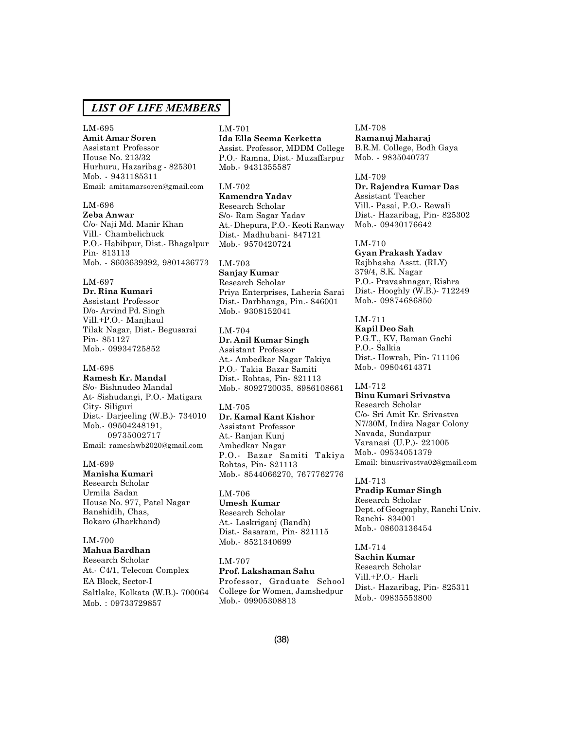## *LIST OF LIFE MEMBERS*

LM-695
**Amit Amar Soren**
Assistant Professor
House No. 213/32
Hurhuru, Hazaribag - 825301
Mob. - 9431185311
Email: amitamarsoren@gmail.com

LM-696
**Zeba Anwar**
C/o- Naji Md. Manir Khan
Vill.- Chambelichuck
P.O.- Habibpur, Dist.- Bhagalpur
Pin- 813113
Mob. - 8603639392, 9801436773

LM-697
**Dr. Rina Kumari**
Assistant Professor
D/o- Arvind Pd. Singh
Vill.+P.O.- Manjhaul
Tilak Nagar, Dist.- Begusarai
Pin- 851127
Mob.- 09934725852

LM-698
**Ramesh Kr. Mandal**
S/o- Bishnudeo Mandal
At- Sishudangi, P.O.- Matigara
City- Siliguri
Dist.- Darjeeling (W.B.)- 734010
Mob.- 09504248191,
09735002717
Email: rameshwb2020@gmail.com

LM-699
**Manisha Kumari**
Research Scholar
Urmila Sadan
House No. 977, Patel Nagar
Banshidih, Chas,
Bokaro (Jharkhand)

LM-700
**Mahua Bardhan**
Research Scholar
At.- C4/1, Telecom Complex
EA Block, Sector-I
Saltlake, Kolkata (W.B.)- 700064
Mob. : 09733729857

LM-701
**Ida Ella Seema Kerketta**
Assist. Professor, MDDM College
P.O.- Ramna, Dist.- Muzaffarpur
Mob.- 9431355587

LM-702
**Kamendra Yadav**
Research Scholar
S/o- Ram Sagar Yadav
At.- Dhepura, P.O.- Keoti Ranway
Dist.- Madhubani- 847121
Mob.- 9570420724

LM-703
**Sanjay Kumar**
Research Scholar
Priya Enterprises, Laheria Sarai
Dist.- Darbhanga, Pin.- 846001
Mob.- 9308152041

LM-704
**Dr. Anil Kumar Singh**
Assistant Professor
At.- Ambedkar Nagar Takiya
P.O.- Takia Bazar Samiti
Dist.- Rohtas, Pin- 821113
Mob.- 8092720035, 8986108661

LM-705
**Dr. Kamal Kant Kishor**
Assistant Professor
At.- Ranjan Kunj
Ambedkar Nagar
P.O.- Bazar Samiti Takiya
Rohtas, Pin- 821113
Mob.- 8544066270, 7677762776

LM-706
**Umesh Kumar**
Research Scholar
At.- Laskriganj (Bandh)
Dist.- Sasaram, Pin- 821115
Mob.- 8521340699

LM-707
**Prof. Lakshaman Sahu**
Professor, Graduate School
College for Women, Jamshedpur
Mob.- 09905308813

LM-708
**Ramanuj Maharaj**
B.R.M. College, Bodh Gaya
Mob. - 9835040737

LM-709
**Dr. Rajendra Kumar Das**
Assistant Teacher
Vill.- Pasai, P.O.- Rewali
Dist.- Hazaribag, Pin- 825302
Mob.- 09430176642

LM-710
**Gyan Prakash Yadav**
Rajbhasha Asstt. (RLY)
379/4, S.K. Nagar
P.O.- Pravashnagar, Rishra
Dist.- Hooghly (W.B.)- 712249
Mob.- 09874686850

LM-711
**Kapil Deo Sah**
P.G.T., KV, Baman Gachi
P.O.- Salkia
Dist.- Howrah, Pin- 711106
Mob.- 09804614371

LM-712
**Binu Kumari Srivastva**
Research Scholar
C/o- Sri Amit Kr. Srivastva
N7/30M, Indira Nagar Colony
Navada, Sundarpur
Varanasi (U.P.)- 221005
Mob.- 09534051379
Email: binusrivastva02@gmail.com

LM-713
**Pradip Kumar Singh**
Research Scholar
Dept. of Geography, Ranchi Univ.
Ranchi- 834001
Mob.- 08603136454

LM-714
**Sachin Kumar**
Research Scholar
Vill.+P.O.- Harli
Dist.- Hazaribag, Pin- 825311
Mob.- 09835553800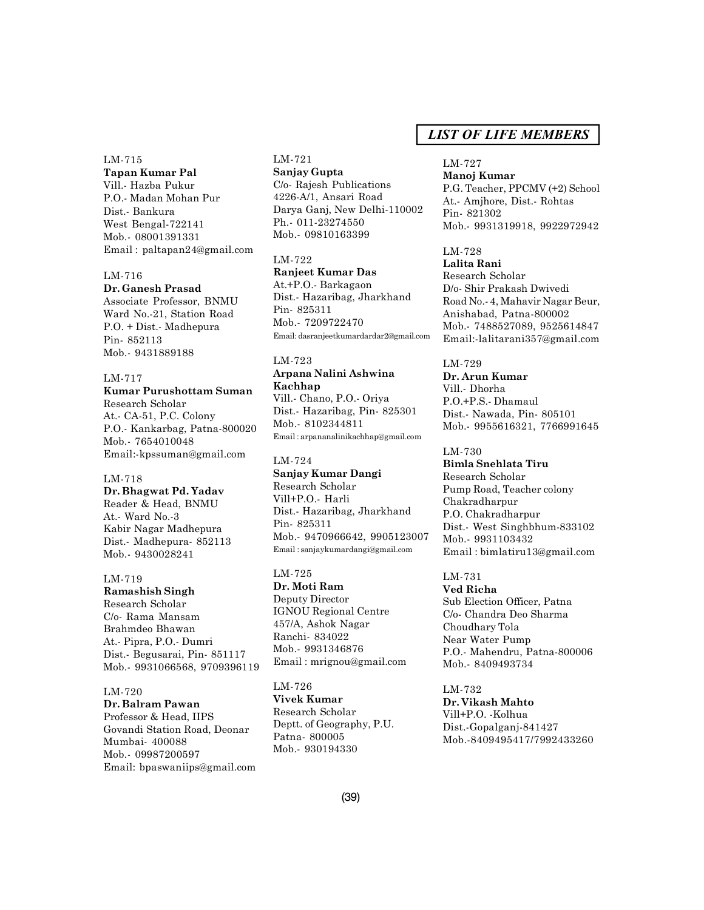## *LIST OF LIFE MEMBERS*

LM-715
**Tapan Kumar Pal**
Vill.- Hazba Pukur
P.O.- Madan Mohan Pur
Dist.- Bankura
West Bengal-722141
Mob.- 08001391331
Email : paltapan24@gmail.com

LM-716
**Dr. Ganesh Prasad**
Associate Professor, BNMU
Ward No.-21, Station Road
P.O. + Dist.- Madhepura
Pin- 852113
Mob.- 9431889188

LM-717
**Kumar Purushottam Suman**
Research Scholar
At.- CA-51, P.C. Colony
P.O.- Kankarbag, Patna-800020
Mob.- 7654010048
Email:-kpssuman@gmail.com

LM-718
**Dr. Bhagwat Pd. Yadav**
Reader & Head, BNMU
At.- Ward No.-3
Kabir Nagar Madhepura
Dist.- Madhepura- 852113
Mob.- 9430028241

LM-719
**Ramashish Singh**
Research Scholar
C/o- Rama Mansam
Brahmdeo Bhawan
At.- Pipra, P.O.- Dumri
Dist.- Begusarai, Pin- 851117
Mob.- 9931066568, 9709396119

LM-720
**Dr. Balram Pawan**
Professor & Head, IIPS
Govandi Station Road, Deonar
Mumbai- 400088
Mob.- 09987200597
Email: bpaswaniips@gmail.com

LM-721
**Sanjay Gupta**
C/o- Rajesh Publications
4226-A/1, Ansari Road
Darya Ganj, New Delhi-110002
Ph.- 011-23274550
Mob.- 09810163399

LM-722
**Ranjeet Kumar Das**
At.+P.O.- Barkagaon
Dist.- Hazaribag, Jharkhand
Pin- 825311
Mob.- 7209722470
Email: dasranjeetkumardardar2@gmail.com

LM-723
**Arpana Nalini Ashwina Kachhap**
Vill.- Chano, P.O.- Oriya
Dist.- Hazaribag, Pin- 825301
Mob.- 8102344811
Email : arpananalinikachhap@gmail.com

LM-724
**Sanjay Kumar Dangi**
Research Scholar
Vill+P.O.- Harli
Dist.- Hazaribag, Jharkhand
Pin- 825311
Mob.- 9470966642, 9905123007
Email : sanjaykumardangi@gmail.com

LM-725
**Dr. Moti Ram**
Deputy Director
IGNOU Regional Centre
457/A, Ashok Nagar
Ranchi- 834022
Mob.- 9931346876
Email : mrignou@gmail.com

LM-726
**Vivek Kumar**
Research Scholar
Deptt. of Geography, P.U.
Patna- 800005
Mob.- 930194330

LM-727
**Manoj Kumar**
P.G. Teacher, PPCMV (+2) School
At.- Amjhore, Dist.- Rohtas
Pin- 821302
Mob.- 9931319918, 9922972942

LM-728
**Lalita Rani**
Research Scholar
D/o- Shir Prakash Dwivedi
Road No.- 4, Mahavir Nagar Beur,
Anishabad, Patna-800002
Mob.- 7488527089, 9525614847
Email:-lalitarani357@gmail.com

LM-729
**Dr. Arun Kumar**
Vill.- Dhorha
P.O.+P.S.- Dhamaul
Dist.- Nawada, Pin- 805101
Mob.- 9955616321, 7766991645

LM-730
**Bimla Snehlata Tiru**
Research Scholar
Pump Road, Teacher colony
Chakradharpur
P.O. Chakradharpur
Dist.- West Singhbhum-833102
Mob.- 9931103432
Email : bimlatiru13@gmail.com

LM-731
**Ved Richa**
Sub Election Officer, Patna
C/o- Chandra Deo Sharma
Choudhary Tola
Near Water Pump
P.O.- Mahendru, Patna-800006
Mob.- 8409493734

LM-732
**Dr. Vikash Mahto**
Vill+P.O. -Kolhua
Dist.-Gopalganj-841427
Mob.-8409495417/7992433260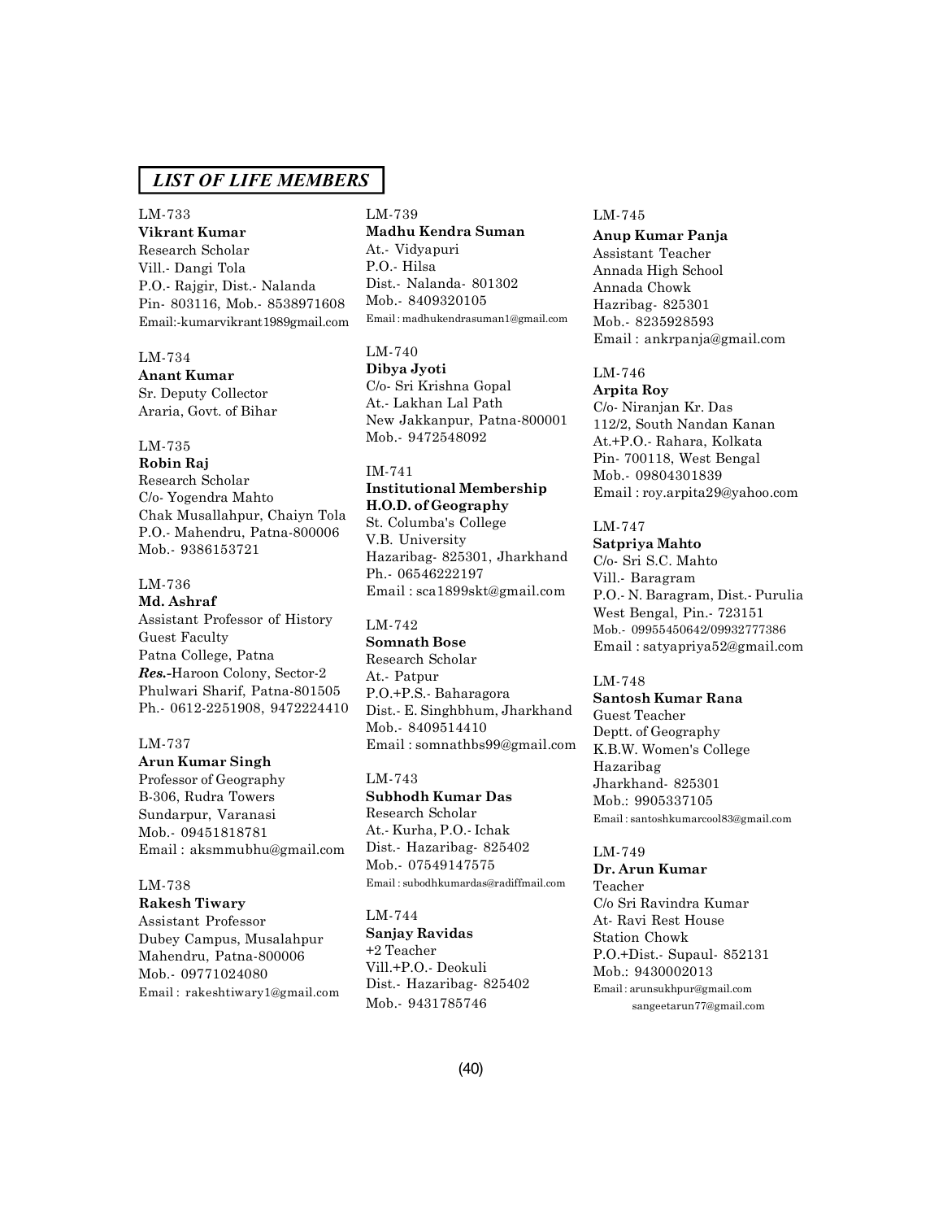## *LIST OF LIFE MEMBERS*

LM-733
**Vikrant Kumar**
Research Scholar
Vill.- Dangi Tola
P.O.- Rajgir, Dist.- Nalanda
Pin- 803116, Mob.- 8538971608
Email:-kumarvikrant1989gmail.com

LM-734
**Anant Kumar**
Sr. Deputy Collector
Araria, Govt. of Bihar

LM-735
**Robin Raj**
Research Scholar
C/o- Yogendra Mahto
Chak Musallahpur, Chaiyn Tola
P.O.- Mahendru, Patna-800006
Mob.- 9386153721

LM-736
**Md. Ashraf**
Assistant Professor of History
Guest Faculty
Patna College, Patna
***Res.***-Haroon Colony, Sector-2
Phulwari Sharif, Patna-801505
Ph.- 0612-2251908, 9472224410

LM-737
**Arun Kumar Singh**
Professor of Geography
B-306, Rudra Towers
Sundarpur, Varanasi
Mob.- 09451818781
Email : aksmmubhu@gmail.com

LM-738
**Rakesh Tiwary**
Assistant Professor
Dubey Campus, Musalahpur
Mahendru, Patna-800006
Mob.- 09771024080
Email : rakeshtiwary1@gmail.com

LM-739
**Madhu Kendra Suman**
At.- Vidyapuri
P.O.- Hilsa
Dist.- Nalanda- 801302
Mob.- 8409320105
Email : madhukendrasuman1@gmail.com

LM-740
**Dibya Jyoti**
C/o- Sri Krishna Gopal
At.- Lakhan Lal Path
New Jakkanpur, Patna-800001
Mob.- 9472548092

IM-741
**Institutional Membership**
**H.O.D. of Geography**
St. Columba's College
V.B. University
Hazaribag- 825301, Jharkhand
Ph.- 06546222197
Email : sca1899skt@gmail.com

LM-742
**Somnath Bose**
Research Scholar
At.- Patpur
P.O.+P.S.- Baharagora
Dist.- E. Singhbhum, Jharkhand
Mob.- 8409514410
Email : somnathbs99@gmail.com

LM-743
**Subhodh Kumar Das**
Research Scholar
At.- Kurha, P.O.- Ichak
Dist.- Hazaribag- 825402
Mob.- 07549147575
Email : subodhkumardas@radiffmail.com

LM-744
**Sanjay Ravidas**
+2 Teacher
Vill.+P.O.- Deokuli
Dist.- Hazaribag- 825402
Mob.- 9431785746

LM-745
**Anup Kumar Panja**
Assistant Teacher
Annada High School
Annada Chowk
Hazribag- 825301
Mob.- 8235928593
Email : ankrpanja@gmail.com

LM-746
**Arpita Roy**
C/o- Niranjan Kr. Das
112/2, South Nandan Kanan
At.+P.O.- Rahara, Kolkata
Pin- 700118, West Bengal
Mob.- 09804301839
Email : roy.arpita29@yahoo.com

LM-747
**Satpriya Mahto**
C/o- Sri S.C. Mahto
Vill.- Baragram
P.O.- N. Baragram, Dist.- Purulia
West Bengal, Pin.- 723151
Mob.- 09955450642/09932777386
Email : satyapriya52@gmail.com

LM-748
**Santosh Kumar Rana**
Guest Teacher
Deptt. of Geography
K.B.W. Women's College
Hazaribag
Jharkhand- 825301
Mob.: 9905337105
Email : santoshkumarcool83@gmail.com

LM-749
**Dr. Arun Kumar**
Teacher
C/o Sri Ravindra Kumar
At- Ravi Rest House
Station Chowk
P.O.+Dist.- Supaul- 852131
Mob.: 9430002013
Email : arunsukhpur@gmail.com
sangeetarun77@gmail.com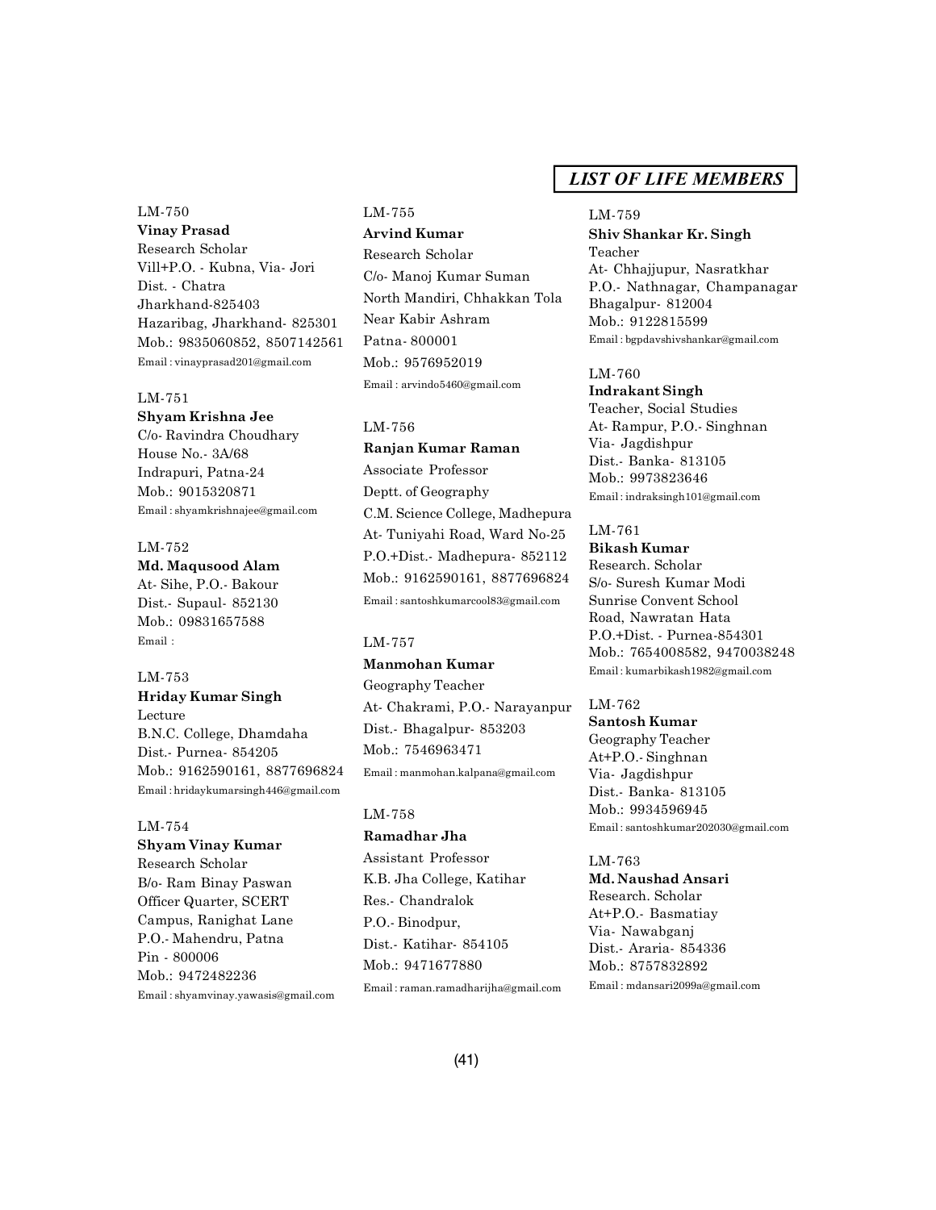## LIST OF LIFE MEMBERS

LM-750
**Vinay Prasad**
Research Scholar
Vill+P.O. - Kubna, Via- Jori
Dist. - Chatra
Jharkhand-825403
Hazaribag, Jharkhand- 825301
Mob.: 9835060852, 8507142561
Email : vinayprasad201@gmail.com

LM-751
**Shyam Krishna Jee**
C/o- Ravindra Choudhary
House No.- 3A/68
Indrapuri, Patna-24
Mob.: 9015320871
Email : shyamkrishnajee@gmail.com

LM-752
**Md. Maqusood Alam**
At- Sihe, P.O.- Bakour
Dist.- Supaul- 852130
Mob.: 09831657588
Email :

LM-753
**Hriday Kumar Singh**
Lecture
B.N.C. College, Dhamdaha
Dist.- Purnea- 854205
Mob.: 9162590161, 8877696824
Email : hridaykumarsingh446@gmail.com

LM-754
**Shyam Vinay Kumar**
Research Scholar
B/o- Ram Binay Paswan
Officer Quarter, SCERT
Campus, Ranighat Lane
P.O.- Mahendru, Patna
Pin - 800006
Mob.: 9472482236
Email : shyamvinay.yawasis@gmail.com

LM-755
**Arvind Kumar**
Research Scholar
C/o- Manoj Kumar Suman
North Mandiri, Chhakkan Tola
Near Kabir Ashram
Patna- 800001
Mob.: 9576952019
Email : arvindo5460@gmail.com

LM-756
**Ranjan Kumar Raman**
Associate Professor
Deptt. of Geography
C.M. Science College, Madhepura
At- Tuniyahi Road, Ward No-25
P.O.+Dist.- Madhepura- 852112
Mob.: 9162590161, 8877696824
Email : santoshkumarcool83@gmail.com

LM-757
**Manmohan Kumar**
Geography Teacher
At- Chakrami, P.O.- Narayanpur
Dist.- Bhagalpur- 853203
Mob.: 7546963471
Email : manmohan.kalpana@gmail.com

LM-758
**Ramadhar Jha**
Assistant Professor
K.B. Jha College, Katihar
Res.- Chandralok
P.O.- Binodpur,
Dist.- Katihar- 854105
Mob.: 9471677880
Email : raman.ramadharijha@gmail.com

LM-759
**Shiv Shankar Kr. Singh**
Teacher
At- Chhajjupur, Nasratkhar
P.O.- Nathnagar, Champanagar
Bhagalpur- 812004
Mob.: 9122815599
Email : bgpdavshivshankar@gmail.com

LM-760
**Indrakant Singh**
Teacher, Social Studies
At- Rampur, P.O.- Singhnan
Via- Jagdishpur
Dist.- Banka- 813105
Mob.: 9973823646
Email : indraksingh101@gmail.com

LM-761
**Bikash Kumar**
Research. Scholar
S/o- Suresh Kumar Modi
Sunrise Convent School
Road, Nawratan Hata
P.O.+Dist. - Purnea-854301
Mob.: 7654008582, 9470038248
Email : kumarbikash1982@gmail.com

LM-762
**Santosh Kumar**
Geography Teacher
At+P.O.- Singhnan
Via- Jagdishpur
Dist.- Banka- 813105
Mob.: 9934596945
Email : santoshkumar202030@gmail.com

LM-763
**Md. Naushad Ansari**
Research. Scholar
At+P.O.- Basmatiay
Via- Nawabganj
Dist.- Araria- 854336
Mob.: 8757832892
Email : mdansari2099a@gmail.com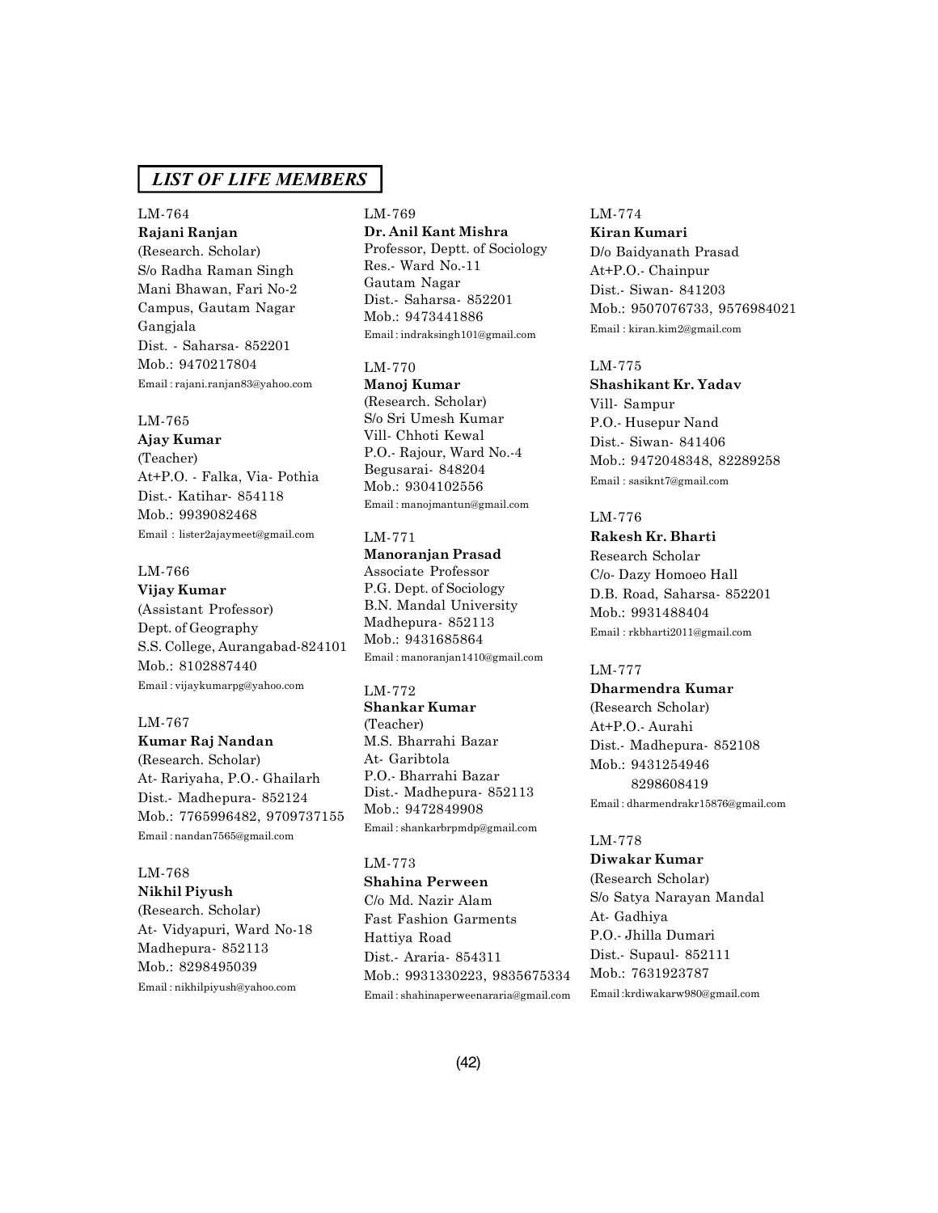## *LIST OF LIFE MEMBERS*

LM-764
**Rajani Ranjan**
(Research. Scholar)
S/o Radha Raman Singh
Mani Bhawan, Fari No-2
Campus, Gautam Nagar
Gangjala
Dist. - Saharsa- 852201
Mob.: 9470217804
Email : rajani.ranjan83@yahoo.com

LM-765
**Ajay Kumar**
(Teacher)
At+P.O. - Falka, Via- Pothia
Dist.- Katihar- 854118
Mob.: 9939082468
Email : lister2ajaymeet@gmail.com

LM-766
**Vijay Kumar**
(Assistant Professor)
Dept. of Geography
S.S. College, Aurangabad-824101
Mob.: 8102887440
Email : vijaykumarpg@yahoo.com

LM-767
**Kumar Raj Nandan**
(Research. Scholar)
At- Rariyaha, P.O.- Ghailarh
Dist.- Madhepura- 852124
Mob.: 7765996482, 9709737155
Email : nandan7565@gmail.com

LM-768
**Nikhil Piyush**
(Research. Scholar)
At- Vidyapuri, Ward No-18
Madhepura- 852113
Mob.: 8298495039
Email : nikhilpiyush@yahoo.com

LM-769
**Dr. Anil Kant Mishra**
Professor, Deptt. of Sociology
Res.- Ward No.-11
Gautam Nagar
Dist.- Saharsa- 852201
Mob.: 9473441886
Email : indraksingh101@gmail.com

LM-770
**Manoj Kumar**
(Research. Scholar)
S/o Sri Umesh Kumar
Vill- Chhoti Kewal
P.O.- Rajour, Ward No.-4
Begusarai- 848204
Mob.: 9304102556
Email : manojmantun@gmail.com

LM-771
**Manoranjan Prasad**
Associate Professor
P.G. Dept. of Sociology
B.N. Mandal University
Madhepura- 852113
Mob.: 9431685864
Email : manoranjan1410@gmail.com

LM-772
**Shankar Kumar**
(Teacher)
M.S. Bharrahi Bazar
At- Garibtola
P.O.- Bharrahi Bazar
Dist.- Madhepura- 852113
Mob.: 9472849908
Email : shankarbrpmdp@gmail.com

LM-773
**Shahina Perween**
C/o Md. Nazir Alam
Fast Fashion Garments
Hattiya Road
Dist.- Araria- 854311
Mob.: 9931330223, 9835675334
Email : shahinaperweenararia@gmail.com

LM-774
**Kiran Kumari**
D/o Baidyanath Prasad
At+P.O.- Chainpur
Dist.- Siwan- 841203
Mob.: 9507076733, 9576984021
Email : kiran.kim2@gmail.com

LM-775
**Shashikant Kr. Yadav**
Vill- Sampur
P.O.- Husepur Nand
Dist.- Siwan- 841406
Mob.: 9472048348, 82289258
Email : sasiknt7@gmail.com

LM-776
**Rakesh Kr. Bharti**
Research Scholar
C/o- Dazy Homoeo Hall
D.B. Road, Saharsa- 852201
Mob.: 9931488404
Email : rkbharti2011@gmail.com

LM-777
**Dharmendra Kumar**
(Research Scholar)
At+P.O.- Aurahi
Dist.- Madhepura- 852108
Mob.: 9431254946
8298608419
Email : dharmendrakr15876@gmail.com

LM-778
**Diwakar Kumar**
(Research Scholar)
S/o Satya Narayan Mandal
At- Gadhiya
P.O.- Jhilla Dumari
Dist.- Supaul- 852111
Mob.: 7631923787
Email :krdiwakarw980@gmail.com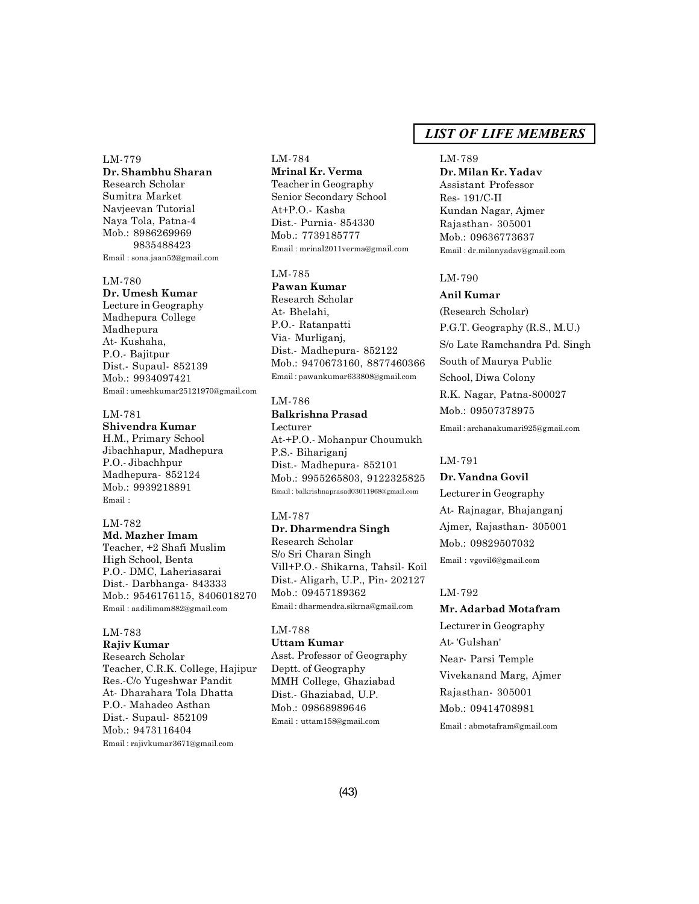## *LIST OF LIFE MEMBERS*

LM-779
**Dr. Shambhu Sharan**
Research Scholar
Sumitra Market
Navjeevan Tutorial
Naya Tola, Patna-4
Mob.: 8986269969
9835488423
Email : sona.jaan52@gmail.com

LM-780
**Dr. Umesh Kumar**
Lecture in Geography
Madhepura College
Madhepura
At- Kushaha,
P.O.- Bajitpur
Dist.- Supaul- 852139
Mob.: 9934097421
Email : umeshkumar25121970@gmail.com

LM-781
**Shivendra Kumar**
H.M., Primary School
Jibachhapur, Madhepura
P.O.- Jibachhpur
Madhepura- 852124
Mob.: 9939218891
Email :

LM-782
**Md. Mazher Imam**
Teacher, +2 Shafi Muslim
High School, Benta
P.O.- DMC, Laheriasarai
Dist.- Darbhanga- 843333
Mob.: 9546176115, 8406018270
Email : aadilimam882@gmail.com

LM-783
**Rajiv Kumar**
Research Scholar
Teacher, C.R.K. College, Hajipur
Res.-C/o Yugeshwar Pandit
At- Dharahara Tola Dhatta
P.O.- Mahadeo Asthan
Dist.- Supaul- 852109
Mob.: 9473116404
Email : rajivkumar3671@gmail.com

LM-784
**Mrinal Kr. Verma**
Teacher in Geography
Senior Secondary School
At+P.O.- Kasba
Dist.- Purnia- 854330
Mob.: 7739185777
Email : mrinal2011verma@gmail.com

LM-785
**Pawan Kumar**
Research Scholar
At- Bhelahi,
P.O.- Ratanpatti
Via- Murliganj,
Dist.- Madhepura- 852122
Mob.: 9470673160, 8877460366
Email : pawankumar633808@gmail.com

LM-786
**Balkrishna Prasad**
Lecturer
At-+P.O.- Mohanpur Choumukh
P.S.- Bihariganj
Dist.- Madhepura- 852101
Mob.: 9955265803, 9122325825
Email : balkrishnaprasad03011968@gmail.com

LM-787
**Dr. Dharmendra Singh**
Research Scholar
S/o Sri Charan Singh
Vill+P.O.- Shikarna, Tahsil- Koil
Dist.- Aligarh, U.P., Pin- 202127
Mob.: 09457189362
Email : dharmendra.sikrna@gmail.com

LM-788
**Uttam Kumar**
Asst. Professor of Geography
Deptt. of Geography
MMH College, Ghaziabad
Dist.- Ghaziabad, U.P.
Mob.: 09868989646
Email : uttam158@gmail.com

LM-789
**Dr. Milan Kr. Yadav**
Assistant Professor
Res- 191/C-II
Kundan Nagar, Ajmer
Rajasthan- 305001
Mob.: 09636773637
Email : dr.milanyadav@gmail.com

LM-790
**Anil Kumar**
(Research Scholar)
P.G.T. Geography (R.S., M.U.)
S/o Late Ramchandra Pd. Singh
South of Maurya Public
School, Diwa Colony
R.K. Nagar, Patna-800027
Mob.: 09507378975
Email : archanakumari925@gmail.com

LM-791
**Dr. Vandna Govil**
Lecturer in Geography
At- Rajnagar, Bhajanganj
Ajmer, Rajasthan- 305001
Mob.: 09829507032
Email : vgovil6@gmail.com

LM-792
**Mr. Adarbad Motafram**
Lecturer in Geography
At- 'Gulshan'
Near- Parsi Temple
Vivekanand Marg, Ajmer
Rajasthan- 305001
Mob.: 09414708981
Email : abmotafram@gmail.com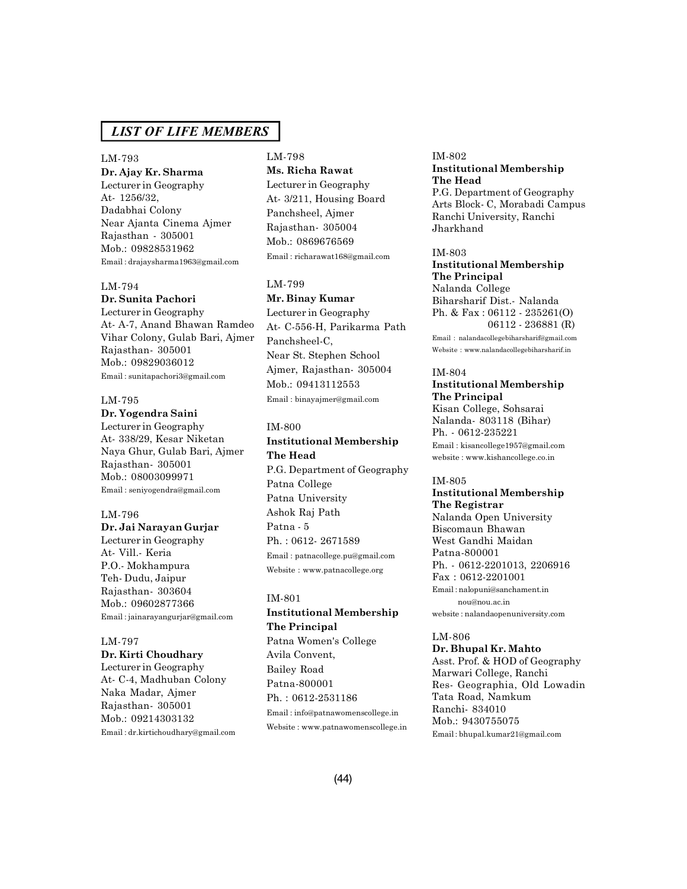## *LIST OF LIFE MEMBERS*

LM-793
**Dr. Ajay Kr. Sharma**
Lecturer in Geography
At- 1256/32,
Dadabhai Colony
Near Ajanta Cinema Ajmer
Rajasthan - 305001
Mob.: 09828531962
Email : drajaysharma1963@gmail.com

LM-794
**Dr. Sunita Pachori**
Lecturer in Geography
At- A-7, Anand Bhawan Ramdeo Vihar Colony, Gulab Bari, Ajmer
Rajasthan- 305001
Mob.: 09829036012
Email : sunitapachori3@gmail.com

LM-795
**Dr. Yogendra Saini**
Lecturer in Geography
At- 338/29, Kesar Niketan
Naya Ghur, Gulab Bari, Ajmer
Rajasthan- 305001
Mob.: 08003099971
Email : seniyogendra@gmail.com

LM-796
**Dr. Jai Narayan Gurjar**
Lecturer in Geography
At- Vill.- Keria
P.O.- Mokhampura
Teh- Dudu, Jaipur
Rajasthan- 303604
Mob.: 09602877366
Email : jainarayangurjar@gmail.com

LM-797
**Dr. Kirti Choudhary**
Lecturer in Geography
At- C-4, Madhuban Colony
Naka Madar, Ajmer
Rajasthan- 305001
Mob.: 09214303132
Email : dr.kirtichoudhary@gmail.com

LM-798
**Ms. Richa Rawat**
Lecturer in Geography
At- 3/211, Housing Board
Panchsheel, Ajmer
Rajasthan- 305004
Mob.: 0869676569
Email : richarawat168@gmail.com

LM-799
**Mr. Binay Kumar**
Lecturer in Geography
At- C-556-H, Parikarma Path
Panchsheel-C,
Near St. Stephen School
Ajmer, Rajasthan- 305004
Mob.: 09413112553
Email : binayajmer@gmail.com

IM-800
**Institutional Membership**
**The Head**
P.G. Department of Geography
Patna College
Patna University
Ashok Raj Path
Patna - 5
Ph. : 0612- 2671589
Email : patnacollege.pu@gmail.com
Website : www.patnacollege.org

IM-801
**Institutional Membership**
**The Principal**
Patna Women's College
Avila Convent,
Bailey Road
Patna-800001
Ph. : 0612-2531186
Email : info@patnawomenscollege.in
Website : www.patnawomenscollege.in

IM-802
**Institutional Membership**
**The Head**
P.G. Department of Geography
Arts Block- C, Morabadi Campus
Ranchi University, Ranchi
Jharkhand

IM-803
**Institutional Membership**
**The Principal**
Nalanda College
Biharsharif Dist.- Nalanda
Ph. & Fax : 06112 - 235261(O)
06112 - 236881 (R)
Email : nalandacollegebiharsharif@gmail.com
Website : www.nalandacollegebiharsharif.in

IM-804
**Institutional Membership**
**The Principal**
Kisan College, Sohsarai
Nalanda- 803118 (Bihar)
Ph. - 0612-235221
Email : kisancollege1957@gmail.com
website : www.kishancollege.co.in

IM-805
**Institutional Membership**
**The Registrar**
Nalanda Open University
Biscomaun Bhawan
West Gandhi Maidan
Patna-800001
Ph. - 0612-2201013, 2206916
Fax : 0612-2201001
Email : nalopuni@sanchament.in
nou@nou.ac.in
website : nalandaopenuniversity.com

LM-806
**Dr. Bhupal Kr. Mahto**
Asst. Prof. & HOD of Geography
Marwari College, Ranchi
Res- Geographia, Old Lowadin
Tata Road, Namkum
Ranchi- 834010
Mob.: 9430755075
Email : bhupal.kumar21@gmail.com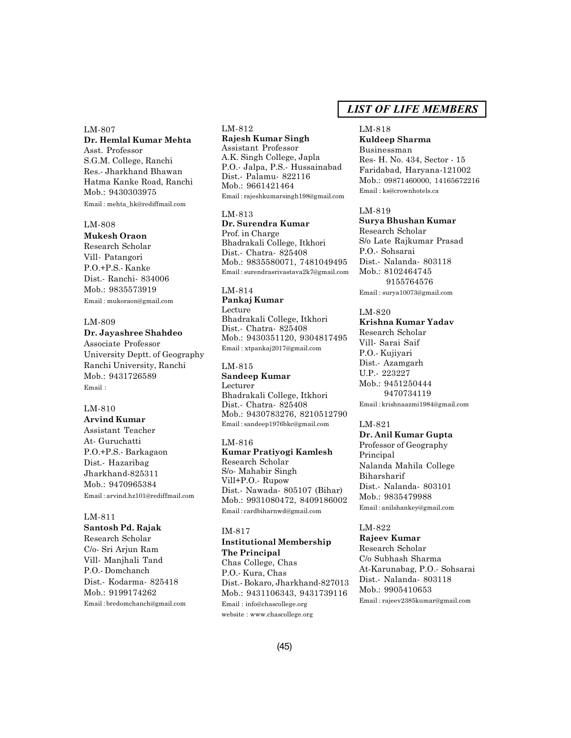## LIST OF LIFE MEMBERS

LM-807
**Dr. Hemlal Kumar Mehta**
Asst. Professor
S.G.M. College, Ranchi
Res.- Jharkhand Bhawan
Hatma Kanke Road, Ranchi
Mob.: 9430303975
Email : mehta_hk@rediffmail.com

LM-808
**Mukesh Oraon**
Research Scholar
Vill- Patangori
P.O.+P.S.- Kanke
Dist.- Ranchi- 834006
Mob.: 9835573919
Email : mukoraon@gmail.com

LM-809
**Dr. Jayashree Shahdeo**
Associate Professor
University Deptt. of Geography
Ranchi University, Ranchi
Mob.: 9431726589
Email :

LM-810
**Arvind Kumar**
Assistant Teacher
At- Guruchatti
P.O.+P.S.- Barkagaon
Dist.- Hazaribag
Jharkhand-825311
Mob.: 9470965384
Email : arvind.hz101@rediffmail.com

LM-811
**Santosh Pd. Rajak**
Research Scholar
C/o- Sri Arjun Ram
Vill- Manjhali Tand
P.O.- Domchanch
Dist.- Kodarma- 825418
Mob.: 9199174262
Email : bredomchanch@gmail.com

LM-812
**Rajesh Kumar Singh**
Assistant Professor
A.K. Singh College, Japla
P.O.- Jalpa, P.S.- Hussainabad
Dist.- Palamu- 822116
Mob.: 9661421464
Email : rajeshkumarsingh198@gmail.com

LM-813
**Dr. Surendra Kumar**
Prof. in Charge
Bhadrakali College, Itkhori
Dist.- Chatra- 825408
Mob.: 9835580071, 7481049495
Email : surendrasrivastava2k7@gmail.com

LM-814
**Pankaj Kumar**
Lecture
Bhadrakali College, Itkhori
Dist.- Chatra- 825408
Mob.: 9430351120, 9304817495
Email : xtpankaj2017@gmail.com

LM-815
**Sandeep Kumar**
Lecturer
Bhadrakali College, Itkhori
Dist.- Chatra- 825408
Mob.: 9430783276, 8210512790
Email : sandeep1976bkc@gmail.com

LM-816
**Kumar Pratiyogi Kamlesh**
Research Scholar
S/o- Mahabir Singh
Vill+P.O.- Rupow
Dist.- Nawada- 805107 (Bihar)
Mob.: 9931080472, 8409186002
Email : cardbiharnwd@gmail.com

IM-817
**Institutional Membership**
**The Principal**
Chas College, Chas
P.O.- Kura, Chas
Dist.- Bokaro, Jharkhand-827013
Mob.: 9431106343, 9431739116
Email : info@chascollege.org
website : www.chascollege.org

LM-818
**Kuldeep Sharma**
Businessman
Res- H. No. 434, Sector - 15
Faridabad, Haryana-121002
Mob.: 09871460000, 14165672216
Email : ks@crownhotels.ca

LM-819
**Surya Bhushan Kumar**
Research Scholar
S/o Late Rajkumar Prasad
P.O.- Sohsarai
Dist.- Nalanda- 803118
Mob.: 8102464745
9155764576
Email : surya10073@gmail.com

LM-820
**Krishna Kumar Yadav**
Research Scholar
Vill- Sarai Saif
P.O.- Kujiyari
Dist.- Azamgarh
U.P.- 223227
Mob.: 9451250444
9470734119
Email : krishnaazmi1984@gmail.com

LM-821
**Dr. Anil Kumar Gupta**
Professor of Geography
Principal
Nalanda Mahila College
Biharsharif
Dist.- Nalanda- 803101
Mob.: 9835479988
Email : anilshankey@gmail.com

LM-822
**Rajeev Kumar**
Research Scholar
C/o Subhash Sharma
At-Karunabag, P.O.- Sohsarai
Dist.- Nalanda- 803118
Mob.: 9905410653
Email : rajeev2385kumar@gmail.com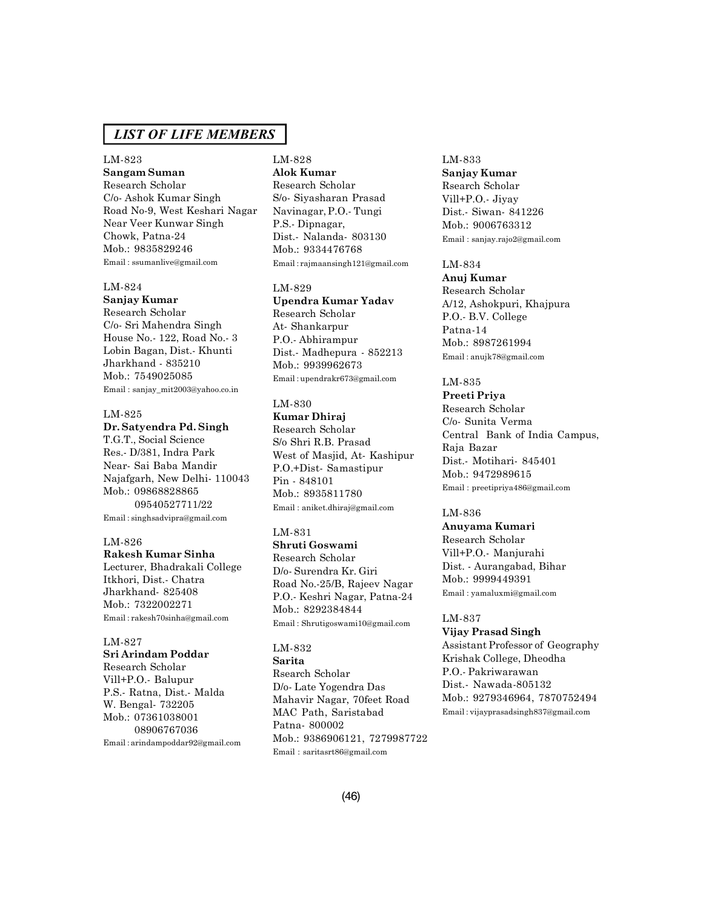## *LIST OF LIFE MEMBERS*

LM-823
**Sangam Suman**
Research Scholar
C/o- Ashok Kumar Singh
Road No-9, West Keshari Nagar
Near Veer Kunwar Singh
Chowk, Patna-24
Mob.: 9835829246
Email : ssumanlive@gmail.com

LM-824
**Sanjay Kumar**
Research Scholar
C/o- Sri Mahendra Singh
House No.- 122, Road No.- 3
Lobin Bagan, Dist.- Khunti
Jharkhand - 835210
Mob.: 7549025085
Email : sanjay_mit2003@yahoo.co.in

LM-825
**Dr. Satyendra Pd. Singh**
T.G.T., Social Science
Res.- D/381, Indra Park
Near- Sai Baba Mandir
Najafgarh, New Delhi- 110043
Mob.: 09868828865
09540527711/22
Email : singhsadvipra@gmail.com

LM-826
**Rakesh Kumar Sinha**
Lecturer, Bhadrakali College
Itkhori, Dist.- Chatra
Jharkhand- 825408
Mob.: 7322002271
Email : rakesh70sinha@gmail.com

LM-827
**Sri Arindam Poddar**
Research Scholar
Vill+P.O.- Balupur
P.S.- Ratna, Dist.- Malda
W. Bengal- 732205
Mob.: 07361038001
08906767036
Email : arindampoddar92@gmail.com

LM-828
**Alok Kumar**
Research Scholar
S/o- Siyasharan Prasad
Navinagar, P.O.- Tungi
P.S.- Dipnagar,
Dist.- Nalanda- 803130
Mob.: 9334476768
Email : rajmaansingh121@gmail.com

LM-829
**Upendra Kumar Yadav**
Research Scholar
At- Shankarpur
P.O.- Abhirampur
Dist.- Madhepura - 852213
Mob.: 9939962673
Email : upendrakr673@gmail.com

LM-830
**Kumar Dhiraj**
Research Scholar
S/o Shri R.B. Prasad
West of Masjid, At- Kashipur
P.O.+Dist- Samastipur
Pin - 848101
Mob.: 8935811780
Email : aniket.dhiraj@gmail.com

LM-831
**Shruti Goswami**
Research Scholar
D/o- Surendra Kr. Giri
Road No.-25/B, Rajeev Nagar
P.O.- Keshri Nagar, Patna-24
Mob.: 8292384844
Email : Shrutigoswami10@gmail.com

LM-832
**Sarita**
Rsearch Scholar
D/o- Late Yogendra Das
Mahavir Nagar, 70feet Road
MAC Path, Saristabad
Patna- 800002
Mob.: 9386906121, 7279987722
Email : saritasrt86@gmail.com

LM-833
**Sanjay Kumar**
Rsearch Scholar
Vill+P.O.- Jiyay
Dist.- Siwan- 841226
Mob.: 9006763312
Email : sanjay.rajo2@gmail.com

LM-834
**Anuj Kumar**
Research Scholar
A/12, Ashokpuri, Khajpura
P.O.- B.V. College
Patna-14
Mob.: 8987261994
Email : anujk78@gmail.com

LM-835
**Preeti Priya**
Research Scholar
C/o- Sunita Verma
Central Bank of India Campus,
Raja Bazar
Dist.- Motihari- 845401
Mob.: 9472989615
Email : preetipriya486@gmail.com

LM-836
**Anuyama Kumari**
Research Scholar
Vill+P.O.- Manjurahi
Dist. - Aurangabad, Bihar
Mob.: 9999449391
Email : yamaluxmi@gmail.com

LM-837
**Vijay Prasad Singh**
Assistant Professor of Geography
Krishak College, Dheodha
P.O.- Pakriwarawan
Dist.- Nawada-805132
Mob.: 9279346964, 7870752494
Email : vijayprasadsingh837@gmail.com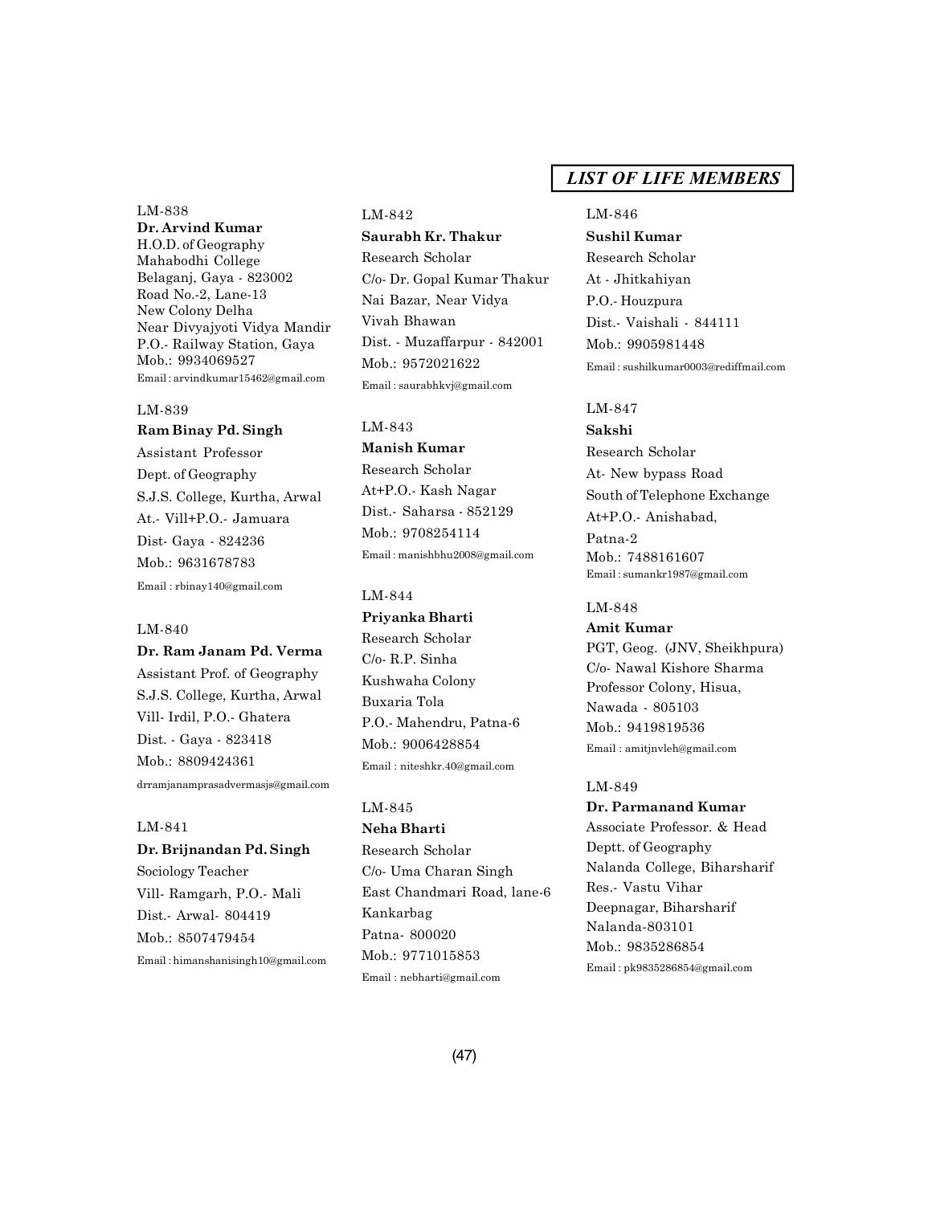## *LIST OF LIFE MEMBERS*

LM-838
**Dr. Arvind Kumar**
H.O.D. of Geography
Mahabodhi College
Belaganj, Gaya - 823002
Road No.-2, Lane-13
New Colony Delha
Near Divyajyoti Vidya Mandir
P.O.- Railway Station, Gaya
Mob.: 9934069527
Email : arvindkumar15462@gmail.com

LM-839
**Ram Binay Pd. Singh**
Assistant Professor
Dept. of Geography
S.J.S. College, Kurtha, Arwal
At.- Vill+P.O.- Jamuara
Dist- Gaya - 824236
Mob.: 9631678783
Email : rbinay140@gmail.com

LM-840
**Dr. Ram Janam Pd. Verma**
Assistant Prof. of Geography
S.J.S. College, Kurtha, Arwal
Vill- Irdil, P.O.- Ghatera
Dist. - Gaya - 823418
Mob.: 8809424361
drramjanamprasadvermasjs@gmail.com

LM-841
**Dr. Brijnandan Pd. Singh**
Sociology Teacher
Vill- Ramgarh, P.O.- Mali
Dist.- Arwal- 804419
Mob.: 8507479454
Email : himanshanisingh10@gmail.com

LM-842
**Saurabh Kr. Thakur**
Research Scholar
C/o- Dr. Gopal Kumar Thakur
Nai Bazar, Near Vidya
Vivah Bhawan
Dist. - Muzaffarpur - 842001
Mob.: 9572021622
Email : saurabhkvj@gmail.com

LM-843
**Manish Kumar**
Research Scholar
At+P.O.- Kash Nagar
Dist.- Saharsa - 852129
Mob.: 9708254114
Email : manishbhu2008@gmail.com

LM-844
**Priyanka Bharti**
Research Scholar
C/o- R.P. Sinha
Kushwaha Colony
Buxaria Tola
P.O.- Mahendru, Patna-6
Mob.: 9006428854
Email : niteshkr.40@gmail.com

LM-845
**Neha Bharti**
Research Scholar
C/o- Uma Charan Singh
East Chandmari Road, lane-6
Kankarbag
Patna- 800020
Mob.: 9771015853
Email : nebharti@gmail.com

LM-846
**Sushil Kumar**
Research Scholar
At - Jhitkahiyan
P.O.- Houzpura
Dist.- Vaishali - 844111
Mob.: 9905981448
Email : sushilkumar0003@rediffmail.com

LM-847
**Sakshi**
Research Scholar
At- New bypass Road
South of Telephone Exchange
At+P.O.- Anishabad,
Patna-2
Mob.: 7488161607
Email : sumankr1987@gmail.com

LM-848
**Amit Kumar**
PGT, Geog. (JNV, Sheikhpura)
C/o- Nawal Kishore Sharma
Professor Colony, Hisua,
Nawada - 805103
Mob.: 9419819536
Email : amitjnvleh@gmail.com

LM-849
**Dr. Parmanand Kumar**
Associate Professor. & Head
Deptt. of Geography
Nalanda College, Biharsharif
Res.- Vastu Vihar
Deepnagar, Biharsharif
Nalanda-803101
Mob.: 9835286854
Email : pk9835286854@gmail.com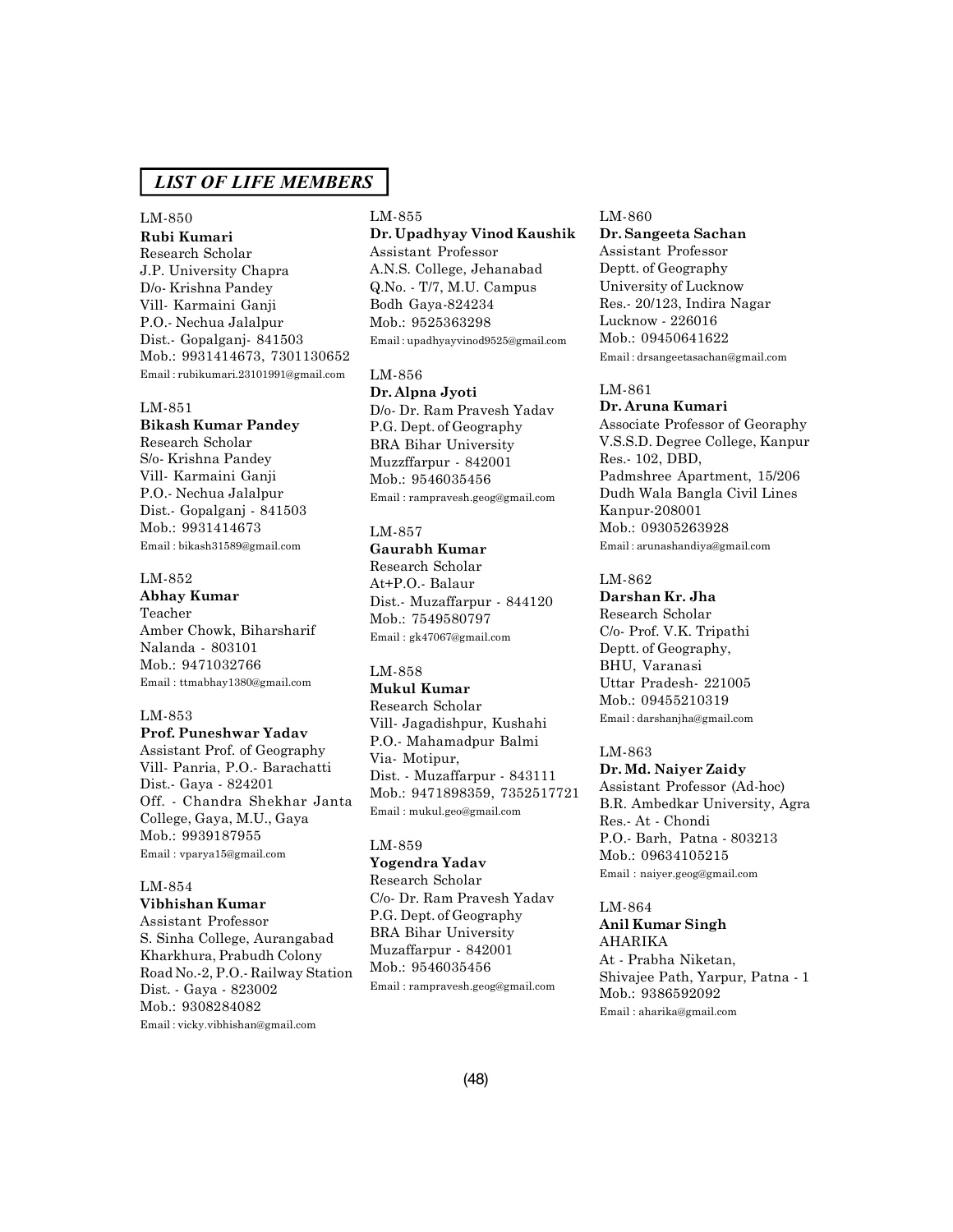## *LIST OF LIFE MEMBERS*

LM-850
**Rubi Kumari**
Research Scholar
J.P. University Chapra
D/o- Krishna Pandey
Vill- Karmaini Ganji
P.O.- Nechua Jalalpur
Dist.- Gopalganj- 841503
Mob.: 9931414673, 7301130652
Email : rubikumari.23101991@gmail.com

LM-851
**Bikash Kumar Pandey**
Research Scholar
S/o- Krishna Pandey
Vill- Karmaini Ganji
P.O.- Nechua Jalalpur
Dist.- Gopalganj - 841503
Mob.: 9931414673
Email : bikash31589@gmail.com

LM-852
**Abhay Kumar**
Teacher
Amber Chowk, Biharsharif
Nalanda - 803101
Mob.: 9471032766
Email : ttmabhay1380@gmail.com

LM-853
**Prof. Puneshwar Yadav**
Assistant Prof. of Geography
Vill- Panria, P.O.- Barachatti
Dist.- Gaya - 824201
Off. - Chandra Shekhar Janta College, Gaya, M.U., Gaya
Mob.: 9939187955
Email : vparya15@gmail.com

LM-854
**Vibhishan Kumar**
Assistant Professor
S. Sinha College, Aurangabad
Kharkhura, Prabudh Colony
Road No.-2, P.O.- Railway Station
Dist. - Gaya - 823002
Mob.: 9308284082
Email : vicky.vibhishan@gmail.com

LM-855
**Dr. Upadhyay Vinod Kaushik**
Assistant Professor
A.N.S. College, Jehanabad
Q.No. - T/7, M.U. Campus
Bodh Gaya-824234
Mob.: 9525363298
Email : upadhyayvinod9525@gmail.com

LM-856
**Dr. Alpna Jyoti**
D/o- Dr. Ram Pravesh Yadav
P.G. Dept. of Geography
BRA Bihar University
Muzzffarpur - 842001
Mob.: 9546035456
Email : rampravesh.geog@gmail.com

LM-857
**Gaurabh Kumar**
Research Scholar
At+P.O.- Balaur
Dist.- Muzaffarpur - 844120
Mob.: 7549580797
Email : gk47067@gmail.com

LM-858
**Mukul Kumar**
Research Scholar
Vill- Jagadishpur, Kushahi
P.O.- Mahamadpur Balmi
Via- Motipur,
Dist. - Muzaffarpur - 843111
Mob.: 9471898359, 7352517721
Email : mukul.geo@gmail.com

LM-859
**Yogendra Yadav**
Research Scholar
C/o- Dr. Ram Pravesh Yadav
P.G. Dept. of Geography
BRA Bihar University
Muzaffarpur - 842001
Mob.: 9546035456
Email : rampravesh.geog@gmail.com

LM-860
**Dr. Sangeeta Sachan**
Assistant Professor
Deptt. of Geography
University of Lucknow
Res.- 20/123, Indira Nagar
Lucknow - 226016
Mob.: 09450641622
Email : drsangeetasachan@gmail.com

LM-861
**Dr. Aruna Kumari**
Associate Professor of Georaphy
V.S.S.D. Degree College, Kanpur
Res.- 102, DBD,
Padmshree Apartment, 15/206
Dudh Wala Bangla Civil Lines
Kanpur-208001
Mob.: 09305263928
Email : arunashandiya@gmail.com

LM-862
**Darshan Kr. Jha**
Research Scholar
C/o- Prof. V.K. Tripathi
Deptt. of Geography,
BHU, Varanasi
Uttar Pradesh- 221005
Mob.: 09455210319
Email : darshanjha@gmail.com

LM-863
**Dr. Md. Naiyer Zaidy**
Assistant Professor (Ad-hoc)
B.R. Ambedkar University, Agra
Res.- At - Chondi
P.O.- Barh, Patna - 803213
Mob.: 09634105215
Email : naiyer.geog@gmail.com

LM-864
**Anil Kumar Singh**
AHARIKA
At - Prabha Niketan,
Shivajee Path, Yarpur, Patna - 1
Mob.: 9386592092
Email : aharika@gmail.com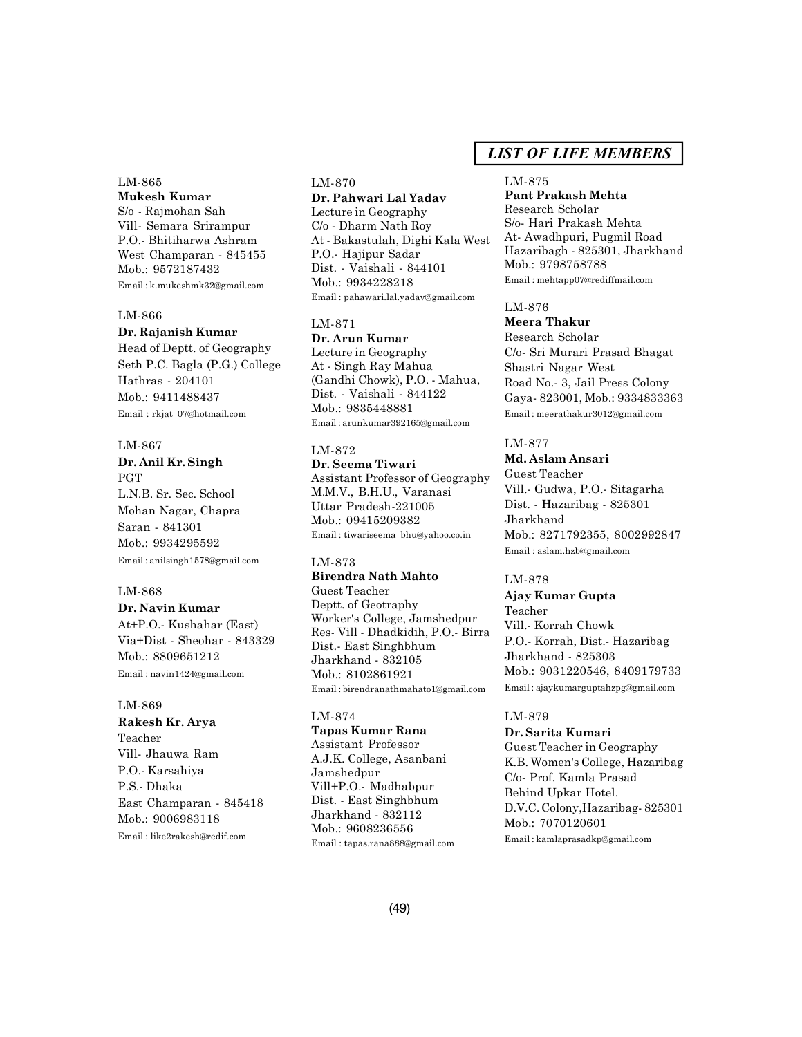## *LIST OF LIFE MEMBERS*

LM-865
**Mukesh Kumar**
S/o - Rajmohan Sah
Vill- Semara Srirampur
P.O.- Bhitiharwa Ashram
West Champaran - 845455
Mob.: 9572187432
Email : k.mukeshmk32@gmail.com

LM-866
**Dr. Rajanish Kumar**
Head of Deptt. of Geography
Seth P.C. Bagla (P.G.) College
Hathras - 204101
Mob.: 9411488437
Email : rkjat_07@hotmail.com

LM-867
**Dr. Anil Kr. Singh**
PGT
L.N.B. Sr. Sec. School
Mohan Nagar, Chapra
Saran - 841301
Mob.: 9934295592
Email : anilsingh1578@gmail.com

LM-868
**Dr. Navin Kumar**
At+P.O.- Kushahar (East)
Via+Dist - Sheohar - 843329
Mob.: 8809651212
Email : navin1424@gmail.com

LM-869
**Rakesh Kr. Arya**
Teacher
Vill- Jhauwa Ram
P.O.- Karsahiya
P.S.- Dhaka
East Champaran - 845418
Mob.: 9006983118
Email : like2rakesh@redif.com

LM-870
**Dr. Pahwari Lal Yadav**
Lecture in Geography
C/o - Dharm Nath Roy
At - Bakastulah, Dighi Kala West
P.O.- Hajipur Sadar
Dist. - Vaishali - 844101
Mob.: 9934228218
Email : pahawari.lal.yadav@gmail.com

LM-871
**Dr. Arun Kumar**
Lecture in Geography
At - Singh Ray Mahua
(Gandhi Chowk), P.O. - Mahua,
Dist. - Vaishali - 844122
Mob.: 9835448881
Email : arunkumar392165@gmail.com

LM-872
**Dr. Seema Tiwari**
Assistant Professor of Geography
M.M.V., B.H.U., Varanasi
Uttar Pradesh-221005
Mob.: 09415209382
Email : tiwariseema_bhu@yahoo.co.in

LM-873
**Birendra Nath Mahto**
Guest Teacher
Deptt. of Geotraphy
Worker's College, Jamshedpur
Res- Vill - Dhadkidih, P.O.- Birra
Dist.- East Singhbhum
Jharkhand - 832105
Mob.: 8102861921
Email : birendranathmahato1@gmail.com

LM-874
**Tapas Kumar Rana**
Assistant Professor
A.J.K. College, Asanbani
Jamshedpur
Vill+P.O.- Madhabpur
Dist. - East Singhbhum
Jharkhand - 832112
Mob.: 9608236556
Email : tapas.rana888@gmail.com

LM-875
**Pant Prakash Mehta**
Research Scholar
S/o- Hari Prakash Mehta
At- Awadhpuri, Pugmil Road
Hazaribagh - 825301, Jharkhand
Mob.: 9798758788
Email : mehtapp07@rediffmail.com

LM-876
**Meera Thakur**
Research Scholar
C/o- Sri Murari Prasad Bhagat
Shastri Nagar West
Road No.- 3, Jail Press Colony
Gaya- 823001, Mob.: 9334833363
Email : meerathakur3012@gmail.com

LM-877
**Md. Aslam Ansari**
Guest Teacher
Vill.- Gudwa, P.O.- Sitagarha
Dist. - Hazaribag - 825301
Jharkhand
Mob.: 8271792355, 8002992847
Email : aslam.hzb@gmail.com

LM-878
**Ajay Kumar Gupta**
Teacher
Vill.- Korrah Chowk
P.O.- Korrah, Dist.- Hazaribag
Jharkhand - 825303
Mob.: 9031220546, 8409179733
Email : ajaykumarguptahzpg@gmail.com

LM-879
**Dr. Sarita Kumari**
Guest Teacher in Geography
K.B. Women's College, Hazaribag
C/o- Prof. Kamla Prasad
Behind Upkar Hotel.
D.V.C. Colony,Hazaribag- 825301
Mob.: 7070120601
Email : kamlaprasadkp@gmail.com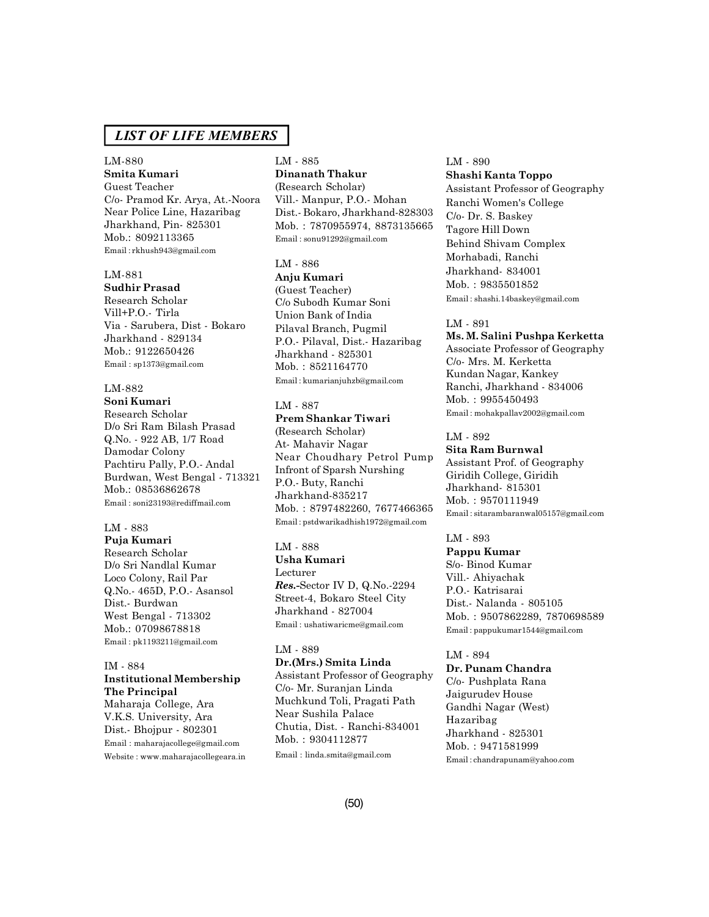## LIST OF LIFE MEMBERS

LM-880
**Smita Kumari**
Guest Teacher
C/o- Pramod Kr. Arya, At.-Noora
Near Police Line, Hazaribag
Jharkhand, Pin- 825301
Mob.: 8092113365
Email : rkhush943@gmail.com

LM-881
**Sudhir Prasad**
Research Scholar
Vill+P.O.- Tirla
Via - Sarubera, Dist - Bokaro
Jharkhand - 829134
Mob.: 9122650426
Email : sp1373@gmail.com

LM-882
**Soni Kumari**
Research Scholar
D/o Sri Ram Bilash Prasad
Q.No. - 922 AB, 1/7 Road
Damodar Colony
Pachtiru Pally, P.O.- Andal
Burdwan, West Bengal - 713321
Mob.: 08536862678
Email : soni23193@rediffmail.com

LM - 883
**Puja Kumari**
Research Scholar
D/o Sri Nandlal Kumar
Loco Colony, Rail Par
Q.No.- 465D, P.O.- Asansol
Dist.- Burdwan
West Bengal - 713302
Mob.: 07098678818
Email : pk1193211@gmail.com

IM - 884
**Institutional Membership**
**The Principal**
Maharaja College, Ara
V.K.S. University, Ara
Dist.- Bhojpur - 802301
Email : maharajacollege@gmail.com
Website : www.maharajacollegeara.in

LM - 885
**Dinanath Thakur**
(Research Scholar)
Vill.- Manpur, P.O.- Mohan
Dist.- Bokaro, Jharkhand-828303
Mob. : 7870955974, 8873135665
Email : sonu91292@gmail.com

LM - 886
**Anju Kumari**
(Guest Teacher)
C/o Subodh Kumar Soni
Union Bank of India
Pilaval Branch, Pugmil
P.O.- Pilaval, Dist.- Hazaribag
Jharkhand - 825301
Mob. : 8521164770
Email : kumarianjuhzb@gmail.com

LM - 887
**Prem Shankar Tiwari**
(Research Scholar)
At- Mahavir Nagar
Near Choudhary Petrol Pump
Infront of Sparsh Nurshing
P.O.- Buty, Ranchi
Jharkhand-835217
Mob. : 8797482260, 7677466365
Email : pstdwarikadhish1972@gmail.com

LM - 888
**Usha Kumari**
Lecturer
***Res.***-Sector IV D, Q.No.-2294
Street-4, Bokaro Steel City
Jharkhand - 827004
Email : ushatiwaricme@gmail.com

LM - 889
**Dr.(Mrs.) Smita Linda**
Assistant Professor of Geography
C/o- Mr. Suranjan Linda
Muchkund Toli, Pragati Path
Near Sushila Palace
Chutia, Dist. - Ranchi-834001
Mob. : 9304112877
Email : linda.smita@gmail.com

LM - 890
**Shashi Kanta Toppo**
Assistant Professor of Geography
Ranchi Women's College
C/o- Dr. S. Baskey
Tagore Hill Down
Behind Shivam Complex
Morhabadi, Ranchi
Jharkhand- 834001
Mob. : 9835501852
Email : shashi.14baskey@gmail.com

LM - 891
**Ms. M. Salini Pushpa Kerketta**
Associate Professor of Geography
C/o- Mrs. M. Kerketta
Kundan Nagar, Kankey
Ranchi, Jharkhand - 834006
Mob. : 9955450493
Email : mohakpallav2002@gmail.com

LM - 892
**Sita Ram Burnwal**
Assistant Prof. of Geography
Giridih College, Giridih
Jharkhand- 815301
Mob. : 9570111949
Email : sitarambaranwal05157@gmail.com

LM - 893
**Pappu Kumar**
S/o- Binod Kumar
Vill.- Ahiyachak
P.O.- Katrisarai
Dist.- Nalanda - 805105
Mob. : 9507862289, 7870698589
Email : pappukumar1544@gmail.com

LM - 894
**Dr. Punam Chandra**
C/o- Pushplata Rana
Jaigurudev House
Gandhi Nagar (West)
Hazaribag
Jharkhand - 825301
Mob. : 9471581999
Email : chandrapunam@yahoo.com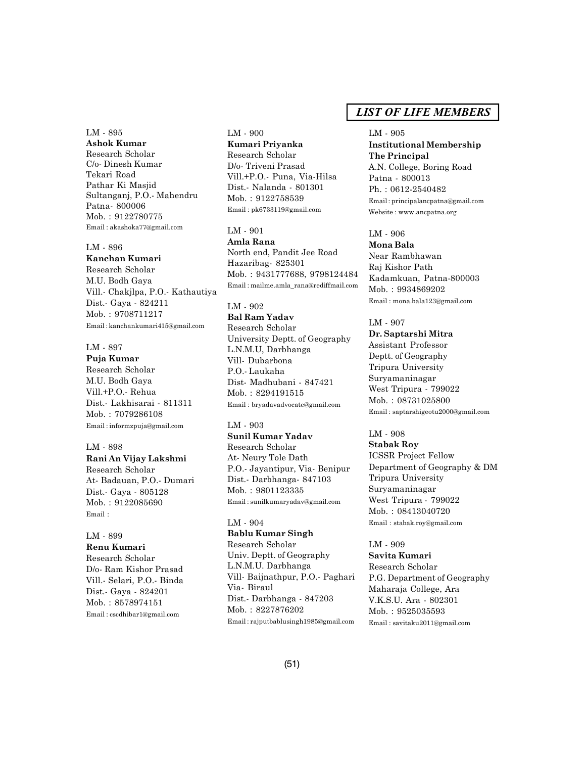## LIST OF LIFE MEMBERS

LM - 895
**Ashok Kumar**
Research Scholar
C/o- Dinesh Kumar
Tekari Road
Pathar Ki Masjid
Sultanganj, P.O.- Mahendru
Patna- 800006
Mob. : 9122780775
Email : akashoka77@gmail.com

LM - 896
**Kanchan Kumari**
Research Scholar
M.U. Bodh Gaya
Vill.- Chakjlpa, P.O.- Kathautiya
Dist.- Gaya - 824211
Mob. : 9708711217
Email : kanchankumari415@gmail.com

LM - 897
**Puja Kumar**
Research Scholar
M.U. Bodh Gaya
Vill.+P.O.- Rehua
Dist.- Lakhisarai - 811311
Mob. : 7079286108
Email : informzpuja@gmail.com

LM - 898
**Rani An Vijay Lakshmi**
Research Scholar
At- Badauan, P.O.- Dumari
Dist.- Gaya - 805128
Mob. : 9122085690
Email :

LM - 899
**Renu Kumari**
Research Scholar
D/o- Ram Kishor Prasad
Vill.- Selari, P.O.- Binda
Dist.- Gaya - 824201
Mob. : 8578974151
Email : cscdhibar1@gmail.com

LM - 900
**Kumari Priyanka**
Research Scholar
D/o- Triveni Prasad
Vill.+P.O.- Puna, Via-Hilsa
Dist.- Nalanda - 801301
Mob. : 9122758539
Email : pk6733119@gmail.com

LM - 901
**Amla Rana**
North end, Pandit Jee Road
Hazaribag- 825301
Mob. : 9431777688, 9798124484
Email : mailme.amla_rana@rediffmail.com

LM - 902
**Bal Ram Yadav**
Research Scholar
University Deptt. of Geography
L.N.M.U, Darbhanga
Vill- Dubarbona
P.O.- Laukaha
Dist- Madhubani - 847421
Mob. : 8294191515
Email : bryadavadvocate@gmail.com

LM - 903
**Sunil Kumar Yadav**
Research Scholar
At- Neury Tole Dath
P.O.- Jayantipur, Via- Benipur
Dist.- Darbhanga- 847103
Mob. : 9801123335
Email : sunilkumaryadav@gmail.com

LM - 904
**Bablu Kumar Singh**
Research Scholar
Univ. Deptt. of Geography
L.N.M.U. Darbhanga
Vill- Baijnathpur, P.O.- Paghari
Via- Biraul
Dist.- Darbhanga - 847203
Mob. : 8227876202
Email : rajputbablusingh1985@gmail.com

LM - 905
**Institutional Membership**
**The Principal**
A.N. College, Boring Road
Patna - 800013
Ph. : 0612-2540482
Email : principalancpatna@gmail.com
Website : www.ancpatna.org

LM - 906
**Mona Bala**
Near Rambhawan
Raj Kishor Path
Kadamkuan, Patna-800003
Mob. : 9934869202
Email : mona.bala123@gmail.com

LM - 907
**Dr. Saptarshi Mitra**
Assistant Professor
Deptt. of Geography
Tripura University
Suryamaninagar
West Tripura - 799022
Mob. : 08731025800
Email : saptarshigeotu2000@gmail.com

LM - 908
**Stabak Roy**
ICSSR Project Fellow
Department of Geography & DM
Tripura University
Suryamaninagar
West Tripura - 799022
Mob. : 08413040720
Email : stabak.roy@gmail.com

LM - 909
**Savita Kumari**
Research Scholar
P.G. Department of Geography
Maharaja College, Ara
V.K.S.U. Ara - 802301
Mob. : 9525035593
Email : savitaku2011@gmail.com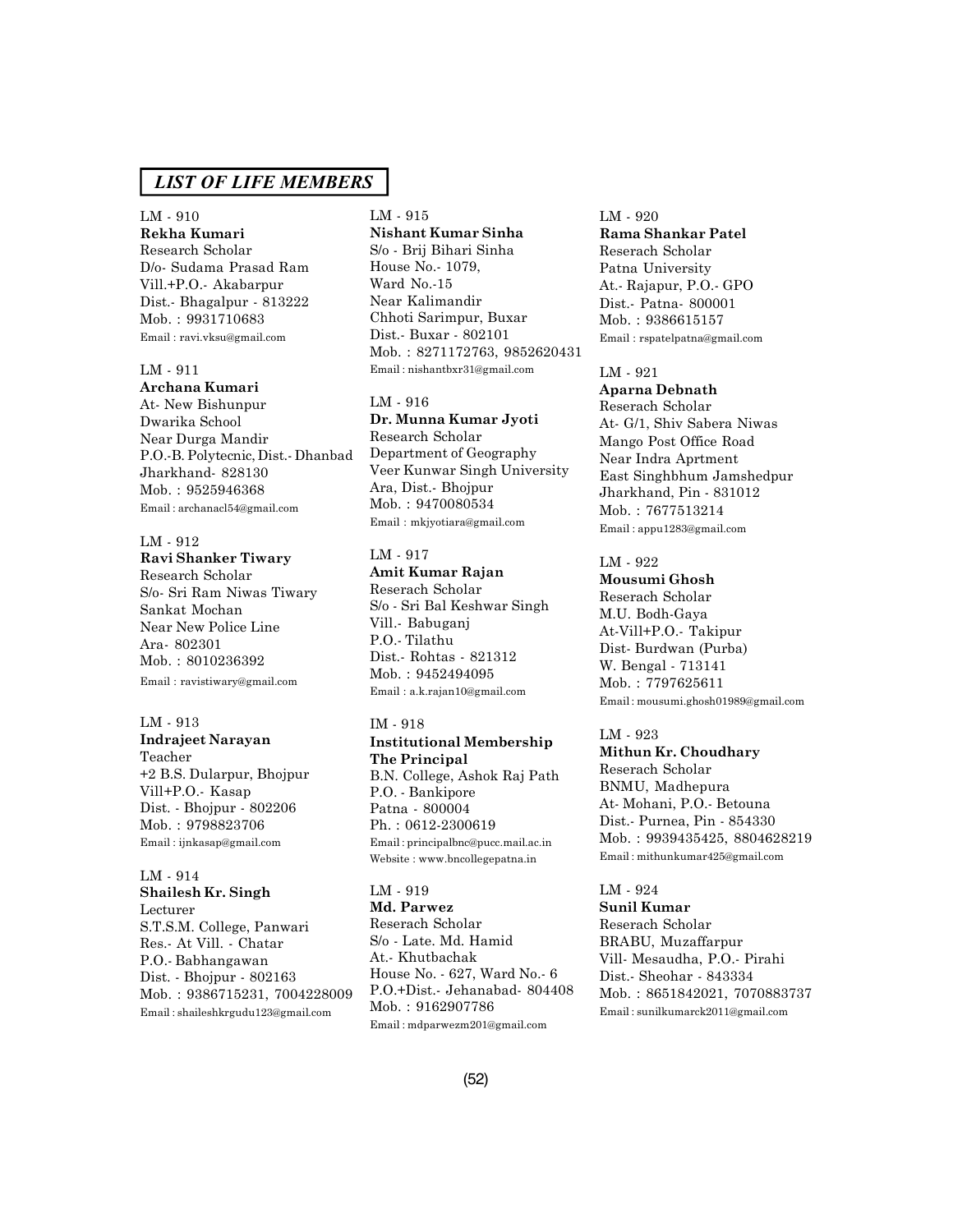## *LIST OF LIFE MEMBERS*

LM - 910
**Rekha Kumari**
Research Scholar
D/o- Sudama Prasad Ram
Vill.+P.O.- Akabarpur
Dist.- Bhagalpur - 813222
Mob. : 9931710683
Email : ravi.vksu@gmail.com

LM - 911
**Archana Kumari**
At- New Bishunpur
Dwarika School
Near Durga Mandir
P.O.-B. Polytecnic, Dist.- Dhanbad
Jharkhand- 828130
Mob. : 9525946368
Email : archanacl54@gmail.com

LM - 912
**Ravi Shanker Tiwary**
Research Scholar
S/o- Sri Ram Niwas Tiwary
Sankat Mochan
Near New Police Line
Ara- 802301
Mob. : 8010236392
Email : ravistiwary@gmail.com

LM - 913
**Indrajeet Narayan**
Teacher
+2 B.S. Dularpur, Bhojpur
Vill+P.O.- Kasap
Dist. - Bhojpur - 802206
Mob. : 9798823706
Email : ijnkasap@gmail.com

LM - 914
**Shailesh Kr. Singh**
Lecturer
S.T.S.M. College, Panwari
Res.- At Vill. - Chatar
P.O.- Babhangawan
Dist. - Bhojpur - 802163
Mob. : 9386715231, 7004228009
Email : shaileshkrgudu123@gmail.com

LM - 915
**Nishant Kumar Sinha**
S/o - Brij Bihari Sinha
House No.- 1079,
Ward No.-15
Near Kalimandir
Chhoti Sarimpur, Buxar
Dist.- Buxar - 802101
Mob. : 8271172763, 9852620431
Email : nishantbxr31@gmail.com

LM - 916
**Dr. Munna Kumar Jyoti**
Research Scholar
Department of Geography
Veer Kunwar Singh University
Ara, Dist.- Bhojpur
Mob. : 9470080534
Email : mkjyotiara@gmail.com

LM - 917
**Amit Kumar Rajan**
Reserach Scholar
S/o - Sri Bal Keshwar Singh
Vill.- Babuganj
P.O.- Tilathu
Dist.- Rohtas - 821312
Mob. : 9452494095
Email : a.k.rajan10@gmail.com

IM - 918
**Institutional Membership**
**The Principal**
B.N. College, Ashok Raj Path
P.O. - Bankipore
Patna - 800004
Ph. : 0612-2300619
Email : principalbnc@pucc.mail.ac.in
Website : www.bncollegepatna.in

LM - 919
**Md. Parwez**
Reserach Scholar
S/o - Late. Md. Hamid
At.- Khutbachak
House No. - 627, Ward No.- 6
P.O.+Dist.- Jehanabad- 804408
Mob. : 9162907786
Email : mdparwezm201@gmail.com

LM - 920
**Rama Shankar Patel**
Reserach Scholar
Patna University
At.- Rajapur, P.O.- GPO
Dist.- Patna- 800001
Mob. : 9386615157
Email : rspatelpatna@gmail.com

LM - 921
**Aparna Debnath**
Reserach Scholar
At- G/1, Shiv Sabera Niwas
Mango Post Office Road
Near Indra Aprtment
East Singhbhum Jamshedpur
Jharkhand, Pin - 831012
Mob. : 7677513214
Email : appu1283@gmail.com

LM - 922
**Mousumi Ghosh**
Reserach Scholar
M.U. Bodh-Gaya
At-Vill+P.O.- Takipur
Dist- Burdwan (Purba)
W. Bengal - 713141
Mob. : 7797625611
Email : mousumi.ghosh01989@gmail.com

LM - 923
**Mithun Kr. Choudhary**
Reserach Scholar
BNMU, Madhepura
At- Mohani, P.O.- Betouna
Dist.- Purnea, Pin - 854330
Mob. : 9939435425, 8804628219
Email : mithunkumar425@gmail.com

LM - 924
**Sunil Kumar**
Reserach Scholar
BRABU, Muzaffarpur
Vill- Mesaudha, P.O.- Pirahi
Dist.- Sheohar - 843334
Mob. : 8651842021, 7070883737
Email : sunilkumarck2011@gmail.com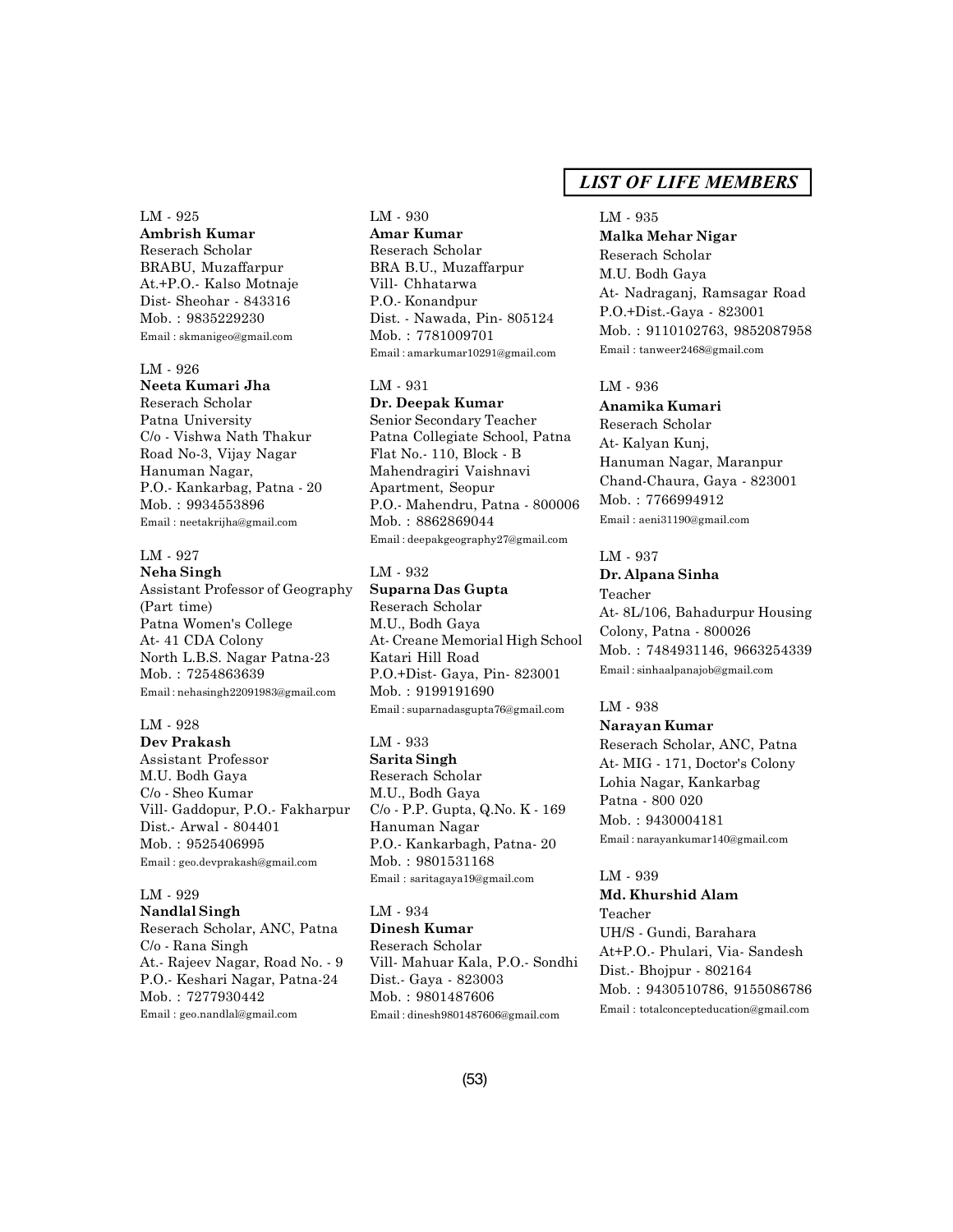## *LIST OF LIFE MEMBERS*

LM - 925
**Ambrish Kumar**
Reserach Scholar
BRABU, Muzaffarpur
At.+P.O.- Kalso Motnaje
Dist- Sheohar - 843316
Mob. : 9835229230
Email : skmanigeo@gmail.com

LM - 926
**Neeta Kumari Jha**
Reserach Scholar
Patna University
C/o - Vishwa Nath Thakur
Road No-3, Vijay Nagar
Hanuman Nagar,
P.O.- Kankarbag, Patna - 20
Mob. : 9934553896
Email : neetakrijha@gmail.com

LM - 927
**Neha Singh**
Assistant Professor of Geography
(Part time)
Patna Women's College
At- 41 CDA Colony
North L.B.S. Nagar Patna-23
Mob. : 7254863639
Email : nehasingh22091983@gmail.com

LM - 928
**Dev Prakash**
Assistant Professor
M.U. Bodh Gaya
C/o - Sheo Kumar
Vill- Gaddopur, P.O.- Fakharpur
Dist.- Arwal - 804401
Mob. : 9525406995
Email : geo.devprakash@gmail.com

LM - 929
**Nandlal Singh**
Reserach Scholar, ANC, Patna
C/o - Rana Singh
At.- Rajeev Nagar, Road No. - 9
P.O.- Keshari Nagar, Patna-24
Mob. : 7277930442
Email : geo.nandlal@gmail.com

LM - 930
**Amar Kumar**
Reserach Scholar
BRA B.U., Muzaffarpur
Vill- Chhatarwa
P.O.- Konandpur
Dist. - Nawada, Pin- 805124
Mob. : 7781009701
Email : amarkumar10291@gmail.com

LM - 931
**Dr. Deepak Kumar**
Senior Secondary Teacher
Patna Collegiate School, Patna
Flat No.- 110, Block - B
Mahendragiri Vaishnavi
Apartment, Seopur
P.O.- Mahendru, Patna - 800006
Mob. : 8862869044
Email : deepakgeography27@gmail.com

LM - 932
**Suparna Das Gupta**
Reserach Scholar
M.U., Bodh Gaya
At- Creane Memorial High School
Katari Hill Road
P.O.+Dist- Gaya, Pin- 823001
Mob. : 9199191690
Email : suparnadasgupta76@gmail.com

LM - 933
**Sarita Singh**
Reserach Scholar
M.U., Bodh Gaya
C/o - P.P. Gupta, Q.No. K - 169
Hanuman Nagar
P.O.- Kankarbagh, Patna- 20
Mob. : 9801531168
Email : saritagaya19@gmail.com

LM - 934
**Dinesh Kumar**
Reserach Scholar
Vill- Mahuar Kala, P.O.- Sondhi
Dist.- Gaya - 823003
Mob. : 9801487606
Email : dinesh9801487606@gmail.com

LM - 935
**Malka Mehar Nigar**
Reserach Scholar
M.U. Bodh Gaya
At- Nadraganj, Ramsagar Road
P.O.+Dist.-Gaya - 823001
Mob. : 9110102763, 9852087958
Email : tanweer2468@gmail.com

LM - 936
**Anamika Kumari**
Reserach Scholar
At- Kalyan Kunj,
Hanuman Nagar, Maranpur
Chand-Chaura, Gaya - 823001
Mob. : 7766994912
Email : aeni31190@gmail.com

LM - 937
**Dr. Alpana Sinha**
Teacher
At- 8L/106, Bahadurpur Housing
Colony, Patna - 800026
Mob. : 7484931146, 9663254339
Email : sinhaalpanajob@gmail.com

LM - 938
**Narayan Kumar**
Reserach Scholar, ANC, Patna
At- MIG - 171, Doctor's Colony
Lohia Nagar, Kankarbag
Patna - 800 020
Mob. : 9430004181
Email : narayankumar140@gmail.com

LM - 939
**Md. Khurshid Alam**
Teacher
UH/S - Gundi, Barahara
At+P.O.- Phulari, Via- Sandesh
Dist.- Bhojpur - 802164
Mob. : 9430510786, 9155086786
Email : totalconcepteducation@gmail.com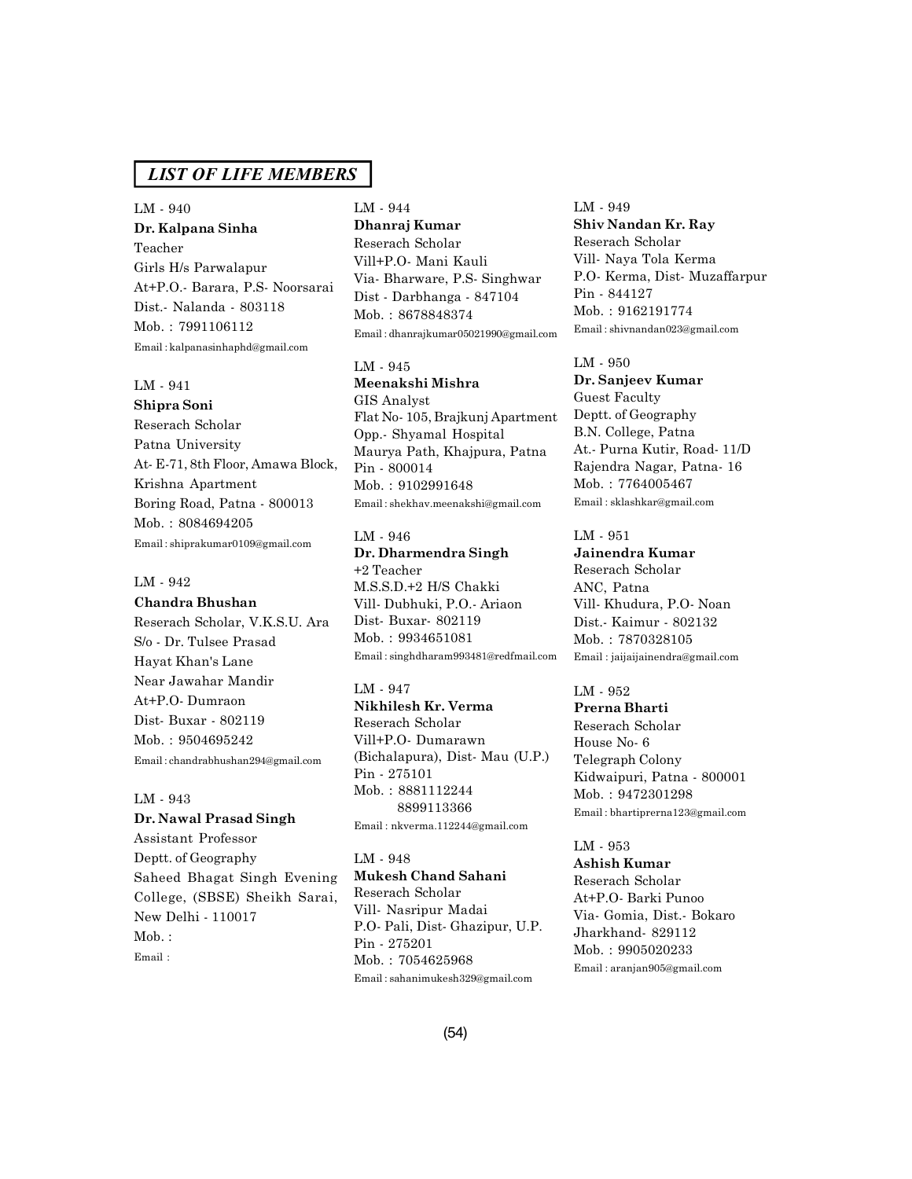## *LIST OF LIFE MEMBERS*

LM - 940
**Dr. Kalpana Sinha**
Teacher
Girls H/s Parwalapur
At+P.O.- Barara, P.S- Noorsarai
Dist.- Nalanda - 803118
Mob. : 7991106112
Email : kalpanasinhaphd@gmail.com

LM - 941
**Shipra Soni**
Reserach Scholar
Patna University
At- E-71, 8th Floor, Amawa Block,
Krishna Apartment
Boring Road, Patna - 800013
Mob. : 8084694205
Email : shiprakumar0109@gmail.com

LM - 942
**Chandra Bhushan**
Reserach Scholar, V.K.S.U. Ara
S/o - Dr. Tulsee Prasad
Hayat Khan's Lane
Near Jawahar Mandir
At+P.O- Dumraon
Dist- Buxar - 802119
Mob. : 9504695242
Email : chandrabhushan294@gmail.com

LM - 943
**Dr. Nawal Prasad Singh**
Assistant Professor
Deptt. of Geography
Saheed Bhagat Singh Evening College, (SBSE) Sheikh Sarai,
New Delhi - 110017
Mob. :
Email :

LM - 944
**Dhanraj Kumar**
Reserach Scholar
Vill+P.O- Mani Kauli
Via- Bharware, P.S- Singhwar
Dist - Darbhanga - 847104
Mob. : 8678848374
Email : dhanrajkumar05021990@gmail.com

LM - 945
**Meenakshi Mishra**
GIS Analyst
Flat No- 105, Brajkunj Apartment
Opp.- Shyamal Hospital
Maurya Path, Khajpura, Patna
Pin - 800014
Mob. : 9102991648
Email : shekhav.meenakshi@gmail.com

LM - 946
**Dr. Dharmendra Singh**
+2 Teacher
M.S.S.D.+2 H/S Chakki
Vill- Dubhuki, P.O.- Ariaon
Dist- Buxar- 802119
Mob. : 9934651081
Email : singhdharam993481@redfmail.com

LM - 947
**Nikhilesh Kr. Verma**
Reserach Scholar
Vill+P.O- Dumarawn
(Bichalapura), Dist- Mau (U.P.)
Pin - 275101
Mob. : 8881112244
8899113366
Email : nkverma.112244@gmail.com

LM - 948
**Mukesh Chand Sahani**
Reserach Scholar
Vill- Nasripur Madai
P.O- Pali, Dist- Ghazipur, U.P.
Pin - 275201
Mob. : 7054625968
Email : sahanimukesh329@gmail.com

LM - 949
**Shiv Nandan Kr. Ray**
Reserach Scholar
Vill- Naya Tola Kerma
P.O- Kerma, Dist- Muzaffarpur
Pin - 844127
Mob. : 9162191774
Email : shivnandan023@gmail.com

LM - 950
**Dr. Sanjeev Kumar**
Guest Faculty
Deptt. of Geography
B.N. College, Patna
At.- Purna Kutir, Road- 11/D
Rajendra Nagar, Patna- 16
Mob. : 7764005467
Email : sklashkar@gmail.com

LM - 951
**Jainendra Kumar**
Reserach Scholar
ANC, Patna
Vill- Khudura, P.O- Noan
Dist.- Kaimur - 802132
Mob. : 7870328105
Email : jaijaijainendra@gmail.com

LM - 952
**Prerna Bharti**
Reserach Scholar
House No- 6
Telegraph Colony
Kidwaipuri, Patna - 800001
Mob. : 9472301298
Email : bhartiprerna123@gmail.com

LM - 953
**Ashish Kumar**
Reserach Scholar
At+P.O- Barki Punoo
Via- Gomia, Dist.- Bokaro
Jharkhand- 829112
Mob. : 9905020233
Email : aranjan905@gmail.com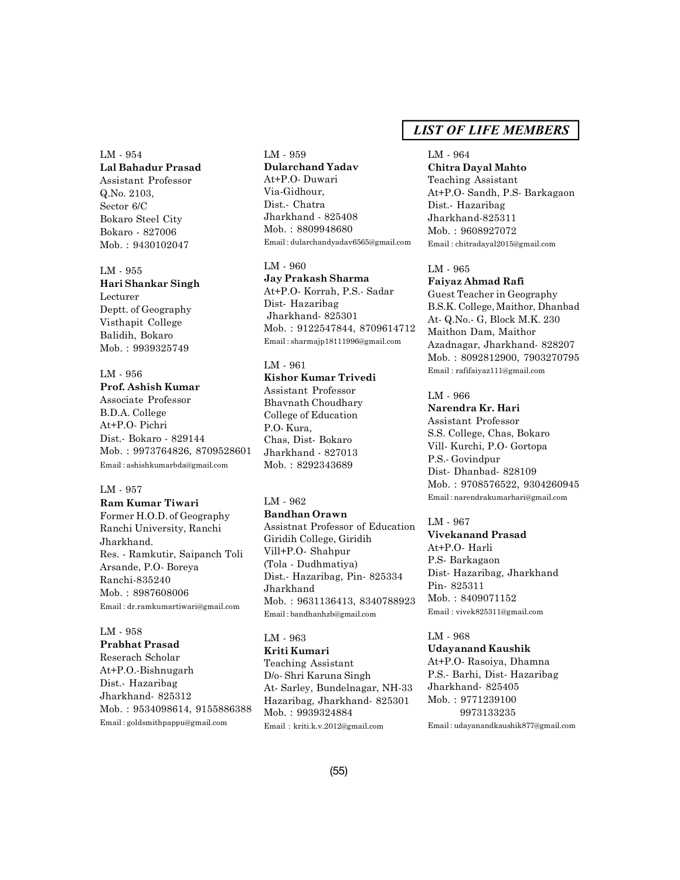## *LIST OF LIFE MEMBERS*

LM - 954
**Lal Bahadur Prasad**
Assistant Professor
Q.No. 2103,
Sector 6/C
Bokaro Steel City
Bokaro - 827006
Mob. : 9430102047

LM - 955
**Hari Shankar Singh**
Lecturer
Deptt. of Geography
Visthapit College
Balidih, Bokaro
Mob. : 9939325749

LM - 956
**Prof. Ashish Kumar**
Associate Professor
B.D.A. College
At+P.O- Pichri
Dist.- Bokaro - 829144
Mob. : 9973764826, 8709528601
Email : ashishkumarbda@gmail.com

LM - 957
**Ram Kumar Tiwari**
Former H.O.D. of Geography
Ranchi University, Ranchi
Jharkhand.
Res. - Ramkutir, Saipanch Toli
Arsande, P.O- Boreya
Ranchi-835240
Mob. : 8987608006
Email : dr.ramkumartiwari@gmail.com

LM - 958
**Prabhat Prasad**
Reserach Scholar
At+P.O.-Bishnugarh
Dist.- Hazaribag
Jharkhand- 825312
Mob. : 9534098614, 9155886388
Email : goldsmithpappu@gmail.com

LM - 959
**Dularchand Yadav**
At+P.O- Duwari
Via-Gidhour,
Dist.- Chatra
Jharkhand - 825408
Mob. : 8809948680
Email : dularchandyadav6565@gmail.com

LM - 960
**Jay Prakash Sharma**
At+P.O- Korrah, P.S.- Sadar
Dist- Hazaribag
Jharkhand- 825301
Mob. : 9122547844, 8709614712
Email : sharmajp18111996@gmail.com

LM - 961
**Kishor Kumar Trivedi**
Assistant Professor
Bhavnath Choudhary
College of Education
P.O- Kura,
Chas, Dist- Bokaro
Jharkhand - 827013
Mob. : 8292343689

LM - 962
**Bandhan Orawn**
Assistnat Professor of Education
Giridih College, Giridih
Vill+P.O- Shahpur
(Tola - Dudhmatiya)
Dist.- Hazaribag, Pin- 825334
Jharkhand
Mob. : 9631136413, 8340788923
Email : bandhanhzb@gmail.com

LM - 963
**Kriti Kumari**
Teaching Assistant
D/o- Shri Karuna Singh
At- Sarley, Bundelnagar, NH-33
Hazaribag, Jharkhand- 825301
Mob. : 9939324884
Email : kriti.k.v.2012@gmail.com

LM - 964
**Chitra Dayal Mahto**
Teaching Assistant
At+P.O- Sandh, P.S- Barkagaon
Dist.- Hazaribag
Jharkhand-825311
Mob. : 9608927072
Email : chitradayal2015@gmail.com

LM - 965
**Faiyaz Ahmad Rafi**
Guest Teacher in Geography
B.S.K. College, Maithor, Dhanbad
At- Q.No.- G, Block M.K. 230
Maithon Dam, Maithor
Azadnagar, Jharkhand- 828207
Mob. : 8092812900, 7903270795
Email : rafifaiyaz111@gmail.com

LM - 966
**Narendra Kr. Hari**
Assistant Professor
S.S. College, Chas, Bokaro
Vill- Kurchi, P.O- Gortopa
P.S.- Govindpur
Dist- Dhanbad- 828109
Mob. : 9708576522, 9304260945
Email : narendrakumarhari@gmail.com

LM - 967
**Vivekanand Prasad**
At+P.O- Harli
P.S- Barkagaon
Dist- Hazaribag, Jharkhand
Pin- 825311
Mob. : 8409071152
Email : vivek825311@gmail.com

LM - 968
**Udayanand Kaushik**
At+P.O- Rasoiya, Dhamna
P.S.- Barhi, Dist- Hazaribag
Jharkhand- 825405
Mob. : 9771239100
9973133235
Email : udayanandkaushik877@gmail.com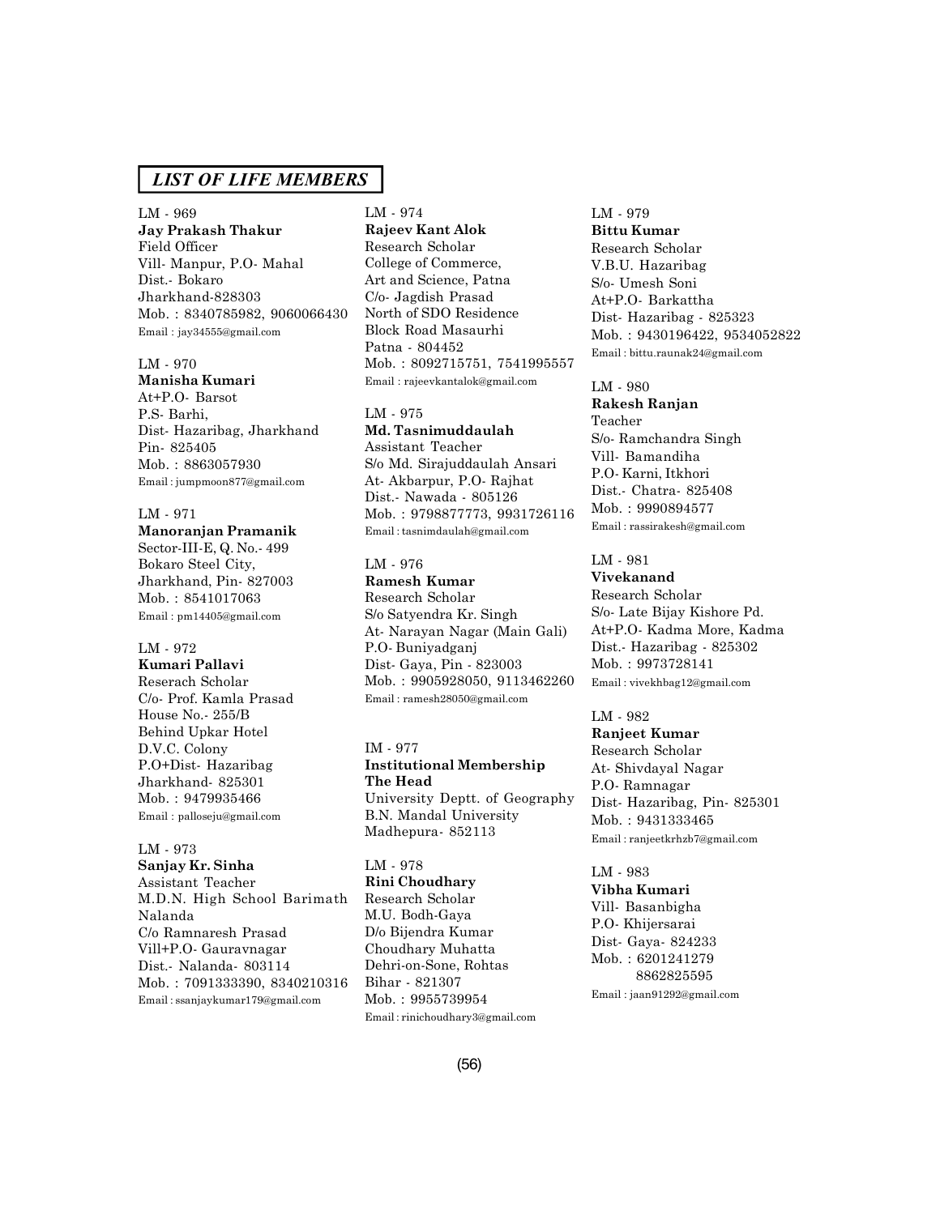## *LIST OF LIFE MEMBERS*

LM - 969
**Jay Prakash Thakur**
Field Officer
Vill- Manpur, P.O- Mahal
Dist.- Bokaro
Jharkhand-828303
Mob. : 8340785982, 9060066430
Email : jay34555@gmail.com

LM - 970
**Manisha Kumari**
At+P.O- Barsot
P.S- Barhi,
Dist- Hazaribag, Jharkhand
Pin- 825405
Mob. : 8863057930
Email : jumpmoon877@gmail.com

LM - 971
**Manoranjan Pramanik**
Sector-III-E, Q. No.- 499
Bokaro Steel City,
Jharkhand, Pin- 827003
Mob. : 8541017063
Email : pm14405@gmail.com

LM - 972
**Kumari Pallavi**
Reserach Scholar
C/o- Prof. Kamla Prasad
House No.- 255/B
Behind Upkar Hotel
D.V.C. Colony
P.O+Dist- Hazaribag
Jharkhand- 825301
Mob. : 9479935466
Email : palloseju@gmail.com

LM - 973
**Sanjay Kr. Sinha**
Assistant Teacher
M.D.N. High School Barimath
Nalanda
C/o Ramnaresh Prasad
Vill+P.O- Gauravnagar
Dist.- Nalanda- 803114
Mob. : 7091333390, 8340210316
Email : ssanjaykumar179@gmail.com

LM - 974
**Rajeev Kant Alok**
Research Scholar
College of Commerce,
Art and Science, Patna
C/o- Jagdish Prasad
North of SDO Residence
Block Road Masaurhi
Patna - 804452
Mob. : 8092715751, 7541995557
Email : rajeevkantalok@gmail.com

LM - 975
**Md. Tasnimuddaulah**
Assistant Teacher
S/o Md. Sirajuddaulah Ansari
At- Akbarpur, P.O- Rajhat
Dist.- Nawada - 805126
Mob. : 9798877773, 9931726116
Email : tasnimdaulah@gmail.com

LM - 976
**Ramesh Kumar**
Research Scholar
S/o Satyendra Kr. Singh
At- Narayan Nagar (Main Gali)
P.O- Buniyadganj
Dist- Gaya, Pin - 823003
Mob. : 9905928050, 9113462260
Email : ramesh28050@gmail.com

IM - 977
**Institutional Membership**
**The Head**
University Deptt. of Geography
B.N. Mandal University
Madhepura- 852113

LM - 978
**Rini Choudhary**
Research Scholar
M.U. Bodh-Gaya
D/o Bijendra Kumar
Choudhary Muhatta
Dehri-on-Sone, Rohtas
Bihar - 821307
Mob. : 9955739954
Email : rinichoudhary3@gmail.com

LM - 979
**Bittu Kumar**
Research Scholar
V.B.U. Hazaribag
S/o- Umesh Soni
At+P.O- Barkattha
Dist- Hazaribag - 825323
Mob. : 9430196422, 9534052822
Email : bittu.raunak24@gmail.com

LM - 980
**Rakesh Ranjan**
Teacher
S/o- Ramchandra Singh
Vill- Bamandiha
P.O- Karni, Itkhori
Dist.- Chatra- 825408
Mob. : 9990894577
Email : rassirakesh@gmail.com

LM - 981
**Vivekanand**
Research Scholar
S/o- Late Bijay Kishore Pd.
At+P.O- Kadma More, Kadma
Dist.- Hazaribag - 825302
Mob. : 9973728141
Email : vivekhbag12@gmail.com

LM - 982
**Ranjeet Kumar**
Research Scholar
At- Shivdayal Nagar
P.O- Ramnagar
Dist- Hazaribag, Pin- 825301
Mob. : 9431333465
Email : ranjeetkrhzb7@gmail.com

LM - 983
**Vibha Kumari**
Vill- Basanbigha
P.O- Khijersarai
Dist- Gaya- 824233
Mob. : 6201241279
8862825595
Email : jaan91292@gmail.com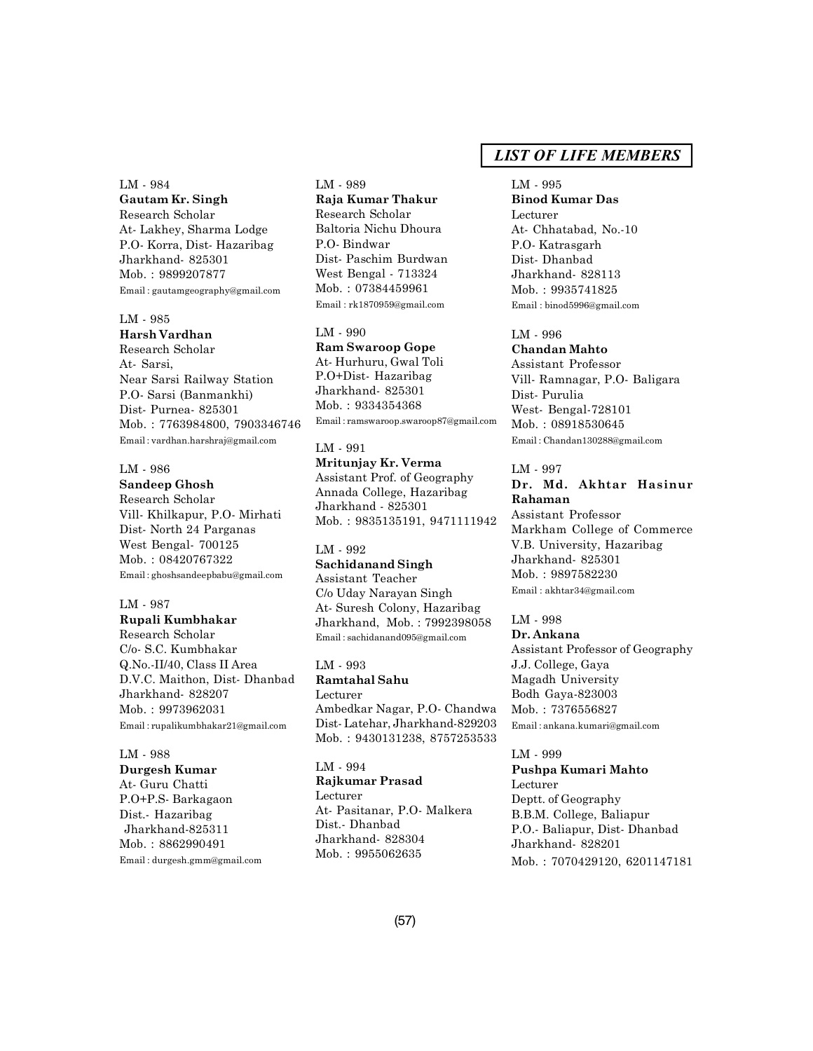## LIST OF LIFE MEMBERS

LM - 984
**Gautam Kr. Singh**
Research Scholar
At- Lakhey, Sharma Lodge
P.O- Korra, Dist- Hazaribag
Jharkhand- 825301
Mob. : 9899207877
Email : gautamgeography@gmail.com

LM - 985
**Harsh Vardhan**
Research Scholar
At- Sarsi,
Near Sarsi Railway Station
P.O- Sarsi (Banmankhi)
Dist- Purnea- 825301
Mob. : 7763984800, 7903346746
Email : vardhan.harshraj@gmail.com

LM - 986
**Sandeep Ghosh**
Research Scholar
Vill- Khilkapur, P.O- Mirhati
Dist- North 24 Parganas
West Bengal- 700125
Mob. : 08420767322
Email : ghoshsandeepbabu@gmail.com

LM - 987
**Rupali Kumbhakar**
Research Scholar
C/o- S.C. Kumbhakar
Q.No.-II/40, Class II Area
D.V.C. Maithon, Dist- Dhanbad
Jharkhand- 828207
Mob. : 9973962031
Email : rupalikumbhakar21@gmail.com

LM - 988
**Durgesh Kumar**
At- Guru Chatti
P.O+P.S- Barkagaon
Dist.- Hazaribag
Jharkhand-825311
Mob. : 8862990491
Email : durgesh.gmm@gmail.com

LM - 989
**Raja Kumar Thakur**
Research Scholar
Baltoria Nichu Dhoura
P.O- Bindwar
Dist- Paschim Burdwan
West Bengal - 713324
Mob. : 07384459961
Email : rk1870959@gmail.com

LM - 990
**Ram Swaroop Gope**
At- Hurhuru, Gwal Toli
P.O+Dist- Hazaribag
Jharkhand- 825301
Mob. : 9334354368
Email : ramswaroop.swaroop87@gmail.com

LM - 991
**Mritunjay Kr. Verma**
Assistant Prof. of Geography
Annada College, Hazaribag
Jharkhand - 825301
Mob. : 9835135191, 9471111942

LM - 992
**Sachidanand Singh**
Assistant Teacher
C/o Uday Narayan Singh
At- Suresh Colony, Hazaribag
Jharkhand, Mob. : 7992398058
Email : sachidanand095@gmail.com

LM - 993
**Ramtahal Sahu**
Lecturer
Ambedkar Nagar, P.O- Chandwa
Dist- Latehar, Jharkhand-829203
Mob. : 9430131238, 8757253533

LM - 994
**Rajkumar Prasad**
Lecturer
At- Pasitanar, P.O- Malkera
Dist.- Dhanbad
Jharkhand- 828304
Mob. : 9955062635

LM - 995
**Binod Kumar Das**
Lecturer
At- Chhatabad, No.-10
P.O- Katrasgarh
Dist- Dhanbad
Jharkhand- 828113
Mob. : 9935741825
Email : binod5996@gmail.com

LM - 996
**Chandan Mahto**
Assistant Professor
Vill- Ramnagar, P.O- Baligara
Dist- Purulia
West- Bengal-728101
Mob. : 08918530645
Email : Chandan130288@gmail.com

LM - 997
**Dr. Md. Akhtar Hasinur Rahaman**
Assistant Professor
Markham College of Commerce
V.B. University, Hazaribag
Jharkhand- 825301
Mob. : 9897582230
Email : akhtar34@gmail.com

LM - 998
**Dr. Ankana**
Assistant Professor of Geography
J.J. College, Gaya
Magadh University
Bodh Gaya-823003
Mob. : 7376556827
Email : ankana.kumari@gmail.com

LM - 999
**Pushpa Kumari Mahto**
Lecturer
Deptt. of Geography
B.B.M. College, Baliapur
P.O.- Baliapur, Dist- Dhanbad
Jharkhand- 828201
Mob. : 7070429120, 6201147181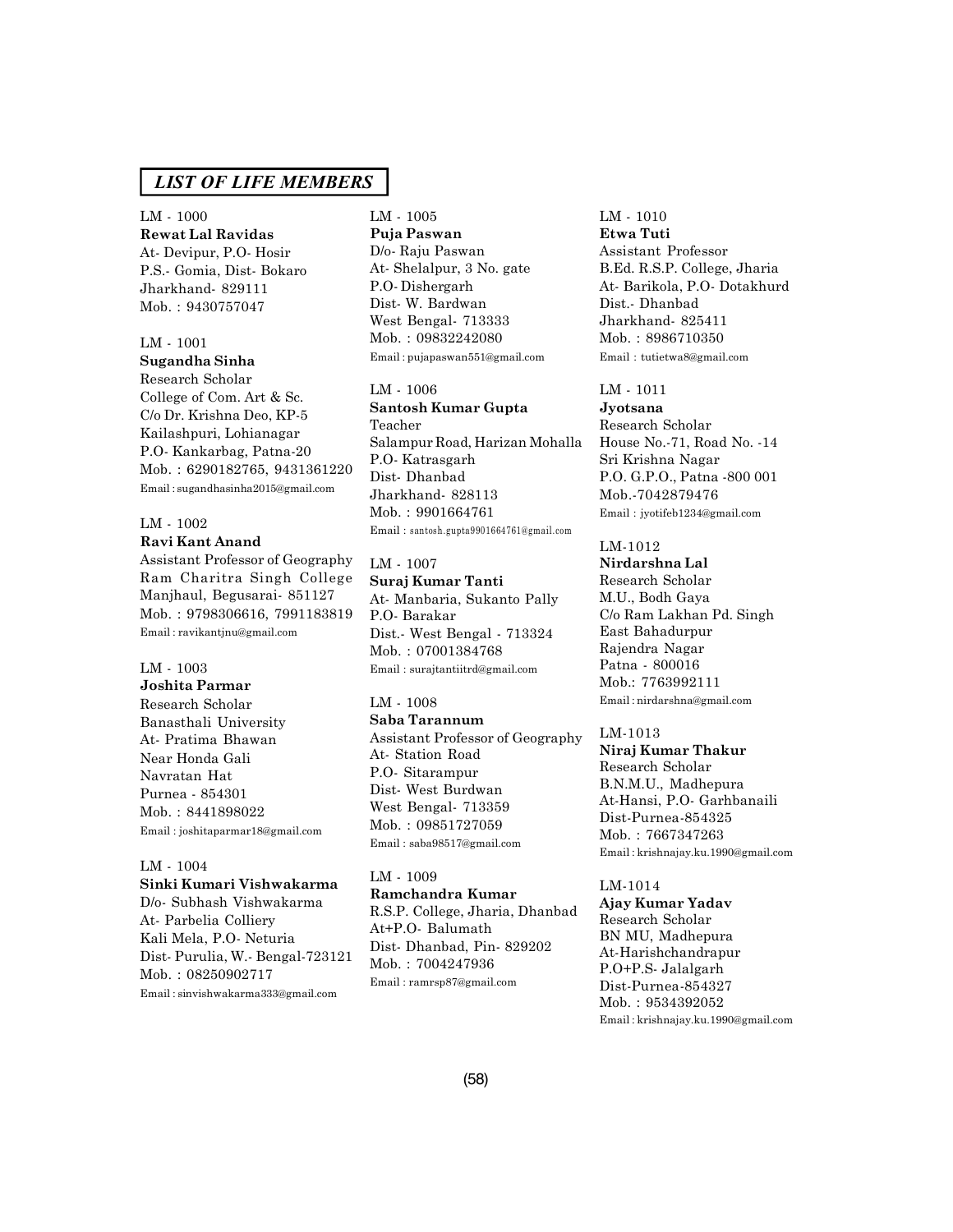## *LIST OF LIFE MEMBERS*

LM - 1000
**Rewat Lal Ravidas**
At- Devipur, P.O- Hosir
P.S.- Gomia, Dist- Bokaro
Jharkhand- 829111
Mob. : 9430757047

LM - 1001
**Sugandha Sinha**
Research Scholar
College of Com. Art & Sc.
C/o Dr. Krishna Deo, KP-5
Kailashpuri, Lohianagar
P.O- Kankarbag, Patna-20
Mob. : 6290182765, 9431361220
Email : sugandhasinha2015@gmail.com

LM - 1002
**Ravi Kant Anand**
Assistant Professor of Geography
Ram Charitra Singh College
Manjhaul, Begusarai- 851127
Mob. : 9798306616, 7991183819
Email : ravikantjnu@gmail.com

LM - 1003
**Joshita Parmar**
Research Scholar
Banasthali University
At- Pratima Bhawan
Near Honda Gali
Navratan Hat
Purnea - 854301
Mob. : 8441898022
Email : joshitaparmar18@gmail.com

LM - 1004
**Sinki Kumari Vishwakarma**
D/o- Subhash Vishwakarma
At- Parbelia Colliery
Kali Mela, P.O- Neturia
Dist- Purulia, W.- Bengal-723121
Mob. : 08250902717
Email : sinvishwakarma333@gmail.com

LM - 1005
**Puja Paswan**
D/o- Raju Paswan
At- Shelalpur, 3 No. gate
P.O- Dishergarh
Dist- W. Bardwan
West Bengal- 713333
Mob. : 09832242080
Email : pujapaswan551@gmail.com

LM - 1006
**Santosh Kumar Gupta**
Teacher
Salampur Road, Harizan Mohalla
P.O- Katrasgarh
Dist- Dhanbad
Jharkhand- 828113
Mob. : 9901664761
Email : santosh.gupta9901664761@gmail.com

LM - 1007
**Suraj Kumar Tanti**
At- Manbaria, Sukanto Pally
P.O- Barakar
Dist.- West Bengal - 713324
Mob. : 07001384768
Email : surajtantiitrd@gmail.com

LM - 1008
**Saba Tarannum**
Assistant Professor of Geography
At- Station Road
P.O- Sitarampur
Dist- West Burdwan
West Bengal- 713359
Mob. : 09851727059
Email : saba98517@gmail.com

LM - 1009
**Ramchandra Kumar**
R.S.P. College, Jharia, Dhanbad
At+P.O- Balumath
Dist- Dhanbad, Pin- 829202
Mob. : 7004247936
Email : ramrsp87@gmail.com

LM - 1010
**Etwa Tuti**
Assistant Professor
B.Ed. R.S.P. College, Jharia
At- Barikola, P.O- Dotakhurd
Dist.- Dhanbad
Jharkhand- 825411
Mob. : 8986710350
Email : tutietwa8@gmail.com

LM - 1011
**Jyotsana**
Research Scholar
House No.-71, Road No. -14
Sri Krishna Nagar
P.O. G.P.O., Patna -800 001
Mob.-7042879476
Email : jyotifeb1234@gmail.com

LM-1012
**Nirdarshna Lal**
Research Scholar
M.U., Bodh Gaya
C/o Ram Lakhan Pd. Singh
East Bahadurpur
Rajendra Nagar
Patna - 800016
Mob.: 7763992111
Email : nirdarshna@gmail.com

LM-1013
**Niraj Kumar Thakur**
Research Scholar
B.N.M.U., Madhepura
At-Hansi, P.O- Garhbanaili
Dist-Purnea-854325
Mob. : 7667347263
Email : krishnajay.ku.1990@gmail.com

LM-1014
**Ajay Kumar Yadav**
Research Scholar
BN MU, Madhepura
At-Harishchandrapur
P.O+P.S- Jalalgarh
Dist-Purnea-854327
Mob. : 9534392052
Email : krishnajay.ku.1990@gmail.com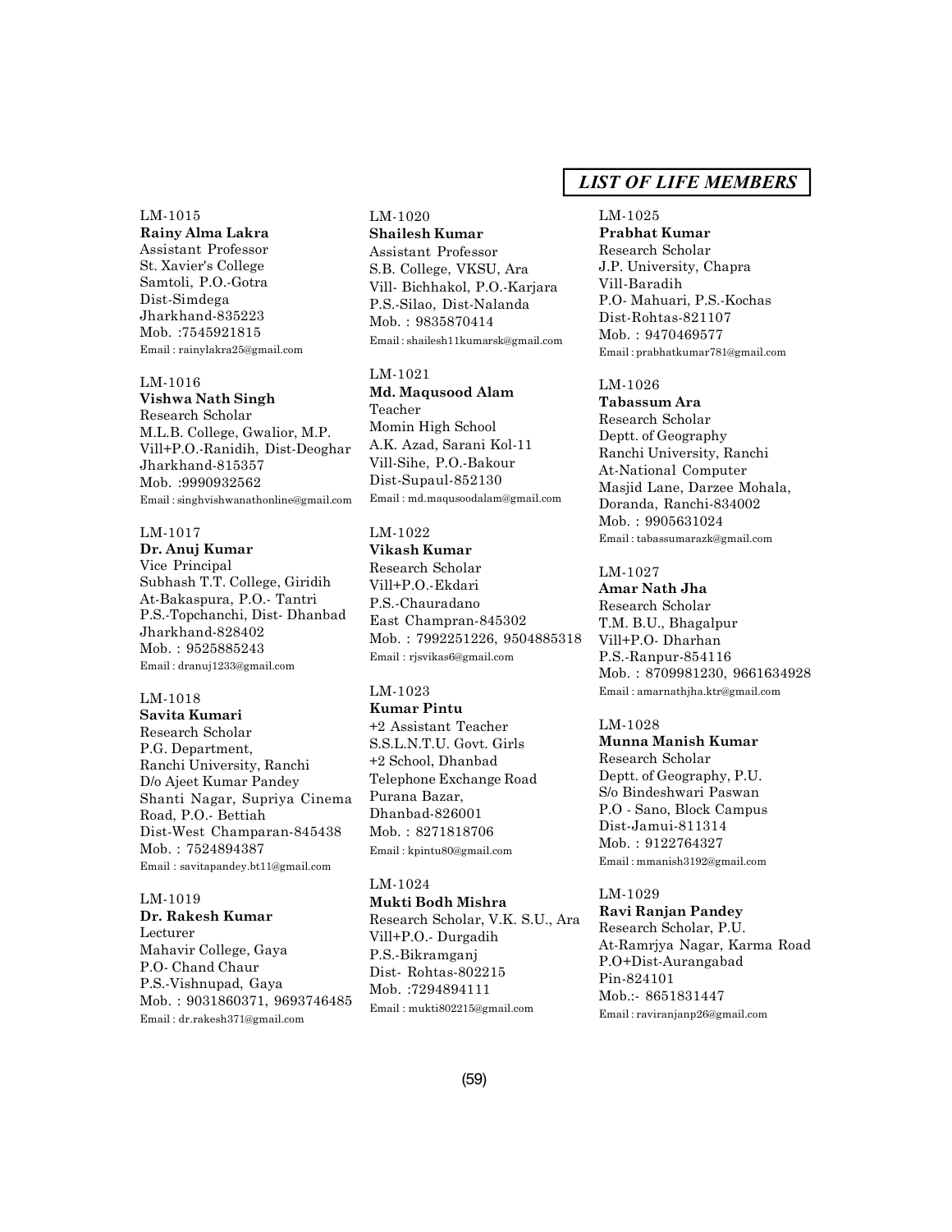## *LIST OF LIFE MEMBERS*

LM-1015
**Rainy Alma Lakra**
Assistant Professor
St. Xavier's College
Samtoli, P.O.-Gotra
Dist-Simdega
Jharkhand-835223
Mob. :7545921815
Email : rainylakra25@gmail.com

LM-1016
**Vishwa Nath Singh**
Research Scholar
M.L.B. College, Gwalior, M.P.
Vill+P.O.-Ranidih, Dist-Deoghar
Jharkhand-815357
Mob. :9990932562
Email : singhvishwanathonline@gmail.com

LM-1017
**Dr. Anuj Kumar**
Vice Principal
Subhash T.T. College, Giridih
At-Bakaspura, P.O.- Tantri
P.S.-Topchanchi, Dist- Dhanbad
Jharkhand-828402
Mob. : 9525885243
Email : dranuj1233@gmail.com

LM-1018
**Savita Kumari**
Research Scholar
P.G. Department,
Ranchi University, Ranchi
D/o Ajeet Kumar Pandey
Shanti Nagar, Supriya Cinema Road, P.O.- Bettiah
Dist-West Champaran-845438
Mob. : 7524894387
Email : savitapandey.bt11@gmail.com

LM-1019
**Dr. Rakesh Kumar**
Lecturer
Mahavir College, Gaya
P.O- Chand Chaur
P.S.-Vishnupad, Gaya
Mob. : 9031860371, 9693746485
Email : dr.rakesh371@gmail.com

LM-1020
**Shailesh Kumar**
Assistant Professor
S.B. College, VKSU, Ara
Vill- Bichhakol, P.O.-Karjara
P.S.-Silao, Dist-Nalanda
Mob. : 9835870414
Email : shailesh11kumarsk@gmail.com

LM-1021
**Md. Maqusood Alam**
Teacher
Momin High School
A.K. Azad, Sarani Kol-11
Vill-Sihe, P.O.-Bakour
Dist-Supaul-852130
Email : md.maqusoodalam@gmail.com

LM-1022
**Vikash Kumar**
Research Scholar
Vill+P.O.-Ekdari
P.S.-Chauradano
East Champran-845302
Mob. : 7992251226, 9504885318
Email : rjsvikas6@gmail.com

LM-1023
**Kumar Pintu**
+2 Assistant Teacher
S.S.L.N.T.U. Govt. Girls +2 School, Dhanbad
Telephone Exchange Road
Purana Bazar,
Dhanbad-826001
Mob. : 8271818706
Email : kpintu80@gmail.com

LM-1024
**Mukti Bodh Mishra**
Research Scholar, V.K. S.U., Ara
Vill+P.O.- Durgadih
P.S.-Bikramganj
Dist- Rohtas-802215
Mob. :7294894111
Email : mukti802215@gmail.com

LM-1025
**Prabhat Kumar**
Research Scholar
J.P. University, Chapra
Vill-Baradih
P.O- Mahuari, P.S.-Kochas
Dist-Rohtas-821107
Mob. : 9470469577
Email : prabhatkumar781@gmail.com

LM-1026
**Tabassum Ara**
Research Scholar
Deptt. of Geography
Ranchi University, Ranchi
At-National Computer
Masjid Lane, Darzee Mohala,
Doranda, Ranchi-834002
Mob. : 9905631024
Email : tabassumarazk@gmail.com

LM-1027
**Amar Nath Jha**
Research Scholar
T.M. B.U., Bhagalpur
Vill+P.O- Dharhan
P.S.-Ranpur-854116
Mob. : 8709981230, 9661634928
Email : amarnathjha.ktr@gmail.com

LM-1028
**Munna Manish Kumar**
Research Scholar
Deptt. of Geography, P.U.
S/o Bindeshwari Paswan
P.O - Sano, Block Campus
Dist-Jamui-811314
Mob. : 9122764327
Email : mmanish3192@gmail.com

LM-1029
**Ravi Ranjan Pandey**
Research Scholar, P.U.
At-Ramrjya Nagar, Karma Road
P.O+Dist-Aurangabad
Pin-824101
Mob.:- 8651831447
Email : raviranjanp26@gmail.com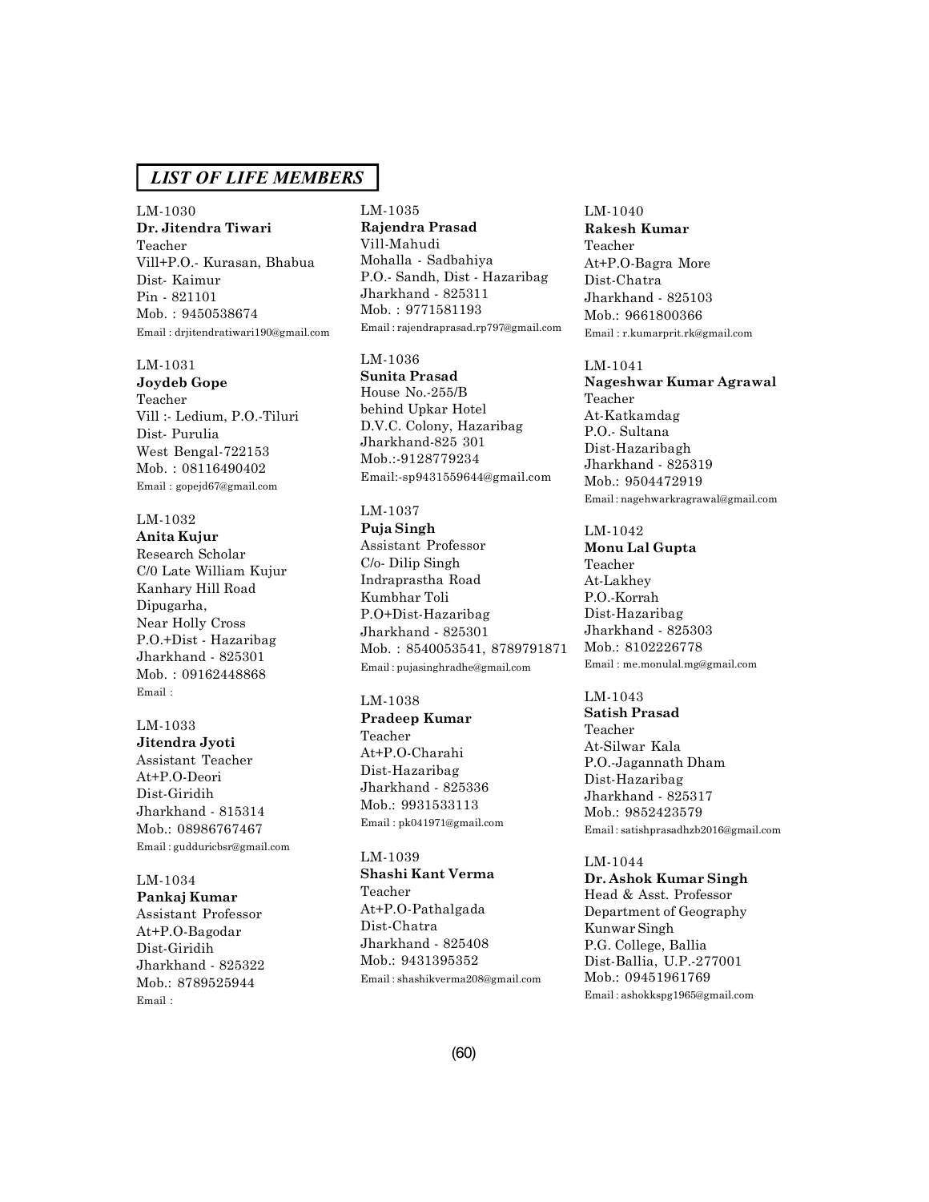## *LIST OF LIFE MEMBERS*

LM-1030
**Dr. Jitendra Tiwari**
Teacher
Vill+P.O.- Kurasan, Bhabua
Dist- Kaimur
Pin - 821101
Mob. : 9450538674
Email : drjitendratiwari190@gmail.com

LM-1031
**Joydeb Gope**
Teacher
Vill :- Ledium, P.O.-Tiluri
Dist- Purulia
West Bengal-722153
Mob. : 08116490402
Email : gopejd67@gmail.com

LM-1032
**Anita Kujur**
Research Scholar
C/0 Late William Kujur
Kanhary Hill Road
Dipugarha,
Near Holly Cross
P.O.+Dist - Hazaribag
Jharkhand - 825301
Mob. : 09162448868
Email :

LM-1033
**Jitendra Jyoti**
Assistant Teacher
At+P.O-Deori
Dist-Giridih
Jharkhand - 815314
Mob.: 08986767467
Email : gudduricbsr@gmail.com

LM-1034
**Pankaj Kumar**
Assistant Professor
At+P.O-Bagodar
Dist-Giridih
Jharkhand - 825322
Mob.: 8789525944
Email :

LM-1035
**Rajendra Prasad**
Vill-Mahudi
Mohalla - Sadbahiya
P.O.- Sandh, Dist - Hazaribag
Jharkhand - 825311
Mob. : 9771581193
Email : rajendraprasad.rp797@gmail.com

LM-1036
**Sunita Prasad**
House No.-255/B
behind Upkar Hotel
D.V.C. Colony, Hazaribag
Jharkhand-825 301
Mob.:-9128779234
Email:-sp9431559644@gmail.com

LM-1037
**Puja Singh**
Assistant Professor
C/o- Dilip Singh
Indraprastha Road
Kumbhar Toli
P.O+Dist-Hazaribag
Jharkhand - 825301
Mob. : 8540053541, 8789791871
Email : pujasinghradhe@gmail.com

LM-1038
**Pradeep Kumar**
Teacher
At+P.O-Charahi
Dist-Hazaribag
Jharkhand - 825336
Mob.: 9931533113
Email : pk041971@gmail.com

LM-1039
**Shashi Kant Verma**
Teacher
At+P.O-Pathalgada
Dist-Chatra
Jharkhand - 825408
Mob.: 9431395352
Email : shashikverma208@gmail.com

LM-1040
**Rakesh Kumar**
Teacher
At+P.O-Bagra More
Dist-Chatra
Jharkhand - 825103
Mob.: 9661800366
Email : r.kumarprit.rk@gmail.com

LM-1041
**Nageshwar Kumar Agrawal**
Teacher
At-Katkamdag
P.O.- Sultana
Dist-Hazaribagh
Jharkhand - 825319
Mob.: 9504472919
Email : nagehwarkragrawal@gmail.com

LM-1042
**Monu Lal Gupta**
Teacher
At-Lakhey
P.O.-Korrah
Dist-Hazaribag
Jharkhand - 825303
Mob.: 8102226778
Email : me.monulal.mg@gmail.com

LM-1043
**Satish Prasad**
Teacher
At-Silwar Kala
P.O.-Jagannath Dham
Dist-Hazaribag
Jharkhand - 825317
Mob.: 9852423579
Email : satishprasadhzb2016@gmail.com

LM-1044
**Dr. Ashok Kumar Singh**
Head & Asst. Professor
Department of Geography
Kunwar Singh
P.G. College, Ballia
Dist-Ballia, U.P.-277001
Mob.: 09451961769
Email : ashokkspg1965@gmail.com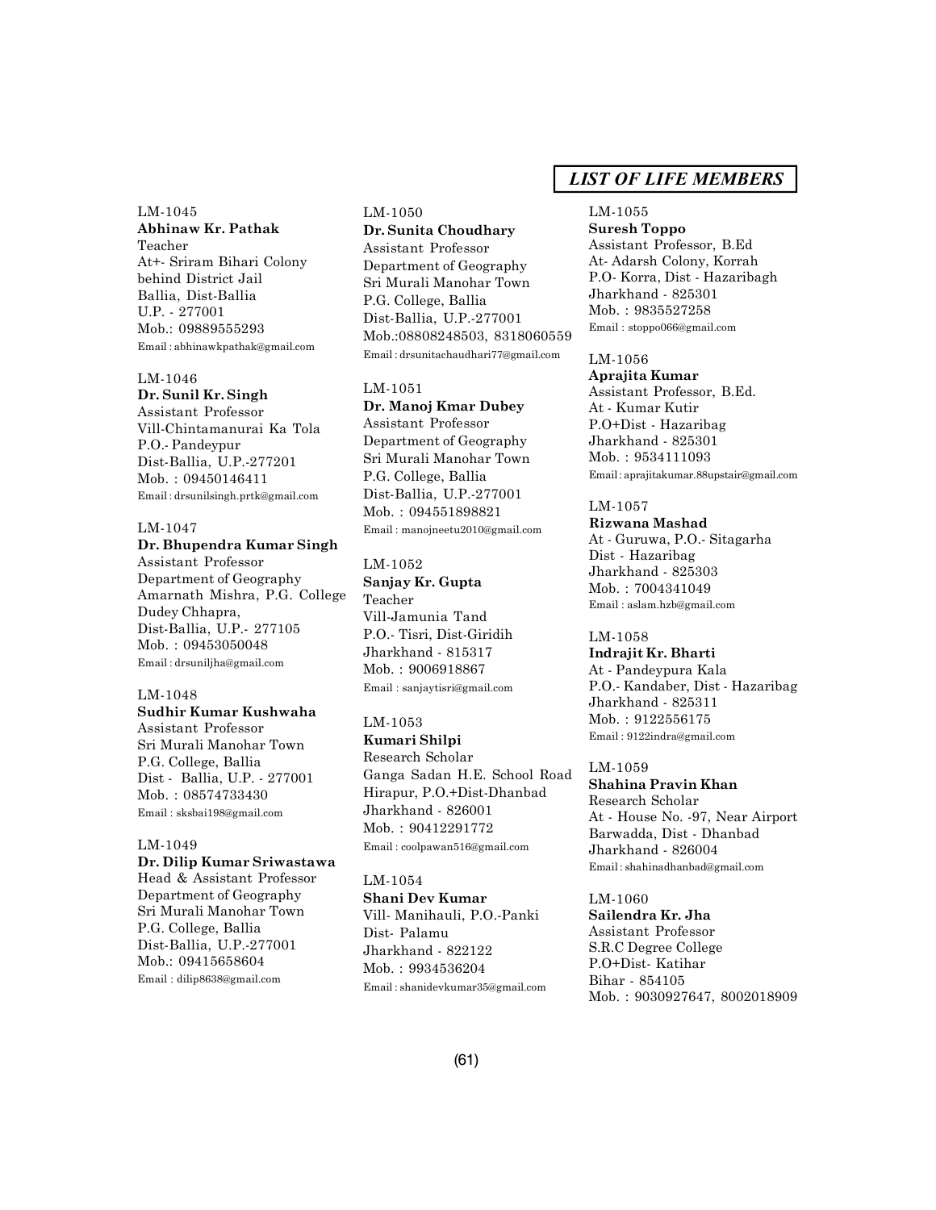## *LIST OF LIFE MEMBERS*

LM-1045
**Abhinaw Kr. Pathak**
Teacher
At+- Sriram Bihari Colony
behind District Jail
Ballia, Dist-Ballia
U.P. - 277001
Mob.: 09889555293
Email : abhinawkpathak@gmail.com

LM-1046
**Dr. Sunil Kr. Singh**
Assistant Professor
Vill-Chintamanurai Ka Tola
P.O.- Pandeypur
Dist-Ballia, U.P.-277201
Mob. : 09450146411
Email : drsunilsingh.prtk@gmail.com

LM-1047
**Dr. Bhupendra Kumar Singh**
Assistant Professor
Department of Geography
Amarnath Mishra, P.G. College
Dudey Chhapra,
Dist-Ballia, U.P.- 277105
Mob. : 09453050048
Email : drsuniljha@gmail.com

LM-1048
**Sudhir Kumar Kushwaha**
Assistant Professor
Sri Murali Manohar Town
P.G. College, Ballia
Dist - Ballia, U.P. - 277001
Mob. : 08574733430
Email : sksbai198@gmail.com

LM-1049
**Dr. Dilip Kumar Sriwastawa**
Head & Assistant Professor
Department of Geography
Sri Murali Manohar Town
P.G. College, Ballia
Dist-Ballia, U.P.-277001
Mob.: 09415658604
Email : dilip8638@gmail.com

LM-1050
**Dr. Sunita Choudhary**
Assistant Professor
Department of Geography
Sri Murali Manohar Town
P.G. College, Ballia
Dist-Ballia, U.P.-277001
Mob.:08808248503, 8318060559
Email : drsunitachaudhari77@gmail.com

LM-1051
**Dr. Manoj Kmar Dubey**
Assistant Professor
Department of Geography
Sri Murali Manohar Town
P.G. College, Ballia
Dist-Ballia, U.P.-277001
Mob. : 094551898821
Email : manojneetu2010@gmail.com

LM-1052
**Sanjay Kr. Gupta**
Teacher
Vill-Jamunia Tand
P.O.- Tisri, Dist-Giridih
Jharkhand - 815317
Mob. : 9006918867
Email : sanjaytisri@gmail.com

LM-1053
**Kumari Shilpi**
Research Scholar
Ganga Sadan H.E. School Road
Hirapur, P.O.+Dist-Dhanbad
Jharkhand - 826001
Mob. : 90412291772
Email : coolpawan516@gmail.com

LM-1054
**Shani Dev Kumar**
Vill- Manihauli, P.O.-Panki
Dist- Palamu
Jharkhand - 822122
Mob. : 9934536204
Email : shanidevkumar35@gmail.com

LM-1055
**Suresh Toppo**
Assistant Professor, B.Ed
At- Adarsh Colony, Korrah
P.O- Korra, Dist - Hazaribagh
Jharkhand - 825301
Mob. : 9835527258
Email : stoppo066@gmail.com

LM-1056
**Aprajita Kumar**
Assistant Professor, B.Ed.
At - Kumar Kutir
P.O+Dist - Hazaribag
Jharkhand - 825301
Mob. : 9534111093
Email : aprajitakumar.88upstair@gmail.com

LM-1057
**Rizwana Mashad**
At - Guruwa, P.O.- Sitagarha
Dist - Hazaribag
Jharkhand - 825303
Mob. : 7004341049
Email : aslam.hzb@gmail.com

LM-1058
**Indrajit Kr. Bharti**
At - Pandeypura Kala
P.O.- Kandaber, Dist - Hazaribag
Jharkhand - 825311
Mob. : 9122556175
Email : 9122indra@gmail.com

LM-1059
**Shahina Pravin Khan**
Research Scholar
At - House No. -97, Near Airport
Barwadda, Dist - Dhanbad
Jharkhand - 826004
Email : shahinadhanbad@gmail.com

LM-1060
**Sailendra Kr. Jha**
Assistant Professor
S.R.C Degree College
P.O+Dist- Katihar
Bihar - 854105
Mob. : 9030927647, 8002018909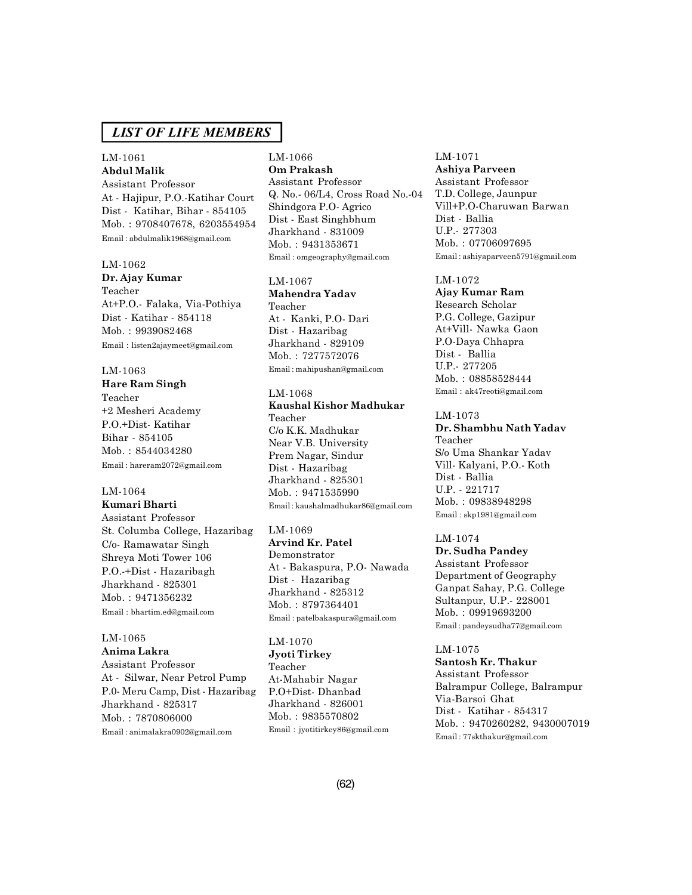## LIST OF LIFE MEMBERS

LM-1061
**Abdul Malik**
Assistant Professor
At - Hajipur, P.O.-Katihar Court
Dist - Katihar, Bihar - 854105
Mob. : 9708407678, 6203554954
Email : abdulmalik1968@gmail.com

LM-1062
**Dr. Ajay Kumar**
Teacher
At+P.O.- Falaka, Via-Pothiya
Dist - Katihar - 854118
Mob. : 9939082468
Email : listen2ajaymeet@gmail.com

LM-1063
**Hare Ram Singh**
Teacher
+2 Mesheri Academy
P.O.+Dist- Katihar
Bihar - 854105
Mob. : 8544034280
Email : hareram2072@gmail.com

LM-1064
**Kumari Bharti**
Assistant Professor
St. Columba College, Hazaribag
C/o- Ramawatar Singh
Shreya Moti Tower 106
P.O.-+Dist - Hazaribagh
Jharkhand - 825301
Mob. : 9471356232
Email : bhartim.ed@gmail.com

LM-1065
**Anima Lakra**
Assistant Professor
At - Silwar, Near Petrol Pump
P.0- Meru Camp, Dist - Hazaribag
Jharkhand - 825317
Mob. : 7870806000
Email : animalakra0902@gmail.com

LM-1066
**Om Prakash**
Assistant Professor
Q. No.- 06/L4, Cross Road No.-04
Shindgora P.O- Agrico
Dist - East Singhbhum
Jharkhand - 831009
Mob. : 9431353671
Email : omgeography@gmail.com

LM-1067
**Mahendra Yadav**
Teacher
At - Kanki, P.O- Dari
Dist - Hazaribag
Jharkhand - 829109
Mob. : 7277572076
Email : mahipushan@gmail.com

LM-1068
**Kaushal Kishor Madhukar**
Teacher
C/o K.K. Madhukar
Near V.B. University
Prem Nagar, Sindur
Dist - Hazaribag
Jharkhand - 825301
Mob. : 9471535990
Email : kaushalmadhukar86@gmail.com

LM-1069
**Arvind Kr. Patel**
Demonstrator
At - Bakaspura, P.O- Nawada
Dist - Hazaribag
Jharkhand - 825312
Mob. : 8797364401
Email : patelbakaspura@gmail.com

LM-1070
**Jyoti Tirkey**
Teacher
At-Mahabir Nagar
P.O+Dist- Dhanbad
Jharkhand - 826001
Mob. : 9835570802
Email : jyotitirkey86@gmail.com

LM-1071
**Ashiya Parveen**
Assistant Professor
T.D. College, Jaunpur
Vill+P.O-Charuwan Barwan
Dist - Ballia
U.P.- 277303
Mob. : 07706097695
Email : ashiyaparveen5791@gmail.com

LM-1072
**Ajay Kumar Ram**
Research Scholar
P.G. College, Gazipur
At+Vill- Nawka Gaon
P.O-Daya Chhapra
Dist - Ballia
U.P.- 277205
Mob. : 08858528444
Email : ak47reoti@gmail.com

LM-1073
**Dr. Shambhu Nath Yadav**
Teacher
S/o Uma Shankar Yadav
Vill- Kalyani, P.O.- Koth
Dist - Ballia
U.P. - 221717
Mob. : 09838948298
Email : skp1981@gmail.com

LM-1074
**Dr. Sudha Pandey**
Assistant Professor
Department of Geography
Ganpat Sahay, P.G. College
Sultanpur, U.P.- 228001
Mob. : 09919693200
Email : pandeysudha77@gmail.com

LM-1075
**Santosh Kr. Thakur**
Assistant Professor
Balrampur College, Balrampur
Via-Barsoi Ghat
Dist - Katihar - 854317
Mob. : 9470260282, 9430007019
Email : 77skthakur@gmail.com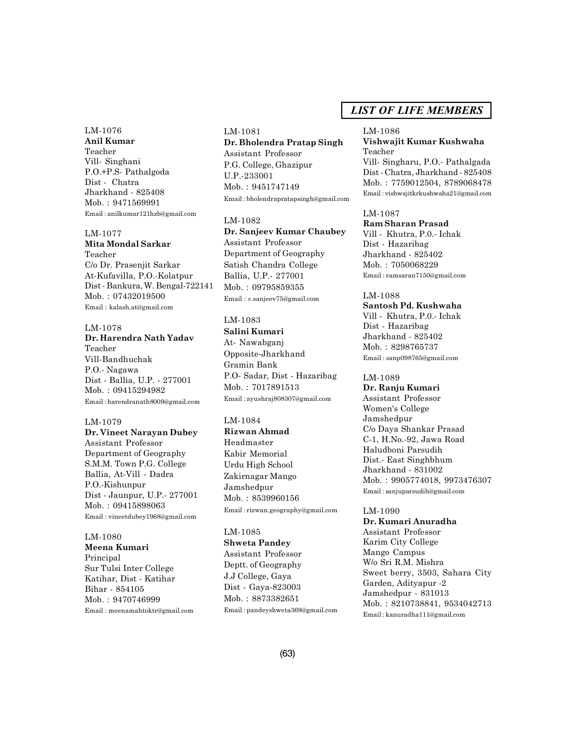## LIST OF LIFE MEMBERS

LM-1076
**Anil Kumar**
Teacher
Vill- Singhani
P.O.+P.S- Pathalgoda
Dist - Chatra
Jharkhand - 825408
Mob. : 9471569991
Email : anilkumar121hzb@gmail.com

LM-1077
**Mita Mondal Sarkar**
Teacher
C/o Dr. Prasenjit Sarkar
At-Kufavilla, P.O.-Kolatpur
Dist - Bankura, W. Bengal-722141
Mob. : 07432019500
Email : kalash.at@gmail.com

LM-1078
**Dr. Harendra Nath Yadav**
Teacher
Vill-Bandhuchak
P.O.- Nagawa
Dist - Ballia, U.P. - 277001
Mob. : 09415294982
Email : harendranath8009@gmail.com

LM-1079
**Dr. Vineet Narayan Dubey**
Assistant Professor
Department of Geography
S.M.M. Town P.G. College
Ballia, At-Vill - Dadra
P.O.-Kishunpur
Dist - Jaunpur, U.P.- 277001
Mob. : 09415898063
Email : vineetdubey1968@gmail.com

LM-1080
**Meena Kumari**
Principal
Sur Tulsi Inter College
Katihar, Dist - Katihar
Bihar - 854105
Mob. : 9470746999
Email : meenamahtoktr@gmail.com

LM-1081
**Dr. Bholendra Pratap Singh**
Assistant Professor
P.G. College, Ghazipur
U.P.-233001
Mob. : 9451747149
Email : bholendrapratapsingh@gmail.com

LM-1082
**Dr. Sanjeev Kumar Chaubey**
Assistant Professor
Department of Geography
Satish Chandra College
Ballia, U.P.- 277001
Mob. : 09795859355
Email : c.sanjeev75@gmail.com

LM-1083
**Salini Kumari**
At- Nawabganj
Opposite-Jharkhand
Gramin Bank
P.O- Sadar, Dist - Hazaribag
Mob. : 7017891513
Email : ayushraj808307@gmail.com

LM-1084
**Rizwan Ahmad**
Headmaster
Kabir Memorial
Urdu High School
Zakirnagar Mango
Jamshedpur
Mob. : 8539960156
Email : rizwan.geography@gmail.com

LM-1085
**Shweta Pandey**
Assistant Professor
Deptt. of Geography
J.J College, Gaya
Dist - Gaya-823003
Mob. : 8873382651
Email : pandeyshweta369@gmail.com

LM-1086
**Vishwajit Kumar Kushwaha**
Teacher
Vill- Singharu, P.O.- Pathalgada
Dist - Chatra, Jharkhand - 825408
Mob. : 7759012504, 8789068478
Email : vishwajitkrkushwaha21@gmail.com

LM-1087
**Ram Sharan Prasad**
Vill - Khutra, P.0.- Ichak
Dist - Hazaribag
Jharkhand - 825402
Mob. : 7050068229
Email : ramsaran7150@gmail.com

LM-1088
**Santosh Pd. Kushwaha**
Vill - Khutra, P.0.- Ichak
Dist - Hazaribag
Jharkhand - 825402
Mob. : 8298765737
Email : sanp098765@gmail.com

LM-1089
**Dr. Ranju Kumari**
Assistant Professor
Women's College
Jamshedpur
C/o Daya Shankar Prasad
C-1, H.No.-92, Jawa Road
Haludboni Parsudih
Dist.- East Singhbhum
Jharkhand - 831002
Mob. : 9905774018, 9973476307
Email : sanjuparsudih@gmail.com

LM-1090
**Dr. Kumari Anuradha**
Assistant Professor
Karim City College
Mango Campus
W/o Sri R.M. Mishra
Sweet berry, 3503, Sahara City
Garden, Adityapur -2
Jamshedpur - 831013
Mob. : 8210738841, 9534042713
Email : kanuradha111@gmail.com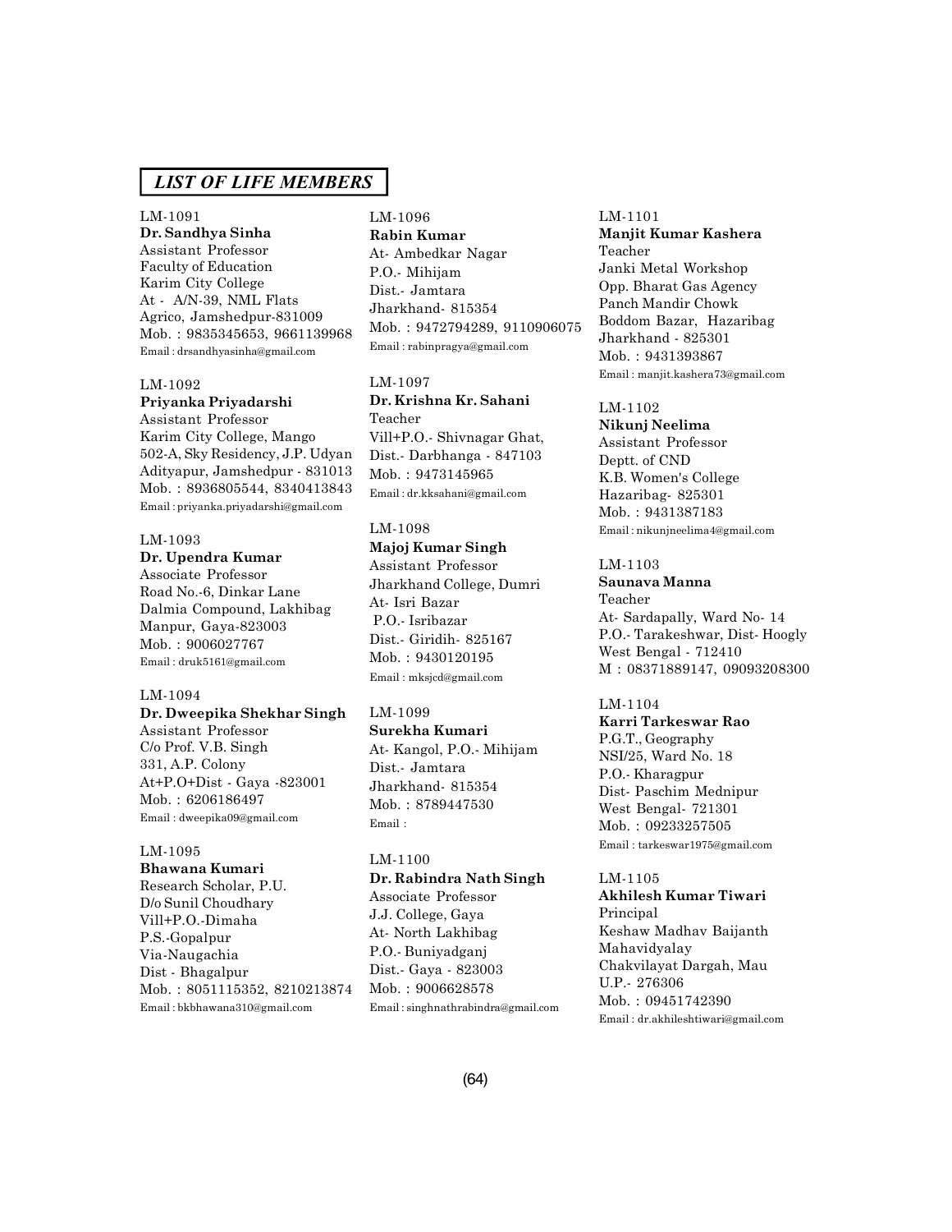## *LIST OF LIFE MEMBERS*

LM-1091
**Dr. Sandhya Sinha**
Assistant Professor
Faculty of Education
Karim City College
At - A/N-39, NML Flats
Agrico, Jamshedpur-831009
Mob. : 9835345653, 9661139968
Email : drsandhyasinha@gmail.com

LM-1092
**Priyanka Priyadarshi**
Assistant Professor
Karim City College, Mango
502-A, Sky Residency, J.P. Udyan
Adityapur, Jamshedpur - 831013
Mob. : 8936805544, 8340413843
Email : priyanka.priyadarshi@gmail.com

LM-1093
**Dr. Upendra Kumar**
Associate Professor
Road No.-6, Dinkar Lane
Dalmia Compound, Lakhibag
Manpur, Gaya-823003
Mob. : 9006027767
Email : druk5161@gmail.com

LM-1094
**Dr. Dweepika Shekhar Singh**
Assistant Professor
C/o Prof. V.B. Singh
331, A.P. Colony
At+P.O+Dist - Gaya -823001
Mob. : 6206186497
Email : dweepika09@gmail.com

LM-1095
**Bhawana Kumari**
Research Scholar, P.U.
D/o Sunil Choudhary
Vill+P.O.-Dimaha
P.S.-Gopalpur
Via-Naugachia
Dist - Bhagalpur
Mob. : 8051115352, 8210213874
Email : bkbhawana310@gmail.com

LM-1096
**Rabin Kumar**
At- Ambedkar Nagar
P.O.- Mihijam
Dist.- Jamtara
Jharkhand- 815354
Mob. : 9472794289, 9110906075
Email : rabinpragya@gmail.com

LM-1097
**Dr. Krishna Kr. Sahani**
Teacher
Vill+P.O.- Shivnagar Ghat,
Dist.- Darbhanga - 847103
Mob. : 9473145965
Email : dr.kksahani@gmail.com

LM-1098
**Majoj Kumar Singh**
Assistant Professor
Jharkhand College, Dumri
At- Isri Bazar
P.O.- Isribazar
Dist.- Giridih- 825167
Mob. : 9430120195
Email : mksjcd@gmail.com

LM-1099
**Surekha Kumari**
At- Kangol, P.O.- Mihijam
Dist.- Jamtara
Jharkhand- 815354
Mob. : 8789447530
Email :

LM-1100
**Dr. Rabindra Nath Singh**
Associate Professor
J.J. College, Gaya
At- North Lakhibag
P.O.- Buniyadganj
Dist.- Gaya - 823003
Mob. : 9006628578
Email : singhnathrabindra@gmail.com

LM-1101
**Manjit Kumar Kashera**
Teacher
Janki Metal Workshop
Opp. Bharat Gas Agency
Panch Mandir Chowk
Boddom Bazar, Hazaribag
Jharkhand - 825301
Mob. : 9431393867
Email : manjit.kashera73@gmail.com

LM-1102
**Nikunj Neelima**
Assistant Professor
Deptt. of CND
K.B. Women's College
Hazaribag- 825301
Mob. : 9431387183
Email : nikunjneelima4@gmail.com

LM-1103
**Saunava Manna**
Teacher
At- Sardapally, Ward No- 14
P.O.- Tarakeshwar, Dist- Hoogly
West Bengal - 712410
M : 08371889147, 09093208300

LM-1104
**Karri Tarkeswar Rao**
P.G.T., Geography
NSI/25, Ward No. 18
P.O.- Kharagpur
Dist- Paschim Mednipur
West Bengal- 721301
Mob. : 09233257505
Email : tarkeswar1975@gmail.com

LM-1105
**Akhilesh Kumar Tiwari**
Principal
Keshaw Madhav Baijanth
Mahavidyalay
Chakvilayat Dargah, Mau
U.P.- 276306
Mob. : 09451742390
Email : dr.akhileshtiwari@gmail.com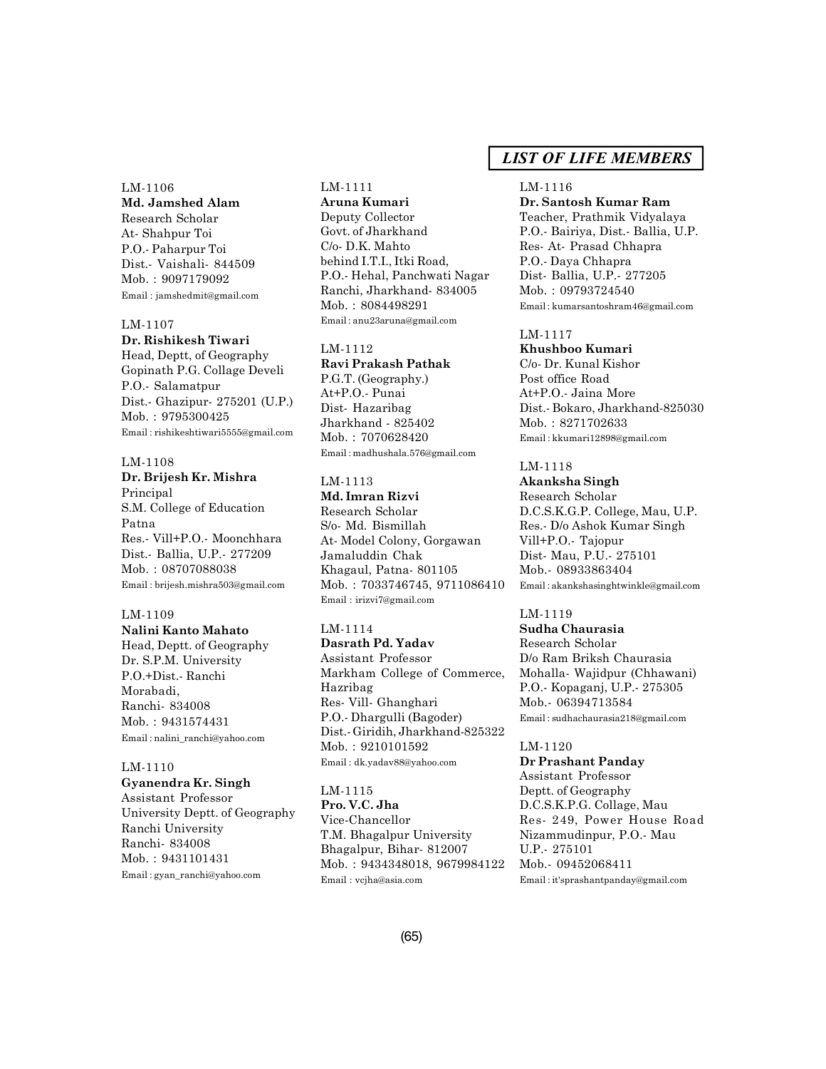## *LIST OF LIFE MEMBERS*

LM-1106
**Md. Jamshed Alam**
Research Scholar
At- Shahpur Toi
P.O.- Paharpur Toi
Dist.- Vaishali- 844509
Mob. : 9097179092
Email : jamshedmit@gmail.com

LM-1107
**Dr. Rishikesh Tiwari**
Head, Deptt, of Geography
Gopinath P.G. Collage Develi
P.O.- Salamatpur
Dist.- Ghazipur- 275201 (U.P.)
Mob. : 9795300425
Email : rishikeshtiwari5555@gmail.com

LM-1108
**Dr. Brijesh Kr. Mishra**
Principal
S.M. College of Education
Patna
Res.- Vill+P.O.- Moonchhara
Dist.- Ballia, U.P.- 277209
Mob. : 08707088038
Email : brijesh.mishra503@gmail.com

LM-1109
**Nalini Kanto Mahato**
Head, Deptt. of Geography
Dr. S.P.M. University
P.O.+Dist.- Ranchi
Morabadi,
Ranchi- 834008
Mob. : 9431574431
Email : nalini_ranchi@yahoo.com

LM-1110
**Gyanendra Kr. Singh**
Assistant Professor
University Deptt. of Geography
Ranchi University
Ranchi- 834008
Mob. : 9431101431
Email : gyan_ranchi@yahoo.com

LM-1111
**Aruna Kumari**
Deputy Collector
Govt. of Jharkhand
C/o- D.K. Mahto
behind I.T.I., Itki Road,
P.O.- Hehal, Panchwati Nagar
Ranchi, Jharkhand- 834005
Mob. : 8084498291
Email : anu23aruna@gmail.com

LM-1112
**Ravi Prakash Pathak**
P.G.T. (Geography.)
At+P.O.- Punai
Dist- Hazaribag
Jharkhand - 825402
Mob. : 7070628420
Email : madhushala.576@gmail.com

LM-1113
**Md. Imran Rizvi**
Research Scholar
S/o- Md. Bismillah
At- Model Colony, Gorgawan
Jamaluddin Chak
Khagaul, Patna- 801105
Mob. : 7033746745, 9711086410
Email : irizvi7@gmail.com

LM-1114
**Dasrath Pd. Yadav**
Assistant Professor
Markham College of Commerce,
Hazribag
Res- Vill- Ghanghari
P.O.- Dhargulli (Bagoder)
Dist.- Giridih, Jharkhand-825322
Mob. : 9210101592
Email : dk.yadav88@yahoo.com

LM-1115
**Pro. V.C. Jha**
Vice-Chancellor
T.M. Bhagalpur University
Bhagalpur, Bihar- 812007
Mob. : 9434348018, 9679984122
Email : vcjha@asia.com

LM-1116
**Dr. Santosh Kumar Ram**
Teacher, Prathmik Vidyalaya
P.O.- Bairiya, Dist.- Ballia, U.P.
Res- At- Prasad Chhapra
P.O.- Daya Chhapra
Dist- Ballia, U.P.- 277205
Mob. : 09793724540
Email : kumarsantoshram46@gmail.com

LM-1117
**Khushboo Kumari**
C/o- Dr. Kunal Kishor
Post office Road
At+P.O.- Jaina More
Dist.- Bokaro, Jharkhand-825030
Mob. : 8271702633
Email : kkumari12898@gmail.com

LM-1118
**Akanksha Singh**
Research Scholar
D.C.S.K.G.P. College, Mau, U.P.
Res.- D/o Ashok Kumar Singh
Vill+P.O.- Tajopur
Dist- Mau, P.U.- 275101
Mob.- 08933863404
Email : akankshasinghtwinkle@gmail.com

LM-1119
**Sudha Chaurasia**
Research Scholar
D/o Ram Briksh Chaurasia
Mohalla- Wajidpur (Chhawani)
P.O.- Kopaganj, U.P.- 275305
Mob.- 06394713584
Email : sudhachaurasia218@gmail.com

LM-1120
**Dr Prashant Panday**
Assistant Professor
Deptt. of Geography
D.C.S.K.P.G. Collage, Mau
Res- 249, Power House Road
Nizammudinpur, P.O.- Mau
U.P.- 275101
Mob.- 09452068411
Email : it'sprashantpanday@gmail.com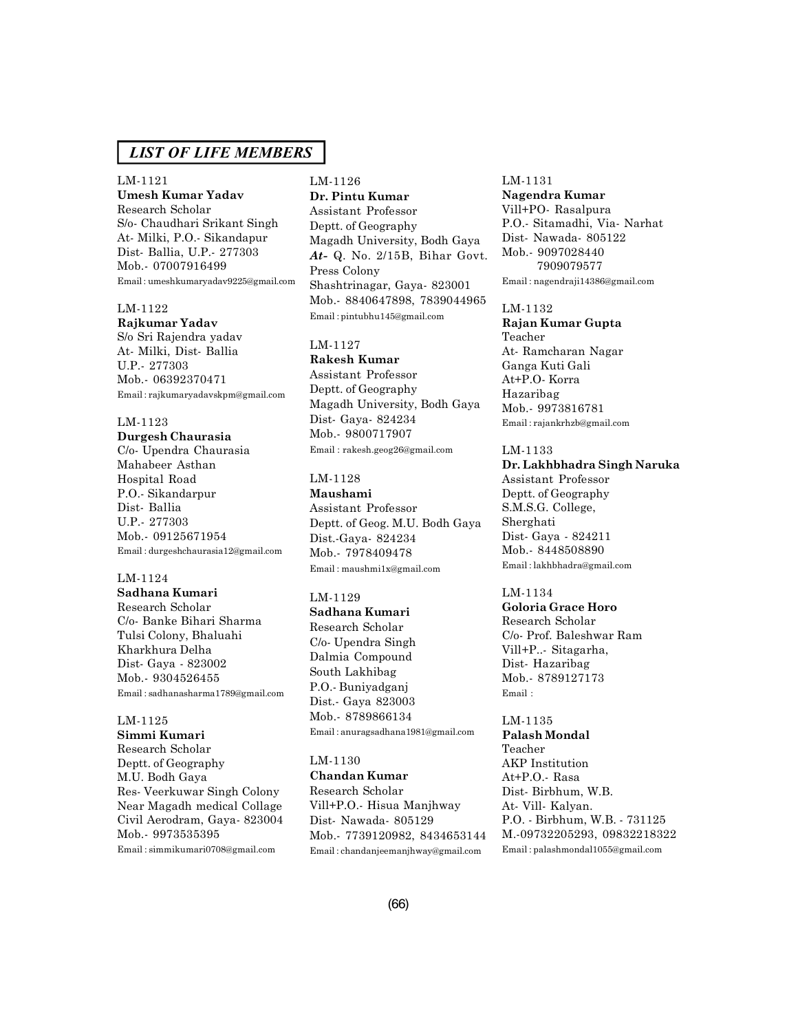## LIST OF LIFE MEMBERS

LM-1121
**Umesh Kumar Yadav**
Research Scholar
S/o- Chaudhari Srikant Singh
At- Milki, P.O.- Sikandapur
Dist- Ballia, U.P.- 277303
Mob.- 07007916499
Email : umeshkumaryadav9225@gmail.com

LM-1122
**Rajkumar Yadav**
S/o Sri Rajendra yadav
At- Milki, Dist- Ballia
U.P.- 277303
Mob.- 06392370471
Email : rajkumaryadavskpm@gmail.com

LM-1123
**Durgesh Chaurasia**
C/o- Upendra Chaurasia
Mahabeer Asthan
Hospital Road
P.O.- Sikandarpur
Dist- Ballia
U.P.- 277303
Mob.- 09125671954
Email : durgeshchaurasia12@gmail.com

LM-1124
**Sadhana Kumari**
Research Scholar
C/o- Banke Bihari Sharma
Tulsi Colony, Bhaluahi
Kharkhura Delha
Dist- Gaya - 823002
Mob.- 9304526455
Email : sadhanasharma1789@gmail.com

LM-1125
**Simmi Kumari**
Research Scholar
Deptt. of Geography
M.U. Bodh Gaya
Res- Veerkuwar Singh Colony
Near Magadh medical Collage
Civil Aerodram, Gaya- 823004
Mob.- 9973535395
Email : simmikumari0708@gmail.com

LM-1126
**Dr. Pintu Kumar**
Assistant Professor
Deptt. of Geography
Magadh University, Bodh Gaya
***At-*** Q. No. 2/15B, Bihar Govt. Press Colony
Shashtrinagar, Gaya- 823001
Mob.- 8840647898, 7839044965
Email : pintubhu145@gmail.com

LM-1127
**Rakesh Kumar**
Assistant Professor
Deptt. of Geography
Magadh University, Bodh Gaya
Dist- Gaya- 824234
Mob.- 9800717907
Email : rakesh.geog26@gmail.com

LM-1128
**Maushami**
Assistant Professor
Deptt. of Geog. M.U. Bodh Gaya
Dist.-Gaya- 824234
Mob.- 7978409478
Email : maushmi1x@gmail.com

LM-1129
**Sadhana Kumari**
Research Scholar
C/o- Upendra Singh
Dalmia Compound
South Lakhibag
P.O.- Buniyadganj
Dist.- Gaya 823003
Mob.- 8789866134
Email : anuragsadhana1981@gmail.com

LM-1130
**Chandan Kumar**
Research Scholar
Vill+P.O.- Hisua Manjhway
Dist- Nawada- 805129
Mob.- 7739120982, 8434653144
Email : chandanjeemanjhway@gmail.com

LM-1131
**Nagendra Kumar**
Vill+PO- Rasalpura
P.O.- Sitamadhi, Via- Narhat
Dist- Nawada- 805122
Mob.- 9097028440
7909079577
Email : nagendraji14386@gmail.com

LM-1132
**Rajan Kumar Gupta**
Teacher
At- Ramcharan Nagar
Ganga Kuti Gali
At+P.O- Korra
Hazaribag
Mob.- 9973816781
Email : rajankrhzb@gmail.com

LM-1133
**Dr. Lakhbhadra Singh Naruka**
Assistant Professor
Deptt. of Geography
S.M.S.G. College,
Sherghati
Dist- Gaya - 824211
Mob.- 8448508890
Email : lakhbhadra@gmail.com

LM-1134
**Goloria Grace Horo**
Research Scholar
C/o- Prof. Baleshwar Ram
Vill+P..- Sitagarha,
Dist- Hazaribag
Mob.- 8789127173
Email :

LM-1135
**Palash Mondal**
Teacher
AKP Institution
At+P.O.- Rasa
Dist- Birbhum, W.B.
At- Vill- Kalyan.
P.O. - Birbhum, W.B. - 731125
M.-09732205293, 09832218322
Email : palashmondal1055@gmail.com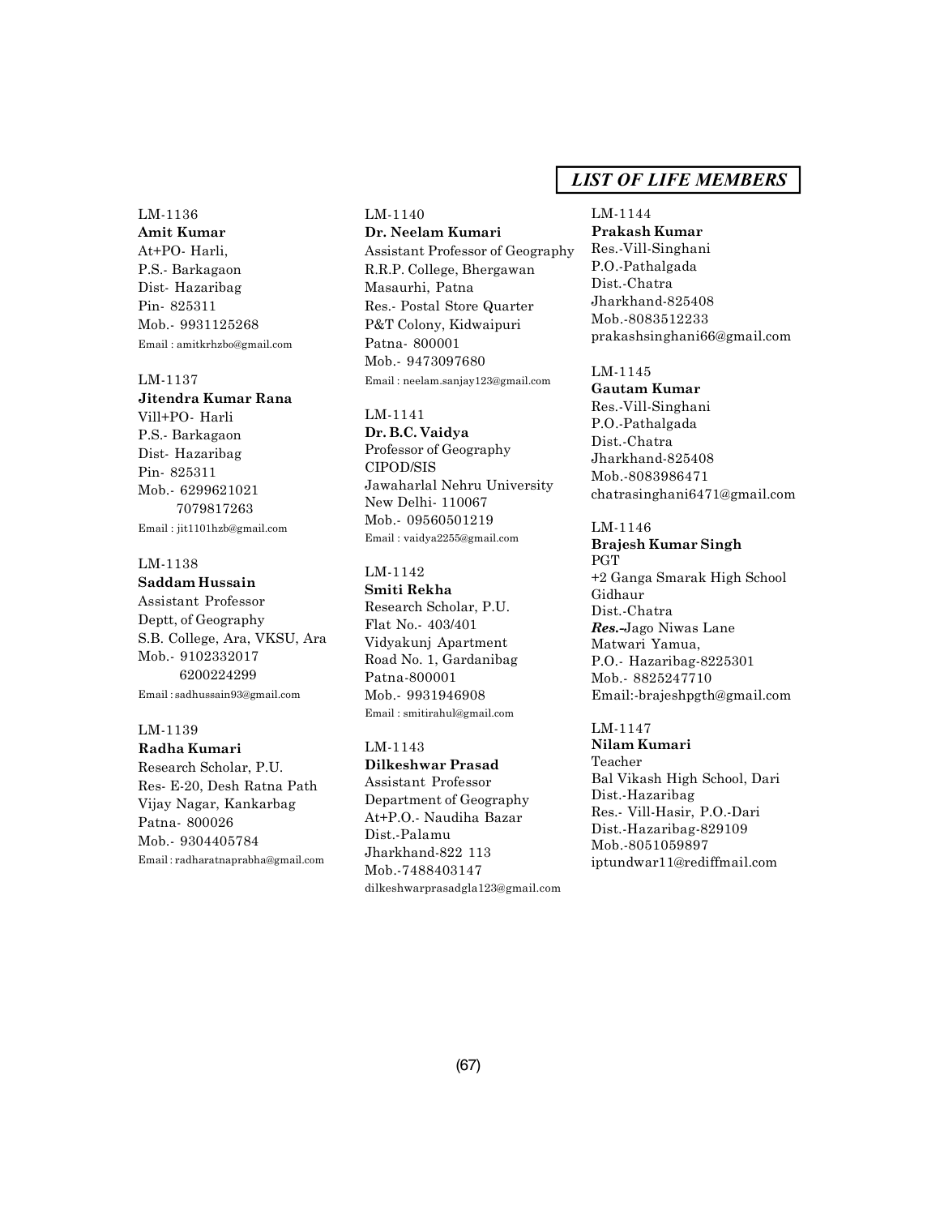## LIST OF LIFE MEMBERS

LM-1136
**Amit Kumar**
At+PO- Harli,
P.S.- Barkagaon
Dist- Hazaribag
Pin- 825311
Mob.- 9931125268
Email : amitkrhzbo@gmail.com

LM-1137
**Jitendra Kumar Rana**
Vill+PO- Harli
P.S.- Barkagaon
Dist- Hazaribag
Pin- 825311
Mob.- 6299621021
7079817263
Email : jit1101hzb@gmail.com

LM-1138
**Saddam Hussain**
Assistant Professor
Deptt, of Geography
S.B. College, Ara, VKSU, Ara
Mob.- 9102332017
6200224299
Email : sadhussain93@gmail.com

LM-1139
**Radha Kumari**
Research Scholar, P.U.
Res- E-20, Desh Ratna Path
Vijay Nagar, Kankarbag
Patna- 800026
Mob.- 9304405784
Email : radharatnaprabha@gmail.com

LM-1140
**Dr. Neelam Kumari**
Assistant Professor of Geography
R.R.P. College, Bhergawan
Masaurhi, Patna
Res.- Postal Store Quarter
P&T Colony, Kidwaipuri
Patna- 800001
Mob.- 9473097680
Email : neelam.sanjay123@gmail.com

LM-1141
**Dr. B.C. Vaidya**
Professor of Geography
CIPOD/SIS
Jawaharlal Nehru University
New Delhi- 110067
Mob.- 09560501219
Email : vaidya2255@gmail.com

LM-1142
**Smiti Rekha**
Research Scholar, P.U.
Flat No.- 403/401
Vidyakunj Apartment
Road No. 1, Gardanibag
Patna-800001
Mob.- 9931946908
Email : smitirahul@gmail.com

LM-1143
**Dilkeshwar Prasad**
Assistant Professor
Department of Geography
At+P.O.- Naudiha Bazar
Dist.-Palamu
Jharkhand-822 113
Mob.-7488403147
dilkeshwarprasadgla123@gmail.com

LM-1144
**Prakash Kumar**
Res.-Vill-Singhani
P.O.-Pathalgada
Dist.-Chatra
Jharkhand-825408
Mob.-8083512233
prakashsinghani66@gmail.com

LM-1145
**Gautam Kumar**
Res.-Vill-Singhani
P.O.-Pathalgada
Dist.-Chatra
Jharkhand-825408
Mob.-8083986471
chatrasinghani6471@gmail.com

LM-1146
**Brajesh Kumar Singh**
PGT
+2 Ganga Smarak High School
Gidhaur
Dist.-Chatra
***Res.-***Jago Niwas Lane
Matwari Yamua,
P.O.- Hazaribag-8225301
Mob.- 8825247710
Email:-brajeshpgth@gmail.com

LM-1147
**Nilam Kumari**
Teacher
Bal Vikash High School, Dari
Dist.-Hazaribag
Res.- Vill-Hasir, P.O.-Dari
Dist.-Hazaribag-829109
Mob.-8051059897
iptundwar11@rediffmail.com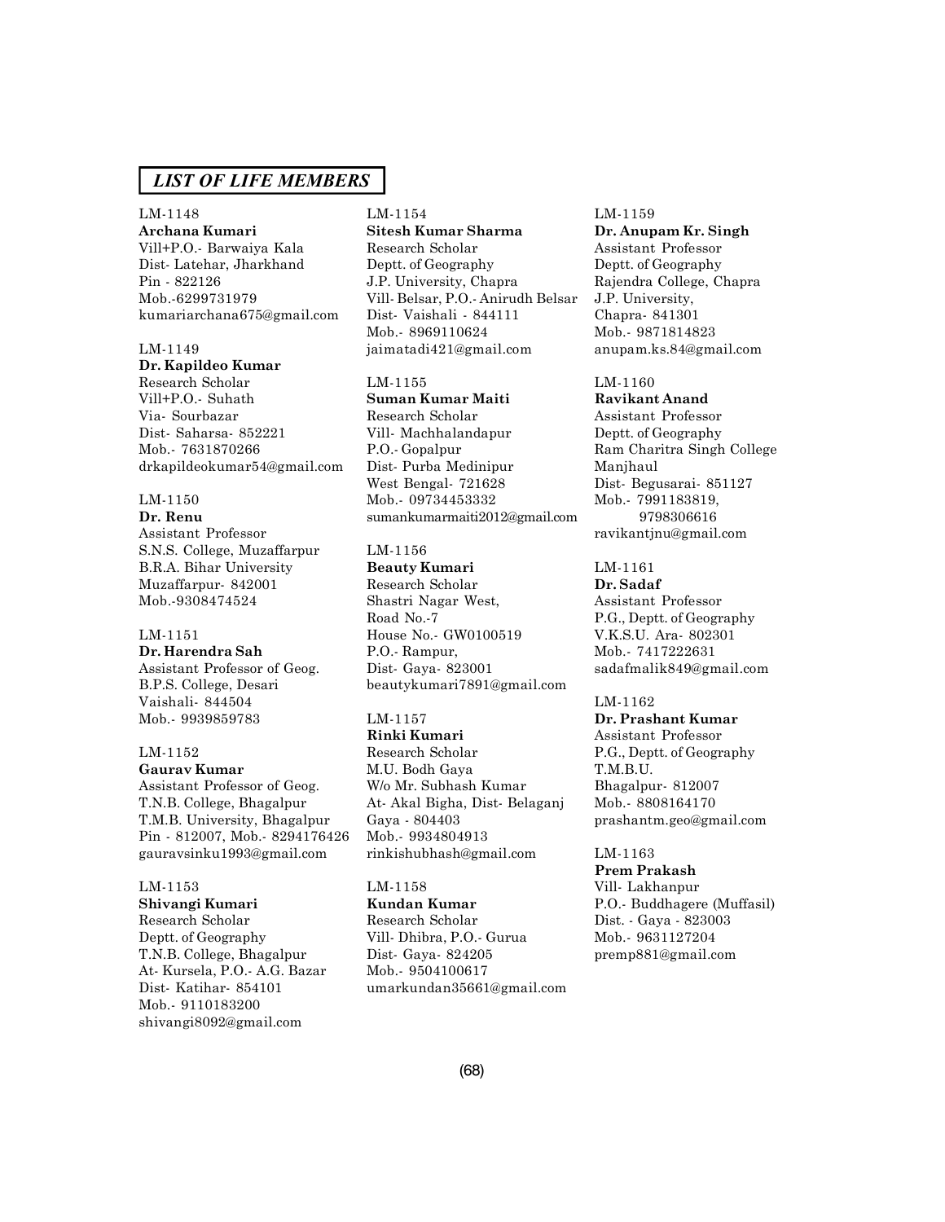## *LIST OF LIFE MEMBERS*

LM-1148
**Archana Kumari**
Vill+P.O.- Barwaiya Kala
Dist- Latehar, Jharkhand
Pin - 822126
Mob.-6299731979
kumariarchana675@gmail.com

LM-1149
**Dr. Kapildeo Kumar**
Research Scholar
Vill+P.O.- Suhath
Via- Sourbazar
Dist- Saharsa- 852221
Mob.- 7631870266
drkapildeokumar54@gmail.com

LM-1150
**Dr. Renu**
Assistant Professor
S.N.S. College, Muzaffarpur
B.R.A. Bihar University
Muzaffarpur- 842001
Mob.-9308474524

LM-1151
**Dr. Harendra Sah**
Assistant Professor of Geog.
B.P.S. College, Desari
Vaishali- 844504
Mob.- 9939859783

LM-1152
**Gaurav Kumar**
Assistant Professor of Geog.
T.N.B. College, Bhagalpur
T.M.B. University, Bhagalpur
Pin - 812007, Mob.- 8294176426
gauravsinku1993@gmail.com

LM-1153
**Shivangi Kumari**
Research Scholar
Deptt. of Geography
T.N.B. College, Bhagalpur
At- Kursela, P.O.- A.G. Bazar
Dist- Katihar- 854101
Mob.- 9110183200
shivangi8092@gmail.com

LM-1154
**Sitesh Kumar Sharma**
Research Scholar
Deptt. of Geography
J.P. University, Chapra
Vill- Belsar, P.O.- Anirudh Belsar
Dist- Vaishali - 844111
Mob.- 8969110624
jaimatadi421@gmail.com

LM-1155
**Suman Kumar Maiti**
Research Scholar
Vill- Machhalandapur
P.O.- Gopalpur
Dist- Purba Medinipur
West Bengal- 721628
Mob.- 09734453332
sumankumarmaiti2012@gmail.com

LM-1156
**Beauty Kumari**
Research Scholar
Shastri Nagar West,
Road No.-7
House No.- GW0100519
P.O.- Rampur,
Dist- Gaya- 823001
beautykumari7891@gmail.com

LM-1157
**Rinki Kumari**
Research Scholar
M.U. Bodh Gaya
W/o Mr. Subhash Kumar
At- Akal Bigha, Dist- Belaganj
Gaya - 804403
Mob.- 9934804913
rinkishubhash@gmail.com

LM-1158
**Kundan Kumar**
Research Scholar
Vill- Dhibra, P.O.- Gurua
Dist- Gaya- 824205
Mob.- 9504100617
umarkundan35661@gmail.com

LM-1159
**Dr. Anupam Kr. Singh**
Assistant Professor
Deptt. of Geography
Rajendra College, Chapra
J.P. University,
Chapra- 841301
Mob.- 9871814823
anupam.ks.84@gmail.com

LM-1160
**Ravikant Anand**
Assistant Professor
Deptt. of Geography
Ram Charitra Singh College
Manjhaul
Dist- Begusarai- 851127
Mob.- 7991183819,
9798306616
ravikantjnu@gmail.com

LM-1161
**Dr. Sadaf**
Assistant Professor
P.G., Deptt. of Geography
V.K.S.U. Ara- 802301
Mob.- 7417222631
sadafmalik849@gmail.com

LM-1162
**Dr. Prashant Kumar**
Assistant Professor
P.G., Deptt. of Geography
T.M.B.U.
Bhagalpur- 812007
Mob.- 8808164170
prashantm.geo@gmail.com

LM-1163
**Prem Prakash**
Vill- Lakhanpur
P.O.- Buddhagere (Muffasil)
Dist. - Gaya - 823003
Mob.- 9631127204
premp881@gmail.com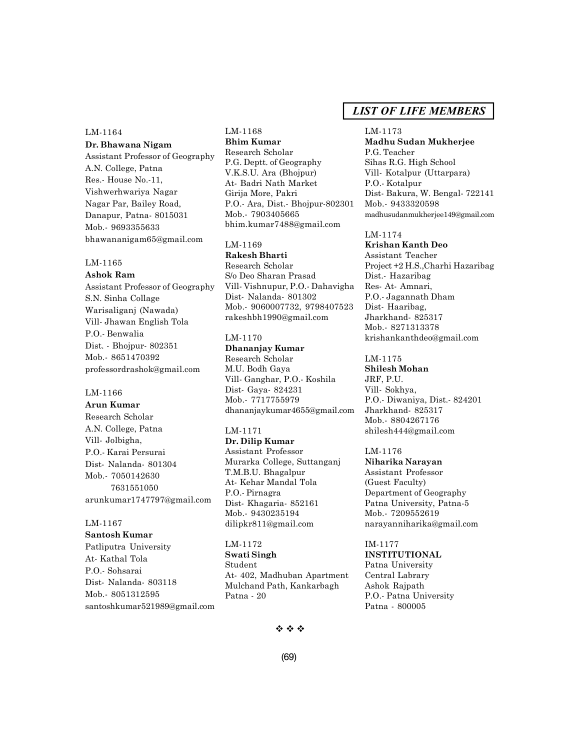## *LIST OF LIFE MEMBERS*

LM-1164
**Dr. Bhawana Nigam**
Assistant Professor of Geography
A.N. College, Patna
Res.- House No.-11,
Vishwerhwariya Nagar
Nagar Par, Bailey Road,
Danapur, Patna- 8015031
Mob.- 9693355633
bhawananigam65@gmail.com

LM-1165
**Ashok Ram**
Assistant Professor of Geography
S.N. Sinha Collage
Warisaliganj (Nawada)
Vill- Jhawan English Tola
P.O.- Benwalia
Dist. - Bhojpur- 802351
Mob.- 8651470392
professordrashok@gmail.com

LM-1166
**Arun Kumar**
Research Scholar
A.N. College, Patna
Vill- Jolbigha,
P.O.- Karai Persurai
Dist- Nalanda- 801304
Mob.- 7050142630
7631551050
arunkumar1747797@gmail.com

LM-1167
**Santosh Kumar**
Patliputra University
At- Kathal Tola
P.O.- Sohsarai
Dist- Nalanda- 803118
Mob.- 8051312595
santoshkumar521989@gmail.com

LM-1168
**Bhim Kumar**
Research Scholar
P.G. Deptt. of Geography
V.K.S.U. Ara (Bhojpur)
At- Badri Nath Market
Girija More, Pakri
P.O.- Ara, Dist.- Bhojpur-802301
Mob.- 7903405665
bhim.kumar7488@gmail.com

LM-1169
**Rakesh Bharti**
Research Scholar
S/o Deo Sharan Prasad
Vill- Vishnupur, P.O.- Dahavigha
Dist- Nalanda- 801302
Mob.- 9060007732, 9798407523
rakeshbh1990@gmail.com

LM-1170
**Dhananjay Kumar**
Research Scholar
M.U. Bodh Gaya
Vill- Ganghar, P.O.- Koshila
Dist- Gaya- 824231
Mob.- 7717755979
dhananjaykumar4655@gmail.com

LM-1171
**Dr. Dilip Kumar**
Assistant Professor
Murarka College, Suttanganj
T.M.B.U. Bhagalpur
At- Kehar Mandal Tola
P.O.- Pirnagra
Dist- Khagaria- 852161
Mob.- 9430235194
dilipkr811@gmail.com

LM-1172
**Swati Singh**
Student
At- 402, Madhuban Apartment
Mulchand Path, Kankarbagh
Patna - 20

LM-1173
**Madhu Sudan Mukherjee**
P.G. Teacher
Sihas R.G. High School
Vill- Kotalpur (Uttarpara)
P.O.- Kotalpur
Dist- Bakura, W. Bengal- 722141
Mob.- 9433320598
madhusudanmukherjee149@gmail.com

LM-1174
**Krishan Kanth Deo**
Assistant Teacher
Project +2 H.S.,Charhi Hazaribag
Dist.- Hazaribag
Res- At- Amnari,
P.O.- Jagannath Dham
Dist- Haaribag,
Jharkhand- 825317
Mob.- 8271313378
krishankanthdeo@gmail.com

LM-1175
**Shilesh Mohan**
JRF, P.U.
Vill- Sokhya,
P.O.- Diwaniya, Dist.- 824201
Jharkhand- 825317
Mob.- 8804267176
shilesh444@gmail.com

LM-1176
**Niharika Narayan**
Assistant Professor
(Guest Faculty)
Department of Geography
Patna University, Patna-5
Mob.- 7209552619
narayanniharika@gmail.com

IM-1177
**INSTITUTIONAL**
Patna University
Central Labrary
Ashok Rajpath
P.O.- Patna University
Patna - 800005

❖ ❖ ❖